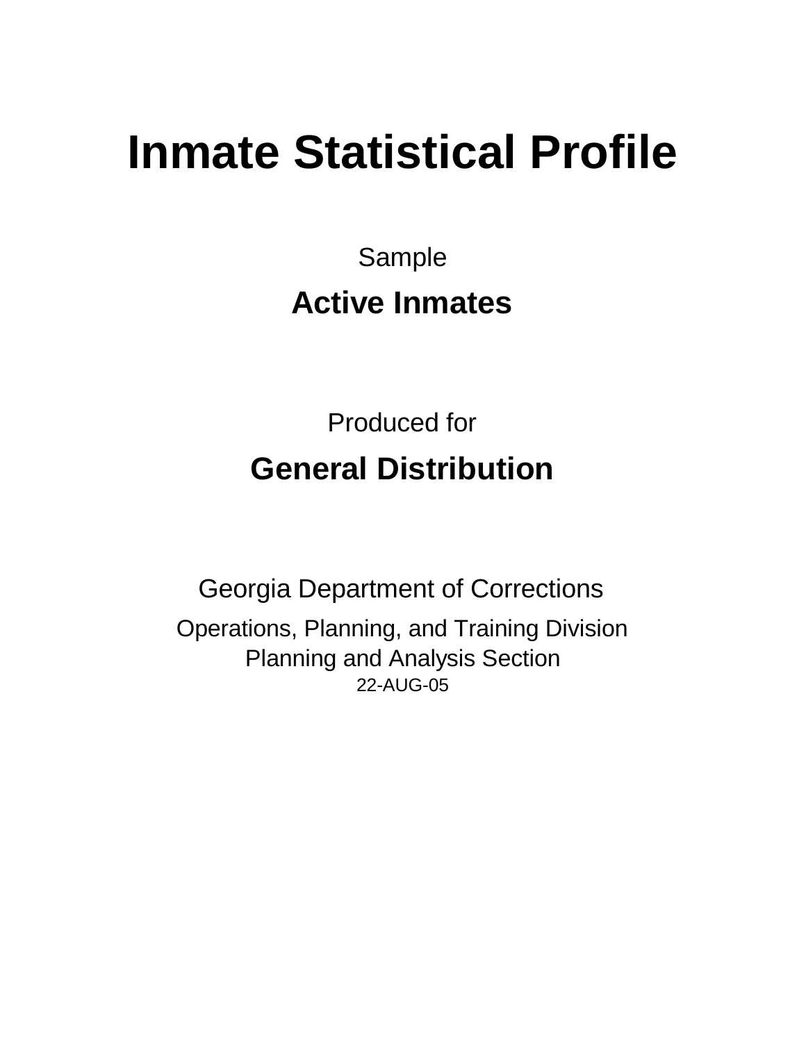# Inmate Statistical Profile

Sample

**Active Inmates**

Produced for

**General Distribution**

Georgia Department of Corrections

Operations, Planning, and Training Division

Planning and Analysis Section

22-AUG-05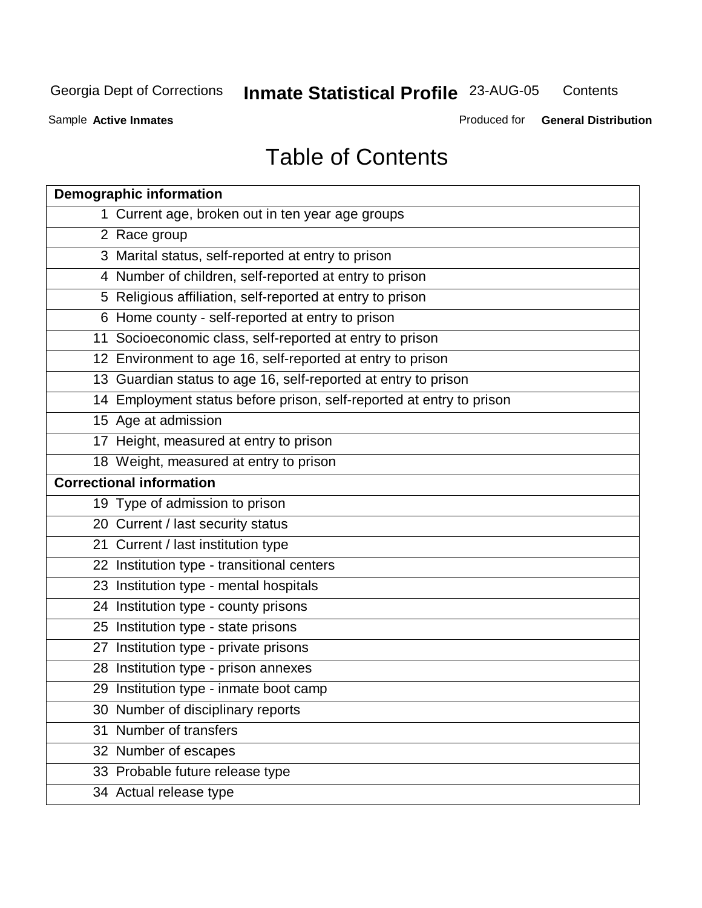# Table of Contents

| Demographic information | |
|---|---|
| 1 | Current age, broken out in ten year age groups |
| 2 | Race group |
| 3 | Marital status, self-reported at entry to prison |
| 4 | Number of children, self-reported at entry to prison |
| 5 | Religious affiliation, self-reported at entry to prison |
| 6 | Home county - self-reported at entry to prison |
| 11 | Socioeconomic class, self-reported at entry to prison |
| 12 | Environment to age 16, self-reported at entry to prison |
| 13 | Guardian status to age 16, self-reported at entry to prison |
| 14 | Employment status before prison, self-reported at entry to prison |
| 15 | Age at admission |
| 17 | Height, measured at entry to prison |
| 18 | Weight, measured at entry to prison |
| **Correctional information** | |
| 19 | Type of admission to prison |
| 20 | Current / last security status |
| 21 | Current / last institution type |
| 22 | Institution type - transitional centers |
| 23 | Institution type - mental hospitals |
| 24 | Institution type - county prisons |
| 25 | Institution type - state prisons |
| 27 | Institution type - private prisons |
| 28 | Institution type - prison annexes |
| 29 | Institution type - inmate boot camp |
| 30 | Number of disciplinary reports |
| 31 | Number of transfers |
| 32 | Number of escapes |
| 33 | Probable future release type |
| 34 | Actual release type |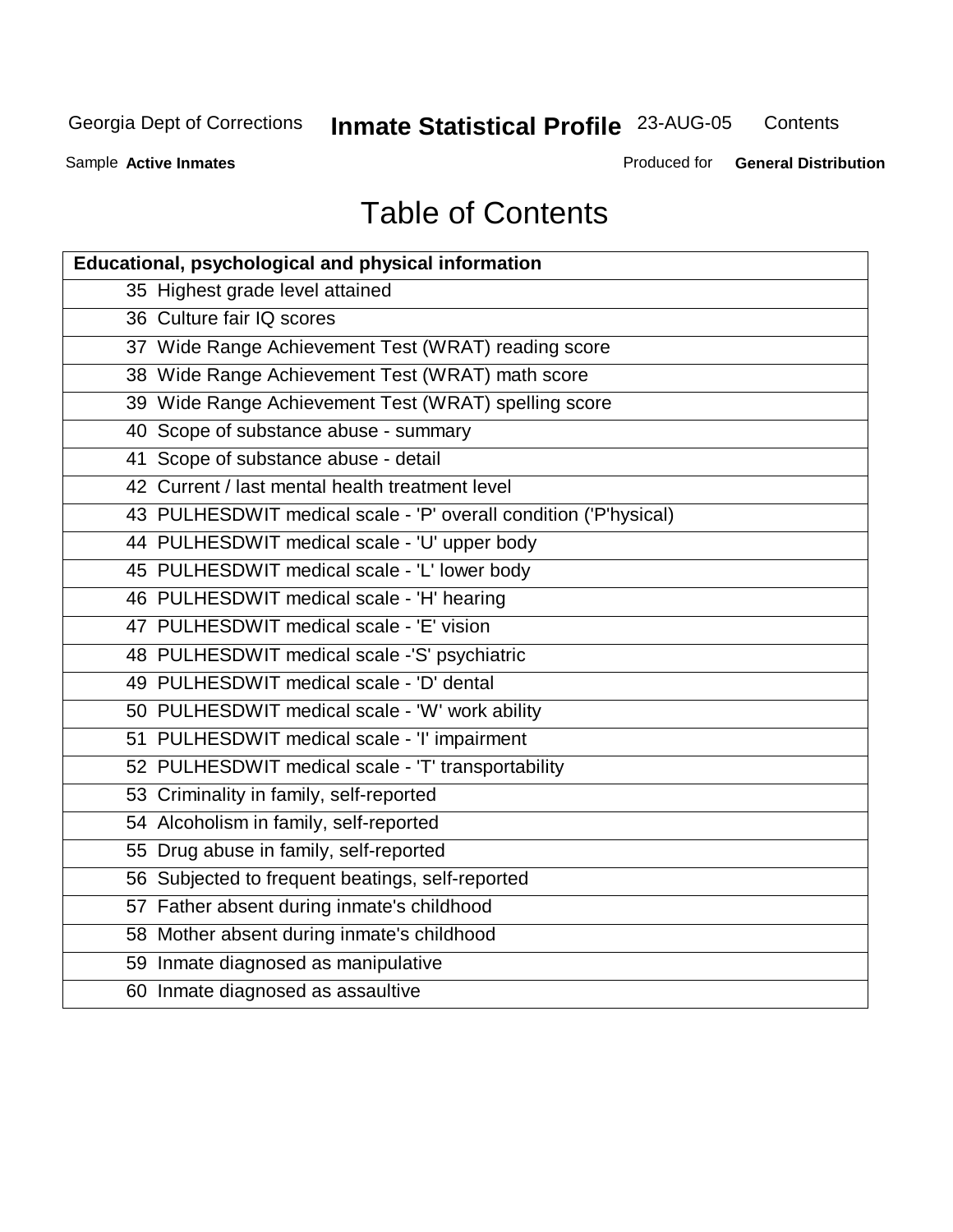# Table of Contents

| Educational, psychological and physical information | |
|---|---|
| 35 | Highest grade level attained |
| 36 | Culture fair IQ scores |
| 37 | Wide Range Achievement Test (WRAT) reading score |
| 38 | Wide Range Achievement Test (WRAT) math score |
| 39 | Wide Range Achievement Test (WRAT) spelling score |
| 40 | Scope of substance abuse - summary |
| 41 | Scope of substance abuse - detail |
| 42 | Current / last mental health treatment level |
| 43 | PULHESDWIT medical scale - 'P' overall condition ('P'hysical) |
| 44 | PULHESDWIT medical scale - 'U' upper body |
| 45 | PULHESDWIT medical scale - 'L' lower body |
| 46 | PULHESDWIT medical scale - 'H' hearing |
| 47 | PULHESDWIT medical scale - 'E' vision |
| 48 | PULHESDWIT medical scale -'S' psychiatric |
| 49 | PULHESDWIT medical scale - 'D' dental |
| 50 | PULHESDWIT medical scale - 'W' work ability |
| 51 | PULHESDWIT medical scale - 'I' impairment |
| 52 | PULHESDWIT medical scale - 'T' transportability |
| 53 | Criminality in family, self-reported |
| 54 | Alcoholism in family, self-reported |
| 55 | Drug abuse in family, self-reported |
| 56 | Subjected to frequent beatings, self-reported |
| 57 | Father absent during inmate's childhood |
| 58 | Mother absent during inmate's childhood |
| 59 | Inmate diagnosed as manipulative |
| 60 | Inmate diagnosed as assaultive |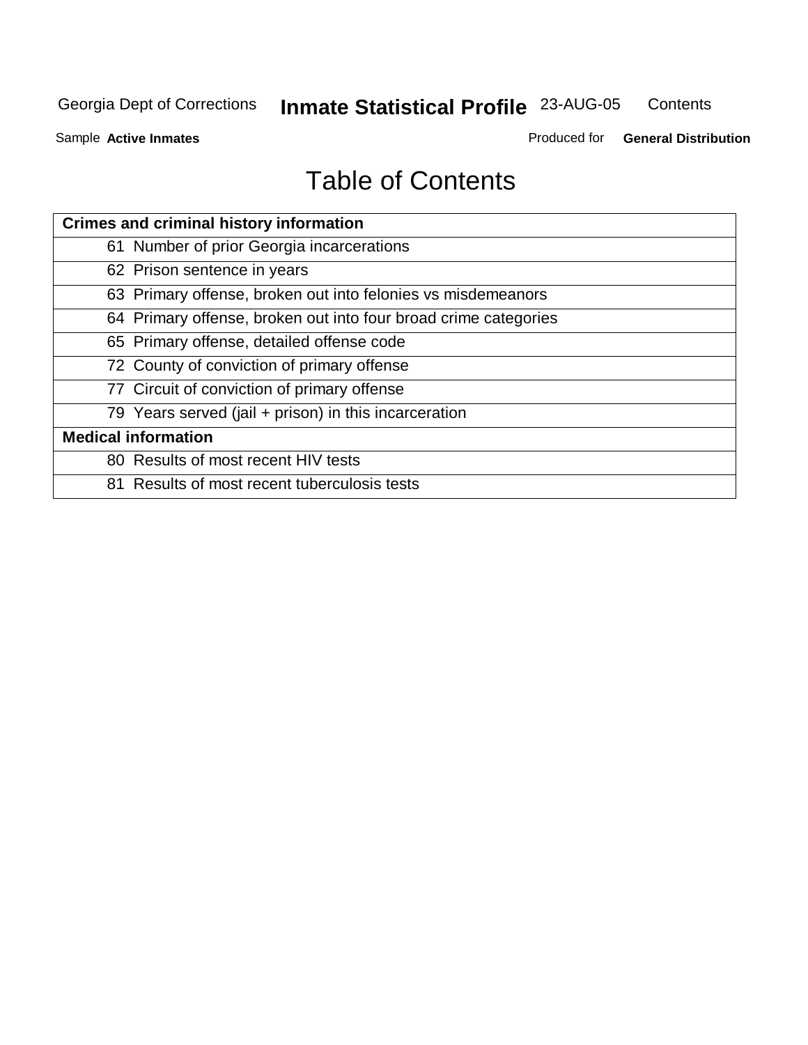# Table of Contents

| Crimes and criminal history information |
| --- |
| 61 Number of prior Georgia incarcerations |
| 62 Prison sentence in years |
| 63 Primary offense, broken out into felonies vs misdemeanors |
| 64 Primary offense, broken out into four broad crime categories |
| 65 Primary offense, detailed offense code |
| 72 County of conviction of primary offense |
| 77 Circuit of conviction of primary offense |
| 79 Years served (jail + prison) in this incarceration |
| **Medical information** |
| 80 Results of most recent HIV tests |
| 81 Results of most recent tuberculosis tests |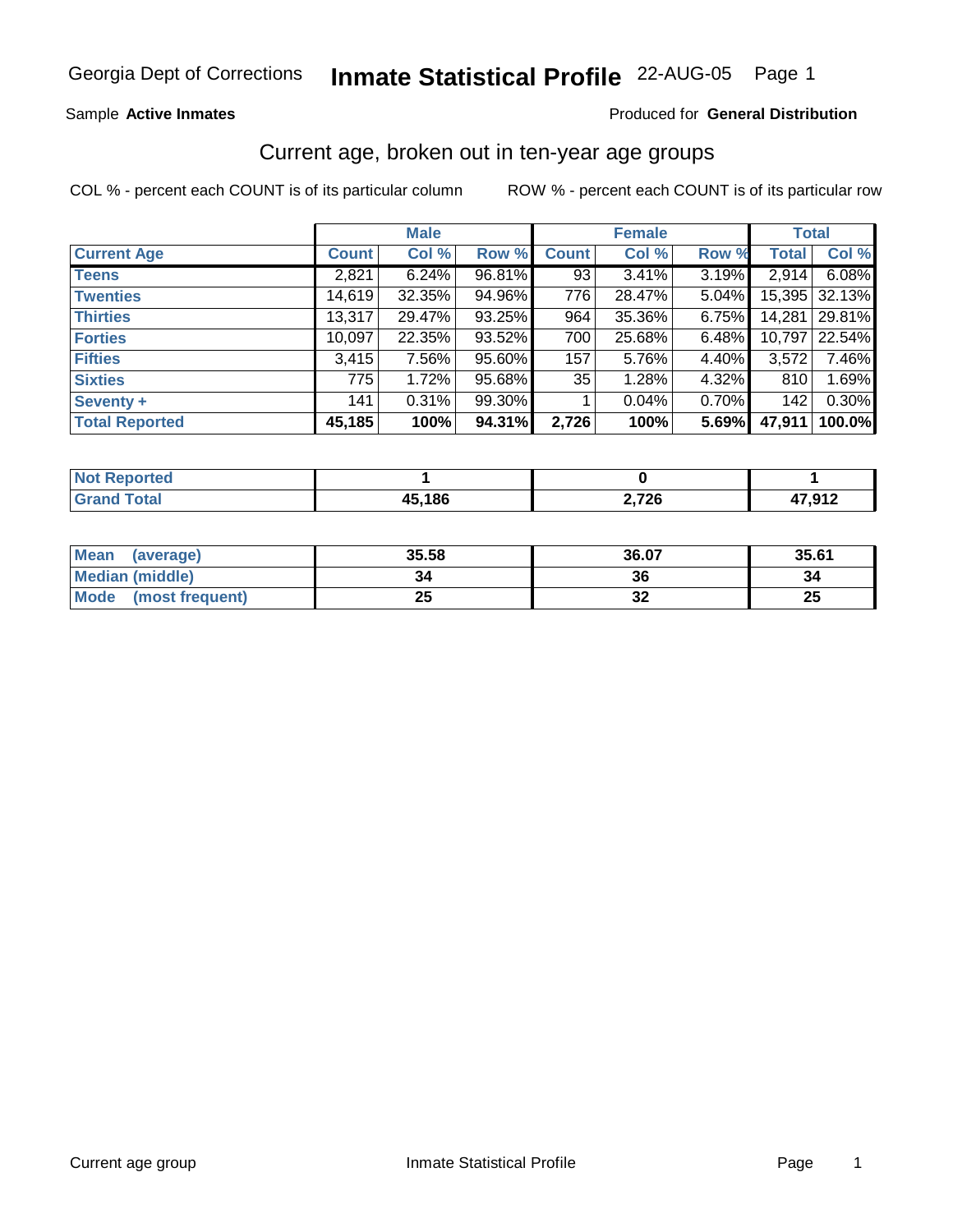Georgia Dept of Corrections **Inmate Statistical Profile** 22-AUG-05 Page 1

Sample **Active Inmates**

Produced for **General Distribution**

## Current age, broken out in ten-year age groups

COL % - percent each COUNT is of its particular column

ROW % - percent each COUNT is of its particular row

| | Male | | | Female | | | Total | |
|---|---|---|---|---|---|---|---|---|
| **Current Age** | **Count** | **Col %** | **Row %** | **Count** | **Col %** | **Row %** | **Total** | **Col %** |
| **Teens** | 2,821 | 6.24% | 96.81% | 93 | 3.41% | 3.19% | 2,914 | 6.08% |
| **Twenties** | 14,619 | 32.35% | 94.96% | 776 | 28.47% | 5.04% | 15,395 | 32.13% |
| **Thirties** | 13,317 | 29.47% | 93.25% | 964 | 35.36% | 6.75% | 14,281 | 29.81% |
| **Forties** | 10,097 | 22.35% | 93.52% | 700 | 25.68% | 6.48% | 10,797 | 22.54% |
| **Fifties** | 3,415 | 7.56% | 95.60% | 157 | 5.76% | 4.40% | 3,572 | 7.46% |
| **Sixties** | 775 | 1.72% | 95.68% | 35 | 1.28% | 4.32% | 810 | 1.69% |
| **Seventy +** | 141 | 0.31% | 99.30% | 1 | 0.04% | 0.70% | 142 | 0.30% |
| **Total Reported** | **45,185** | **100%** | **94.31%** | **2,726** | **100%** | **5.69%** | **47,911** | **100.0%** |

| | Male | Female | Total |
|---|---|---|---|
| **Not Reported** | **1** | **0** | **1** |
| **Grand Total** | **45,186** | **2,726** | **47,912** |

| | Male | Female | Total |
|---|---|---|---|
| **Mean (average)** | **35.58** | **36.07** | **35.61** |
| **Median (middle)** | **34** | **36** | **34** |
| **Mode (most frequent)** | **25** | **32** | **25** |

Current age group Inmate Statistical Profile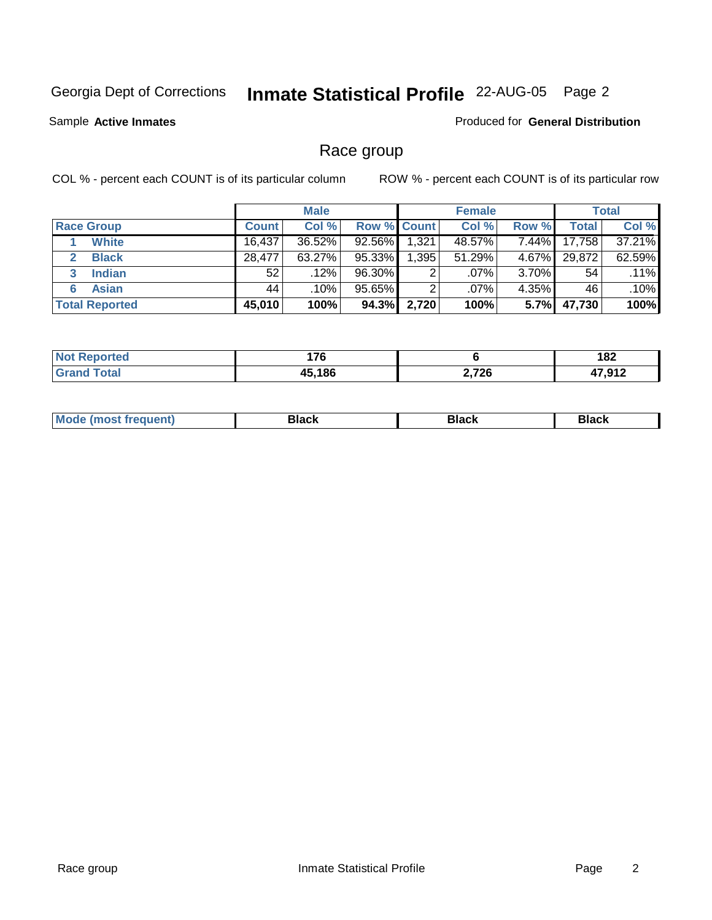Georgia Dept of Corrections **Inmate Statistical Profile** 22-AUG-05 Page 2

Sample **Active Inmates**

Produced for **General Distribution**

## Race group

COL % - percent each COUNT is of its particular column

ROW % - percent each COUNT is of its particular row

| | Male | | | Female | | | Total | |
|---|---|---|---|---|---|---|---|---|
| **Race Group** | **Count** | **Col %** | **Row %** | **Count** | **Col %** | **Row %** | **Total** | **Col %** |
| 1 **White** | 16,437 | 36.52% | 92.56% | 1,321 | 48.57% | 7.44% | 17,758 | 37.21% |
| 2 **Black** | 28,477 | 63.27% | 95.33% | 1,395 | 51.29% | 4.67% | 29,872 | 62.59% |
| 3 **Indian** | 52 | .12% | 96.30% | 2 | .07% | 3.70% | 54 | .11% |
| 6 **Asian** | 44 | .10% | 95.65% | 2 | .07% | 4.35% | 46 | .10% |
| **Total Reported** | **45,010** | **100%** | **94.3%** | **2,720** | **100%** | **5.7%** | **47,730** | **100%** |

| | Male | Female | Total |
|---|---|---|---|
| **Not Reported** | **176** | **6** | **182** |
| **Grand Total** | **45,186** | **2,726** | **47,912** |

| | Male | Female | Total |
|---|---|---|---|
| **Mode (most frequent)** | **Black** | **Black** | **Black** |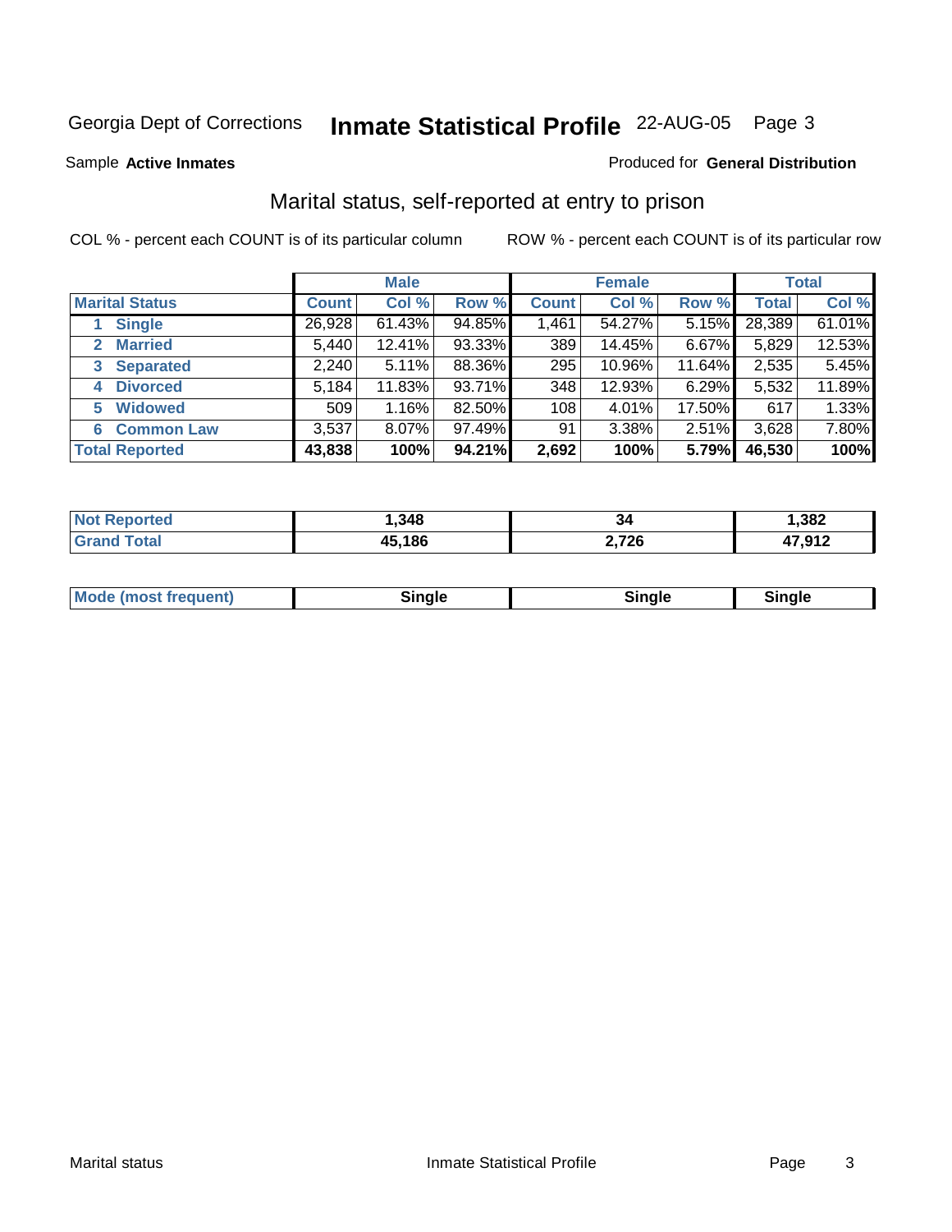Georgia Dept of Corrections **Inmate Statistical Profile** 22-AUG-05

Sample **Active Inmates**

Produced for **General Distribution**

## Marital status, self-reported at entry to prison

COL % - percent each COUNT is of its particular column

ROW % - percent each COUNT is of its particular row

| | Male | | | Female | | | Total | |
|---|---|---|---|---|---|---|---|---|
| **Marital Status** | **Count** | **Col %** | **Row %** | **Count** | **Col %** | **Row %** | **Total** | **Col %** |
| 1 **Single** | 26,928 | 61.43% | 94.85% | 1,461 | 54.27% | 5.15% | 28,389 | 61.01% |
| 2 **Married** | 5,440 | 12.41% | 93.33% | 389 | 14.45% | 6.67% | 5,829 | 12.53% |
| 3 **Separated** | 2,240 | 5.11% | 88.36% | 295 | 10.96% | 11.64% | 2,535 | 5.45% |
| 4 **Divorced** | 5,184 | 11.83% | 93.71% | 348 | 12.93% | 6.29% | 5,532 | 11.89% |
| 5 **Widowed** | 509 | 1.16% | 82.50% | 108 | 4.01% | 17.50% | 617 | 1.33% |
| 6 **Common Law** | 3,537 | 8.07% | 97.49% | 91 | 3.38% | 2.51% | 3,628 | 7.80% |
| **Total Reported** | **43,838** | **100%** | **94.21%** | **2,692** | **100%** | **5.79%** | **46,530** | **100%** |

| | Male | Female | Total |
|---|---|---|---|
| **Not Reported** | **1,348** | **34** | **1,382** |
| **Grand Total** | **45,186** | **2,726** | **47,912** |

| | Male | Female | Total |
|---|---|---|---|
| **Mode (most frequent)** | **Single** | **Single** | **Single** |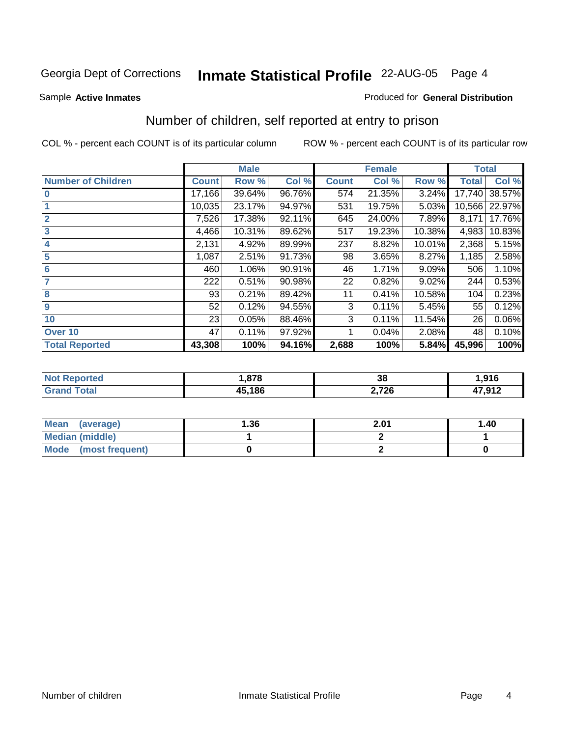Georgia Dept of Corrections **Inmate Statistical Profile** 22-AUG-05 Page 4

Sample **Active Inmates**

Produced for **General Distribution**

## Number of children, self reported at entry to prison

COL % - percent each COUNT is of its particular column

ROW % - percent each COUNT is of its particular row

| | Male | | | Female | | | Total | |
|---|---|---|---|---|---|---|---|---|
| **Number of Children** | **Count** | **Row %** | **Col %** | **Count** | **Col %** | **Row %** | **Total** | **Col %** |
| **0** | 17,166 | 39.64% | 96.76% | 574 | 21.35% | 3.24% | 17,740 | 38.57% |
| **1** | 10,035 | 23.17% | 94.97% | 531 | 19.75% | 5.03% | 10,566 | 22.97% |
| **2** | 7,526 | 17.38% | 92.11% | 645 | 24.00% | 7.89% | 8,171 | 17.76% |
| **3** | 4,466 | 10.31% | 89.62% | 517 | 19.23% | 10.38% | 4,983 | 10.83% |
| **4** | 2,131 | 4.92% | 89.99% | 237 | 8.82% | 10.01% | 2,368 | 5.15% |
| **5** | 1,087 | 2.51% | 91.73% | 98 | 3.65% | 8.27% | 1,185 | 2.58% |
| **6** | 460 | 1.06% | 90.91% | 46 | 1.71% | 9.09% | 506 | 1.10% |
| **7** | 222 | 0.51% | 90.98% | 22 | 0.82% | 9.02% | 244 | 0.53% |
| **8** | 93 | 0.21% | 89.42% | 11 | 0.41% | 10.58% | 104 | 0.23% |
| **9** | 52 | 0.12% | 94.55% | 3 | 0.11% | 5.45% | 55 | 0.12% |
| **10** | 23 | 0.05% | 88.46% | 3 | 0.11% | 11.54% | 26 | 0.06% |
| **Over 10** | 47 | 0.11% | 97.92% | 1 | 0.04% | 2.08% | 48 | 0.10% |
| **Total Reported** | **43,308** | **100%** | **94.16%** | **2,688** | **100%** | **5.84%** | **45,996** | **100%** |

| | Male | Female | Total |
|---|---|---|---|
| **Not Reported** | **1,878** | **38** | **1,916** |
| **Grand Total** | **45,186** | **2,726** | **47,912** |

| | Male | Female | Total |
|---|---|---|---|
| **Mean (average)** | **1.36** | **2.01** | **1.40** |
| **Median (middle)** | **1** | **2** | **1** |
| **Mode (most frequent)** | **0** | **2** | **0** |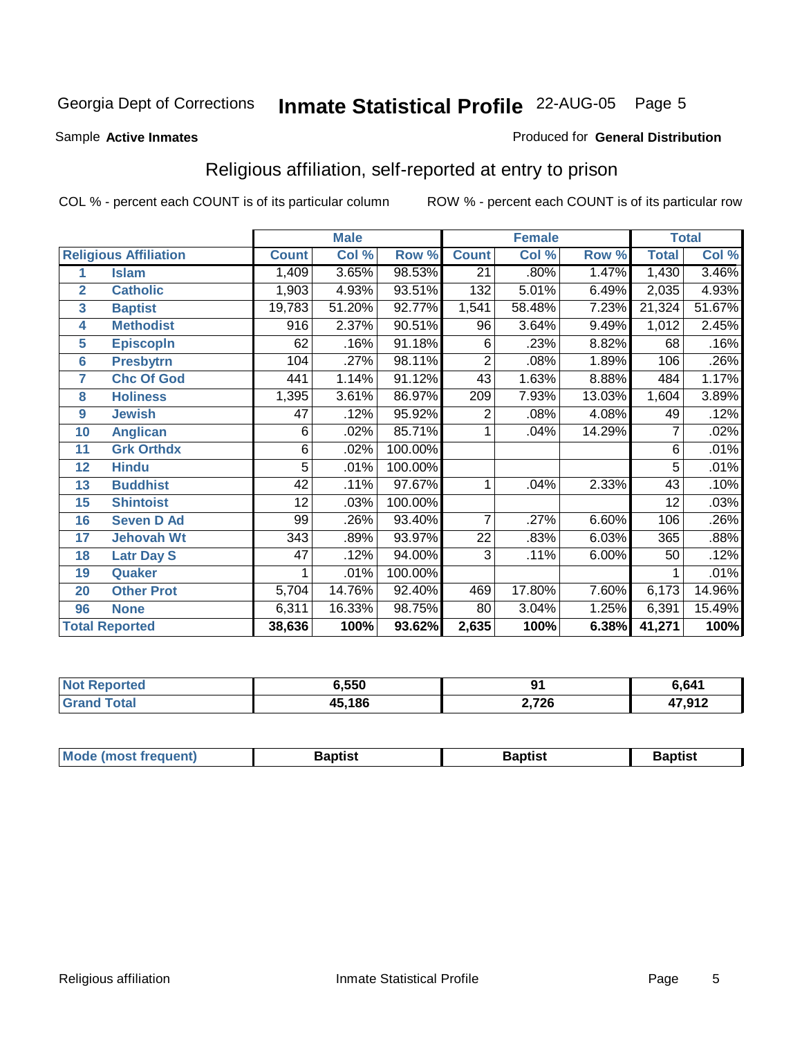Georgia Dept of Corrections **Inmate Statistical Profile** 22-AUG-05

Sample **Active Inmates** Produced for **General Distribution**

## Religious affiliation, self-reported at entry to prison

COL % - percent each COUNT is of its particular column ROW % - percent each COUNT is of its particular row

| | | Male | | | Female | | | Total | |
|---|---|---|---|---|---|---|---|---|---|
| **Religious Affiliation** | | **Count** | **Col %** | **Row %** | **Count** | **Col %** | **Row %** | **Total** | **Col %** |
| 1 | Islam | 1,409 | 3.65% | 98.53% | 21 | .80% | 1.47% | 1,430 | 3.46% |
| 2 | Catholic | 1,903 | 4.93% | 93.51% | 132 | 5.01% | 6.49% | 2,035 | 4.93% |
| 3 | Baptist | 19,783 | 51.20% | 92.77% | 1,541 | 58.48% | 7.23% | 21,324 | 51.67% |
| 4 | Methodist | 916 | 2.37% | 90.51% | 96 | 3.64% | 9.49% | 1,012 | 2.45% |
| 5 | Episcopln | 62 | .16% | 91.18% | 6 | .23% | 8.82% | 68 | .16% |
| 6 | Presbytrn | 104 | .27% | 98.11% | 2 | .08% | 1.89% | 106 | .26% |
| 7 | Chc Of God | 441 | 1.14% | 91.12% | 43 | 1.63% | 8.88% | 484 | 1.17% |
| 8 | Holiness | 1,395 | 3.61% | 86.97% | 209 | 7.93% | 13.03% | 1,604 | 3.89% |
| 9 | Jewish | 47 | .12% | 95.92% | 2 | .08% | 4.08% | 49 | .12% |
| 10 | Anglican | 6 | .02% | 85.71% | 1 | .04% | 14.29% | 7 | .02% |
| 11 | Grk Orthdx | 6 | .02% | 100.00% | | | | 6 | .01% |
| 12 | Hindu | 5 | .01% | 100.00% | | | | 5 | .01% |
| 13 | Buddhist | 42 | .11% | 97.67% | 1 | .04% | 2.33% | 43 | .10% |
| 15 | Shintoist | 12 | .03% | 100.00% | | | | 12 | .03% |
| 16 | Seven D Ad | 99 | .26% | 93.40% | 7 | .27% | 6.60% | 106 | .26% |
| 17 | Jehovah Wt | 343 | .89% | 93.97% | 22 | .83% | 6.03% | 365 | .88% |
| 18 | Latr Day S | 47 | .12% | 94.00% | 3 | .11% | 6.00% | 50 | .12% |
| 19 | Quaker | 1 | .01% | 100.00% | | | | 1 | .01% |
| 20 | Other Prot | 5,704 | 14.76% | 92.40% | 469 | 17.80% | 7.60% | 6,173 | 14.96% |
| 96 | None | 6,311 | 16.33% | 98.75% | 80 | 3.04% | 1.25% | 6,391 | 15.49% |
| **Total Reported** | | **38,636** | **100%** | **93.62%** | **2,635** | **100%** | **6.38%** | **41,271** | **100%** |

| | Male | Female | Total |
|---|---|---|---|
| Not Reported | 6,550 | 91 | 6,641 |
| Grand Total | 45,186 | 2,726 | 47,912 |

| | Male | Female | Total |
|---|---|---|---|
| Mode (most frequent) | Baptist | Baptist | Baptist |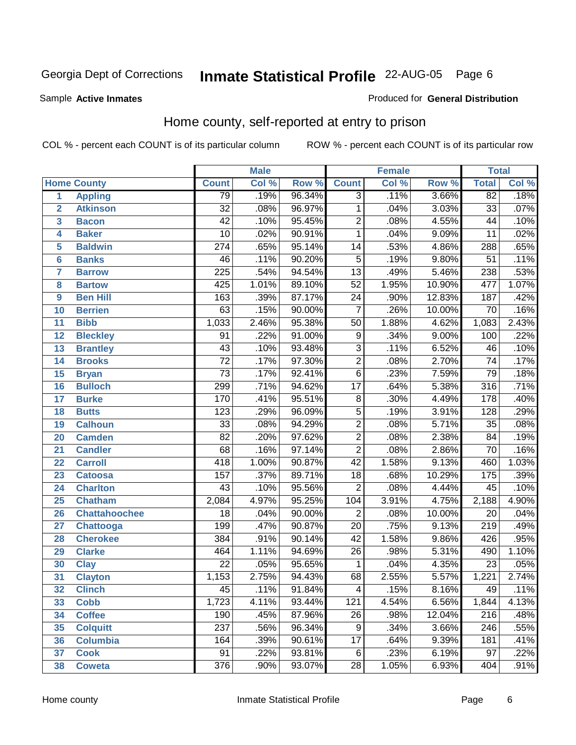Georgia Dept of Corrections **Inmate Statistical Profile** 22-AUG-05

Sample **Active Inmates**

Produced for **General Distribution**

## Home county, self-reported at entry to prison

COL % - percent each COUNT is of its particular column

ROW % - percent each COUNT is of its particular row

| | | Male | | | Female | | | Total | |
|---|---|---|---|---|---|---|---|---|---|
| Home County | | Count | Col % | Row % | Count | Col % | Row % | Total | Col % |
| 1 | Appling | 79 | .19% | 96.34% | 3 | .11% | 3.66% | 82 | .18% |
| 2 | Atkinson | 32 | .08% | 96.97% | 1 | .04% | 3.03% | 33 | .07% |
| 3 | Bacon | 42 | .10% | 95.45% | 2 | .08% | 4.55% | 44 | .10% |
| 4 | Baker | 10 | .02% | 90.91% | 1 | .04% | 9.09% | 11 | .02% |
| 5 | Baldwin | 274 | .65% | 95.14% | 14 | .53% | 4.86% | 288 | .65% |
| 6 | Banks | 46 | .11% | 90.20% | 5 | .19% | 9.80% | 51 | .11% |
| 7 | Barrow | 225 | .54% | 94.54% | 13 | .49% | 5.46% | 238 | .53% |
| 8 | Bartow | 425 | 1.01% | 89.10% | 52 | 1.95% | 10.90% | 477 | 1.07% |
| 9 | Ben Hill | 163 | .39% | 87.17% | 24 | .90% | 12.83% | 187 | .42% |
| 10 | Berrien | 63 | .15% | 90.00% | 7 | .26% | 10.00% | 70 | .16% |
| 11 | Bibb | 1,033 | 2.46% | 95.38% | 50 | 1.88% | 4.62% | 1,083 | 2.43% |
| 12 | Bleckley | 91 | .22% | 91.00% | 9 | .34% | 9.00% | 100 | .22% |
| 13 | Brantley | 43 | .10% | 93.48% | 3 | .11% | 6.52% | 46 | .10% |
| 14 | Brooks | 72 | .17% | 97.30% | 2 | .08% | 2.70% | 74 | .17% |
| 15 | Bryan | 73 | .17% | 92.41% | 6 | .23% | 7.59% | 79 | .18% |
| 16 | Bulloch | 299 | .71% | 94.62% | 17 | .64% | 5.38% | 316 | .71% |
| 17 | Burke | 170 | .41% | 95.51% | 8 | .30% | 4.49% | 178 | .40% |
| 18 | Butts | 123 | .29% | 96.09% | 5 | .19% | 3.91% | 128 | .29% |
| 19 | Calhoun | 33 | .08% | 94.29% | 2 | .08% | 5.71% | 35 | .08% |
| 20 | Camden | 82 | .20% | 97.62% | 2 | .08% | 2.38% | 84 | .19% |
| 21 | Candler | 68 | .16% | 97.14% | 2 | .08% | 2.86% | 70 | .16% |
| 22 | Carroll | 418 | 1.00% | 90.87% | 42 | 1.58% | 9.13% | 460 | 1.03% |
| 23 | Catoosa | 157 | .37% | 89.71% | 18 | .68% | 10.29% | 175 | .39% |
| 24 | Charlton | 43 | .10% | 95.56% | 2 | .08% | 4.44% | 45 | .10% |
| 25 | Chatham | 2,084 | 4.97% | 95.25% | 104 | 3.91% | 4.75% | 2,188 | 4.90% |
| 26 | Chattahoochee | 18 | .04% | 90.00% | 2 | .08% | 10.00% | 20 | .04% |
| 27 | Chattooga | 199 | .47% | 90.87% | 20 | .75% | 9.13% | 219 | .49% |
| 28 | Cherokee | 384 | .91% | 90.14% | 42 | 1.58% | 9.86% | 426 | .95% |
| 29 | Clarke | 464 | 1.11% | 94.69% | 26 | .98% | 5.31% | 490 | 1.10% |
| 30 | Clay | 22 | .05% | 95.65% | 1 | .04% | 4.35% | 23 | .05% |
| 31 | Clayton | 1,153 | 2.75% | 94.43% | 68 | 2.55% | 5.57% | 1,221 | 2.74% |
| 32 | Clinch | 45 | .11% | 91.84% | 4 | .15% | 8.16% | 49 | .11% |
| 33 | Cobb | 1,723 | 4.11% | 93.44% | 121 | 4.54% | 6.56% | 1,844 | 4.13% |
| 34 | Coffee | 190 | .45% | 87.96% | 26 | .98% | 12.04% | 216 | .48% |
| 35 | Colquitt | 237 | .56% | 96.34% | 9 | .34% | 3.66% | 246 | .55% |
| 36 | Columbia | 164 | .39% | 90.61% | 17 | .64% | 9.39% | 181 | .41% |
| 37 | Cook | 91 | .22% | 93.81% | 6 | .23% | 6.19% | 97 | .22% |
| 38 | Coweta | 376 | .90% | 93.07% | 28 | 1.05% | 6.93% | 404 | .91% |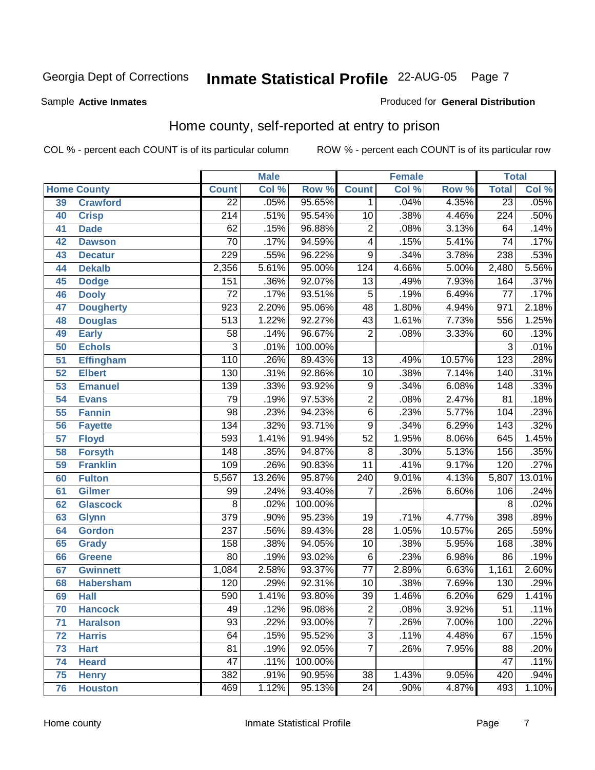Georgia Dept of Corrections **Inmate Statistical Profile** 22-AUG-05

Sample **Active Inmates**

Produced for **General Distribution**

## Home county, self-reported at entry to prison

COL % - percent each COUNT is of its particular column

ROW % - percent each COUNT is of its particular row

| Home County | | Male | | | Female | | | Total | |
|---|---|---|---|---|---|---|---|---|---|
| | | Count | Col % | Row % | Count | Col % | Row % | Total | Col % |
| 39 | Crawford | 22 | .05% | 95.65% | 1 | .04% | 4.35% | 23 | .05% |
| 40 | Crisp | 214 | .51% | 95.54% | 10 | .38% | 4.46% | 224 | .50% |
| 41 | Dade | 62 | .15% | 96.88% | 2 | .08% | 3.13% | 64 | .14% |
| 42 | Dawson | 70 | .17% | 94.59% | 4 | .15% | 5.41% | 74 | .17% |
| 43 | Decatur | 229 | .55% | 96.22% | 9 | .34% | 3.78% | 238 | .53% |
| 44 | Dekalb | 2,356 | 5.61% | 95.00% | 124 | 4.66% | 5.00% | 2,480 | 5.56% |
| 45 | Dodge | 151 | .36% | 92.07% | 13 | .49% | 7.93% | 164 | .37% |
| 46 | Dooly | 72 | .17% | 93.51% | 5 | .19% | 6.49% | 77 | .17% |
| 47 | Dougherty | 923 | 2.20% | 95.06% | 48 | 1.80% | 4.94% | 971 | 2.18% |
| 48 | Douglas | 513 | 1.22% | 92.27% | 43 | 1.61% | 7.73% | 556 | 1.25% |
| 49 | Early | 58 | .14% | 96.67% | 2 | .08% | 3.33% | 60 | .13% |
| 50 | Echols | 3 | .01% | 100.00% | | | | 3 | .01% |
| 51 | Effingham | 110 | .26% | 89.43% | 13 | .49% | 10.57% | 123 | .28% |
| 52 | Elbert | 130 | .31% | 92.86% | 10 | .38% | 7.14% | 140 | .31% |
| 53 | Emanuel | 139 | .33% | 93.92% | 9 | .34% | 6.08% | 148 | .33% |
| 54 | Evans | 79 | .19% | 97.53% | 2 | .08% | 2.47% | 81 | .18% |
| 55 | Fannin | 98 | .23% | 94.23% | 6 | .23% | 5.77% | 104 | .23% |
| 56 | Fayette | 134 | .32% | 93.71% | 9 | .34% | 6.29% | 143 | .32% |
| 57 | Floyd | 593 | 1.41% | 91.94% | 52 | 1.95% | 8.06% | 645 | 1.45% |
| 58 | Forsyth | 148 | .35% | 94.87% | 8 | .30% | 5.13% | 156 | .35% |
| 59 | Franklin | 109 | .26% | 90.83% | 11 | .41% | 9.17% | 120 | .27% |
| 60 | Fulton | 5,567 | 13.26% | 95.87% | 240 | 9.01% | 4.13% | 5,807 | 13.01% |
| 61 | Gilmer | 99 | .24% | 93.40% | 7 | .26% | 6.60% | 106 | .24% |
| 62 | Glascock | 8 | .02% | 100.00% | | | | 8 | .02% |
| 63 | Glynn | 379 | .90% | 95.23% | 19 | .71% | 4.77% | 398 | .89% |
| 64 | Gordon | 237 | .56% | 89.43% | 28 | 1.05% | 10.57% | 265 | .59% |
| 65 | Grady | 158 | .38% | 94.05% | 10 | .38% | 5.95% | 168 | .38% |
| 66 | Greene | 80 | .19% | 93.02% | 6 | .23% | 6.98% | 86 | .19% |
| 67 | Gwinnett | 1,084 | 2.58% | 93.37% | 77 | 2.89% | 6.63% | 1,161 | 2.60% |
| 68 | Habersham | 120 | .29% | 92.31% | 10 | .38% | 7.69% | 130 | .29% |
| 69 | Hall | 590 | 1.41% | 93.80% | 39 | 1.46% | 6.20% | 629 | 1.41% |
| 70 | Hancock | 49 | .12% | 96.08% | 2 | .08% | 3.92% | 51 | .11% |
| 71 | Haralson | 93 | .22% | 93.00% | 7 | .26% | 7.00% | 100 | .22% |
| 72 | Harris | 64 | .15% | 95.52% | 3 | .11% | 4.48% | 67 | .15% |
| 73 | Hart | 81 | .19% | 92.05% | 7 | .26% | 7.95% | 88 | .20% |
| 74 | Heard | 47 | .11% | 100.00% | | | | 47 | .11% |
| 75 | Henry | 382 | .91% | 90.95% | 38 | 1.43% | 9.05% | 420 | .94% |
| 76 | Houston | 469 | 1.12% | 95.13% | 24 | .90% | 4.87% | 493 | 1.10% |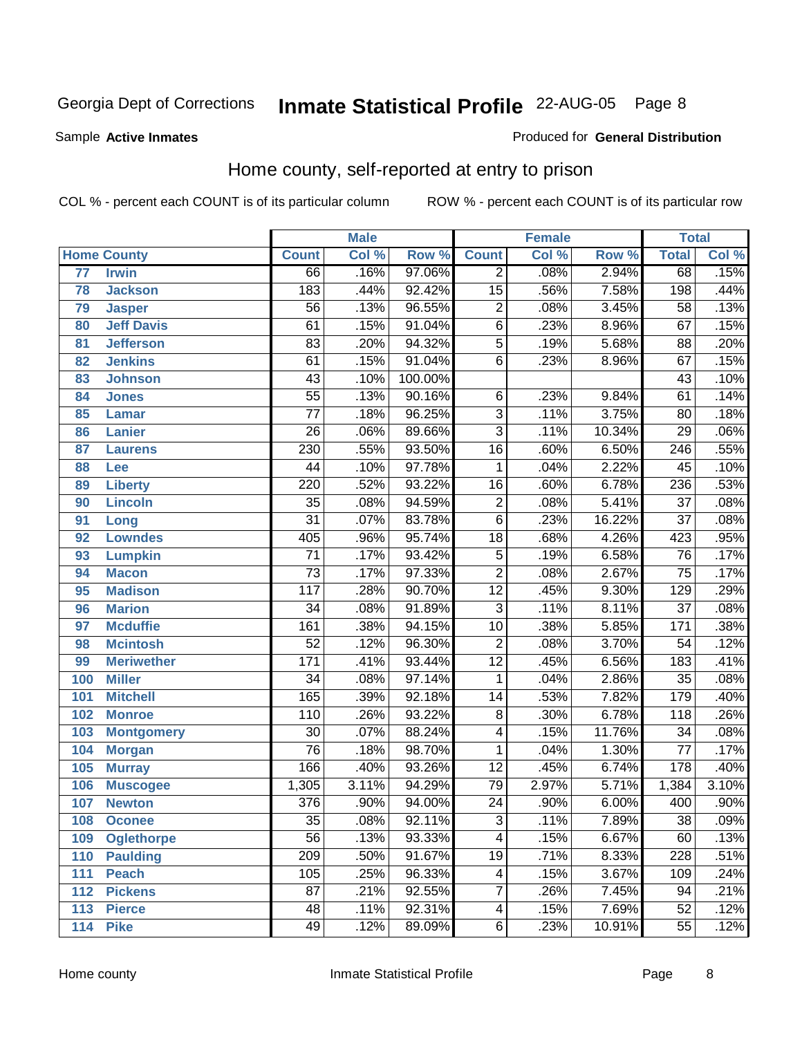Georgia Dept of Corrections **Inmate Statistical Profile** 22-AUG-05

Sample **Active Inmates** Produced for **General Distribution**

## Home county, self-reported at entry to prison

COL % - percent each COUNT is of its particular column ROW % - percent each COUNT is of its particular row

| Home County | | Male | | | Female | | | Total | |
|---|---|---|---|---|---|---|---|---|---|
| | | Count | Col % | Row % | Count | Col % | Row % | Total | Col % |
| 77 | Irwin | 66 | .16% | 97.06% | 2 | .08% | 2.94% | 68 | .15% |
| 78 | Jackson | 183 | .44% | 92.42% | 15 | .56% | 7.58% | 198 | .44% |
| 79 | Jasper | 56 | .13% | 96.55% | 2 | .08% | 3.45% | 58 | .13% |
| 80 | Jeff Davis | 61 | .15% | 91.04% | 6 | .23% | 8.96% | 67 | .15% |
| 81 | Jefferson | 83 | .20% | 94.32% | 5 | .19% | 5.68% | 88 | .20% |
| 82 | Jenkins | 61 | .15% | 91.04% | 6 | .23% | 8.96% | 67 | .15% |
| 83 | Johnson | 43 | .10% | 100.00% | | | | 43 | .10% |
| 84 | Jones | 55 | .13% | 90.16% | 6 | .23% | 9.84% | 61 | .14% |
| 85 | Lamar | 77 | .18% | 96.25% | 3 | .11% | 3.75% | 80 | .18% |
| 86 | Lanier | 26 | .06% | 89.66% | 3 | .11% | 10.34% | 29 | .06% |
| 87 | Laurens | 230 | .55% | 93.50% | 16 | .60% | 6.50% | 246 | .55% |
| 88 | Lee | 44 | .10% | 97.78% | 1 | .04% | 2.22% | 45 | .10% |
| 89 | Liberty | 220 | .52% | 93.22% | 16 | .60% | 6.78% | 236 | .53% |
| 90 | Lincoln | 35 | .08% | 94.59% | 2 | .08% | 5.41% | 37 | .08% |
| 91 | Long | 31 | .07% | 83.78% | 6 | .23% | 16.22% | 37 | .08% |
| 92 | Lowndes | 405 | .96% | 95.74% | 18 | .68% | 4.26% | 423 | .95% |
| 93 | Lumpkin | 71 | .17% | 93.42% | 5 | .19% | 6.58% | 76 | .17% |
| 94 | Macon | 73 | .17% | 97.33% | 2 | .08% | 2.67% | 75 | .17% |
| 95 | Madison | 117 | .28% | 90.70% | 12 | .45% | 9.30% | 129 | .29% |
| 96 | Marion | 34 | .08% | 91.89% | 3 | .11% | 8.11% | 37 | .08% |
| 97 | Mcduffie | 161 | .38% | 94.15% | 10 | .38% | 5.85% | 171 | .38% |
| 98 | Mcintosh | 52 | .12% | 96.30% | 2 | .08% | 3.70% | 54 | .12% |
| 99 | Meriwether | 171 | .41% | 93.44% | 12 | .45% | 6.56% | 183 | .41% |
| 100 | Miller | 34 | .08% | 97.14% | 1 | .04% | 2.86% | 35 | .08% |
| 101 | Mitchell | 165 | .39% | 92.18% | 14 | .53% | 7.82% | 179 | .40% |
| 102 | Monroe | 110 | .26% | 93.22% | 8 | .30% | 6.78% | 118 | .26% |
| 103 | Montgomery | 30 | .07% | 88.24% | 4 | .15% | 11.76% | 34 | .08% |
| 104 | Morgan | 76 | .18% | 98.70% | 1 | .04% | 1.30% | 77 | .17% |
| 105 | Murray | 166 | .40% | 93.26% | 12 | .45% | 6.74% | 178 | .40% |
| 106 | Muscogee | 1,305 | 3.11% | 94.29% | 79 | 2.97% | 5.71% | 1,384 | 3.10% |
| 107 | Newton | 376 | .90% | 94.00% | 24 | .90% | 6.00% | 400 | .90% |
| 108 | Oconee | 35 | .08% | 92.11% | 3 | .11% | 7.89% | 38 | .09% |
| 109 | Oglethorpe | 56 | .13% | 93.33% | 4 | .15% | 6.67% | 60 | .13% |
| 110 | Paulding | 209 | .50% | 91.67% | 19 | .71% | 8.33% | 228 | .51% |
| 111 | Peach | 105 | .25% | 96.33% | 4 | .15% | 3.67% | 109 | .24% |
| 112 | Pickens | 87 | .21% | 92.55% | 7 | .26% | 7.45% | 94 | .21% |
| 113 | Pierce | 48 | .11% | 92.31% | 4 | .15% | 7.69% | 52 | .12% |
| 114 | Pike | 49 | .12% | 89.09% | 6 | .23% | 10.91% | 55 | .12% |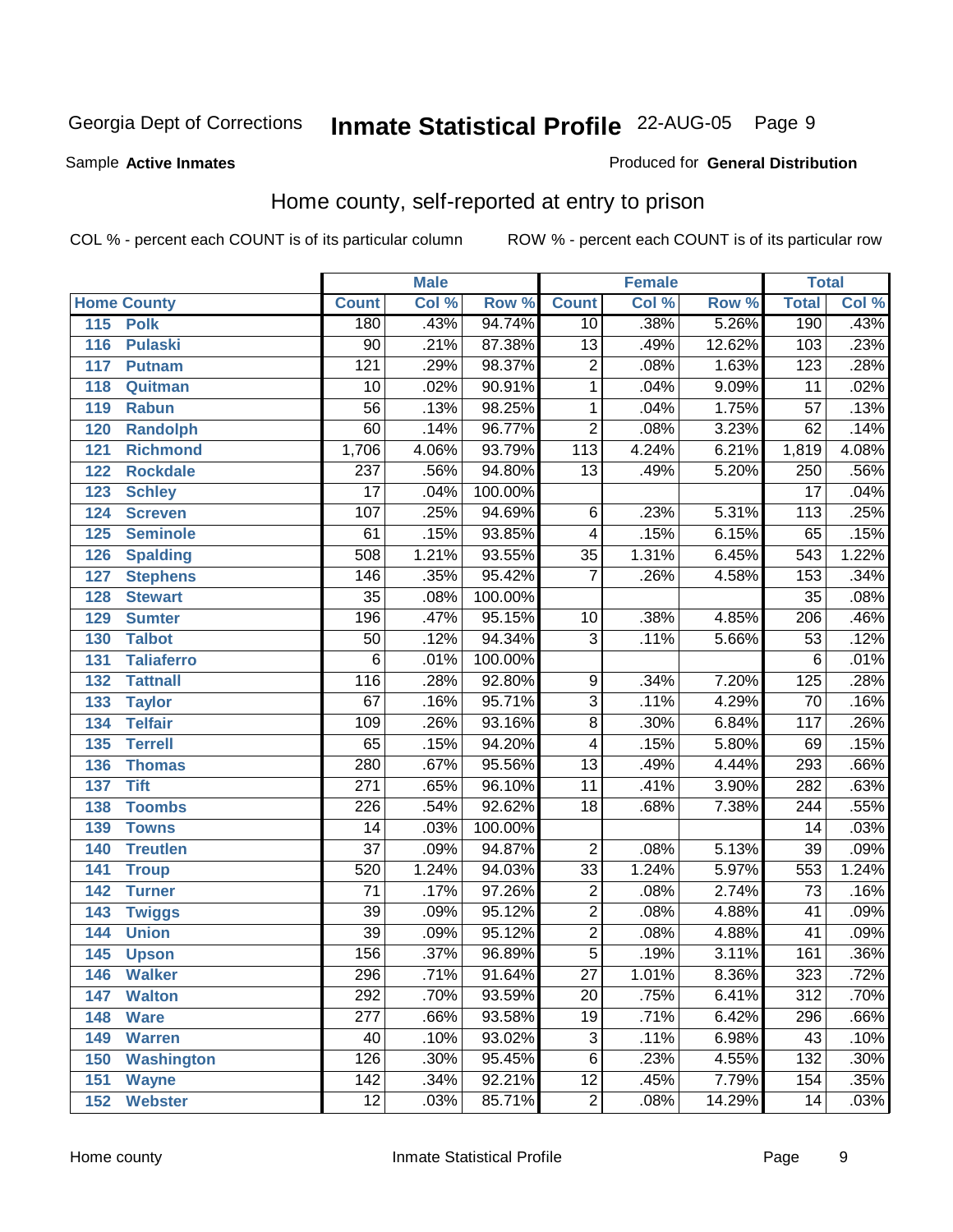Georgia Dept of Corrections **Inmate Statistical Profile** 22-AUG-05

Sample **Active Inmates**

Produced for **General Distribution**

## Home county, self-reported at entry to prison

COL % - percent each COUNT is of its particular column

ROW % - percent each COUNT is of its particular row

| Home County | | Male | | | Female | | | Total | |
|---|---|---|---|---|---|---|---|---|---|
| | | Count | Col % | Row % | Count | Col % | Row % | Total | Col % |
| 115 | Polk | 180 | .43% | 94.74% | 10 | .38% | 5.26% | 190 | .43% |
| 116 | Pulaski | 90 | .21% | 87.38% | 13 | .49% | 12.62% | 103 | .23% |
| 117 | Putnam | 121 | .29% | 98.37% | 2 | .08% | 1.63% | 123 | .28% |
| 118 | Quitman | 10 | .02% | 90.91% | 1 | .04% | 9.09% | 11 | .02% |
| 119 | Rabun | 56 | .13% | 98.25% | 1 | .04% | 1.75% | 57 | .13% |
| 120 | Randolph | 60 | .14% | 96.77% | 2 | .08% | 3.23% | 62 | .14% |
| 121 | Richmond | 1,706 | 4.06% | 93.79% | 113 | 4.24% | 6.21% | 1,819 | 4.08% |
| 122 | Rockdale | 237 | .56% | 94.80% | 13 | .49% | 5.20% | 250 | .56% |
| 123 | Schley | 17 | .04% | 100.00% | | | | 17 | .04% |
| 124 | Screven | 107 | .25% | 94.69% | 6 | .23% | 5.31% | 113 | .25% |
| 125 | Seminole | 61 | .15% | 93.85% | 4 | .15% | 6.15% | 65 | .15% |
| 126 | Spalding | 508 | 1.21% | 93.55% | 35 | 1.31% | 6.45% | 543 | 1.22% |
| 127 | Stephens | 146 | .35% | 95.42% | 7 | .26% | 4.58% | 153 | .34% |
| 128 | Stewart | 35 | .08% | 100.00% | | | | 35 | .08% |
| 129 | Sumter | 196 | .47% | 95.15% | 10 | .38% | 4.85% | 206 | .46% |
| 130 | Talbot | 50 | .12% | 94.34% | 3 | .11% | 5.66% | 53 | .12% |
| 131 | Taliaferro | 6 | .01% | 100.00% | | | | 6 | .01% |
| 132 | Tattnall | 116 | .28% | 92.80% | 9 | .34% | 7.20% | 125 | .28% |
| 133 | Taylor | 67 | .16% | 95.71% | 3 | .11% | 4.29% | 70 | .16% |
| 134 | Telfair | 109 | .26% | 93.16% | 8 | .30% | 6.84% | 117 | .26% |
| 135 | Terrell | 65 | .15% | 94.20% | 4 | .15% | 5.80% | 69 | .15% |
| 136 | Thomas | 280 | .67% | 95.56% | 13 | .49% | 4.44% | 293 | .66% |
| 137 | Tift | 271 | .65% | 96.10% | 11 | .41% | 3.90% | 282 | .63% |
| 138 | Toombs | 226 | .54% | 92.62% | 18 | .68% | 7.38% | 244 | .55% |
| 139 | Towns | 14 | .03% | 100.00% | | | | 14 | .03% |
| 140 | Treutlen | 37 | .09% | 94.87% | 2 | .08% | 5.13% | 39 | .09% |
| 141 | Troup | 520 | 1.24% | 94.03% | 33 | 1.24% | 5.97% | 553 | 1.24% |
| 142 | Turner | 71 | .17% | 97.26% | 2 | .08% | 2.74% | 73 | .16% |
| 143 | Twiggs | 39 | .09% | 95.12% | 2 | .08% | 4.88% | 41 | .09% |
| 144 | Union | 39 | .09% | 95.12% | 2 | .08% | 4.88% | 41 | .09% |
| 145 | Upson | 156 | .37% | 96.89% | 5 | .19% | 3.11% | 161 | .36% |
| 146 | Walker | 296 | .71% | 91.64% | 27 | 1.01% | 8.36% | 323 | .72% |
| 147 | Walton | 292 | .70% | 93.59% | 20 | .75% | 6.41% | 312 | .70% |
| 148 | Ware | 277 | .66% | 93.58% | 19 | .71% | 6.42% | 296 | .66% |
| 149 | Warren | 40 | .10% | 93.02% | 3 | .11% | 6.98% | 43 | .10% |
| 150 | Washington | 126 | .30% | 95.45% | 6 | .23% | 4.55% | 132 | .30% |
| 151 | Wayne | 142 | .34% | 92.21% | 12 | .45% | 7.79% | 154 | .35% |
| 152 | Webster | 12 | .03% | 85.71% | 2 | .08% | 14.29% | 14 | .03% |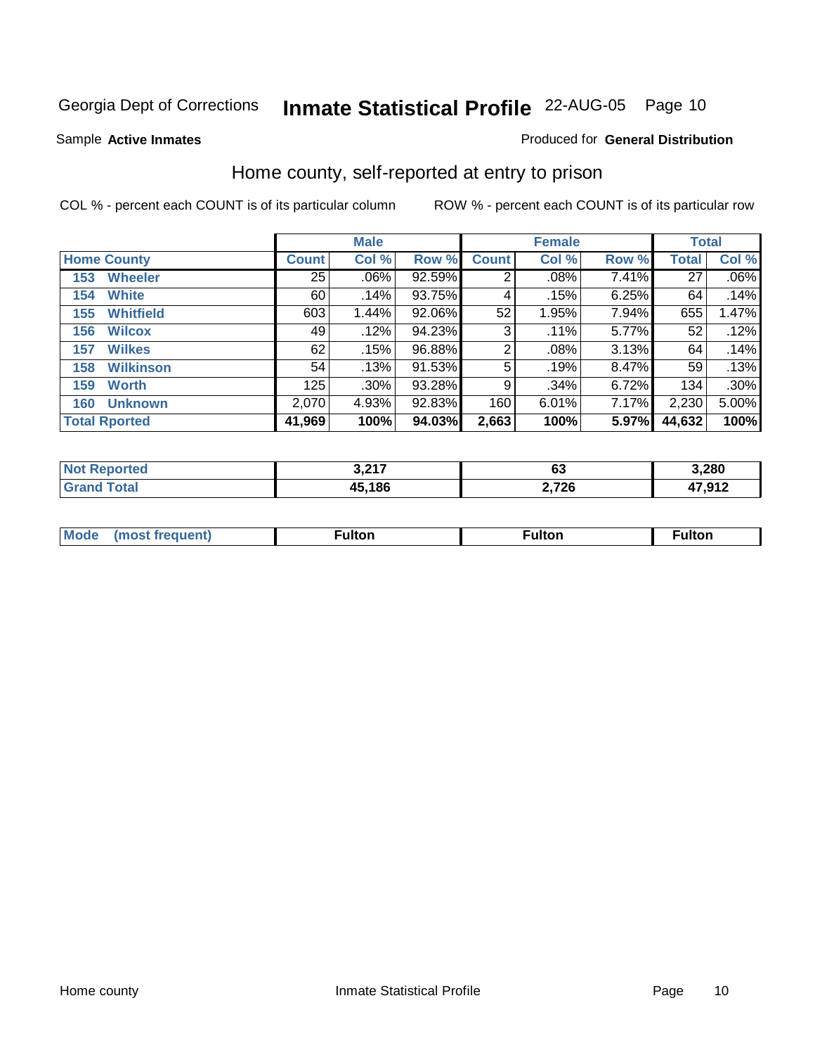Georgia Dept of Corrections **Inmate Statistical Profile** 22-AUG-05

Sample **Active Inmates**

Produced for **General Distribution**

## Home county, self-reported at entry to prison

COL % - percent each COUNT is of its particular column

ROW % - percent each COUNT is of its particular row

| Home County | Male | | | Female | | | Total | |
|---|---|---|---|---|---|---|---|---|
| | Count | Col % | Row % | Count | Col % | Row % | Total | Col % |
| 153 Wheeler | 25 | .06% | 92.59% | 2 | .08% | 7.41% | 27 | .06% |
| 154 White | 60 | .14% | 93.75% | 4 | .15% | 6.25% | 64 | .14% |
| 155 Whitfield | 603 | 1.44% | 92.06% | 52 | 1.95% | 7.94% | 655 | 1.47% |
| 156 Wilcox | 49 | .12% | 94.23% | 3 | .11% | 5.77% | 52 | .12% |
| 157 Wilkes | 62 | .15% | 96.88% | 2 | .08% | 3.13% | 64 | .14% |
| 158 Wilkinson | 54 | .13% | 91.53% | 5 | .19% | 8.47% | 59 | .13% |
| 159 Worth | 125 | .30% | 93.28% | 9 | .34% | 6.72% | 134 | .30% |
| 160 Unknown | 2,070 | 4.93% | 92.83% | 160 | 6.01% | 7.17% | 2,230 | 5.00% |
| **Total Rported** | **41,969** | **100%** | **94.03%** | **2,663** | **100%** | **5.97%** | **44,632** | **100%** |

| | Male | Female | Total |
|---|---|---|---|
| Not Reported | 3,217 | 63 | 3,280 |
| Grand Total | 45,186 | 2,726 | 47,912 |

| | Male | Female | Total |
|---|---|---|---|
| Mode (most frequent) | Fulton | Fulton | Fulton |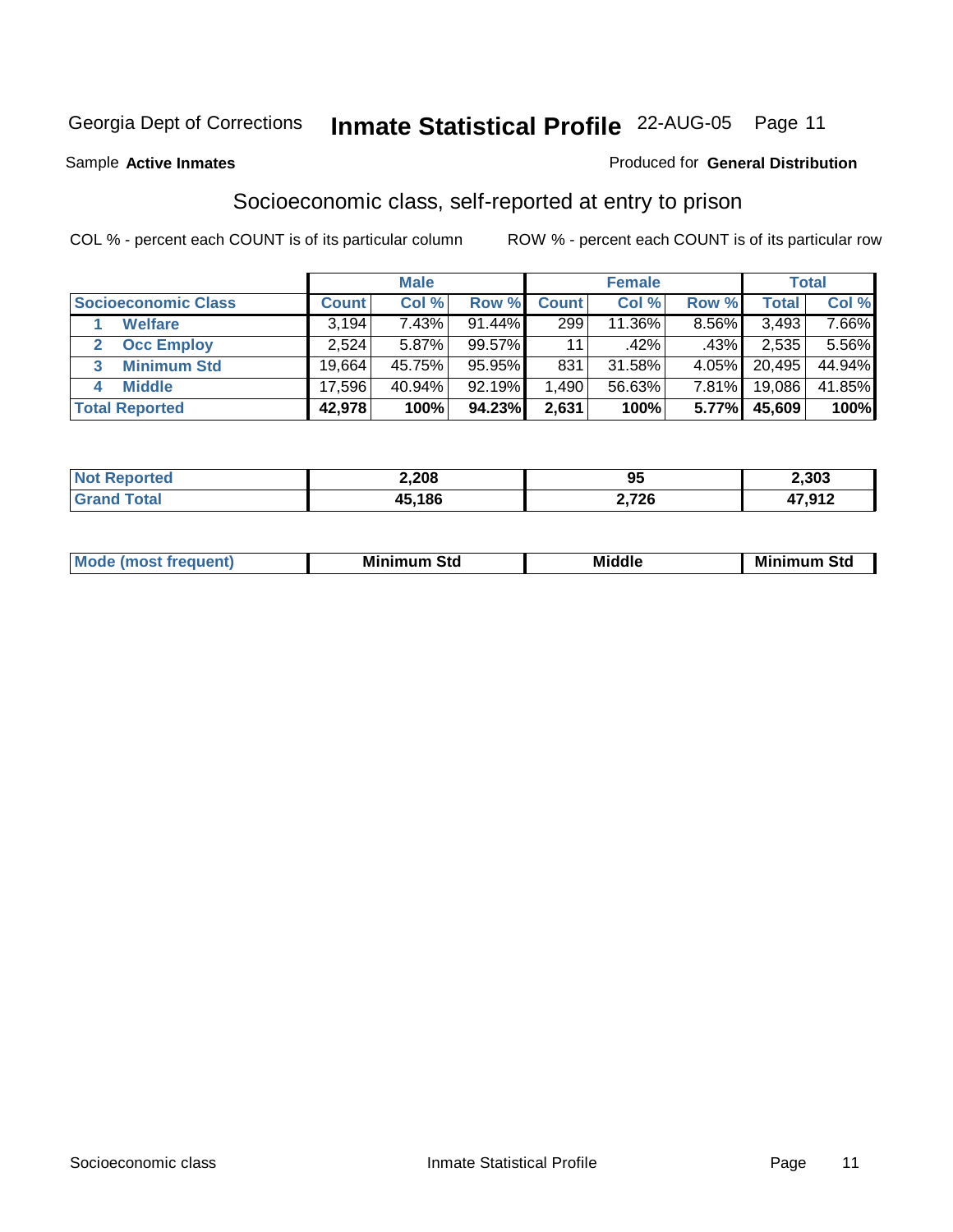Georgia Dept of Corrections **Inmate Statistical Profile** 22-AUG-05

Sample **Active Inmates**

Produced for **General Distribution**

## Socioeconomic class, self-reported at entry to prison

COL % - percent each COUNT is of its particular column

ROW % - percent each COUNT is of its particular row

| | Male | | | Female | | | Total | |
|---|---|---|---|---|---|---|---|---|
| **Socioeconomic Class** | **Count** | **Col %** | **Row %** | **Count** | **Col %** | **Row %** | **Total** | **Col %** |
| 1 **Welfare** | 3,194 | 7.43% | 91.44% | 299 | 11.36% | 8.56% | 3,493 | 7.66% |
| 2 **Occ Employ** | 2,524 | 5.87% | 99.57% | 11 | .42% | .43% | 2,535 | 5.56% |
| 3 **Minimum Std** | 19,664 | 45.75% | 95.95% | 831 | 31.58% | 4.05% | 20,495 | 44.94% |
| 4 **Middle** | 17,596 | 40.94% | 92.19% | 1,490 | 56.63% | 7.81% | 19,086 | 41.85% |
| **Total Reported** | **42,978** | **100%** | **94.23%** | **2,631** | **100%** | **5.77%** | **45,609** | **100%** |

| | Male | Female | Total |
|---|---|---|---|
| **Not Reported** | **2,208** | **95** | **2,303** |
| **Grand Total** | **45,186** | **2,726** | **47,912** |

| | Male | Female | Total |
|---|---|---|---|
| **Mode (most frequent)** | **Minimum Std** | **Middle** | **Minimum Std** |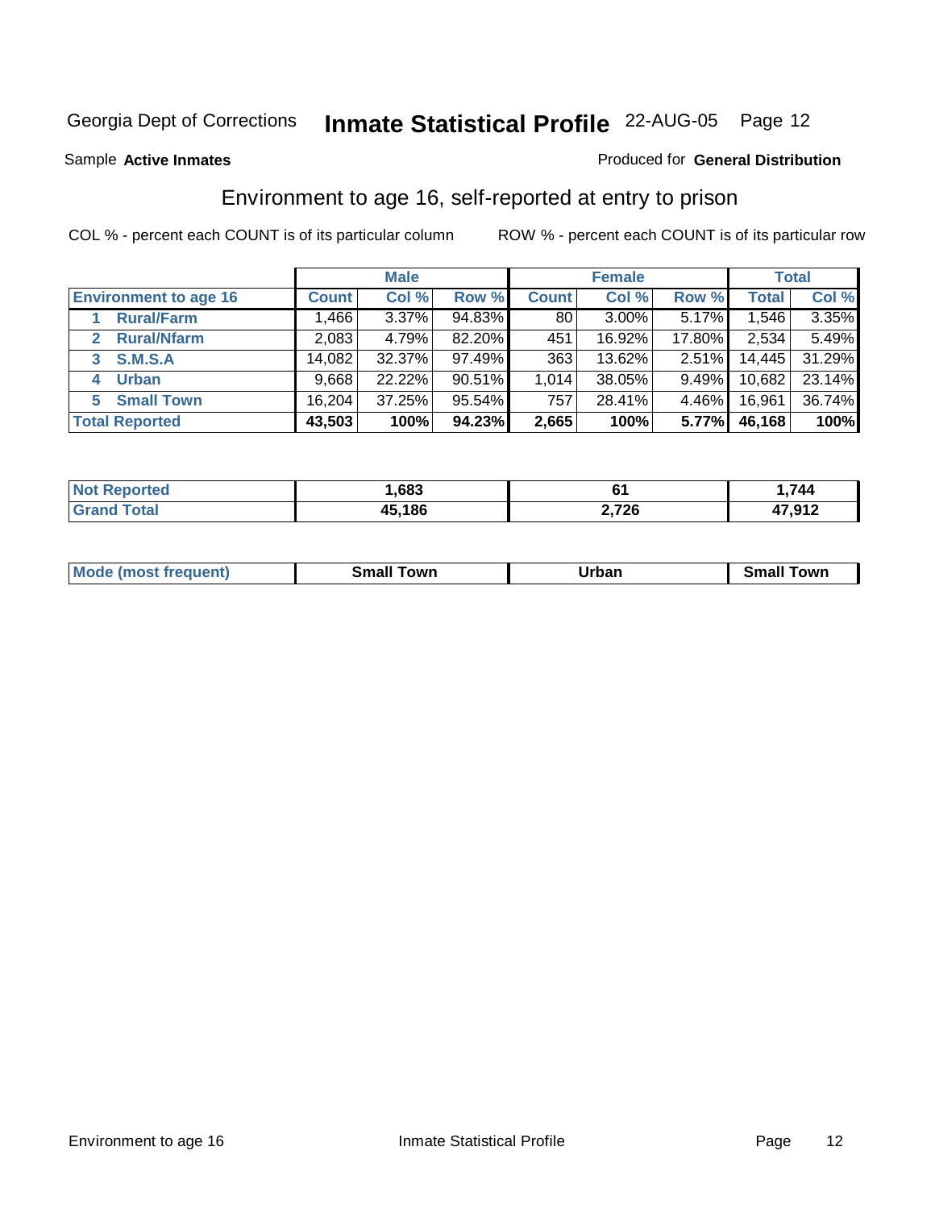Georgia Dept of Corrections **Inmate Statistical Profile** 22-AUG-05 Page 12

Sample **Active Inmates**

Produced for **General Distribution**

## Environment to age 16, self-reported at entry to prison

COL % - percent each COUNT is of its particular column

ROW % - percent each COUNT is of its particular row

| | Male | | | Female | | | Total | |
|---|---|---|---|---|---|---|---|---|
| **Environment to age 16** | **Count** | **Col %** | **Row %** | **Count** | **Col %** | **Row %** | **Total** | **Col %** |
| 1 **Rural/Farm** | 1,466 | 3.37% | 94.83% | 80 | 3.00% | 5.17% | 1,546 | 3.35% |
| 2 **Rural/Nfarm** | 2,083 | 4.79% | 82.20% | 451 | 16.92% | 17.80% | 2,534 | 5.49% |
| 3 **S.M.S.A** | 14,082 | 32.37% | 97.49% | 363 | 13.62% | 2.51% | 14,445 | 31.29% |
| 4 **Urban** | 9,668 | 22.22% | 90.51% | 1,014 | 38.05% | 9.49% | 10,682 | 23.14% |
| 5 **Small Town** | 16,204 | 37.25% | 95.54% | 757 | 28.41% | 4.46% | 16,961 | 36.74% |
| **Total Reported** | **43,503** | **100%** | **94.23%** | **2,665** | **100%** | **5.77%** | **46,168** | **100%** |

| | Male | Female | Total |
|---|---|---|---|
| **Not Reported** | **1,683** | **61** | **1,744** |
| **Grand Total** | **45,186** | **2,726** | **47,912** |

| | Male | Female | Total |
|---|---|---|---|
| **Mode (most frequent)** | **Small Town** | **Urban** | **Small Town** |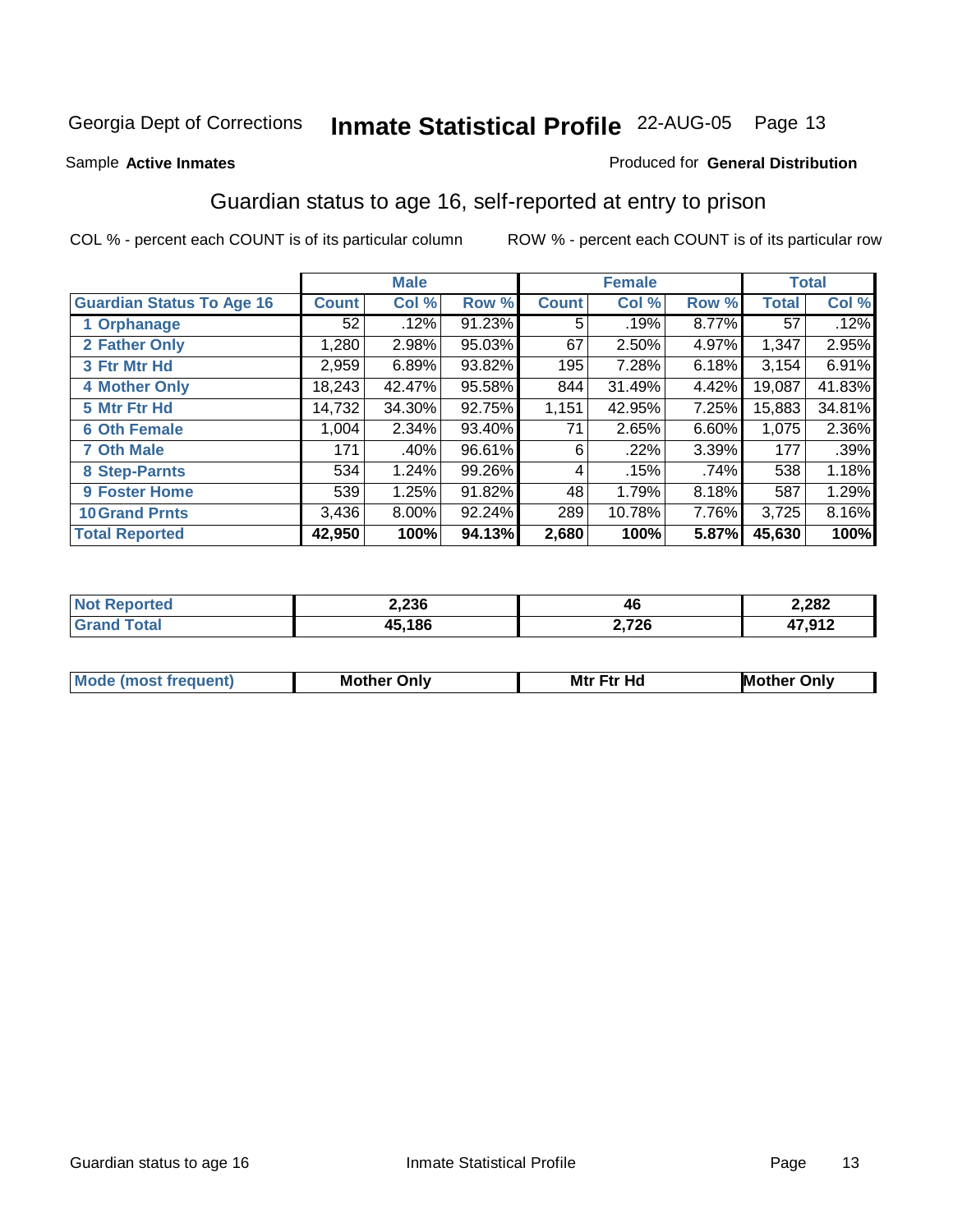Georgia Dept of Corrections **Inmate Statistical Profile** 22-AUG-05

Sample **Active Inmates**

Produced for **General Distribution**

## Guardian status to age 16, self-reported at entry to prison

COL % - percent each COUNT is of its particular column

ROW % - percent each COUNT is of its particular row

| | Male | | | Female | | | Total | |
|---|---|---|---|---|---|---|---|---|
| **Guardian Status To Age 16** | **Count** | **Col %** | **Row %** | **Count** | **Col %** | **Row %** | **Total** | **Col %** |
| 1 Orphanage | 52 | .12% | 91.23% | 5 | .19% | 8.77% | 57 | .12% |
| 2 Father Only | 1,280 | 2.98% | 95.03% | 67 | 2.50% | 4.97% | 1,347 | 2.95% |
| 3 Ftr Mtr Hd | 2,959 | 6.89% | 93.82% | 195 | 7.28% | 6.18% | 3,154 | 6.91% |
| 4 Mother Only | 18,243 | 42.47% | 95.58% | 844 | 31.49% | 4.42% | 19,087 | 41.83% |
| 5 Mtr Ftr Hd | 14,732 | 34.30% | 92.75% | 1,151 | 42.95% | 7.25% | 15,883 | 34.81% |
| 6 Oth Female | 1,004 | 2.34% | 93.40% | 71 | 2.65% | 6.60% | 1,075 | 2.36% |
| 7 Oth Male | 171 | .40% | 96.61% | 6 | .22% | 3.39% | 177 | .39% |
| 8 Step-Parnts | 534 | 1.24% | 99.26% | 4 | .15% | .74% | 538 | 1.18% |
| 9 Foster Home | 539 | 1.25% | 91.82% | 48 | 1.79% | 8.18% | 587 | 1.29% |
| 10 Grand Prnts | 3,436 | 8.00% | 92.24% | 289 | 10.78% | 7.76% | 3,725 | 8.16% |
| **Total Reported** | **42,950** | **100%** | **94.13%** | **2,680** | **100%** | **5.87%** | **45,630** | **100%** |

| | Male | Female | Total |
|---|---|---|---|
| Not Reported | 2,236 | 46 | 2,282 |
| Grand Total | 45,186 | 2,726 | 47,912 |

| | Male | Female | Total |
|---|---|---|---|
| Mode (most frequent) | Mother Only | Mtr Ftr Hd | Mother Only |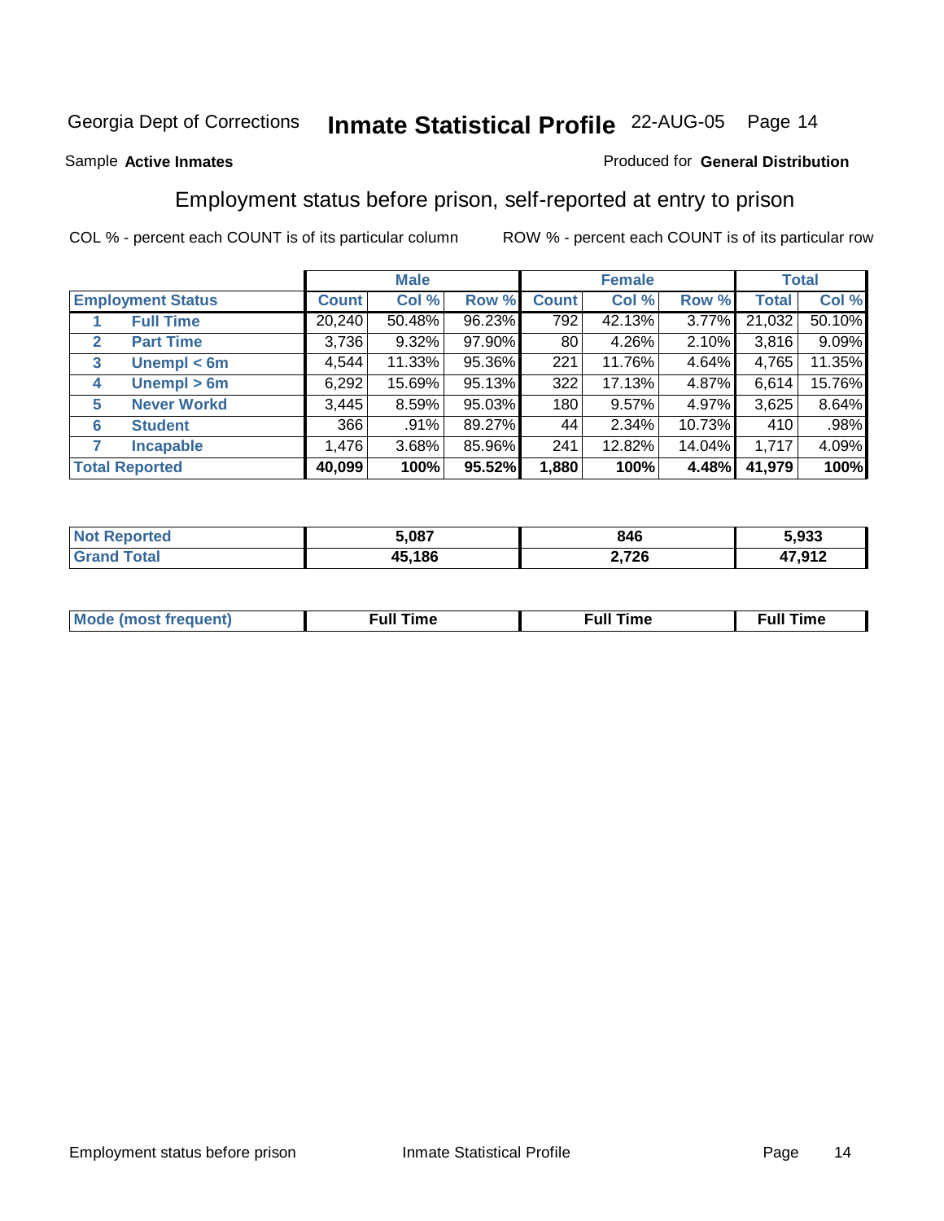Georgia Dept of Corrections **Inmate Statistical Profile** 22-AUG-05

Sample **Active Inmates**

Produced for **General Distribution**

## Employment status before prison, self-reported at entry to prison

COL % - percent each COUNT is of its particular column

ROW % - percent each COUNT is of its particular row

| | | Male | | | Female | | | Total | |
|---|---|---|---|---|---|---|---|---|---|
| **Employment Status** | | **Count** | **Col %** | **Row %** | **Count** | **Col %** | **Row %** | **Total** | **Col %** |
| 1 | **Full Time** | 20,240 | 50.48% | 96.23% | 792 | 42.13% | 3.77% | 21,032 | 50.10% |
| 2 | **Part Time** | 3,736 | 9.32% | 97.90% | 80 | 4.26% | 2.10% | 3,816 | 9.09% |
| 3 | **Unempl < 6m** | 4,544 | 11.33% | 95.36% | 221 | 11.76% | 4.64% | 4,765 | 11.35% |
| 4 | **Unempl > 6m** | 6,292 | 15.69% | 95.13% | 322 | 17.13% | 4.87% | 6,614 | 15.76% |
| 5 | **Never Workd** | 3,445 | 8.59% | 95.03% | 180 | 9.57% | 4.97% | 3,625 | 8.64% |
| 6 | **Student** | 366 | .91% | 89.27% | 44 | 2.34% | 10.73% | 410 | .98% |
| 7 | **Incapable** | 1,476 | 3.68% | 85.96% | 241 | 12.82% | 14.04% | 1,717 | 4.09% |
| **Total Reported** | | **40,099** | **100%** | **95.52%** | **1,880** | **100%** | **4.48%** | **41,979** | **100%** |

| | Male | Female | Total |
|---|---|---|---|
| **Not Reported** | **5,087** | **846** | **5,933** |
| **Grand Total** | **45,186** | **2,726** | **47,912** |

| | Male | Female | Total |
|---|---|---|---|
| **Mode (most frequent)** | **Full Time** | **Full Time** | **Full Time** |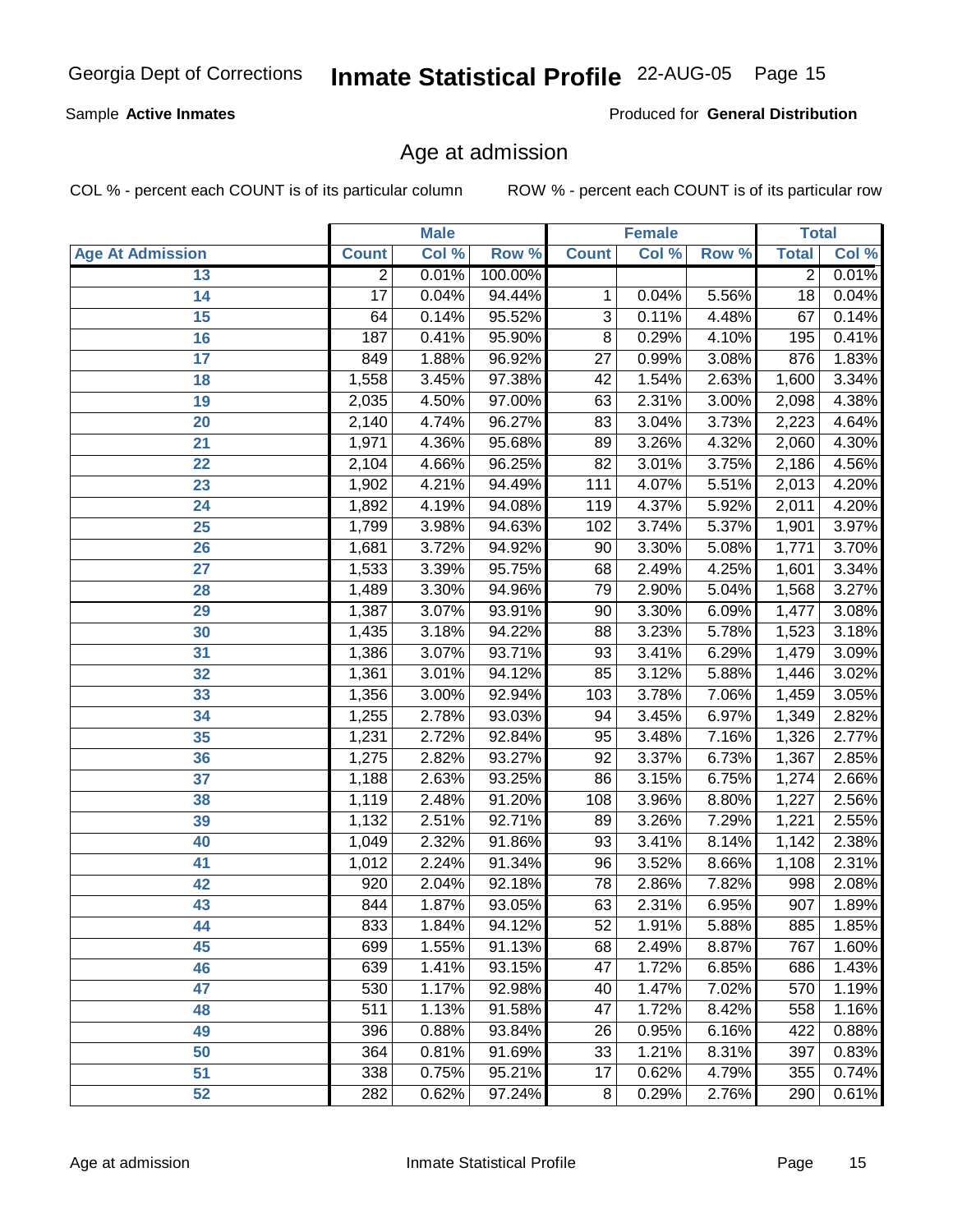Sample **Active Inmates**

Produced for **General Distribution**

## Age at admission

COL % - percent each COUNT is of its particular column

ROW % - percent each COUNT is of its particular row

| | Male | | | Female | | | Total | |
|---|---|---|---|---|---|---|---|---|
| **Age At Admission** | **Count** | **Col %** | **Row %** | **Count** | **Col %** | **Row %** | **Total** | **Col %** |
| 13 | 2 | 0.01% | 100.00% | | | | 2 | 0.01% |
| 14 | 17 | 0.04% | 94.44% | 1 | 0.04% | 5.56% | 18 | 0.04% |
| 15 | 64 | 0.14% | 95.52% | 3 | 0.11% | 4.48% | 67 | 0.14% |
| 16 | 187 | 0.41% | 95.90% | 8 | 0.29% | 4.10% | 195 | 0.41% |
| 17 | 849 | 1.88% | 96.92% | 27 | 0.99% | 3.08% | 876 | 1.83% |
| 18 | 1,558 | 3.45% | 97.38% | 42 | 1.54% | 2.63% | 1,600 | 3.34% |
| 19 | 2,035 | 4.50% | 97.00% | 63 | 2.31% | 3.00% | 2,098 | 4.38% |
| 20 | 2,140 | 4.74% | 96.27% | 83 | 3.04% | 3.73% | 2,223 | 4.64% |
| 21 | 1,971 | 4.36% | 95.68% | 89 | 3.26% | 4.32% | 2,060 | 4.30% |
| 22 | 2,104 | 4.66% | 96.25% | 82 | 3.01% | 3.75% | 2,186 | 4.56% |
| 23 | 1,902 | 4.21% | 94.49% | 111 | 4.07% | 5.51% | 2,013 | 4.20% |
| 24 | 1,892 | 4.19% | 94.08% | 119 | 4.37% | 5.92% | 2,011 | 4.20% |
| 25 | 1,799 | 3.98% | 94.63% | 102 | 3.74% | 5.37% | 1,901 | 3.97% |
| 26 | 1,681 | 3.72% | 94.92% | 90 | 3.30% | 5.08% | 1,771 | 3.70% |
| 27 | 1,533 | 3.39% | 95.75% | 68 | 2.49% | 4.25% | 1,601 | 3.34% |
| 28 | 1,489 | 3.30% | 94.96% | 79 | 2.90% | 5.04% | 1,568 | 3.27% |
| 29 | 1,387 | 3.07% | 93.91% | 90 | 3.30% | 6.09% | 1,477 | 3.08% |
| 30 | 1,435 | 3.18% | 94.22% | 88 | 3.23% | 5.78% | 1,523 | 3.18% |
| 31 | 1,386 | 3.07% | 93.71% | 93 | 3.41% | 6.29% | 1,479 | 3.09% |
| 32 | 1,361 | 3.01% | 94.12% | 85 | 3.12% | 5.88% | 1,446 | 3.02% |
| 33 | 1,356 | 3.00% | 92.94% | 103 | 3.78% | 7.06% | 1,459 | 3.05% |
| 34 | 1,255 | 2.78% | 93.03% | 94 | 3.45% | 6.97% | 1,349 | 2.82% |
| 35 | 1,231 | 2.72% | 92.84% | 95 | 3.48% | 7.16% | 1,326 | 2.77% |
| 36 | 1,275 | 2.82% | 93.27% | 92 | 3.37% | 6.73% | 1,367 | 2.85% |
| 37 | 1,188 | 2.63% | 93.25% | 86 | 3.15% | 6.75% | 1,274 | 2.66% |
| 38 | 1,119 | 2.48% | 91.20% | 108 | 3.96% | 8.80% | 1,227 | 2.56% |
| 39 | 1,132 | 2.51% | 92.71% | 89 | 3.26% | 7.29% | 1,221 | 2.55% |
| 40 | 1,049 | 2.32% | 91.86% | 93 | 3.41% | 8.14% | 1,142 | 2.38% |
| 41 | 1,012 | 2.24% | 91.34% | 96 | 3.52% | 8.66% | 1,108 | 2.31% |
| 42 | 920 | 2.04% | 92.18% | 78 | 2.86% | 7.82% | 998 | 2.08% |
| 43 | 844 | 1.87% | 93.05% | 63 | 2.31% | 6.95% | 907 | 1.89% |
| 44 | 833 | 1.84% | 94.12% | 52 | 1.91% | 5.88% | 885 | 1.85% |
| 45 | 699 | 1.55% | 91.13% | 68 | 2.49% | 8.87% | 767 | 1.60% |
| 46 | 639 | 1.41% | 93.15% | 47 | 1.72% | 6.85% | 686 | 1.43% |
| 47 | 530 | 1.17% | 92.98% | 40 | 1.47% | 7.02% | 570 | 1.19% |
| 48 | 511 | 1.13% | 91.58% | 47 | 1.72% | 8.42% | 558 | 1.16% |
| 49 | 396 | 0.88% | 93.84% | 26 | 0.95% | 6.16% | 422 | 0.88% |
| 50 | 364 | 0.81% | 91.69% | 33 | 1.21% | 8.31% | 397 | 0.83% |
| 51 | 338 | 0.75% | 95.21% | 17 | 0.62% | 4.79% | 355 | 0.74% |
| 52 | 282 | 0.62% | 97.24% | 8 | 0.29% | 2.76% | 290 | 0.61% |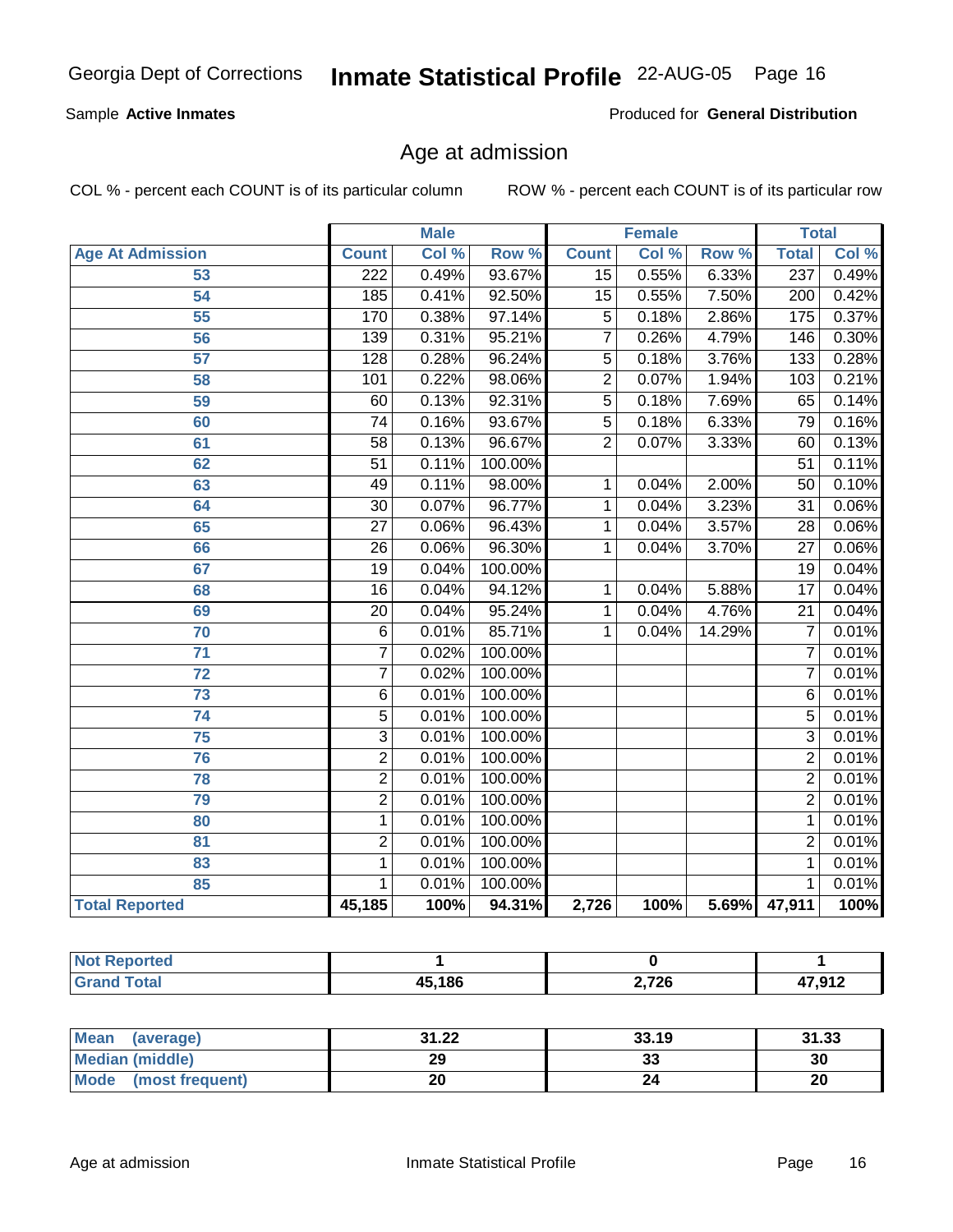Sample **Active Inmates**

Produced for **General Distribution**

## Age at admission

COL % - percent each COUNT is of its particular column

ROW % - percent each COUNT is of its particular row

| | Male | | | Female | | | Total | |
|---|---|---|---|---|---|---|---|---|
| **Age At Admission** | **Count** | **Col %** | **Row %** | **Count** | **Col %** | **Row %** | **Total** | **Col %** |
| 53 | 222 | 0.49% | 93.67% | 15 | 0.55% | 6.33% | 237 | 0.49% |
| 54 | 185 | 0.41% | 92.50% | 15 | 0.55% | 7.50% | 200 | 0.42% |
| 55 | 170 | 0.38% | 97.14% | 5 | 0.18% | 2.86% | 175 | 0.37% |
| 56 | 139 | 0.31% | 95.21% | 7 | 0.26% | 4.79% | 146 | 0.30% |
| 57 | 128 | 0.28% | 96.24% | 5 | 0.18% | 3.76% | 133 | 0.28% |
| 58 | 101 | 0.22% | 98.06% | 2 | 0.07% | 1.94% | 103 | 0.21% |
| 59 | 60 | 0.13% | 92.31% | 5 | 0.18% | 7.69% | 65 | 0.14% |
| 60 | 74 | 0.16% | 93.67% | 5 | 0.18% | 6.33% | 79 | 0.16% |
| 61 | 58 | 0.13% | 96.67% | 2 | 0.07% | 3.33% | 60 | 0.13% |
| 62 | 51 | 0.11% | 100.00% | | | | 51 | 0.11% |
| 63 | 49 | 0.11% | 98.00% | 1 | 0.04% | 2.00% | 50 | 0.10% |
| 64 | 30 | 0.07% | 96.77% | 1 | 0.04% | 3.23% | 31 | 0.06% |
| 65 | 27 | 0.06% | 96.43% | 1 | 0.04% | 3.57% | 28 | 0.06% |
| 66 | 26 | 0.06% | 96.30% | 1 | 0.04% | 3.70% | 27 | 0.06% |
| 67 | 19 | 0.04% | 100.00% | | | | 19 | 0.04% |
| 68 | 16 | 0.04% | 94.12% | 1 | 0.04% | 5.88% | 17 | 0.04% |
| 69 | 20 | 0.04% | 95.24% | 1 | 0.04% | 4.76% | 21 | 0.04% |
| 70 | 6 | 0.01% | 85.71% | 1 | 0.04% | 14.29% | 7 | 0.01% |
| 71 | 7 | 0.02% | 100.00% | | | | 7 | 0.01% |
| 72 | 7 | 0.02% | 100.00% | | | | 7 | 0.01% |
| 73 | 6 | 0.01% | 100.00% | | | | 6 | 0.01% |
| 74 | 5 | 0.01% | 100.00% | | | | 5 | 0.01% |
| 75 | 3 | 0.01% | 100.00% | | | | 3 | 0.01% |
| 76 | 2 | 0.01% | 100.00% | | | | 2 | 0.01% |
| 78 | 2 | 0.01% | 100.00% | | | | 2 | 0.01% |
| 79 | 2 | 0.01% | 100.00% | | | | 2 | 0.01% |
| 80 | 1 | 0.01% | 100.00% | | | | 1 | 0.01% |
| 81 | 2 | 0.01% | 100.00% | | | | 2 | 0.01% |
| 83 | 1 | 0.01% | 100.00% | | | | 1 | 0.01% |
| 85 | 1 | 0.01% | 100.00% | | | | 1 | 0.01% |
| **Total Reported** | **45,185** | **100%** | **94.31%** | **2,726** | **100%** | **5.69%** | **47,911** | **100%** |

| | Male | Female | Total |
|---|---|---|---|
| **Not Reported** | **1** | **0** | **1** |
| **Grand Total** | **45,186** | **2,726** | **47,912** |

| | Male | Female | Total |
|---|---|---|---|
| **Mean (average)** | **31.22** | **33.19** | **31.33** |
| **Median (middle)** | **29** | **33** | **30** |
| **Mode (most frequent)** | **20** | **24** | **20** |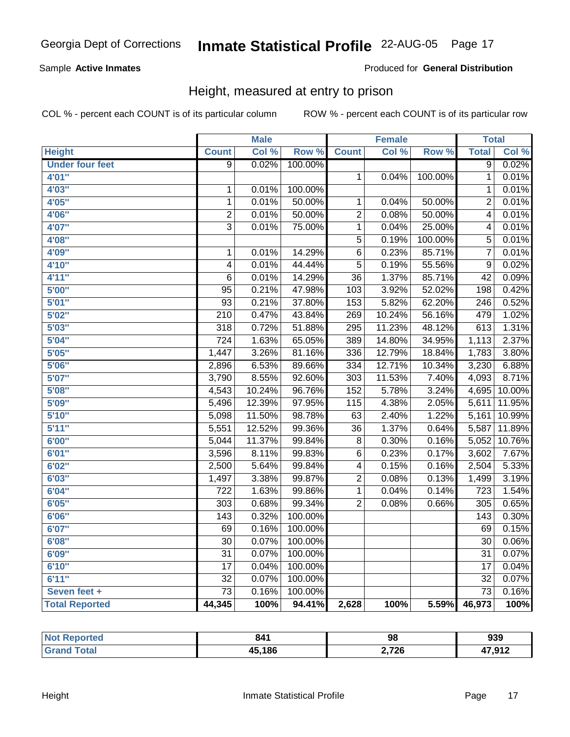Georgia Dept of Corrections **Inmate Statistical Profile** 22-AUG-05

Sample **Active Inmates**

Produced for **General Distribution**

## Height, measured at entry to prison

COL % - percent each COUNT is of its particular column

ROW % - percent each COUNT is of its particular row

| | Male | | | Female | | | Total | |
|---|---|---|---|---|---|---|---|---|
| **Height** | **Count** | **Col %** | **Row %** | **Count** | **Col %** | **Row %** | **Total** | **Col %** |
| **Under four feet** | 9 | 0.02% | 100.00% | | | | 9 | 0.02% |
| **4'01"** | | | | 1 | 0.04% | 100.00% | 1 | 0.01% |
| **4'03"** | 1 | 0.01% | 100.00% | | | | 1 | 0.01% |
| **4'05"** | 1 | 0.01% | 50.00% | 1 | 0.04% | 50.00% | 2 | 0.01% |
| **4'06"** | 2 | 0.01% | 50.00% | 2 | 0.08% | 50.00% | 4 | 0.01% |
| **4'07"** | 3 | 0.01% | 75.00% | 1 | 0.04% | 25.00% | 4 | 0.01% |
| **4'08"** | | | | 5 | 0.19% | 100.00% | 5 | 0.01% |
| **4'09"** | 1 | 0.01% | 14.29% | 6 | 0.23% | 85.71% | 7 | 0.01% |
| **4'10"** | 4 | 0.01% | 44.44% | 5 | 0.19% | 55.56% | 9 | 0.02% |
| **4'11"** | 6 | 0.01% | 14.29% | 36 | 1.37% | 85.71% | 42 | 0.09% |
| **5'00"** | 95 | 0.21% | 47.98% | 103 | 3.92% | 52.02% | 198 | 0.42% |
| **5'01"** | 93 | 0.21% | 37.80% | 153 | 5.82% | 62.20% | 246 | 0.52% |
| **5'02"** | 210 | 0.47% | 43.84% | 269 | 10.24% | 56.16% | 479 | 1.02% |
| **5'03"** | 318 | 0.72% | 51.88% | 295 | 11.23% | 48.12% | 613 | 1.31% |
| **5'04"** | 724 | 1.63% | 65.05% | 389 | 14.80% | 34.95% | 1,113 | 2.37% |
| **5'05"** | 1,447 | 3.26% | 81.16% | 336 | 12.79% | 18.84% | 1,783 | 3.80% |
| **5'06"** | 2,896 | 6.53% | 89.66% | 334 | 12.71% | 10.34% | 3,230 | 6.88% |
| **5'07"** | 3,790 | 8.55% | 92.60% | 303 | 11.53% | 7.40% | 4,093 | 8.71% |
| **5'08"** | 4,543 | 10.24% | 96.76% | 152 | 5.78% | 3.24% | 4,695 | 10.00% |
| **5'09"** | 5,496 | 12.39% | 97.95% | 115 | 4.38% | 2.05% | 5,611 | 11.95% |
| **5'10"** | 5,098 | 11.50% | 98.78% | 63 | 2.40% | 1.22% | 5,161 | 10.99% |
| **5'11"** | 5,551 | 12.52% | 99.36% | 36 | 1.37% | 0.64% | 5,587 | 11.89% |
| **6'00"** | 5,044 | 11.37% | 99.84% | 8 | 0.30% | 0.16% | 5,052 | 10.76% |
| **6'01"** | 3,596 | 8.11% | 99.83% | 6 | 0.23% | 0.17% | 3,602 | 7.67% |
| **6'02"** | 2,500 | 5.64% | 99.84% | 4 | 0.15% | 0.16% | 2,504 | 5.33% |
| **6'03"** | 1,497 | 3.38% | 99.87% | 2 | 0.08% | 0.13% | 1,499 | 3.19% |
| **6'04"** | 722 | 1.63% | 99.86% | 1 | 0.04% | 0.14% | 723 | 1.54% |
| **6'05"** | 303 | 0.68% | 99.34% | 2 | 0.08% | 0.66% | 305 | 0.65% |
| **6'06"** | 143 | 0.32% | 100.00% | | | | 143 | 0.30% |
| **6'07"** | 69 | 0.16% | 100.00% | | | | 69 | 0.15% |
| **6'08"** | 30 | 0.07% | 100.00% | | | | 30 | 0.06% |
| **6'09"** | 31 | 0.07% | 100.00% | | | | 31 | 0.07% |
| **6'10"** | 17 | 0.04% | 100.00% | | | | 17 | 0.04% |
| **6'11"** | 32 | 0.07% | 100.00% | | | | 32 | 0.07% |
| **Seven feet +** | 73 | 0.16% | 100.00% | | | | 73 | 0.16% |
| **Total Reported** | **44,345** | **100%** | **94.41%** | **2,628** | **100%** | **5.59%** | **46,973** | **100%** |

| | Male | Female | Total |
|---|---|---|---|
| **Not Reported** | **841** | **98** | **939** |
| **Grand Total** | **45,186** | **2,726** | **47,912** |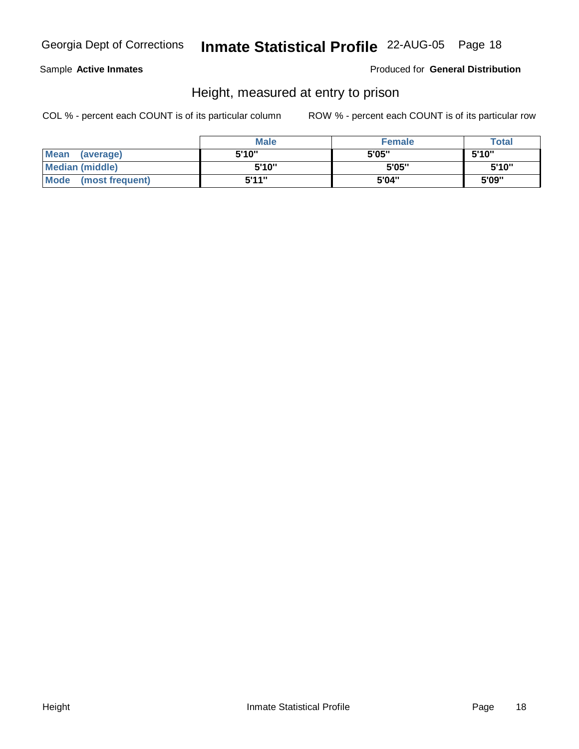Georgia Dept of Corrections **Inmate Statistical Profile** 22-AUG-05

Sample **Active Inmates**

Produced for **General Distribution**

## Height, measured at entry to prison

COL % - percent each COUNT is of its particular column

ROW % - percent each COUNT is of its particular row

| | Male | Female | Total |
|---|---|---|---|
| **Mean (average)** | 5'10" | 5'05" | 5'10" |
| **Median (middle)** | 5'10" | 5'05" | 5'10" |
| **Mode (most frequent)** | 5'11" | 5'04" | 5'09" |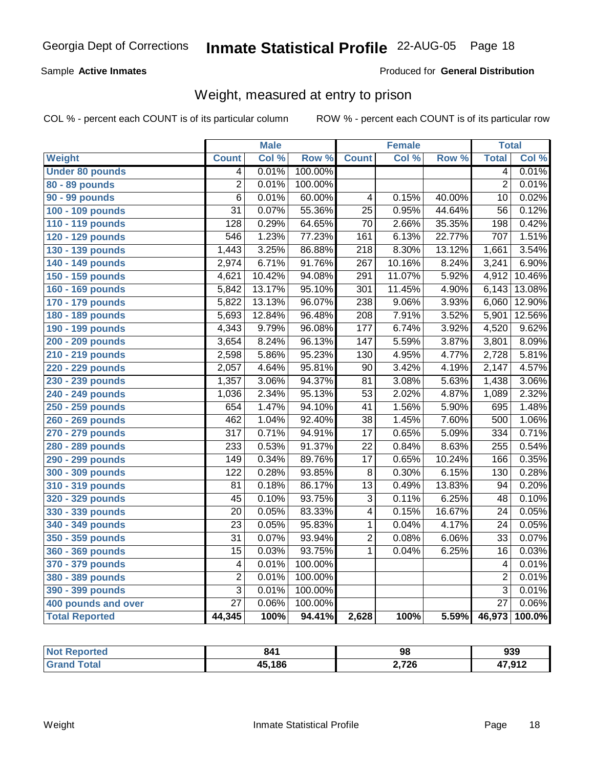Georgia Dept of Corrections **Inmate Statistical Profile** 22-AUG-05 Page 18

Sample **Active Inmates** Produced for **General Distribution**

## Weight, measured at entry to prison

COL % - percent each COUNT is of its particular column ROW % - percent each COUNT is of its particular row

| | Male | | | Female | | | Total | |
|---|---|---|---|---|---|---|---|---|
| **Weight** | **Count** | **Col %** | **Row %** | **Count** | **Col %** | **Row %** | **Total** | **Col %** |
| **Under 80 pounds** | 4 | 0.01% | 100.00% | | | | 4 | 0.01% |
| **80 - 89 pounds** | 2 | 0.01% | 100.00% | | | | 2 | 0.01% |
| **90 - 99 pounds** | 6 | 0.01% | 60.00% | 4 | 0.15% | 40.00% | 10 | 0.02% |
| **100 - 109 pounds** | 31 | 0.07% | 55.36% | 25 | 0.95% | 44.64% | 56 | 0.12% |
| **110 - 119 pounds** | 128 | 0.29% | 64.65% | 70 | 2.66% | 35.35% | 198 | 0.42% |
| **120 - 129 pounds** | 546 | 1.23% | 77.23% | 161 | 6.13% | 22.77% | 707 | 1.51% |
| **130 - 139 pounds** | 1,443 | 3.25% | 86.88% | 218 | 8.30% | 13.12% | 1,661 | 3.54% |
| **140 - 149 pounds** | 2,974 | 6.71% | 91.76% | 267 | 10.16% | 8.24% | 3,241 | 6.90% |
| **150 - 159 pounds** | 4,621 | 10.42% | 94.08% | 291 | 11.07% | 5.92% | 4,912 | 10.46% |
| **160 - 169 pounds** | 5,842 | 13.17% | 95.10% | 301 | 11.45% | 4.90% | 6,143 | 13.08% |
| **170 - 179 pounds** | 5,822 | 13.13% | 96.07% | 238 | 9.06% | 3.93% | 6,060 | 12.90% |
| **180 - 189 pounds** | 5,693 | 12.84% | 96.48% | 208 | 7.91% | 3.52% | 5,901 | 12.56% |
| **190 - 199 pounds** | 4,343 | 9.79% | 96.08% | 177 | 6.74% | 3.92% | 4,520 | 9.62% |
| **200 - 209 pounds** | 3,654 | 8.24% | 96.13% | 147 | 5.59% | 3.87% | 3,801 | 8.09% |
| **210 - 219 pounds** | 2,598 | 5.86% | 95.23% | 130 | 4.95% | 4.77% | 2,728 | 5.81% |
| **220 - 229 pounds** | 2,057 | 4.64% | 95.81% | 90 | 3.42% | 4.19% | 2,147 | 4.57% |
| **230 - 239 pounds** | 1,357 | 3.06% | 94.37% | 81 | 3.08% | 5.63% | 1,438 | 3.06% |
| **240 - 249 pounds** | 1,036 | 2.34% | 95.13% | 53 | 2.02% | 4.87% | 1,089 | 2.32% |
| **250 - 259 pounds** | 654 | 1.47% | 94.10% | 41 | 1.56% | 5.90% | 695 | 1.48% |
| **260 - 269 pounds** | 462 | 1.04% | 92.40% | 38 | 1.45% | 7.60% | 500 | 1.06% |
| **270 - 279 pounds** | 317 | 0.71% | 94.91% | 17 | 0.65% | 5.09% | 334 | 0.71% |
| **280 - 289 pounds** | 233 | 0.53% | 91.37% | 22 | 0.84% | 8.63% | 255 | 0.54% |
| **290 - 299 pounds** | 149 | 0.34% | 89.76% | 17 | 0.65% | 10.24% | 166 | 0.35% |
| **300 - 309 pounds** | 122 | 0.28% | 93.85% | 8 | 0.30% | 6.15% | 130 | 0.28% |
| **310 - 319 pounds** | 81 | 0.18% | 86.17% | 13 | 0.49% | 13.83% | 94 | 0.20% |
| **320 - 329 pounds** | 45 | 0.10% | 93.75% | 3 | 0.11% | 6.25% | 48 | 0.10% |
| **330 - 339 pounds** | 20 | 0.05% | 83.33% | 4 | 0.15% | 16.67% | 24 | 0.05% |
| **340 - 349 pounds** | 23 | 0.05% | 95.83% | 1 | 0.04% | 4.17% | 24 | 0.05% |
| **350 - 359 pounds** | 31 | 0.07% | 93.94% | 2 | 0.08% | 6.06% | 33 | 0.07% |
| **360 - 369 pounds** | 15 | 0.03% | 93.75% | 1 | 0.04% | 6.25% | 16 | 0.03% |
| **370 - 379 pounds** | 4 | 0.01% | 100.00% | | | | 4 | 0.01% |
| **380 - 389 pounds** | 2 | 0.01% | 100.00% | | | | 2 | 0.01% |
| **390 - 399 pounds** | 3 | 0.01% | 100.00% | | | | 3 | 0.01% |
| **400 pounds and over** | 27 | 0.06% | 100.00% | | | | 27 | 0.06% |
| **Total Reported** | **44,345** | **100%** | **94.41%** | **2,628** | **100%** | **5.59%** | **46,973** | **100.0%** |

| | Male | Female | Total |
|---|---|---|---|
| **Not Reported** | **841** | **98** | **939** |
| **Grand Total** | **45,186** | **2,726** | **47,912** |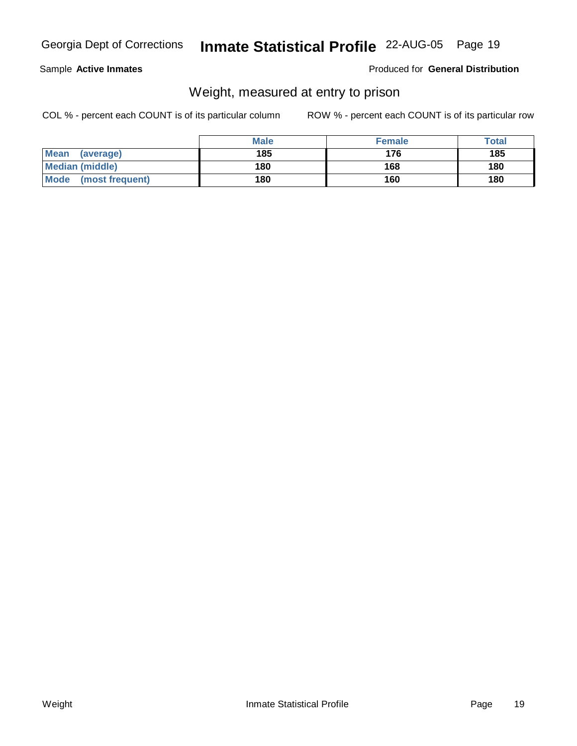Georgia Dept of Corrections **Inmate Statistical Profile** 22-AUG-05

Sample **Active Inmates**

Produced for **General Distribution**

## Weight, measured at entry to prison

COL % - percent each COUNT is of its particular column

ROW % - percent each COUNT is of its particular row

| | Male | Female | Total |
|---|---|---|---|
| **Mean (average)** | **185** | **176** | **185** |
| **Median (middle)** | **180** | **168** | **180** |
| **Mode (most frequent)** | **180** | **160** | **180** |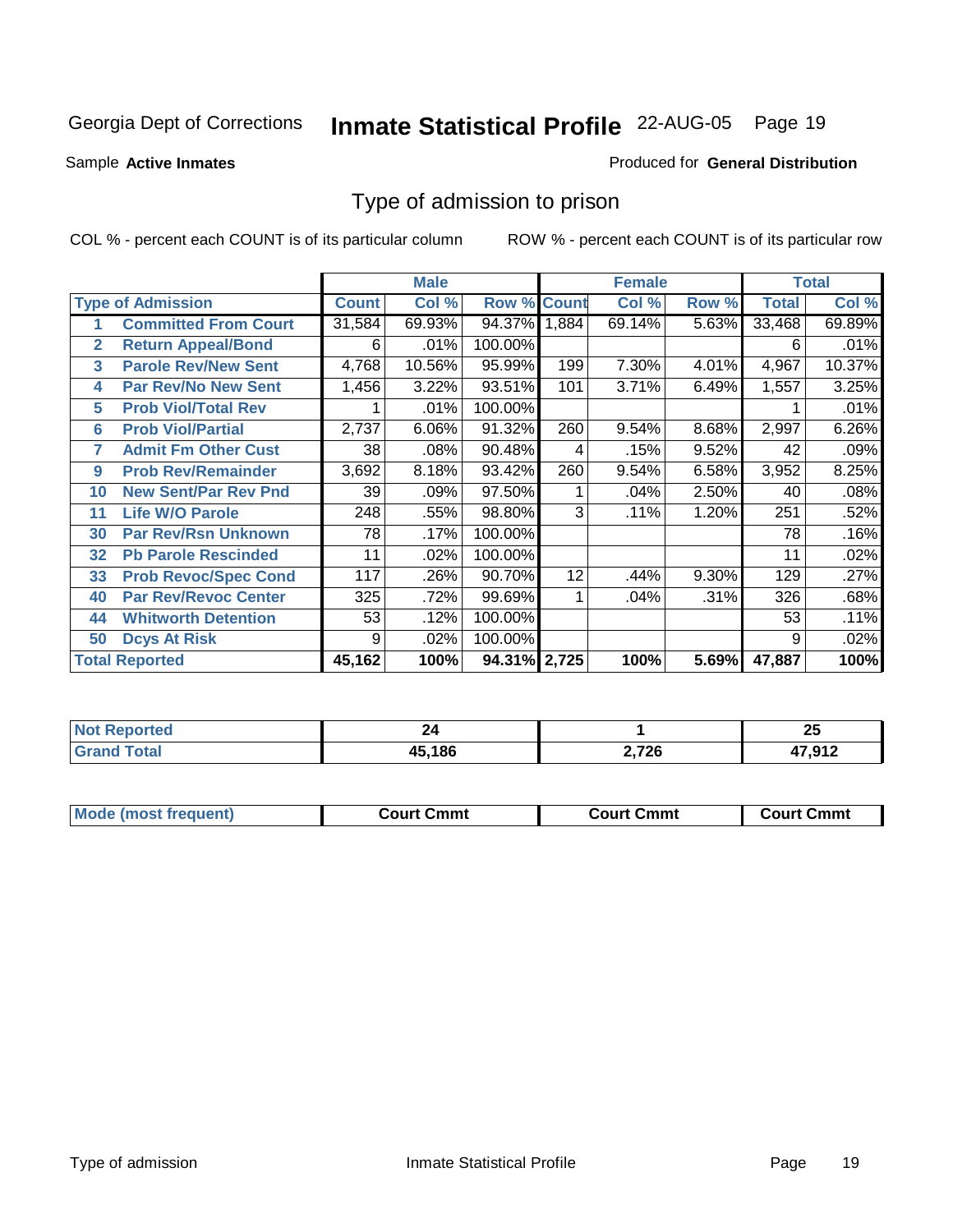Georgia Dept of Corrections **Inmate Statistical Profile** 22-AUG-05

Sample **Active Inmates**

Produced for **General Distribution**

## Type of admission to prison

COL % - percent each COUNT is of its particular column    ROW % - percent each COUNT is of its particular row

| Type of Admission | | Male | | | Female | | | Total | |
|---|---|---|---|---|---|---|---|---|---|
| | | Count | Col % | Row % | Count | Col % | Row % | Total | Col % |
| 1 | Committed From Court | 31,584 | 69.93% | 94.37% | 1,884 | 69.14% | 5.63% | 33,468 | 69.89% |
| 2 | Return Appeal/Bond | 6 | .01% | 100.00% | | | | 6 | .01% |
| 3 | Parole Rev/New Sent | 4,768 | 10.56% | 95.99% | 199 | 7.30% | 4.01% | 4,967 | 10.37% |
| 4 | Par Rev/No New Sent | 1,456 | 3.22% | 93.51% | 101 | 3.71% | 6.49% | 1,557 | 3.25% |
| 5 | Prob Viol/Total Rev | 1 | .01% | 100.00% | | | | 1 | .01% |
| 6 | Prob Viol/Partial | 2,737 | 6.06% | 91.32% | 260 | 9.54% | 8.68% | 2,997 | 6.26% |
| 7 | Admit Fm Other Cust | 38 | .08% | 90.48% | 4 | .15% | 9.52% | 42 | .09% |
| 9 | Prob Rev/Remainder | 3,692 | 8.18% | 93.42% | 260 | 9.54% | 6.58% | 3,952 | 8.25% |
| 10 | New Sent/Par Rev Pnd | 39 | .09% | 97.50% | 1 | .04% | 2.50% | 40 | .08% |
| 11 | Life W/O Parole | 248 | .55% | 98.80% | 3 | .11% | 1.20% | 251 | .52% |
| 30 | Par Rev/Rsn Unknown | 78 | .17% | 100.00% | | | | 78 | .16% |
| 32 | Pb Parole Rescinded | 11 | .02% | 100.00% | | | | 11 | .02% |
| 33 | Prob Revoc/Spec Cond | 117 | .26% | 90.70% | 12 | .44% | 9.30% | 129 | .27% |
| 40 | Par Rev/Revoc Center | 325 | .72% | 99.69% | 1 | .04% | .31% | 326 | .68% |
| 44 | Whitworth Detention | 53 | .12% | 100.00% | | | | 53 | .11% |
| 50 | Dcys At Risk | 9 | .02% | 100.00% | | | | 9 | .02% |
| **Total Reported** | | **45,162** | **100%** | **94.31%** | **2,725** | **100%** | **5.69%** | **47,887** | **100%** |

| | Male | Female | Total |
|---|---|---|---|
| Not Reported | 24 | 1 | 25 |
| Grand Total | 45,186 | 2,726 | 47,912 |

| | Male | Female | Total |
|---|---|---|---|
| Mode (most frequent) | Court Cmmt | Court Cmmt | Court Cmmt |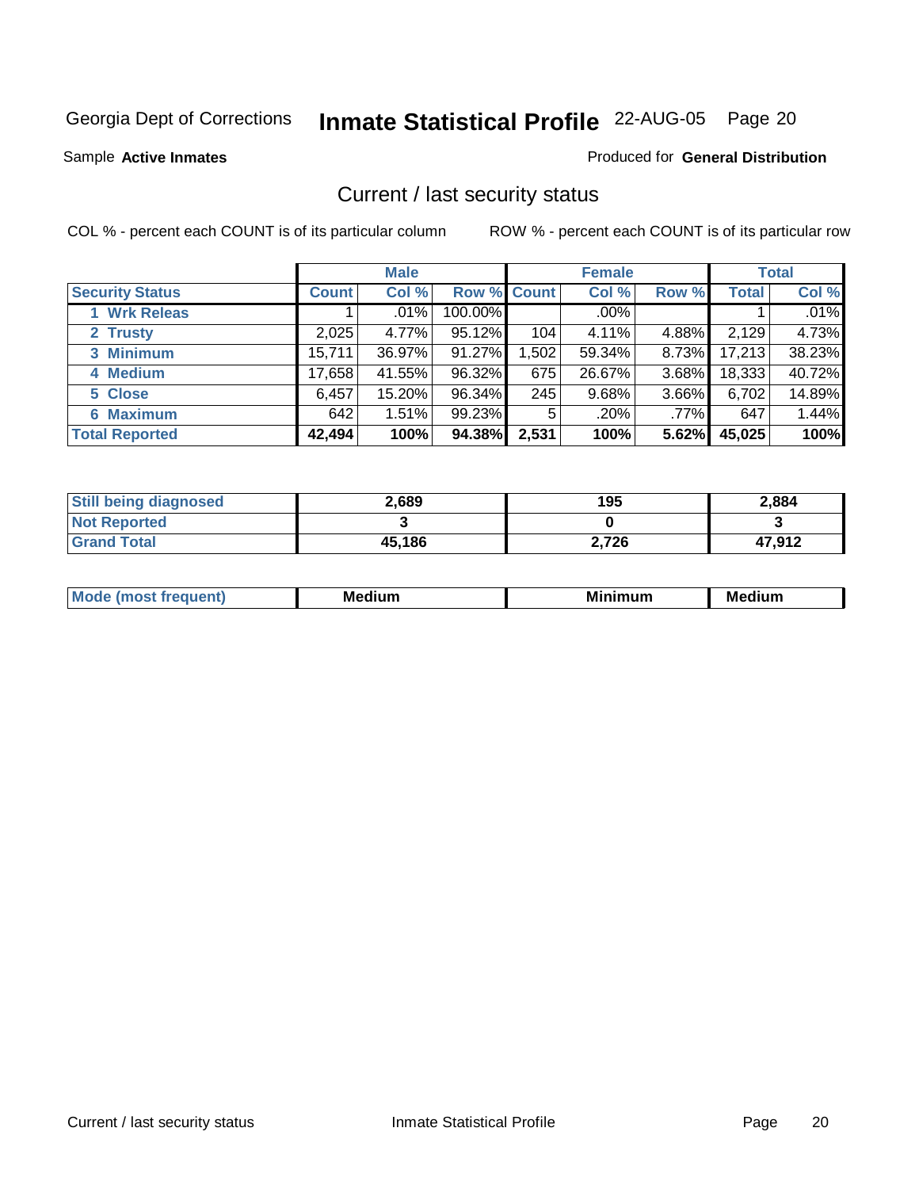Georgia Dept of Corrections **Inmate Statistical Profile** 22-AUG-05 Page 20

Sample **Active Inmates**

Produced for **General Distribution**

## Current / last security status

COL % - percent each COUNT is of its particular column

ROW % - percent each COUNT is of its particular row

| | Male | | | Female | | | Total | |
|---|---|---|---|---|---|---|---|---|
| **Security Status** | **Count** | **Col %** | **Row %** | **Count** | **Col %** | **Row %** | **Total** | **Col %** |
| **1 Wrk Releas** | 1 | .01% | 100.00% | | .00% | | 1 | .01% |
| **2 Trusty** | 2,025 | 4.77% | 95.12% | 104 | 4.11% | 4.88% | 2,129 | 4.73% |
| **3 Minimum** | 15,711 | 36.97% | 91.27% | 1,502 | 59.34% | 8.73% | 17,213 | 38.23% |
| **4 Medium** | 17,658 | 41.55% | 96.32% | 675 | 26.67% | 3.68% | 18,333 | 40.72% |
| **5 Close** | 6,457 | 15.20% | 96.34% | 245 | 9.68% | 3.66% | 6,702 | 14.89% |
| **6 Maximum** | 642 | 1.51% | 99.23% | 5 | .20% | .77% | 647 | 1.44% |
| **Total Reported** | **42,494** | **100%** | **94.38%** | **2,531** | **100%** | **5.62%** | **45,025** | **100%** |

| | Male | Female | Total |
|---|---|---|---|
| **Still being diagnosed** | **2,689** | **195** | **2,884** |
| **Not Reported** | **3** | **0** | **3** |
| **Grand Total** | **45,186** | **2,726** | **47,912** |

| | Male | Female | Total |
|---|---|---|---|
| **Mode (most frequent)** | **Medium** | **Minimum** | **Medium** |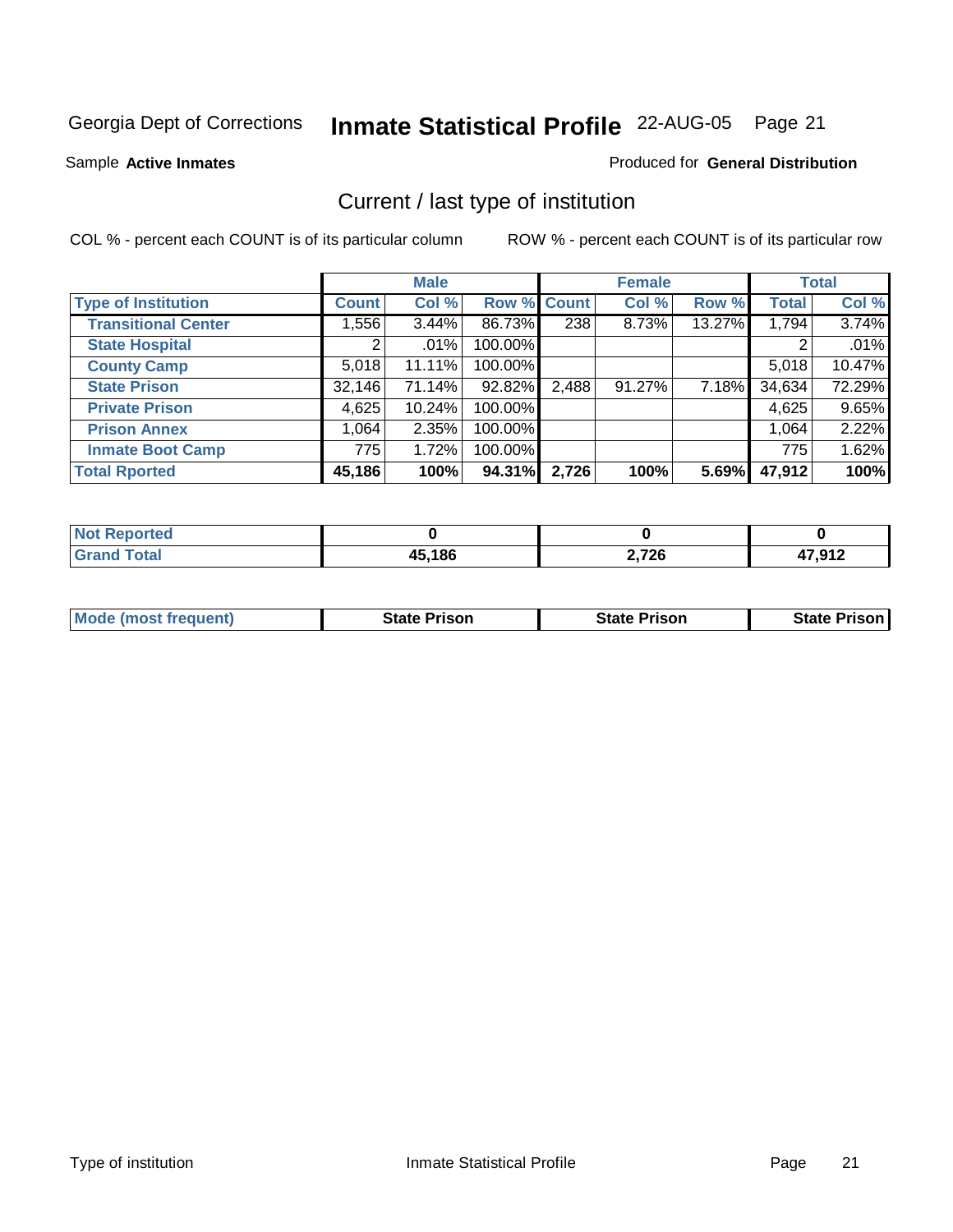Georgia Dept of Corrections **Inmate Statistical Profile** 22-AUG-05

Sample **Active Inmates** Produced for **General Distribution**

## Current / last type of institution

COL % - percent each COUNT is of its particular column ROW % - percent each COUNT is of its particular row

| | Male | | | Female | | | Total | |
|---|---|---|---|---|---|---|---|---|
| Type of Institution | Count | Col % | Row % | Count | Col % | Row % | Total | Col % |
| Transitional Center | 1,556 | 3.44% | 86.73% | 238 | 8.73% | 13.27% | 1,794 | 3.74% |
| State Hospital | 2 | .01% | 100.00% | | | | 2 | .01% |
| County Camp | 5,018 | 11.11% | 100.00% | | | | 5,018 | 10.47% |
| State Prison | 32,146 | 71.14% | 92.82% | 2,488 | 91.27% | 7.18% | 34,634 | 72.29% |
| Private Prison | 4,625 | 10.24% | 100.00% | | | | 4,625 | 9.65% |
| Prison Annex | 1,064 | 2.35% | 100.00% | | | | 1,064 | 2.22% |
| Inmate Boot Camp | 775 | 1.72% | 100.00% | | | | 775 | 1.62% |
| **Total Rported** | **45,186** | **100%** | **94.31%** | **2,726** | **100%** | **5.69%** | **47,912** | **100%** |

| | Male | Female | Total |
|---|---|---|---|
| Not Reported | **0** | **0** | **0** |
| Grand Total | **45,186** | **2,726** | **47,912** |

| | Male | Female | Total |
|---|---|---|---|
| Mode (most frequent) | **State Prison** | **State Prison** | **State Prison** |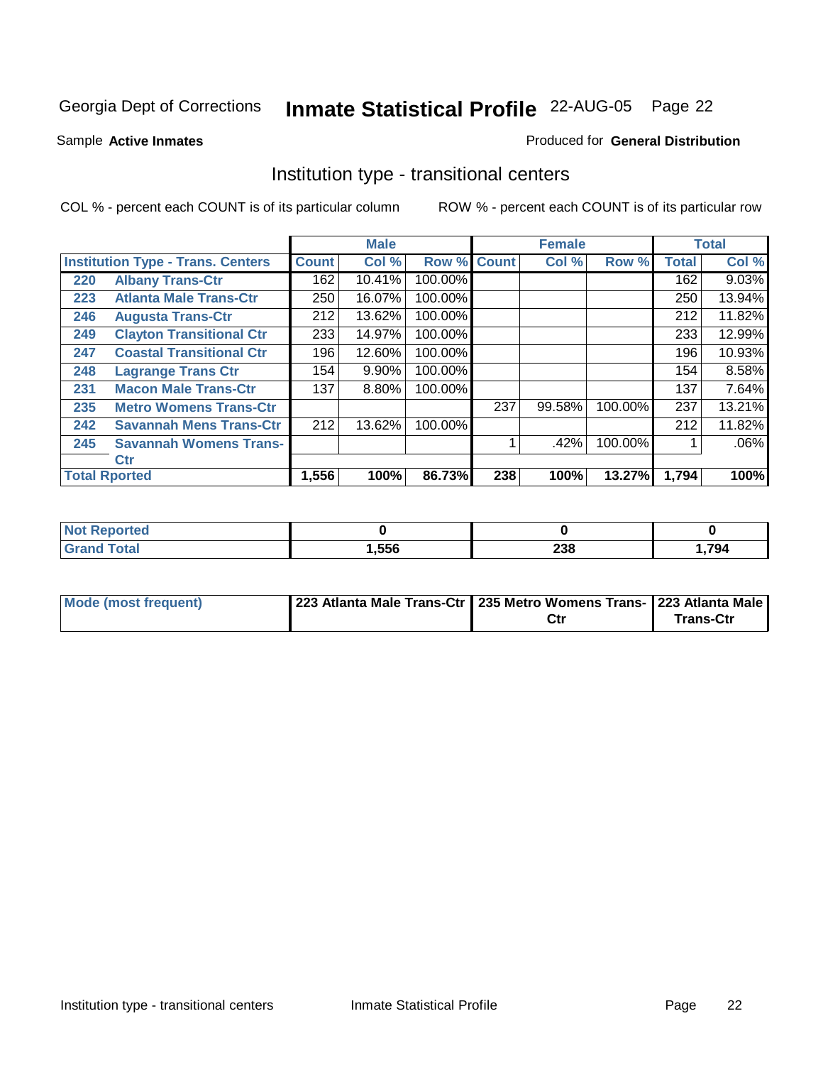Georgia Dept of Corrections **Inmate Statistical Profile** 22-AUG-05 Page 22

Sample **Active Inmates**

Produced for **General Distribution**

## Institution type - transitional centers

COL % - percent each COUNT is of its particular column

ROW % - percent each COUNT is of its particular row

| Institution Type - Trans. Centers | | Male | | | Female | | | Total | |
|---|---|---|---|---|---|---|---|---|---|
| | | Count | Col % | Row % | Count | Col % | Row % | Total | Col % |
| 220 | Albany Trans-Ctr | 162 | 10.41% | 100.00% | | | | 162 | 9.03% |
| 223 | Atlanta Male Trans-Ctr | 250 | 16.07% | 100.00% | | | | 250 | 13.94% |
| 246 | Augusta Trans-Ctr | 212 | 13.62% | 100.00% | | | | 212 | 11.82% |
| 249 | Clayton Transitional Ctr | 233 | 14.97% | 100.00% | | | | 233 | 12.99% |
| 247 | Coastal Transitional Ctr | 196 | 12.60% | 100.00% | | | | 196 | 10.93% |
| 248 | Lagrange Trans Ctr | 154 | 9.90% | 100.00% | | | | 154 | 8.58% |
| 231 | Macon Male Trans-Ctr | 137 | 8.80% | 100.00% | | | | 137 | 7.64% |
| 235 | Metro Womens Trans-Ctr | | | | 237 | 99.58% | 100.00% | 237 | 13.21% |
| 242 | Savannah Mens Trans-Ctr | 212 | 13.62% | 100.00% | | | | 212 | 11.82% |
| 245 | Savannah Womens Trans-Ctr | | | | 1 | .42% | 100.00% | 1 | .06% |
| Total Rported | | **1,556** | **100%** | **86.73%** | **238** | **100%** | **13.27%** | **1,794** | **100%** |

| | Male | Female | Total |
|---|---|---|---|
| Not Reported | **0** | **0** | **0** |
| Grand Total | **1,556** | **238** | **1,794** |

| | Male | Female | Total |
|---|---|---|---|
| Mode (most frequent) | **223 Atlanta Male Trans-Ctr** | **235 Metro Womens Trans-Ctr** | **223 Atlanta Male Trans-Ctr** |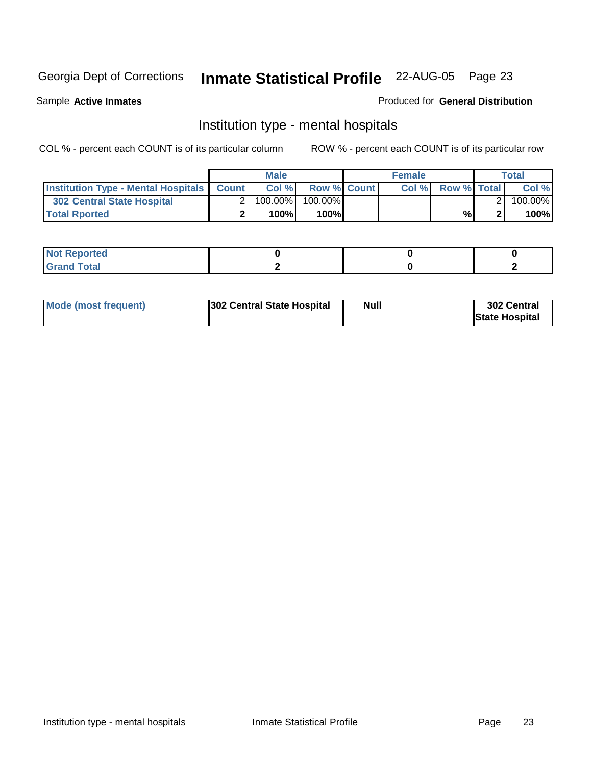Georgia Dept of Corrections **Inmate Statistical Profile** 22-AUG-05 Page 23

Sample **Active Inmates**

Produced for **General Distribution**

## Institution type - mental hospitals

COL % - percent each COUNT is of its particular column

ROW % - percent each COUNT is of its particular row

| | Male | | | Female | | | Total | |
|---|---|---|---|---|---|---|---|---|
| **Institution Type - Mental Hospitals** | **Count** | **Col %** | **Row %** | **Count** | **Col %** | **Row %** | **Total** | **Col %** |
| **302 Central State Hospital** | 2 | 100.00% | 100.00% | | | | 2 | 100.00% |
| **Total Rported** | **2** | **100%** | **100%** | | | **%** | **2** | **100%** |

| | Male | Female | Total |
|---|---|---|---|
| **Not Reported** | **0** | **0** | **0** |
| **Grand Total** | **2** | **0** | **2** |

| | Male | Female | Total |
|---|---|---|---|
| **Mode (most frequent)** | **302 Central State Hospital** | **Null** | **302 Central State Hospital** |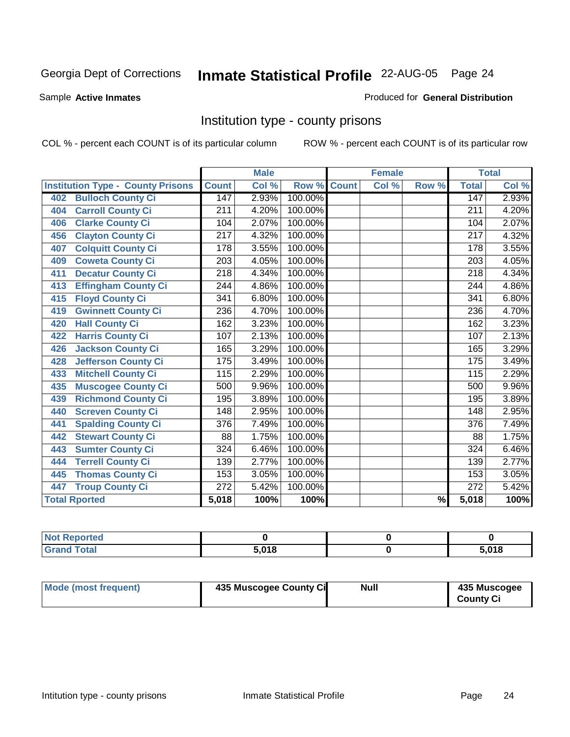Georgia Dept of Corrections **Inmate Statistical Profile** 22-AUG-05

Sample **Active Inmates**

Produced for **General Distribution**

## Institution type - county prisons

COL % - percent each COUNT is of its particular column

ROW % - percent each COUNT is of its particular row

| Institution Type - County Prisons | Male | | | Female | | | Total | |
|---|---|---|---|---|---|---|---|---|
| | Count | Col % | Row % | Count | Col % | Row % | Total | Col % |
| 402 Bulloch County Ci | 147 | 2.93% | 100.00% | | | | 147 | 2.93% |
| 404 Carroll County Ci | 211 | 4.20% | 100.00% | | | | 211 | 4.20% |
| 406 Clarke County Ci | 104 | 2.07% | 100.00% | | | | 104 | 2.07% |
| 456 Clayton County Ci | 217 | 4.32% | 100.00% | | | | 217 | 4.32% |
| 407 Colquitt County Ci | 178 | 3.55% | 100.00% | | | | 178 | 3.55% |
| 409 Coweta County Ci | 203 | 4.05% | 100.00% | | | | 203 | 4.05% |
| 411 Decatur County Ci | 218 | 4.34% | 100.00% | | | | 218 | 4.34% |
| 413 Effingham County Ci | 244 | 4.86% | 100.00% | | | | 244 | 4.86% |
| 415 Floyd County Ci | 341 | 6.80% | 100.00% | | | | 341 | 6.80% |
| 419 Gwinnett County Ci | 236 | 4.70% | 100.00% | | | | 236 | 4.70% |
| 420 Hall County Ci | 162 | 3.23% | 100.00% | | | | 162 | 3.23% |
| 422 Harris County Ci | 107 | 2.13% | 100.00% | | | | 107 | 2.13% |
| 426 Jackson County Ci | 165 | 3.29% | 100.00% | | | | 165 | 3.29% |
| 428 Jefferson County Ci | 175 | 3.49% | 100.00% | | | | 175 | 3.49% |
| 433 Mitchell County Ci | 115 | 2.29% | 100.00% | | | | 115 | 2.29% |
| 435 Muscogee County Ci | 500 | 9.96% | 100.00% | | | | 500 | 9.96% |
| 439 Richmond County Ci | 195 | 3.89% | 100.00% | | | | 195 | 3.89% |
| 440 Screven County Ci | 148 | 2.95% | 100.00% | | | | 148 | 2.95% |
| 441 Spalding County Ci | 376 | 7.49% | 100.00% | | | | 376 | 7.49% |
| 442 Stewart County Ci | 88 | 1.75% | 100.00% | | | | 88 | 1.75% |
| 443 Sumter County Ci | 324 | 6.46% | 100.00% | | | | 324 | 6.46% |
| 444 Terrell County Ci | 139 | 2.77% | 100.00% | | | | 139 | 2.77% |
| 445 Thomas County Ci | 153 | 3.05% | 100.00% | | | | 153 | 3.05% |
| 447 Troup County Ci | 272 | 5.42% | 100.00% | | | | 272 | 5.42% |
| **Total Rported** | **5,018** | **100%** | **100%** | | | **%** | **5,018** | **100%** |

| | Male | Female | Total |
|---|---|---|---|
| Not Reported | **0** | **0** | **0** |
| Grand Total | **5,018** | **0** | **5,018** |

| | Male | Female | Total |
|---|---|---|---|
| Mode (most frequent) | **435 Muscogee County Ci** | **Null** | **435 Muscogee County Ci** |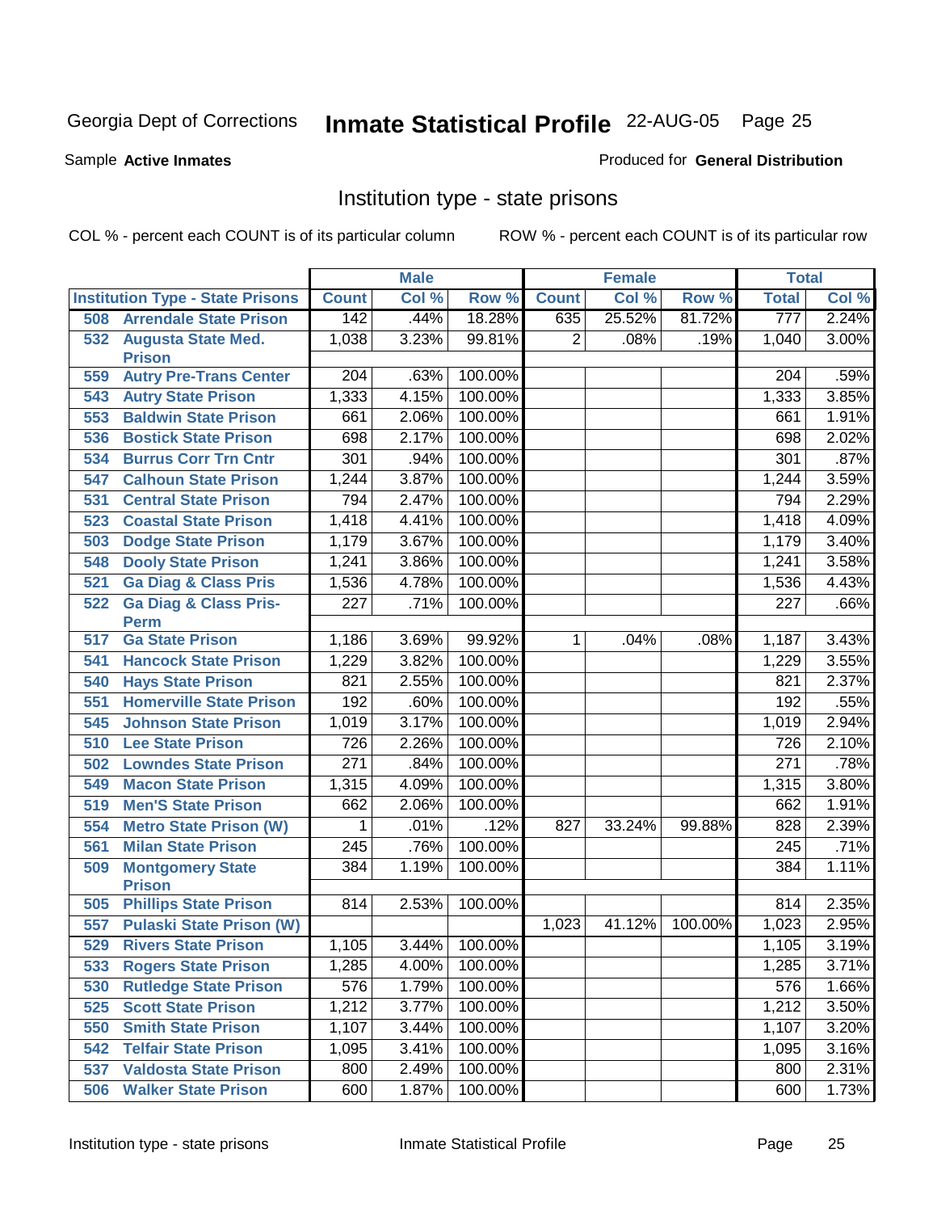Georgia Dept of Corrections **Inmate Statistical Profile** 22-AUG-05

Sample **Active Inmates**

Produced for **General Distribution**

## Institution type - state prisons

COL % - percent each COUNT is of its particular column

ROW % - percent each COUNT is of its particular row

| | Male | | | Female | | | Total | |
|---|---|---|---|---|---|---|---|---|
| **Institution Type - State Prisons** | **Count** | **Col %** | **Row %** | **Count** | **Col %** | **Row %** | **Total** | **Col %** |
| 508 Arrendale State Prison | 142 | .44% | 18.28% | 635 | 25.52% | 81.72% | 777 | 2.24% |
| 532 Augusta State Med. Prison | 1,038 | 3.23% | 99.81% | 2 | .08% | .19% | 1,040 | 3.00% |
| 559 Autry Pre-Trans Center | 204 | .63% | 100.00% | | | | 204 | .59% |
| 543 Autry State Prison | 1,333 | 4.15% | 100.00% | | | | 1,333 | 3.85% |
| 553 Baldwin State Prison | 661 | 2.06% | 100.00% | | | | 661 | 1.91% |
| 536 Bostick State Prison | 698 | 2.17% | 100.00% | | | | 698 | 2.02% |
| 534 Burrus Corr Trn Cntr | 301 | .94% | 100.00% | | | | 301 | .87% |
| 547 Calhoun State Prison | 1,244 | 3.87% | 100.00% | | | | 1,244 | 3.59% |
| 531 Central State Prison | 794 | 2.47% | 100.00% | | | | 794 | 2.29% |
| 523 Coastal State Prison | 1,418 | 4.41% | 100.00% | | | | 1,418 | 4.09% |
| 503 Dodge State Prison | 1,179 | 3.67% | 100.00% | | | | 1,179 | 3.40% |
| 548 Dooly State Prison | 1,241 | 3.86% | 100.00% | | | | 1,241 | 3.58% |
| 521 Ga Diag & Class Pris | 1,536 | 4.78% | 100.00% | | | | 1,536 | 4.43% |
| 522 Ga Diag & Class Pris-Perm | 227 | .71% | 100.00% | | | | 227 | .66% |
| 517 Ga State Prison | 1,186 | 3.69% | 99.92% | 1 | .04% | .08% | 1,187 | 3.43% |
| 541 Hancock State Prison | 1,229 | 3.82% | 100.00% | | | | 1,229 | 3.55% |
| 540 Hays State Prison | 821 | 2.55% | 100.00% | | | | 821 | 2.37% |
| 551 Homerville State Prison | 192 | .60% | 100.00% | | | | 192 | .55% |
| 545 Johnson State Prison | 1,019 | 3.17% | 100.00% | | | | 1,019 | 2.94% |
| 510 Lee State Prison | 726 | 2.26% | 100.00% | | | | 726 | 2.10% |
| 502 Lowndes State Prison | 271 | .84% | 100.00% | | | | 271 | .78% |
| 549 Macon State Prison | 1,315 | 4.09% | 100.00% | | | | 1,315 | 3.80% |
| 519 Men'S State Prison | 662 | 2.06% | 100.00% | | | | 662 | 1.91% |
| 554 Metro State Prison (W) | 1 | .01% | .12% | 827 | 33.24% | 99.88% | 828 | 2.39% |
| 561 Milan State Prison | 245 | .76% | 100.00% | | | | 245 | .71% |
| 509 Montgomery State Prison | 384 | 1.19% | 100.00% | | | | 384 | 1.11% |
| 505 Phillips State Prison | 814 | 2.53% | 100.00% | | | | 814 | 2.35% |
| 557 Pulaski State Prison (W) | | | | 1,023 | 41.12% | 100.00% | 1,023 | 2.95% |
| 529 Rivers State Prison | 1,105 | 3.44% | 100.00% | | | | 1,105 | 3.19% |
| 533 Rogers State Prison | 1,285 | 4.00% | 100.00% | | | | 1,285 | 3.71% |
| 530 Rutledge State Prison | 576 | 1.79% | 100.00% | | | | 576 | 1.66% |
| 525 Scott State Prison | 1,212 | 3.77% | 100.00% | | | | 1,212 | 3.50% |
| 550 Smith State Prison | 1,107 | 3.44% | 100.00% | | | | 1,107 | 3.20% |
| 542 Telfair State Prison | 1,095 | 3.41% | 100.00% | | | | 1,095 | 3.16% |
| 537 Valdosta State Prison | 800 | 2.49% | 100.00% | | | | 800 | 2.31% |
| 506 Walker State Prison | 600 | 1.87% | 100.00% | | | | 600 | 1.73% |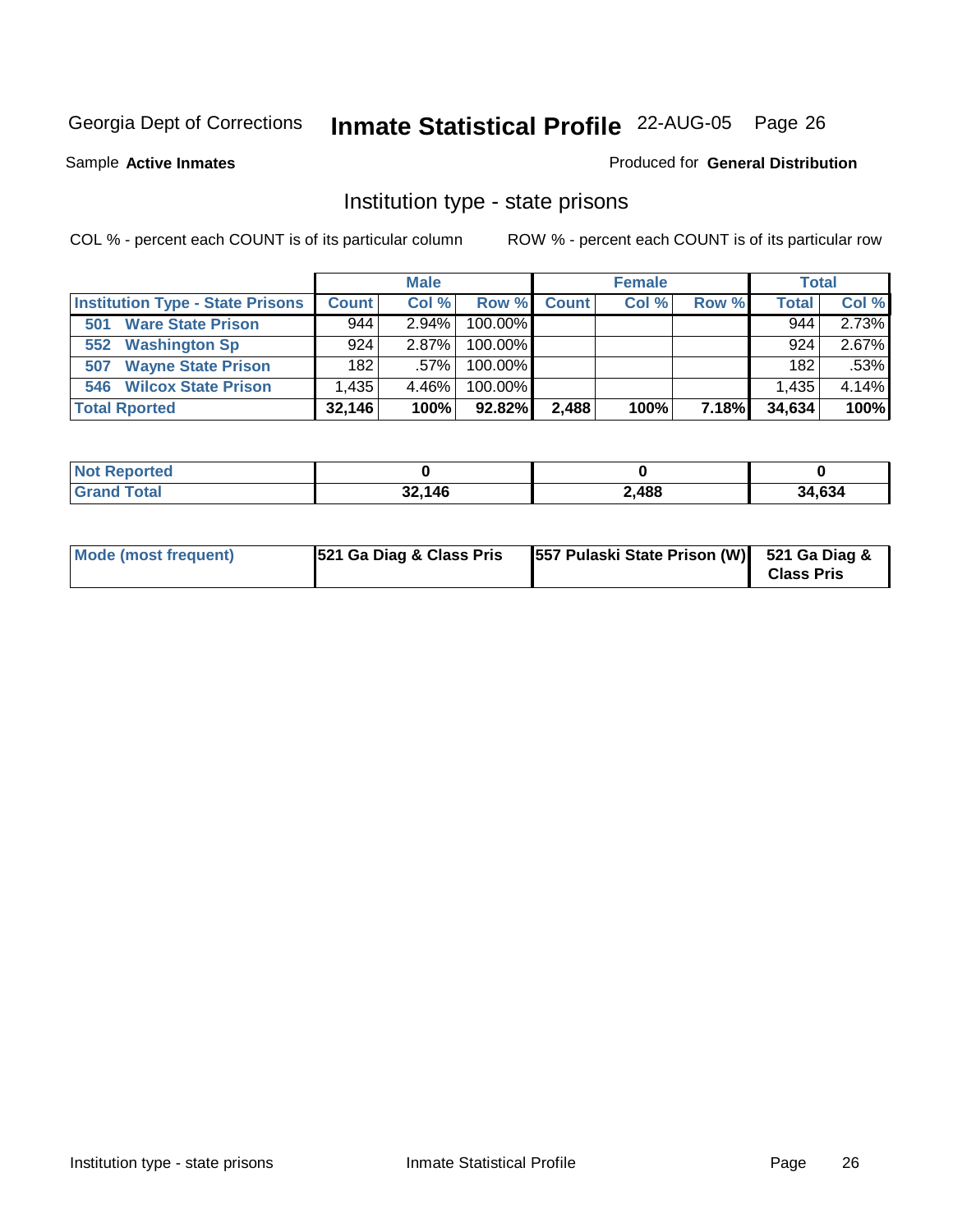Georgia Dept of Corrections **Inmate Statistical Profile** 22-AUG-05

Sample **Active Inmates**

Produced for **General Distribution**

## Institution type - state prisons

COL % - percent each COUNT is of its particular column

ROW % - percent each COUNT is of its particular row

| | Male | | | Female | | | Total | |
|---|---|---|---|---|---|---|---|---|
| **Institution Type - State Prisons** | **Count** | **Col %** | **Row %** | **Count** | **Col %** | **Row %** | **Total** | **Col %** |
| 501 **Ware State Prison** | 944 | 2.94% | 100.00% | | | | 944 | 2.73% |
| 552 **Washington Sp** | 924 | 2.87% | 100.00% | | | | 924 | 2.67% |
| 507 **Wayne State Prison** | 182 | .57% | 100.00% | | | | 182 | .53% |
| 546 **Wilcox State Prison** | 1,435 | 4.46% | 100.00% | | | | 1,435 | 4.14% |
| **Total Rported** | **32,146** | **100%** | **92.82%** | **2,488** | **100%** | **7.18%** | **34,634** | **100%** |

| | Male | Female | Total |
|---|---|---|---|
| **Not Reported** | **0** | **0** | **0** |
| **Grand Total** | **32,146** | **2,488** | **34,634** |

| | Male | Female | Total |
|---|---|---|---|
| **Mode (most frequent)** | **521 Ga Diag & Class Pris** | **557 Pulaski State Prison (W)** | **521 Ga Diag & Class Pris** |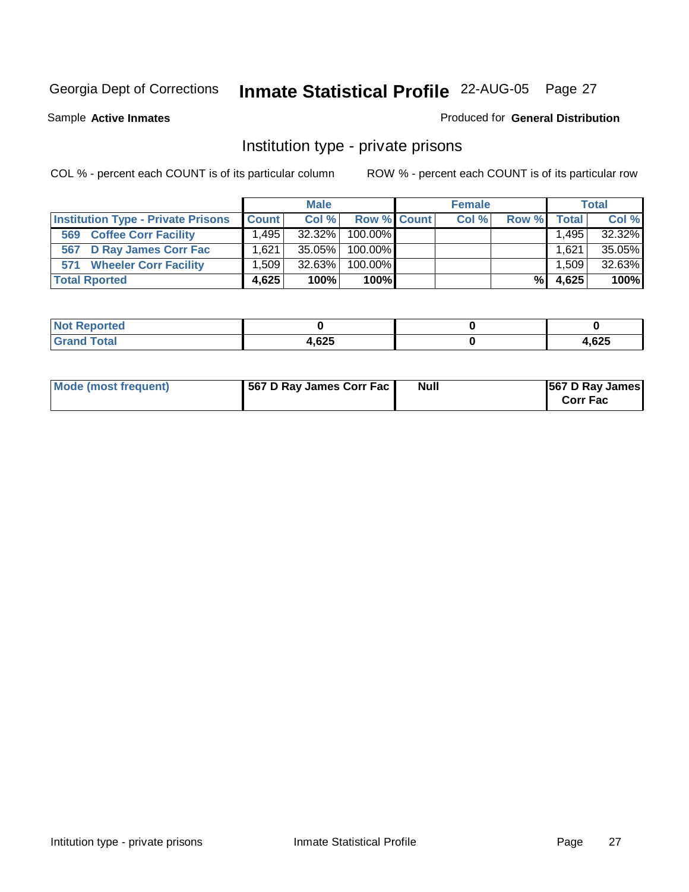Georgia Dept of Corrections **Inmate Statistical Profile** 22-AUG-05 Page 27

Sample **Active Inmates**

Produced for **General Distribution**

## Institution type - private prisons

COL % - percent each COUNT is of its particular column

ROW % - percent each COUNT is of its particular row

| | Male | | | Female | | | Total | |
|---|---|---|---|---|---|---|---|---|
| **Institution Type - Private Prisons** | **Count** | **Col %** | **Row %** | **Count** | **Col %** | **Row %** | **Total** | **Col %** |
| **569 Coffee Corr Facility** | 1,495 | 32.32% | 100.00% | | | | 1,495 | 32.32% |
| **567 D Ray James Corr Fac** | 1,621 | 35.05% | 100.00% | | | | 1,621 | 35.05% |
| **571 Wheeler Corr Facility** | 1,509 | 32.63% | 100.00% | | | | 1,509 | 32.63% |
| **Total Rported** | **4,625** | **100%** | **100%** | | | **%** | **4,625** | **100%** |

| | Male | Female | Total |
|---|---|---|---|
| **Not Reported** | **0** | **0** | **0** |
| **Grand Total** | **4,625** | **0** | **4,625** |

| | Male | Female | Total |
|---|---|---|---|
| **Mode (most frequent)** | **567 D Ray James Corr Fac** | **Null** | **567 D Ray James Corr Fac** |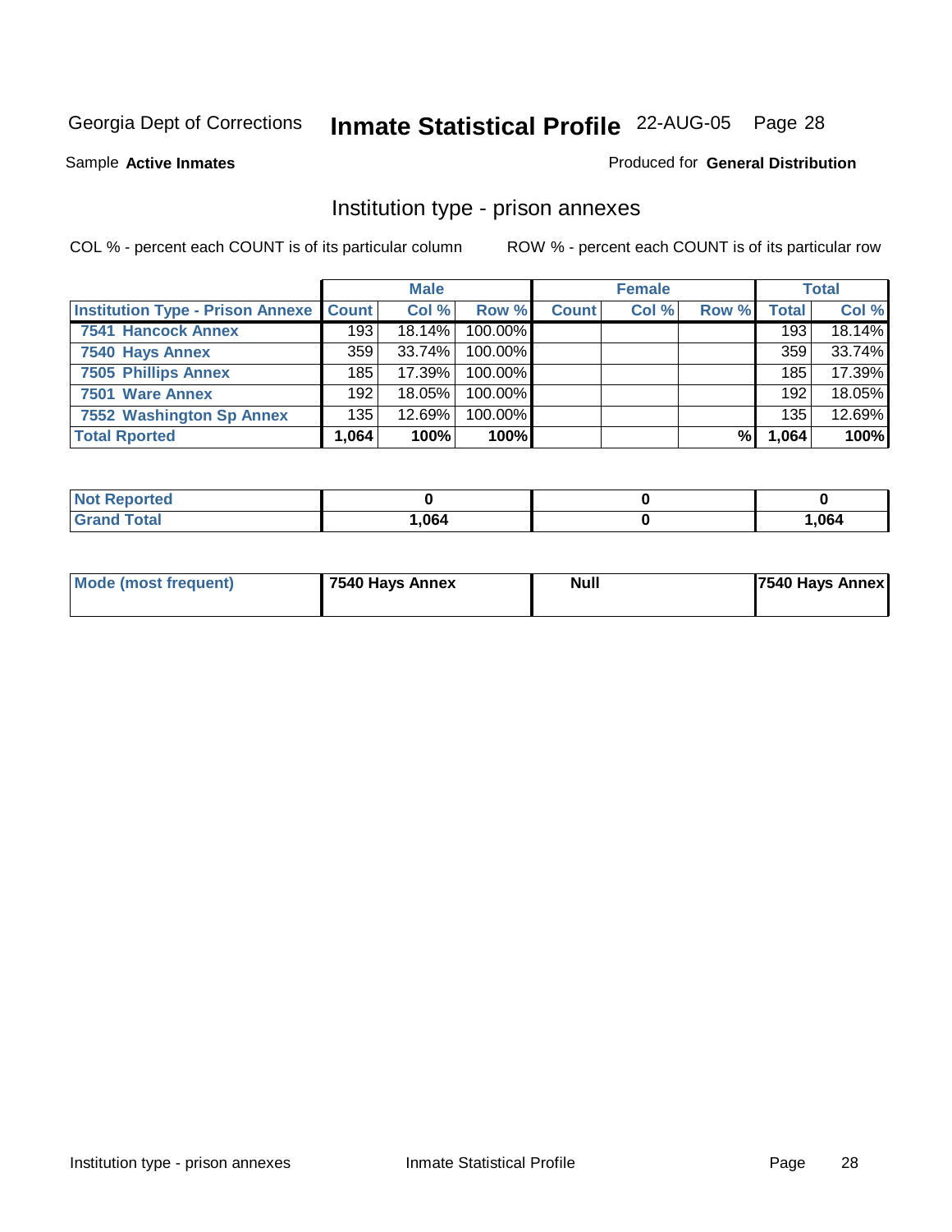Georgia Dept of Corrections **Inmate Statistical Profile** 22-AUG-05 Page 28

Sample **Active Inmates**

Produced for **General Distribution**

## Institution type - prison annexes

COL % - percent each COUNT is of its particular column

ROW % - percent each COUNT is of its particular row

| | Male | | | Female | | | Total | |
|---|---|---|---|---|---|---|---|---|
| Institution Type - Prison Annexe | Count | Col % | Row % | Count | Col % | Row % | Total | Col % |
| 7541 Hancock Annex | 193 | 18.14% | 100.00% | | | | 193 | 18.14% |
| 7540 Hays Annex | 359 | 33.74% | 100.00% | | | | 359 | 33.74% |
| 7505 Phillips Annex | 185 | 17.39% | 100.00% | | | | 185 | 17.39% |
| 7501 Ware Annex | 192 | 18.05% | 100.00% | | | | 192 | 18.05% |
| 7552 Washington Sp Annex | 135 | 12.69% | 100.00% | | | | 135 | 12.69% |
| Total Rported | 1,064 | 100% | 100% | | | % | 1,064 | 100% |

| | Male | Female | Total |
|---|---|---|---|
| Not Reported | 0 | 0 | 0 |
| Grand Total | 1,064 | 0 | 1,064 |

| | Male | Female | Total |
|---|---|---|---|
| Mode (most frequent) | 7540 Hays Annex | Null | 7540 Hays Annex |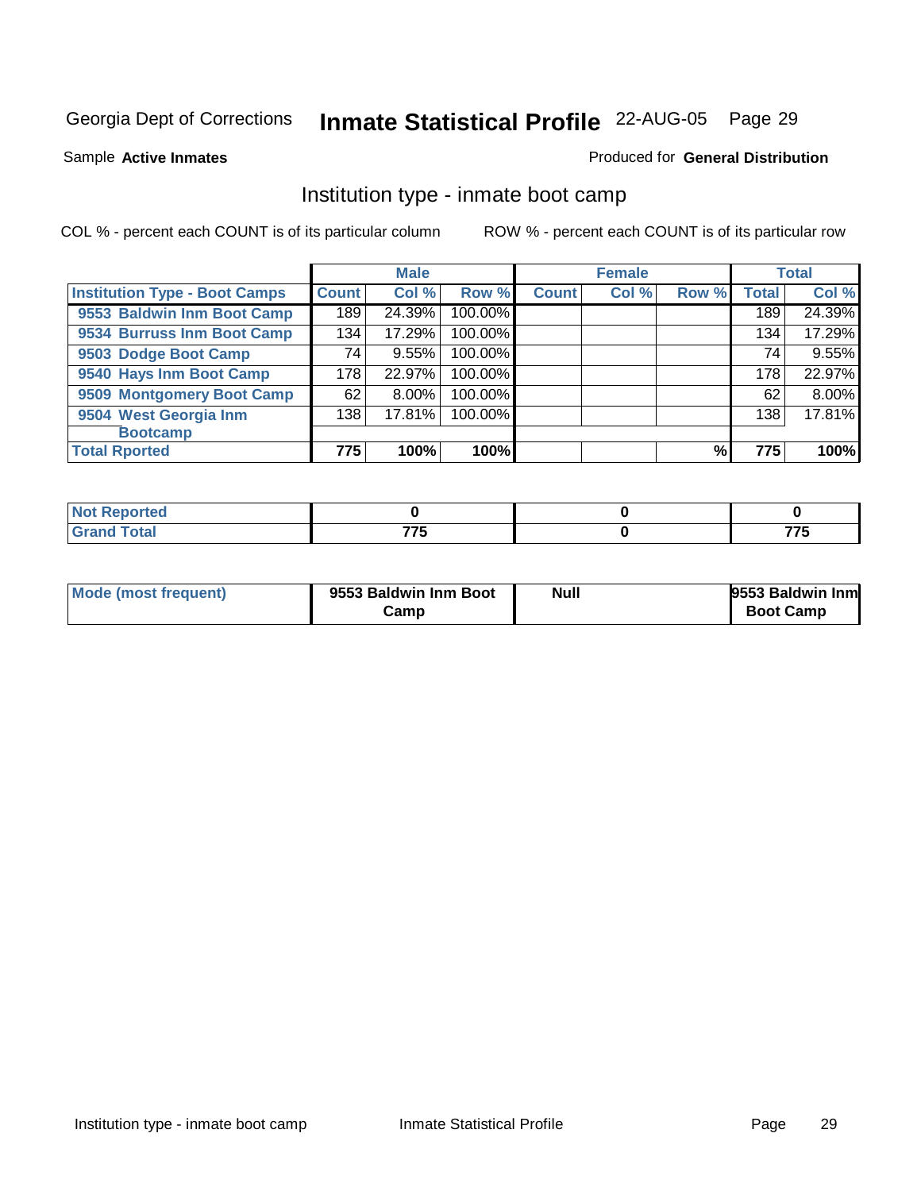Georgia Dept of Corrections **Inmate Statistical Profile** 22-AUG-05

Sample **Active Inmates**

Produced for **General Distribution**

## Institution type - inmate boot camp

COL % - percent each COUNT is of its particular column

ROW % - percent each COUNT is of its particular row

| | Male | | | Female | | | Total | |
|---|---|---|---|---|---|---|---|---|
| Institution Type - Boot Camps | Count | Col % | Row % | Count | Col % | Row % | Total | Col % |
| 9553 Baldwin Inm Boot Camp | 189 | 24.39% | 100.00% | | | | 189 | 24.39% |
| 9534 Burruss Inm Boot Camp | 134 | 17.29% | 100.00% | | | | 134 | 17.29% |
| 9503 Dodge Boot Camp | 74 | 9.55% | 100.00% | | | | 74 | 9.55% |
| 9540 Hays Inm Boot Camp | 178 | 22.97% | 100.00% | | | | 178 | 22.97% |
| 9509 Montgomery Boot Camp | 62 | 8.00% | 100.00% | | | | 62 | 8.00% |
| 9504 West Georgia Inm Bootcamp | 138 | 17.81% | 100.00% | | | | 138 | 17.81% |
| **Total Rported** | **775** | **100%** | **100%** | | | **%** | **775** | **100%** |

| | Male | Female | Total |
|---|---|---|---|
| Not Reported | 0 | 0 | 0 |
| Grand Total | 775 | 0 | 775 |

| | Male | Female | Total |
|---|---|---|---|
| Mode (most frequent) | 9553 Baldwin Inm Boot Camp | Null | 9553 Baldwin Inm Boot Camp |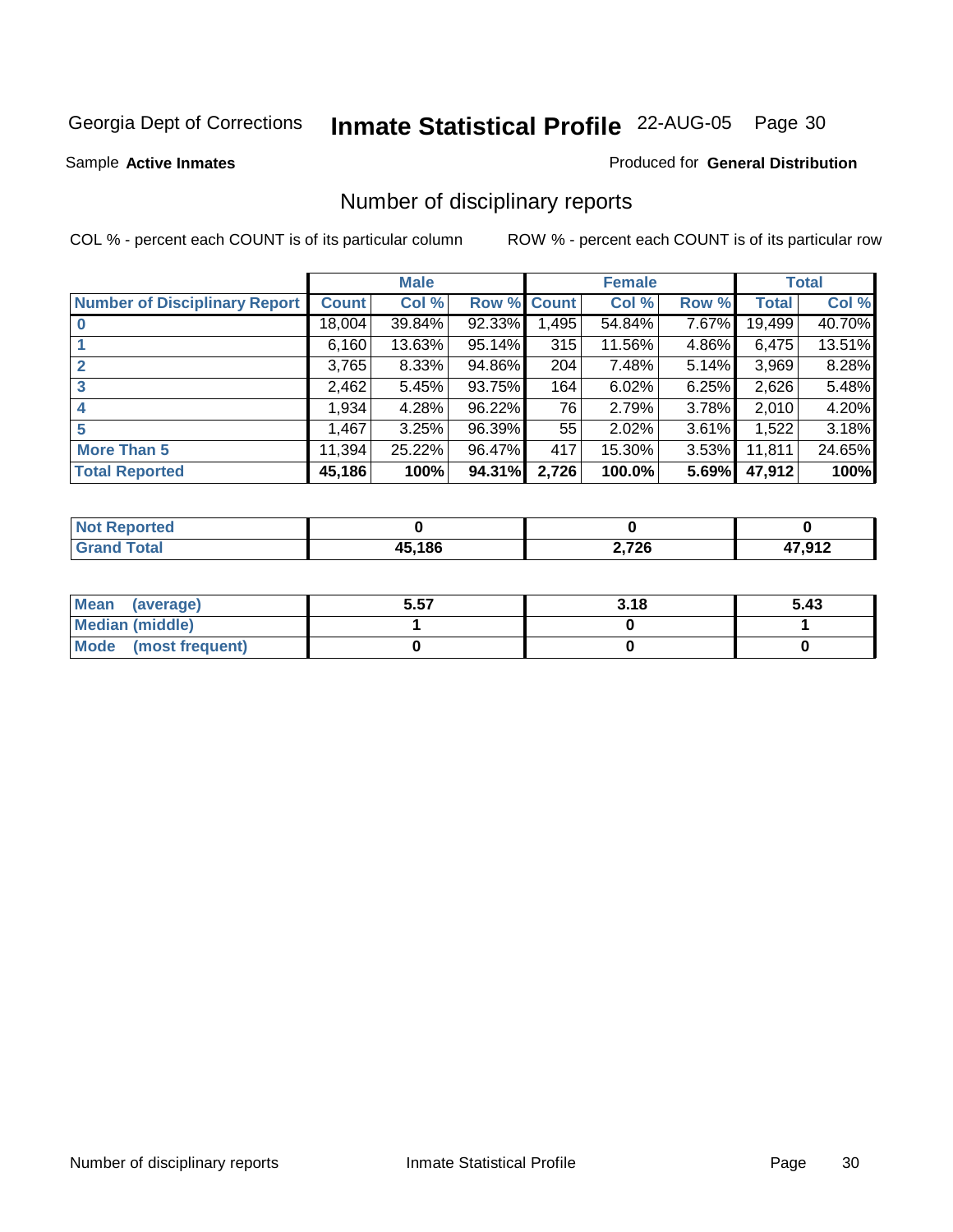Georgia Dept of Corrections **Inmate Statistical Profile** 22-AUG-05

Sample **Active Inmates**

Produced for **General Distribution**

## Number of disciplinary reports

COL % - percent each COUNT is of its particular column

ROW % - percent each COUNT is of its particular row

| | Male | | | Female | | | Total | |
|---|---|---|---|---|---|---|---|---|
| Number of Disciplinary Report | Count | Col % | Row % | Count | Col % | Row % | Total | Col % |
| 0 | 18,004 | 39.84% | 92.33% | 1,495 | 54.84% | 7.67% | 19,499 | 40.70% |
| 1 | 6,160 | 13.63% | 95.14% | 315 | 11.56% | 4.86% | 6,475 | 13.51% |
| 2 | 3,765 | 8.33% | 94.86% | 204 | 7.48% | 5.14% | 3,969 | 8.28% |
| 3 | 2,462 | 5.45% | 93.75% | 164 | 6.02% | 6.25% | 2,626 | 5.48% |
| 4 | 1,934 | 4.28% | 96.22% | 76 | 2.79% | 3.78% | 2,010 | 4.20% |
| 5 | 1,467 | 3.25% | 96.39% | 55 | 2.02% | 3.61% | 1,522 | 3.18% |
| More Than 5 | 11,394 | 25.22% | 96.47% | 417 | 15.30% | 3.53% | 11,811 | 24.65% |
| **Total Reported** | **45,186** | **100%** | **94.31%** | **2,726** | **100.0%** | **5.69%** | **47,912** | **100%** |

| | Male | Female | Total |
|---|---|---|---|
| Not Reported | **0** | **0** | **0** |
| Grand Total | **45,186** | **2,726** | **47,912** |

| | Male | Female | Total |
|---|---|---|---|
| Mean (average) | **5.57** | **3.18** | **5.43** |
| Median (middle) | **1** | **0** | **1** |
| Mode (most frequent) | **0** | **0** | **0** |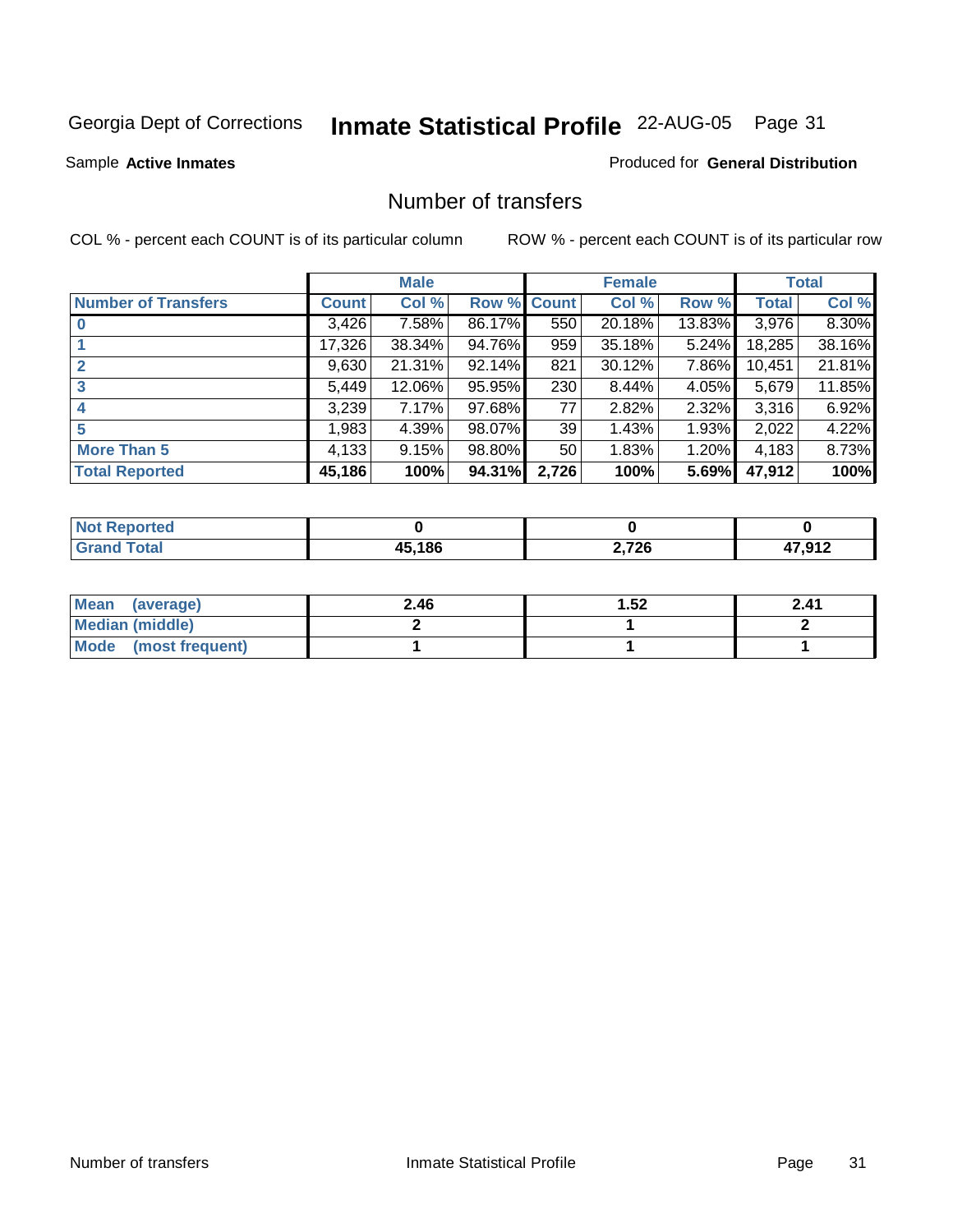Georgia Dept of Corrections **Inmate Statistical Profile** 22-AUG-05

Sample **Active Inmates**

Produced for **General Distribution**

## Number of transfers

COL % - percent each COUNT is of its particular column

ROW % - percent each COUNT is of its particular row

| | Male | | | Female | | | Total | |
|---|---|---|---|---|---|---|---|---|
| **Number of Transfers** | **Count** | **Col %** | **Row %** | **Count** | **Col %** | **Row %** | **Total** | **Col %** |
| **0** | 3,426 | 7.58% | 86.17% | 550 | 20.18% | 13.83% | 3,976 | 8.30% |
| **1** | 17,326 | 38.34% | 94.76% | 959 | 35.18% | 5.24% | 18,285 | 38.16% |
| **2** | 9,630 | 21.31% | 92.14% | 821 | 30.12% | 7.86% | 10,451 | 21.81% |
| **3** | 5,449 | 12.06% | 95.95% | 230 | 8.44% | 4.05% | 5,679 | 11.85% |
| **4** | 3,239 | 7.17% | 97.68% | 77 | 2.82% | 2.32% | 3,316 | 6.92% |
| **5** | 1,983 | 4.39% | 98.07% | 39 | 1.43% | 1.93% | 2,022 | 4.22% |
| **More Than 5** | 4,133 | 9.15% | 98.80% | 50 | 1.83% | 1.20% | 4,183 | 8.73% |
| **Total Reported** | **45,186** | **100%** | **94.31%** | **2,726** | **100%** | **5.69%** | **47,912** | **100%** |

| | Male | Female | Total |
|---|---|---|---|
| **Not Reported** | **0** | **0** | **0** |
| **Grand Total** | **45,186** | **2,726** | **47,912** |

| | Male | Female | Total |
|---|---|---|---|
| **Mean (average)** | **2.46** | **1.52** | **2.41** |
| **Median (middle)** | **2** | **1** | **2** |
| **Mode (most frequent)** | **1** | **1** | **1** |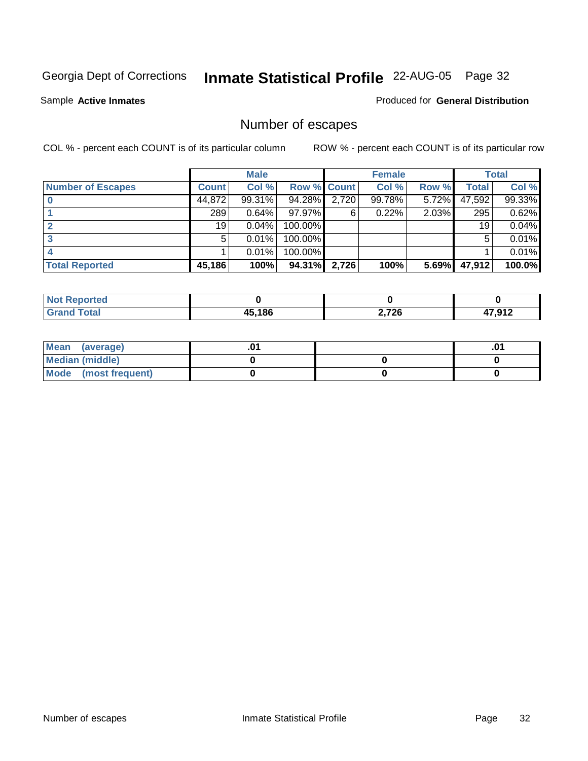Georgia Dept of Corrections **Inmate Statistical Profile** 22-AUG-05

Sample **Active Inmates**

Produced for **General Distribution**

## Number of escapes

COL % - percent each COUNT is of its particular column

ROW % - percent each COUNT is of its particular row

| | Male | | | Female | | | Total | |
|---|---|---|---|---|---|---|---|---|
| **Number of Escapes** | **Count** | **Col %** | **Row %** | **Count** | **Col %** | **Row %** | **Total** | **Col %** |
| **0** | 44,872 | 99.31% | 94.28% | 2,720 | 99.78% | 5.72% | 47,592 | 99.33% |
| **1** | 289 | 0.64% | 97.97% | 6 | 0.22% | 2.03% | 295 | 0.62% |
| **2** | 19 | 0.04% | 100.00% | | | | 19 | 0.04% |
| **3** | 5 | 0.01% | 100.00% | | | | 5 | 0.01% |
| **4** | 1 | 0.01% | 100.00% | | | | 1 | 0.01% |
| **Total Reported** | **45,186** | **100%** | **94.31%** | **2,726** | **100%** | **5.69%** | **47,912** | **100.0%** |

| | Male | Female | Total |
|---|---|---|---|
| **Not Reported** | **0** | **0** | **0** |
| **Grand Total** | **45,186** | **2,726** | **47,912** |

| | Male | Female | Total |
|---|---|---|---|
| **Mean (average)** | **.01** | | **.01** |
| **Median (middle)** | **0** | **0** | **0** |
| **Mode (most frequent)** | **0** | **0** | **0** |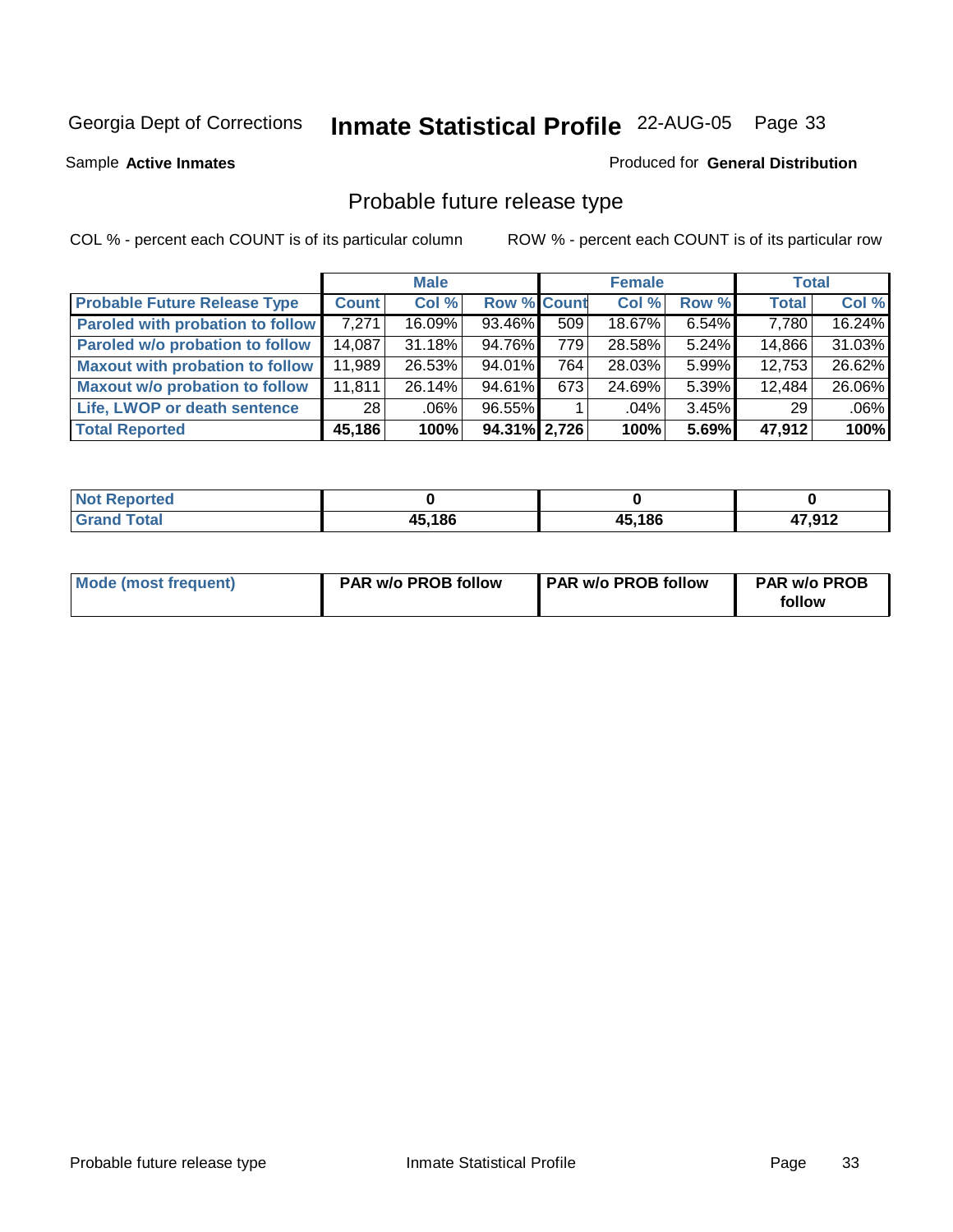Georgia Dept of Corrections **Inmate Statistical Profile** 22-AUG-05

Sample **Active Inmates**

Produced for **General Distribution**

## Probable future release type

COL % - percent each COUNT is of its particular column

ROW % - percent each COUNT is of its particular row

| | Male | | | Female | | | Total | |
|---|---|---|---|---|---|---|---|---|
| **Probable Future Release Type** | **Count** | **Col %** | **Row %** | **Count** | **Col %** | **Row %** | **Total** | **Col %** |
| **Paroled with probation to follow** | 7,271 | 16.09% | 93.46% | 509 | 18.67% | 6.54% | 7,780 | 16.24% |
| **Paroled w/o probation to follow** | 14,087 | 31.18% | 94.76% | 779 | 28.58% | 5.24% | 14,866 | 31.03% |
| **Maxout with probation to follow** | 11,989 | 26.53% | 94.01% | 764 | 28.03% | 5.99% | 12,753 | 26.62% |
| **Maxout w/o probation to follow** | 11,811 | 26.14% | 94.61% | 673 | 24.69% | 5.39% | 12,484 | 26.06% |
| **Life, LWOP or death sentence** | 28 | .06% | 96.55% | 1 | .04% | 3.45% | 29 | .06% |
| **Total Reported** | **45,186** | **100%** | **94.31%** | **2,726** | **100%** | **5.69%** | **47,912** | **100%** |

| | Male | Female | Total |
|---|---|---|---|
| **Not Reported** | **0** | **0** | **0** |
| **Grand Total** | **45,186** | **45,186** | **47,912** |

| | Male | Female | Total |
|---|---|---|---|
| **Mode (most frequent)** | **PAR w/o PROB follow** | **PAR w/o PROB follow** | **PAR w/o PROB follow** |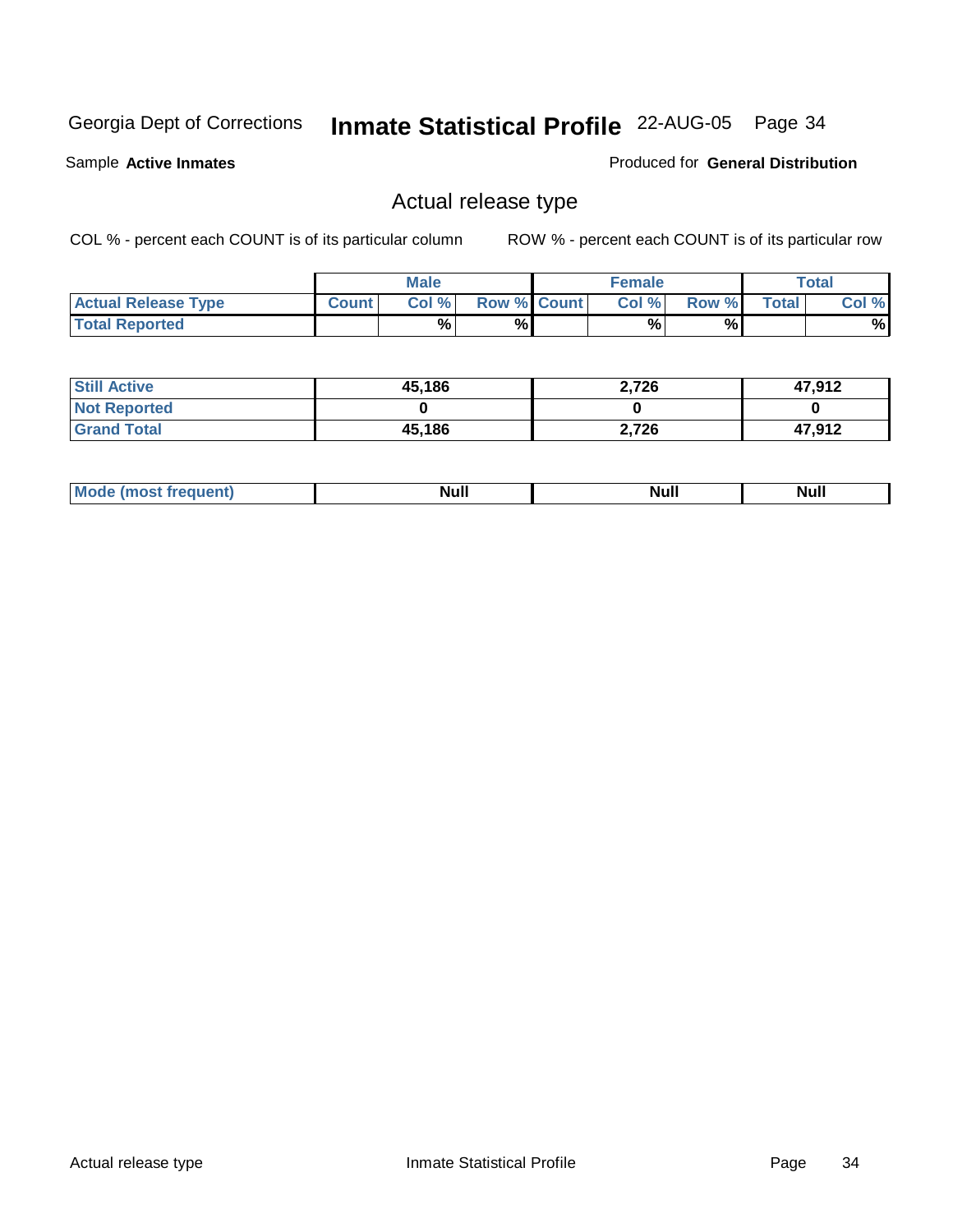Georgia Dept of Corrections **Inmate Statistical Profile** 22-AUG-05

Sample **Active Inmates**

Produced for **General Distribution**

## Actual release type

COL % - percent each COUNT is of its particular column

ROW % - percent each COUNT is of its particular row

| | Male | | | Female | | | Total | |
|---|---|---|---|---|---|---|---|---|
| **Actual Release Type** | **Count** | **Col %** | **Row %** | **Count** | **Col %** | **Row %** | **Total** | **Col %** |
| **Total Reported** | | **%** | **%** | | **%** | **%** | | **%** |

| | Male | Female | Total |
|---|---|---|---|
| **Still Active** | **45,186** | **2,726** | **47,912** |
| **Not Reported** | **0** | **0** | **0** |
| **Grand Total** | **45,186** | **2,726** | **47,912** |

| | Male | Female | Total |
|---|---|---|---|
| **Mode (most frequent)** | **Null** | **Null** | **Null** |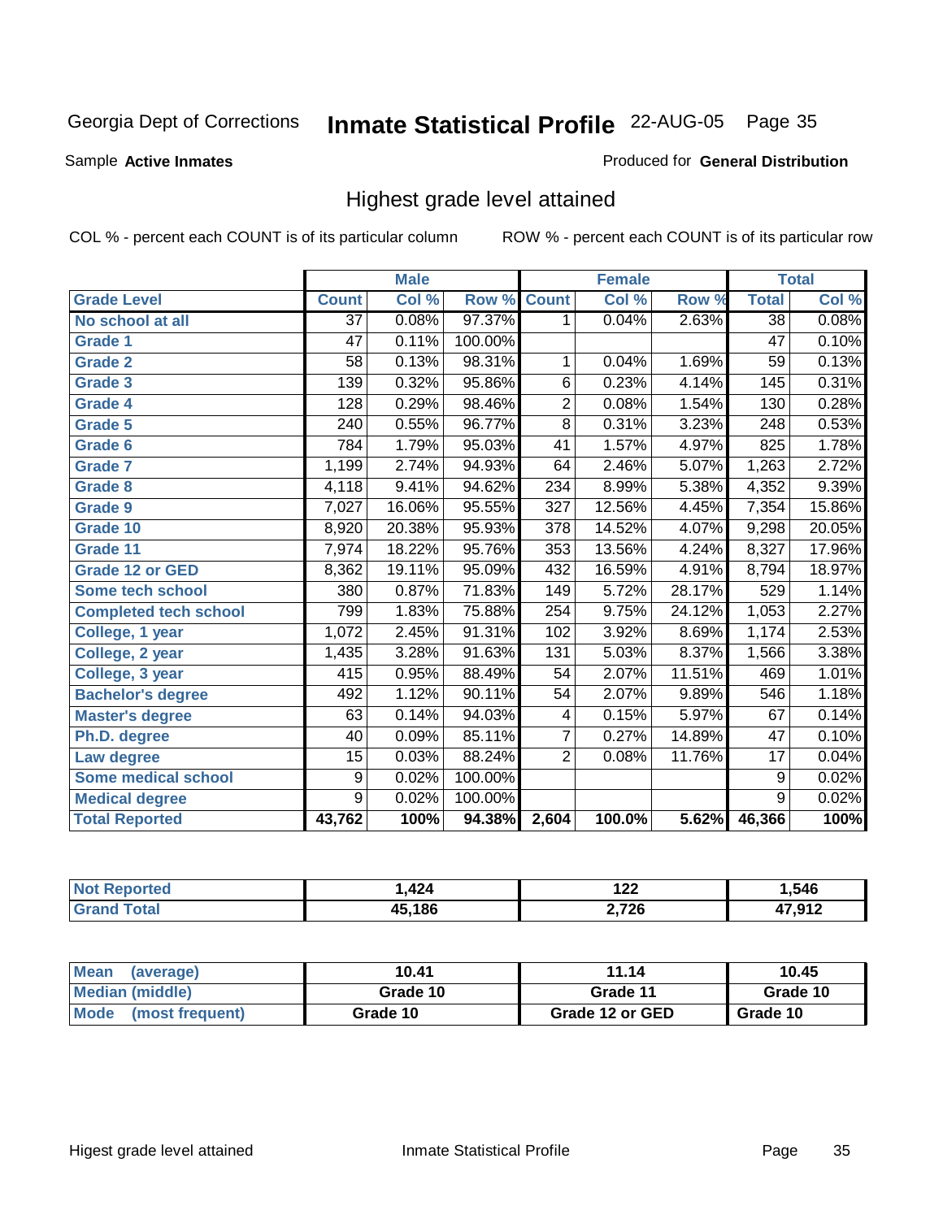Georgia Dept of Corrections **Inmate Statistical Profile** 22-AUG-05

Sample **Active Inmates**

Produced for **General Distribution**

## Highest grade level attained

COL % - percent each COUNT is of its particular column

ROW % - percent each COUNT is of its particular row

| | Male | | | Female | | | Total | |
|---|---|---|---|---|---|---|---|---|
| **Grade Level** | **Count** | **Col %** | **Row %** | **Count** | **Col %** | **Row %** | **Total** | **Col %** |
| **No school at all** | 37 | 0.08% | 97.37% | 1 | 0.04% | 2.63% | 38 | 0.08% |
| **Grade 1** | 47 | 0.11% | 100.00% | | | | 47 | 0.10% |
| **Grade 2** | 58 | 0.13% | 98.31% | 1 | 0.04% | 1.69% | 59 | 0.13% |
| **Grade 3** | 139 | 0.32% | 95.86% | 6 | 0.23% | 4.14% | 145 | 0.31% |
| **Grade 4** | 128 | 0.29% | 98.46% | 2 | 0.08% | 1.54% | 130 | 0.28% |
| **Grade 5** | 240 | 0.55% | 96.77% | 8 | 0.31% | 3.23% | 248 | 0.53% |
| **Grade 6** | 784 | 1.79% | 95.03% | 41 | 1.57% | 4.97% | 825 | 1.78% |
| **Grade 7** | 1,199 | 2.74% | 94.93% | 64 | 2.46% | 5.07% | 1,263 | 2.72% |
| **Grade 8** | 4,118 | 9.41% | 94.62% | 234 | 8.99% | 5.38% | 4,352 | 9.39% |
| **Grade 9** | 7,027 | 16.06% | 95.55% | 327 | 12.56% | 4.45% | 7,354 | 15.86% |
| **Grade 10** | 8,920 | 20.38% | 95.93% | 378 | 14.52% | 4.07% | 9,298 | 20.05% |
| **Grade 11** | 7,974 | 18.22% | 95.76% | 353 | 13.56% | 4.24% | 8,327 | 17.96% |
| **Grade 12 or GED** | 8,362 | 19.11% | 95.09% | 432 | 16.59% | 4.91% | 8,794 | 18.97% |
| **Some tech school** | 380 | 0.87% | 71.83% | 149 | 5.72% | 28.17% | 529 | 1.14% |
| **Completed tech school** | 799 | 1.83% | 75.88% | 254 | 9.75% | 24.12% | 1,053 | 2.27% |
| **College, 1 year** | 1,072 | 2.45% | 91.31% | 102 | 3.92% | 8.69% | 1,174 | 2.53% |
| **College, 2 year** | 1,435 | 3.28% | 91.63% | 131 | 5.03% | 8.37% | 1,566 | 3.38% |
| **College, 3 year** | 415 | 0.95% | 88.49% | 54 | 2.07% | 11.51% | 469 | 1.01% |
| **Bachelor's degree** | 492 | 1.12% | 90.11% | 54 | 2.07% | 9.89% | 546 | 1.18% |
| **Master's degree** | 63 | 0.14% | 94.03% | 4 | 0.15% | 5.97% | 67 | 0.14% |
| **Ph.D. degree** | 40 | 0.09% | 85.11% | 7 | 0.27% | 14.89% | 47 | 0.10% |
| **Law degree** | 15 | 0.03% | 88.24% | 2 | 0.08% | 11.76% | 17 | 0.04% |
| **Some medical school** | 9 | 0.02% | 100.00% | | | | 9 | 0.02% |
| **Medical degree** | 9 | 0.02% | 100.00% | | | | 9 | 0.02% |
| **Total Reported** | **43,762** | **100%** | **94.38%** | **2,604** | **100.0%** | **5.62%** | **46,366** | **100%** |

| | Male | Female | Total |
|---|---|---|---|
| **Not Reported** | **1,424** | **122** | **1,546** |
| **Grand Total** | **45,186** | **2,726** | **47,912** |

| | Male | Female | Total |
|---|---|---|---|
| **Mean (average)** | **10.41** | **11.14** | **10.45** |
| **Median (middle)** | **Grade 10** | **Grade 11** | **Grade 10** |
| **Mode (most frequent)** | **Grade 10** | **Grade 12 or GED** | **Grade 10** |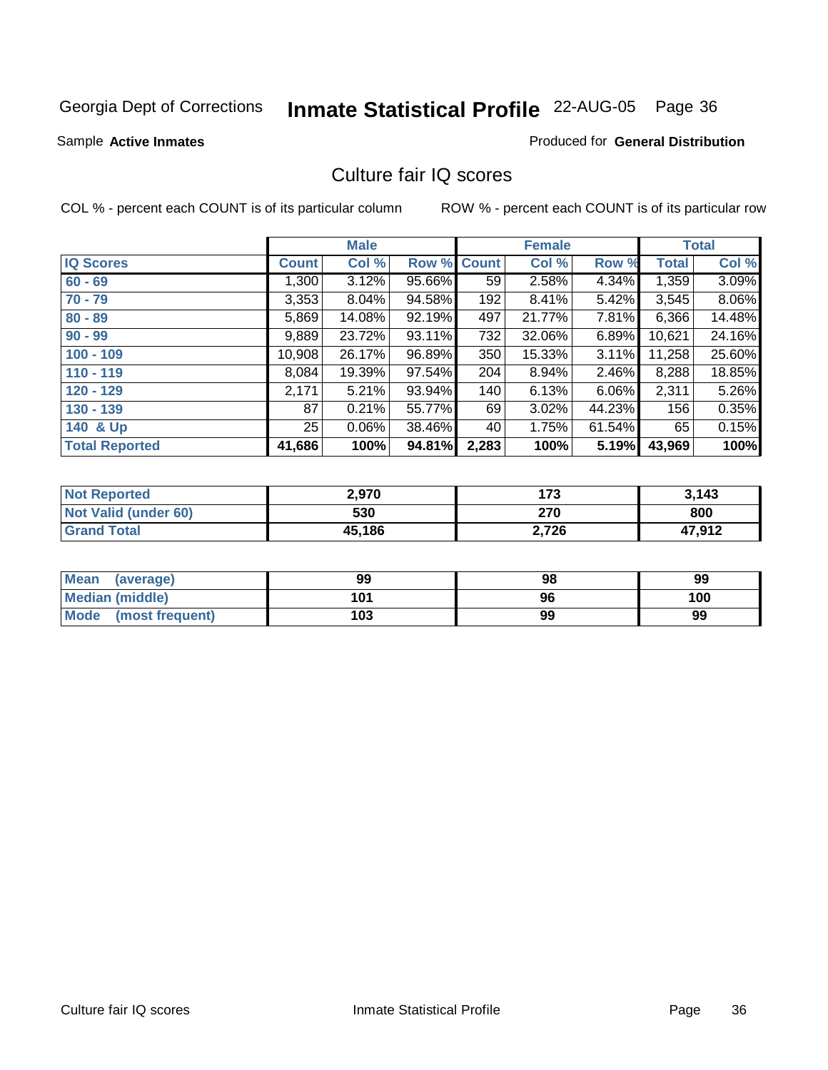Georgia Dept of Corrections **Inmate Statistical Profile** 22-AUG-05

Sample **Active Inmates**

Produced for **General Distribution**

## Culture fair IQ scores

COL % - percent each COUNT is of its particular column

ROW % - percent each COUNT is of its particular row

| | Male | | | Female | | | Total | |
|---|---|---|---|---|---|---|---|---|
| **IQ Scores** | **Count** | **Col %** | **Row %** | **Count** | **Col %** | **Row %** | **Total** | **Col %** |
| 60 - 69 | 1,300 | 3.12% | 95.66% | 59 | 2.58% | 4.34% | 1,359 | 3.09% |
| 70 - 79 | 3,353 | 8.04% | 94.58% | 192 | 8.41% | 5.42% | 3,545 | 8.06% |
| 80 - 89 | 5,869 | 14.08% | 92.19% | 497 | 21.77% | 7.81% | 6,366 | 14.48% |
| 90 - 99 | 9,889 | 23.72% | 93.11% | 732 | 32.06% | 6.89% | 10,621 | 24.16% |
| 100 - 109 | 10,908 | 26.17% | 96.89% | 350 | 15.33% | 3.11% | 11,258 | 25.60% |
| 110 - 119 | 8,084 | 19.39% | 97.54% | 204 | 8.94% | 2.46% | 8,288 | 18.85% |
| 120 - 129 | 2,171 | 5.21% | 93.94% | 140 | 6.13% | 6.06% | 2,311 | 5.26% |
| 130 - 139 | 87 | 0.21% | 55.77% | 69 | 3.02% | 44.23% | 156 | 0.35% |
| 140 & Up | 25 | 0.06% | 38.46% | 40 | 1.75% | 61.54% | 65 | 0.15% |
| **Total Reported** | **41,686** | **100%** | **94.81%** | **2,283** | **100%** | **5.19%** | **43,969** | **100%** |

| | Male | Female | Total |
|---|---|---|---|
| Not Reported | 2,970 | 173 | 3,143 |
| Not Valid (under 60) | 530 | 270 | 800 |
| Grand Total | 45,186 | 2,726 | 47,912 |

| | Male | Female | Total |
|---|---|---|---|
| Mean (average) | 99 | 98 | 99 |
| Median (middle) | 101 | 96 | 100 |
| Mode (most frequent) | 103 | 99 | 99 |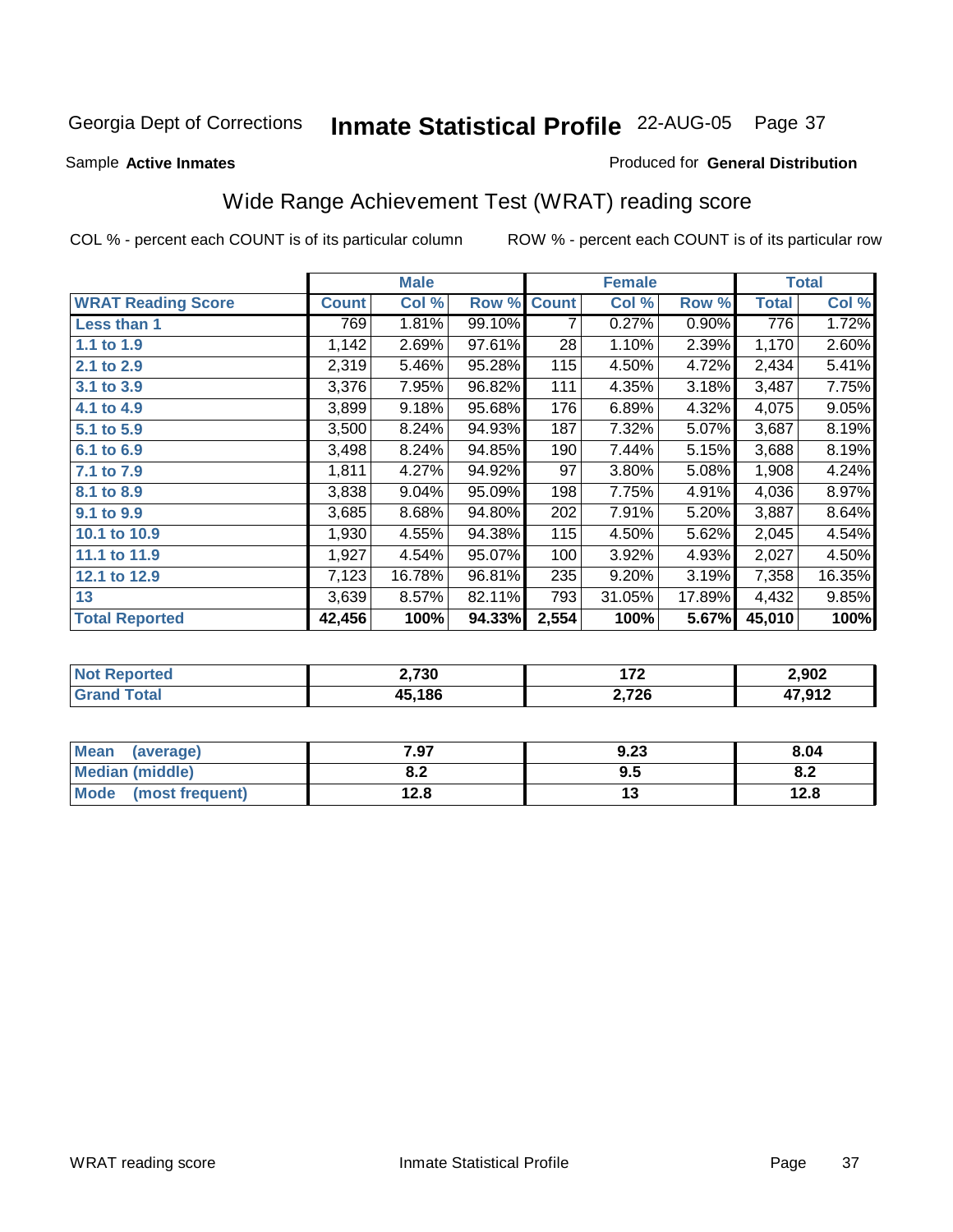Georgia Dept of Corrections **Inmate Statistical Profile** 22-AUG-05

Sample **Active Inmates**

Produced for **General Distribution**

## Wide Range Achievement Test (WRAT) reading score

COL % - percent each COUNT is of its particular column

ROW % - percent each COUNT is of its particular row

| | Male | | | Female | | | Total | |
|---|---|---|---|---|---|---|---|---|
| **WRAT Reading Score** | **Count** | **Col %** | **Row %** | **Count** | **Col %** | **Row %** | **Total** | **Col %** |
| **Less than 1** | 769 | 1.81% | 99.10% | 7 | 0.27% | 0.90% | 776 | 1.72% |
| **1.1 to 1.9** | 1,142 | 2.69% | 97.61% | 28 | 1.10% | 2.39% | 1,170 | 2.60% |
| **2.1 to 2.9** | 2,319 | 5.46% | 95.28% | 115 | 4.50% | 4.72% | 2,434 | 5.41% |
| **3.1 to 3.9** | 3,376 | 7.95% | 96.82% | 111 | 4.35% | 3.18% | 3,487 | 7.75% |
| **4.1 to 4.9** | 3,899 | 9.18% | 95.68% | 176 | 6.89% | 4.32% | 4,075 | 9.05% |
| **5.1 to 5.9** | 3,500 | 8.24% | 94.93% | 187 | 7.32% | 5.07% | 3,687 | 8.19% |
| **6.1 to 6.9** | 3,498 | 8.24% | 94.85% | 190 | 7.44% | 5.15% | 3,688 | 8.19% |
| **7.1 to 7.9** | 1,811 | 4.27% | 94.92% | 97 | 3.80% | 5.08% | 1,908 | 4.24% |
| **8.1 to 8.9** | 3,838 | 9.04% | 95.09% | 198 | 7.75% | 4.91% | 4,036 | 8.97% |
| **9.1 to 9.9** | 3,685 | 8.68% | 94.80% | 202 | 7.91% | 5.20% | 3,887 | 8.64% |
| **10.1 to 10.9** | 1,930 | 4.55% | 94.38% | 115 | 4.50% | 5.62% | 2,045 | 4.54% |
| **11.1 to 11.9** | 1,927 | 4.54% | 95.07% | 100 | 3.92% | 4.93% | 2,027 | 4.50% |
| **12.1 to 12.9** | 7,123 | 16.78% | 96.81% | 235 | 9.20% | 3.19% | 7,358 | 16.35% |
| **13** | 3,639 | 8.57% | 82.11% | 793 | 31.05% | 17.89% | 4,432 | 9.85% |
| **Total Reported** | **42,456** | **100%** | **94.33%** | **2,554** | **100%** | **5.67%** | **45,010** | **100%** |

| | Male | Female | Total |
|---|---|---|---|
| **Not Reported** | **2,730** | **172** | **2,902** |
| **Grand Total** | **45,186** | **2,726** | **47,912** |

| | Male | Female | Total |
|---|---|---|---|
| **Mean (average)** | **7.97** | **9.23** | **8.04** |
| **Median (middle)** | **8.2** | **9.5** | **8.2** |
| **Mode (most frequent)** | **12.8** | **13** | **12.8** |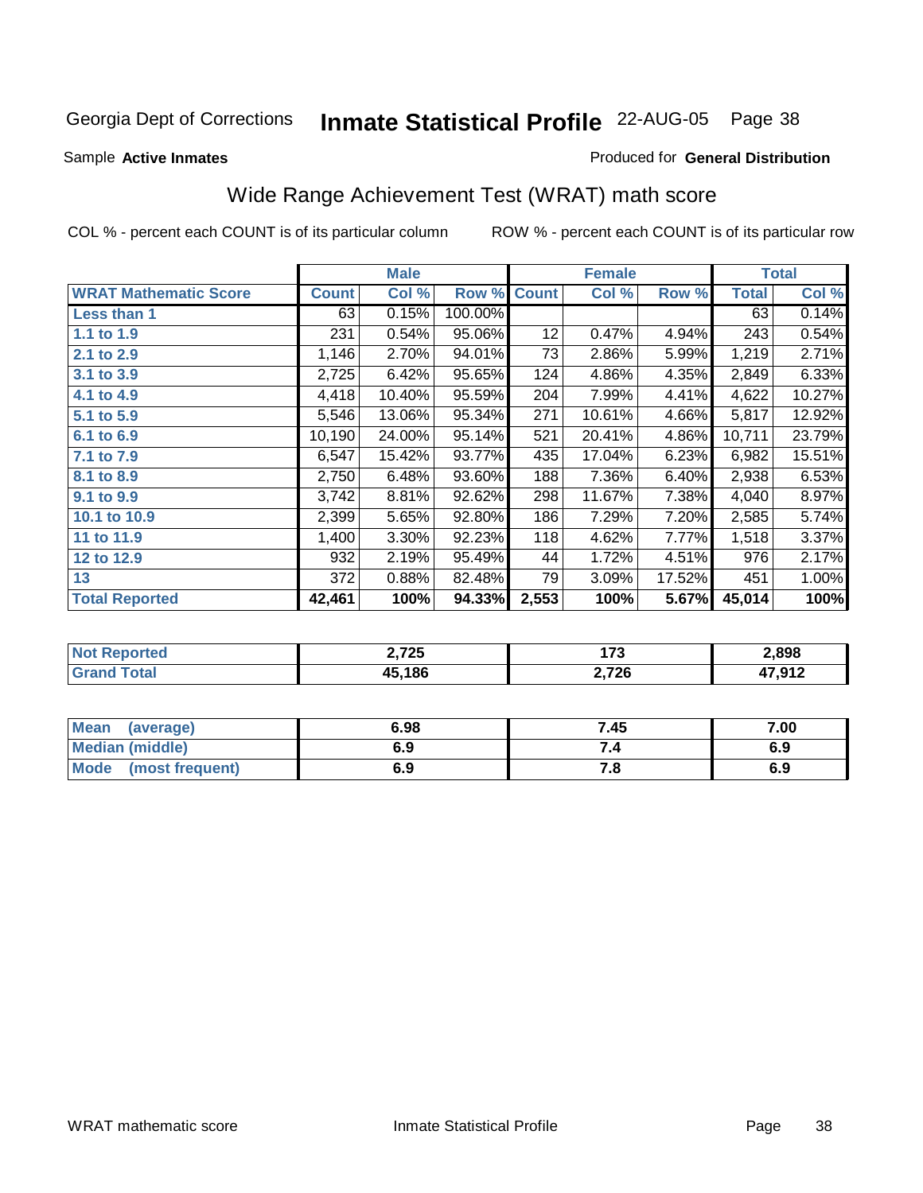Georgia Dept of Corrections **Inmate Statistical Profile** 22-AUG-05

Sample **Active Inmates**

Produced for **General Distribution**

## Wide Range Achievement Test (WRAT) math score

COL % - percent each COUNT is of its particular column

ROW % - percent each COUNT is of its particular row

| | Male | | | Female | | | Total | |
|---|---|---|---|---|---|---|---|---|
| **WRAT Mathematic Score** | **Count** | **Col %** | **Row %** | **Count** | **Col %** | **Row %** | **Total** | **Col %** |
| **Less than 1** | 63 | 0.15% | 100.00% | | | | 63 | 0.14% |
| **1.1 to 1.9** | 231 | 0.54% | 95.06% | 12 | 0.47% | 4.94% | 243 | 0.54% |
| **2.1 to 2.9** | 1,146 | 2.70% | 94.01% | 73 | 2.86% | 5.99% | 1,219 | 2.71% |
| **3.1 to 3.9** | 2,725 | 6.42% | 95.65% | 124 | 4.86% | 4.35% | 2,849 | 6.33% |
| **4.1 to 4.9** | 4,418 | 10.40% | 95.59% | 204 | 7.99% | 4.41% | 4,622 | 10.27% |
| **5.1 to 5.9** | 5,546 | 13.06% | 95.34% | 271 | 10.61% | 4.66% | 5,817 | 12.92% |
| **6.1 to 6.9** | 10,190 | 24.00% | 95.14% | 521 | 20.41% | 4.86% | 10,711 | 23.79% |
| **7.1 to 7.9** | 6,547 | 15.42% | 93.77% | 435 | 17.04% | 6.23% | 6,982 | 15.51% |
| **8.1 to 8.9** | 2,750 | 6.48% | 93.60% | 188 | 7.36% | 6.40% | 2,938 | 6.53% |
| **9.1 to 9.9** | 3,742 | 8.81% | 92.62% | 298 | 11.67% | 7.38% | 4,040 | 8.97% |
| **10.1 to 10.9** | 2,399 | 5.65% | 92.80% | 186 | 7.29% | 7.20% | 2,585 | 5.74% |
| **11 to 11.9** | 1,400 | 3.30% | 92.23% | 118 | 4.62% | 7.77% | 1,518 | 3.37% |
| **12 to 12.9** | 932 | 2.19% | 95.49% | 44 | 1.72% | 4.51% | 976 | 2.17% |
| **13** | 372 | 0.88% | 82.48% | 79 | 3.09% | 17.52% | 451 | 1.00% |
| **Total Reported** | **42,461** | **100%** | **94.33%** | **2,553** | **100%** | **5.67%** | **45,014** | **100%** |

| | Male | Female | Total |
|---|---|---|---|
| **Not Reported** | **2,725** | **173** | **2,898** |
| **Grand Total** | **45,186** | **2,726** | **47,912** |

| | Male | Female | Total |
|---|---|---|---|
| **Mean (average)** | **6.98** | **7.45** | **7.00** |
| **Median (middle)** | **6.9** | **7.4** | **6.9** |
| **Mode (most frequent)** | **6.9** | **7.8** | **6.9** |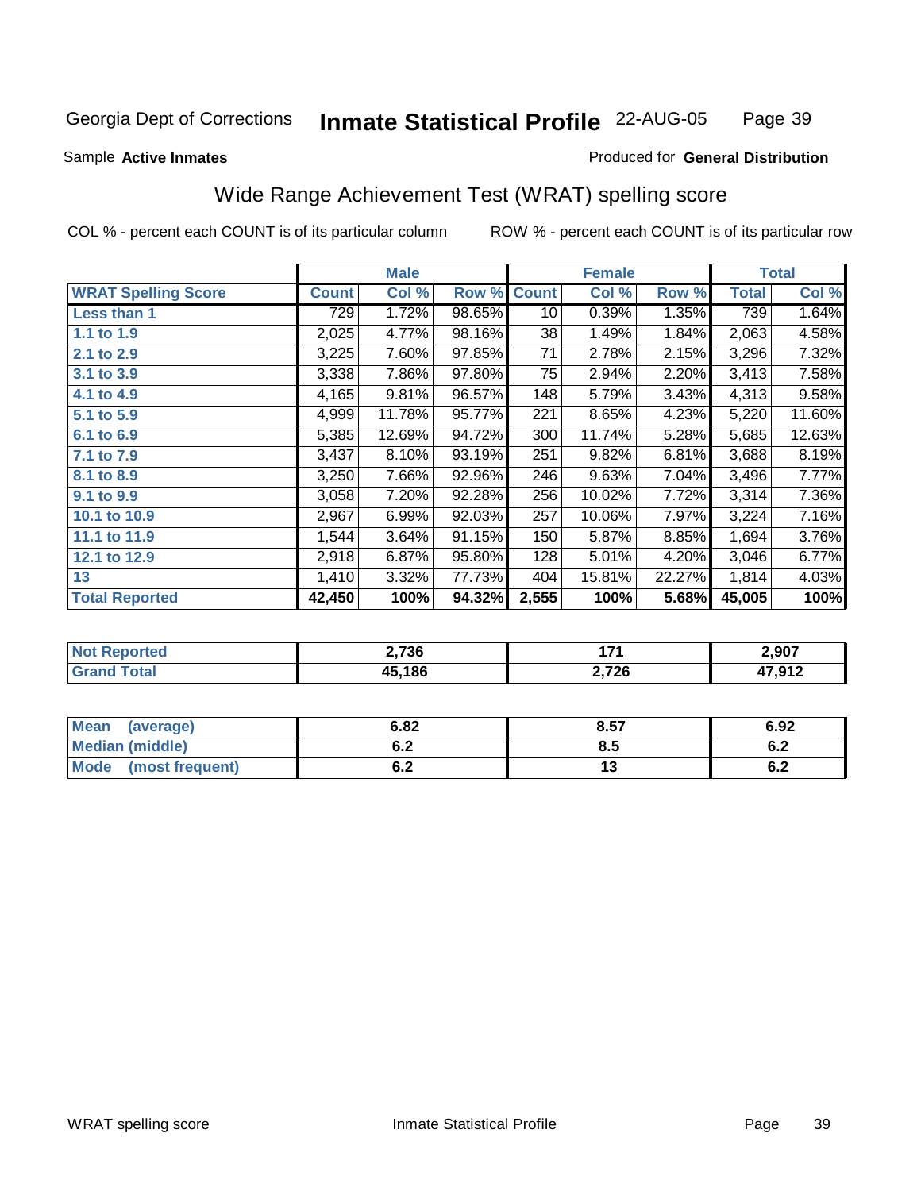Georgia Dept of Corrections **Inmate Statistical Profile** 22-AUG-05

Sample **Active Inmates**

Produced for **General Distribution**

## Wide Range Achievement Test (WRAT) spelling score

COL % - percent each COUNT is of its particular column

ROW % - percent each COUNT is of its particular row

| | Male | | | Female | | | Total | |
|---|---|---|---|---|---|---|---|---|
| **WRAT Spelling Score** | **Count** | **Col %** | **Row %** | **Count** | **Col %** | **Row %** | **Total** | **Col %** |
| **Less than 1** | 729 | 1.72% | 98.65% | 10 | 0.39% | 1.35% | 739 | 1.64% |
| **1.1 to 1.9** | 2,025 | 4.77% | 98.16% | 38 | 1.49% | 1.84% | 2,063 | 4.58% |
| **2.1 to 2.9** | 3,225 | 7.60% | 97.85% | 71 | 2.78% | 2.15% | 3,296 | 7.32% |
| **3.1 to 3.9** | 3,338 | 7.86% | 97.80% | 75 | 2.94% | 2.20% | 3,413 | 7.58% |
| **4.1 to 4.9** | 4,165 | 9.81% | 96.57% | 148 | 5.79% | 3.43% | 4,313 | 9.58% |
| **5.1 to 5.9** | 4,999 | 11.78% | 95.77% | 221 | 8.65% | 4.23% | 5,220 | 11.60% |
| **6.1 to 6.9** | 5,385 | 12.69% | 94.72% | 300 | 11.74% | 5.28% | 5,685 | 12.63% |
| **7.1 to 7.9** | 3,437 | 8.10% | 93.19% | 251 | 9.82% | 6.81% | 3,688 | 8.19% |
| **8.1 to 8.9** | 3,250 | 7.66% | 92.96% | 246 | 9.63% | 7.04% | 3,496 | 7.77% |
| **9.1 to 9.9** | 3,058 | 7.20% | 92.28% | 256 | 10.02% | 7.72% | 3,314 | 7.36% |
| **10.1 to 10.9** | 2,967 | 6.99% | 92.03% | 257 | 10.06% | 7.97% | 3,224 | 7.16% |
| **11.1 to 11.9** | 1,544 | 3.64% | 91.15% | 150 | 5.87% | 8.85% | 1,694 | 3.76% |
| **12.1 to 12.9** | 2,918 | 6.87% | 95.80% | 128 | 5.01% | 4.20% | 3,046 | 6.77% |
| **13** | 1,410 | 3.32% | 77.73% | 404 | 15.81% | 22.27% | 1,814 | 4.03% |
| **Total Reported** | **42,450** | **100%** | **94.32%** | **2,555** | **100%** | **5.68%** | **45,005** | **100%** |

| | Male | Female | Total |
|---|---|---|---|
| **Not Reported** | **2,736** | **171** | **2,907** |
| **Grand Total** | **45,186** | **2,726** | **47,912** |

| | Male | Female | Total |
|---|---|---|---|
| **Mean (average)** | **6.82** | **8.57** | **6.92** |
| **Median (middle)** | **6.2** | **8.5** | **6.2** |
| **Mode (most frequent)** | **6.2** | **13** | **6.2** |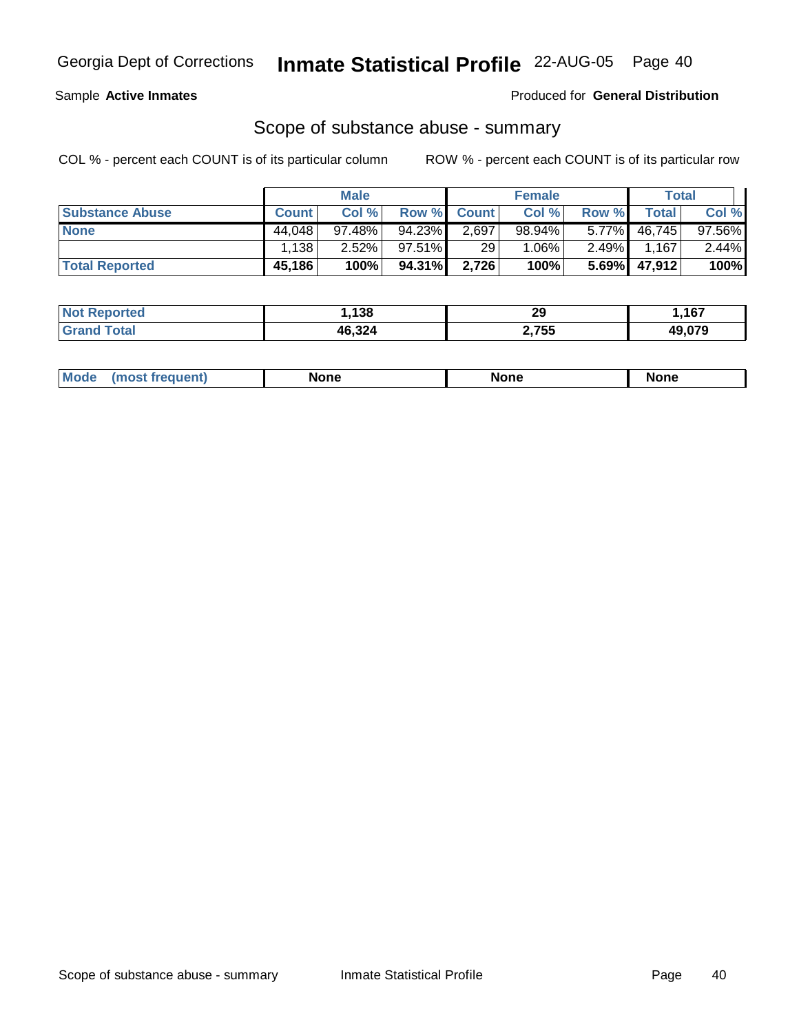Georgia Dept of Corrections **Inmate Statistical Profile** 22-AUG-05

Sample **Active Inmates**

Produced for **General Distribution**

## Scope of substance abuse - summary

COL % - percent each COUNT is of its particular column

ROW % - percent each COUNT is of its particular row

| | Male | | | Female | | | Total | |
|---|---|---|---|---|---|---|---|---|
| **Substance Abuse** | **Count** | **Col %** | **Row %** | **Count** | **Col %** | **Row %** | **Total** | **Col %** |
| **None** | 44,048 | 97.48% | 94.23% | 2,697 | 98.94% | 5.77% | 46,745 | 97.56% |
| | 1,138 | 2.52% | 97.51% | 29 | 1.06% | 2.49% | 1,167 | 2.44% |
| **Total Reported** | **45,186** | **100%** | **94.31%** | **2,726** | **100%** | **5.69%** | **47,912** | **100%** |

| | Male | Female | Total |
|---|---|---|---|
| **Not Reported** | **1,138** | **29** | **1,167** |
| **Grand Total** | **46,324** | **2,755** | **49,079** |

| | Male | Female | Total |
|---|---|---|---|
| **Mode (most frequent)** | **None** | **None** | **None** |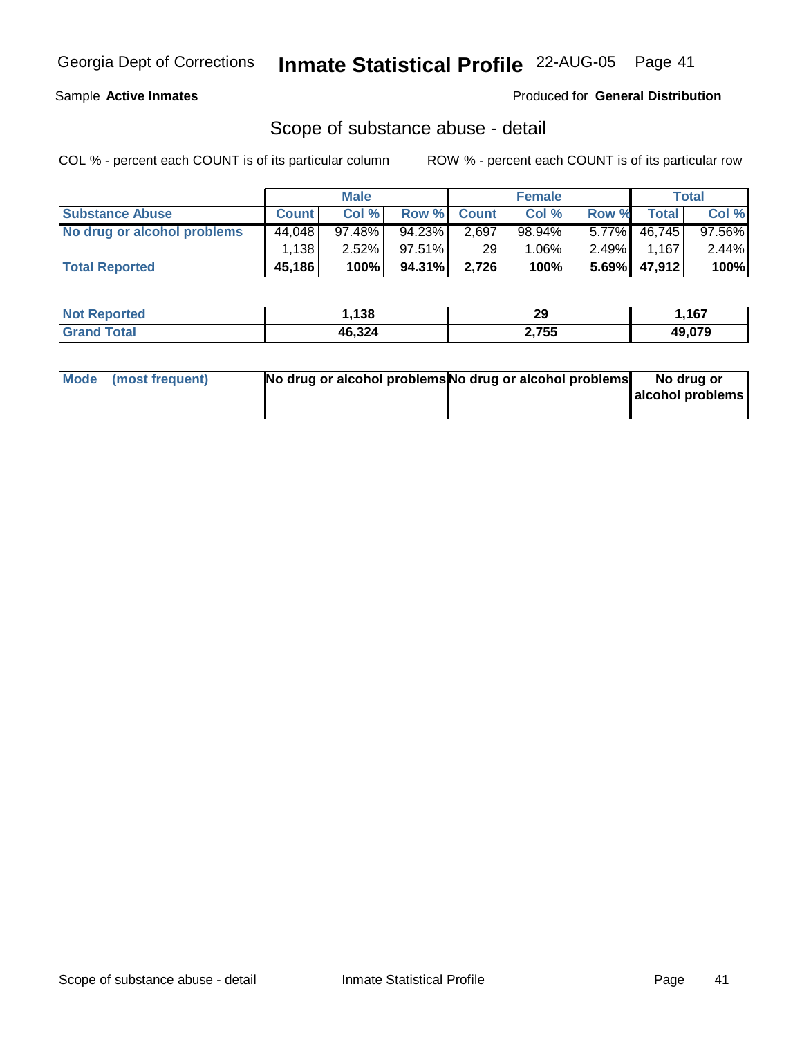Georgia Dept of Corrections **Inmate Statistical Profile** 22-AUG-05

Sample **Active Inmates**

Produced for **General Distribution**

## Scope of substance abuse - detail

COL % - percent each COUNT is of its particular column

ROW % - percent each COUNT is of its particular row

| | Male | | | Female | | | Total | |
|---|---|---|---|---|---|---|---|---|
| **Substance Abuse** | **Count** | **Col %** | **Row %** | **Count** | **Col %** | **Row %** | **Total** | **Col %** |
| **No drug or alcohol problems** | 44,048 | 97.48% | 94.23% | 2,697 | 98.94% | 5.77% | 46,745 | 97.56% |
| | 1,138 | 2.52% | 97.51% | 29 | 1.06% | 2.49% | 1,167 | 2.44% |
| **Total Reported** | **45,186** | **100%** | **94.31%** | **2,726** | **100%** | **5.69%** | **47,912** | **100%** |

| | Male | Female | Total |
|---|---|---|---|
| **Not Reported** | **1,138** | **29** | **1,167** |
| **Grand Total** | **46,324** | **2,755** | **49,079** |

| | Male | Female | Total |
|---|---|---|---|
| **Mode (most frequent)** | **No drug or alcohol problems** | **No drug or alcohol problems** | **No drug or alcohol problems** |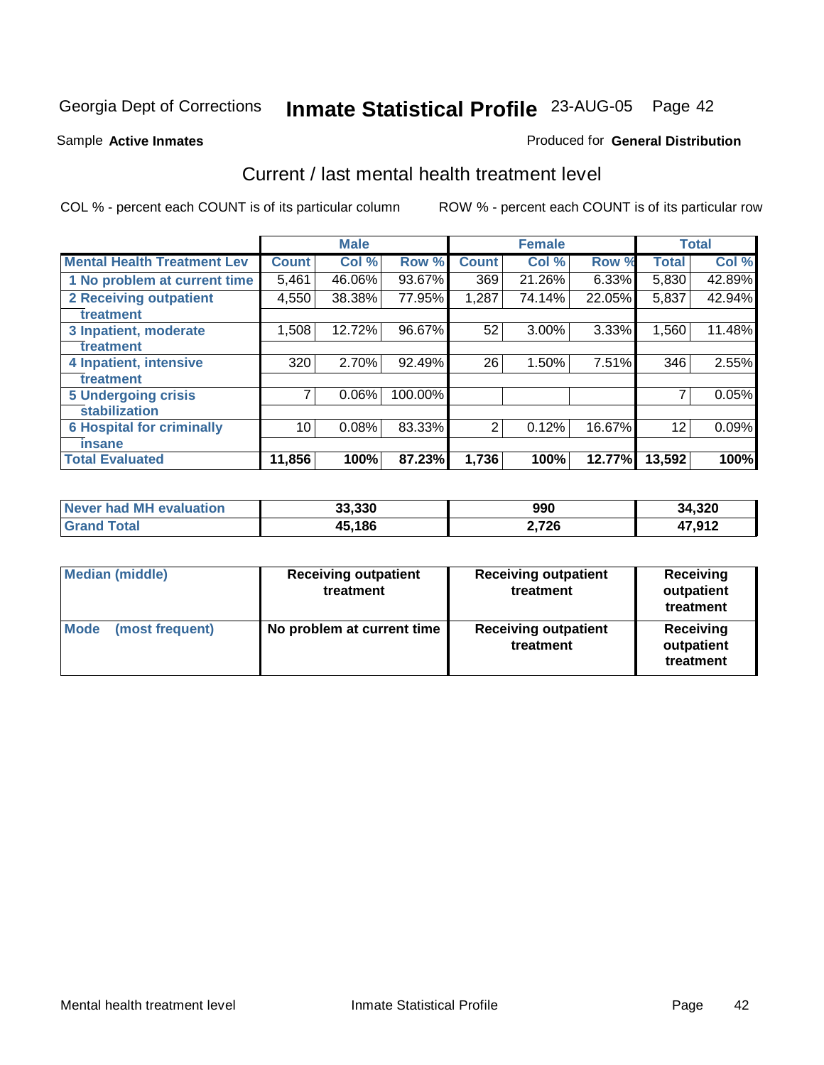Georgia Dept of Corrections **Inmate Statistical Profile** 23-AUG-05

Sample **Active Inmates** Produced for **General Distribution**

## Current / last mental health treatment level

COL % - percent each COUNT is of its particular column ROW % - percent each COUNT is of its particular row

| | Male | | | Female | | | Total | |
|---|---|---|---|---|---|---|---|---|
| **Mental Health Treatment Lev** | **Count** | **Col %** | **Row %** | **Count** | **Col %** | **Row %** | **Total** | **Col %** |
| 1 No problem at current time | 5,461 | 46.06% | 93.67% | 369 | 21.26% | 6.33% | 5,830 | 42.89% |
| 2 Receiving outpatient treatment | 4,550 | 38.38% | 77.95% | 1,287 | 74.14% | 22.05% | 5,837 | 42.94% |
| 3 Inpatient, moderate treatment | 1,508 | 12.72% | 96.67% | 52 | 3.00% | 3.33% | 1,560 | 11.48% |
| 4 Inpatient, intensive treatment | 320 | 2.70% | 92.49% | 26 | 1.50% | 7.51% | 346 | 2.55% |
| 5 Undergoing crisis stabilization | 7 | 0.06% | 100.00% | | | | 7 | 0.05% |
| 6 Hospital for criminally insane | 10 | 0.08% | 83.33% | 2 | 0.12% | 16.67% | 12 | 0.09% |
| **Total Evaluated** | **11,856** | **100%** | **87.23%** | **1,736** | **100%** | **12.77%** | **13,592** | **100%** |

| | Male | Female | Total |
|---|---|---|---|
| Never had MH evaluation | 33,330 | 990 | 34,320 |
| Grand Total | 45,186 | 2,726 | 47,912 |

| | Male | Female | Total |
|---|---|---|---|
| Median (middle) | Receiving outpatient treatment | Receiving outpatient treatment | Receiving outpatient treatment |
| Mode (most frequent) | No problem at current time | Receiving outpatient treatment | Receiving outpatient treatment |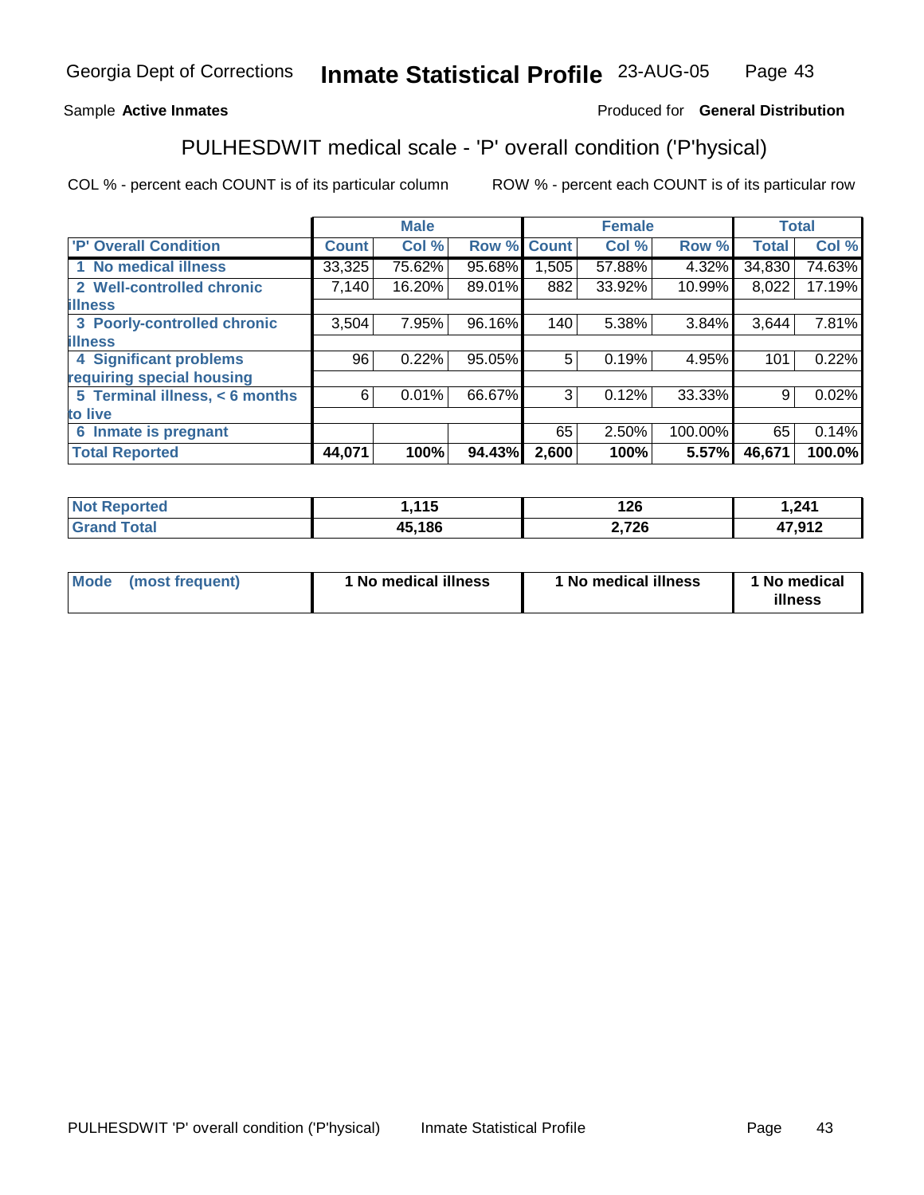Georgia Dept of Corrections **Inmate Statistical Profile** 23-AUG-05

Sample **Active Inmates**

Produced for **General Distribution**

## PULHESDWIT medical scale - 'P' overall condition ('P'hysical)

COL % - percent each COUNT is of its particular column

ROW % - percent each COUNT is of its particular row

| | Male | | | Female | | | Total | |
|---|---|---|---|---|---|---|---|---|
| **'P' Overall Condition** | **Count** | **Col %** | **Row %** | **Count** | **Col %** | **Row %** | **Total** | **Col %** |
| **1 No medical illness** | 33,325 | 75.62% | 95.68% | 1,505 | 57.88% | 4.32% | 34,830 | 74.63% |
| **2 Well-controlled chronic illness** | 7,140 | 16.20% | 89.01% | 882 | 33.92% | 10.99% | 8,022 | 17.19% |
| **3 Poorly-controlled chronic illness** | 3,504 | 7.95% | 96.16% | 140 | 5.38% | 3.84% | 3,644 | 7.81% |
| **4 Significant problems requiring special housing** | 96 | 0.22% | 95.05% | 5 | 0.19% | 4.95% | 101 | 0.22% |
| **5 Terminal illness, < 6 months to live** | 6 | 0.01% | 66.67% | 3 | 0.12% | 33.33% | 9 | 0.02% |
| **6 Inmate is pregnant** | | | | 65 | 2.50% | 100.00% | 65 | 0.14% |
| **Total Reported** | **44,071** | **100%** | **94.43%** | **2,600** | **100%** | **5.57%** | **46,671** | **100.0%** |

| | Male | Female | Total |
|---|---|---|---|
| **Not Reported** | **1,115** | **126** | **1,241** |
| **Grand Total** | **45,186** | **2,726** | **47,912** |

| | Male | Female | Total |
|---|---|---|---|
| **Mode (most frequent)** | **1 No medical illness** | **1 No medical illness** | **1 No medical illness** |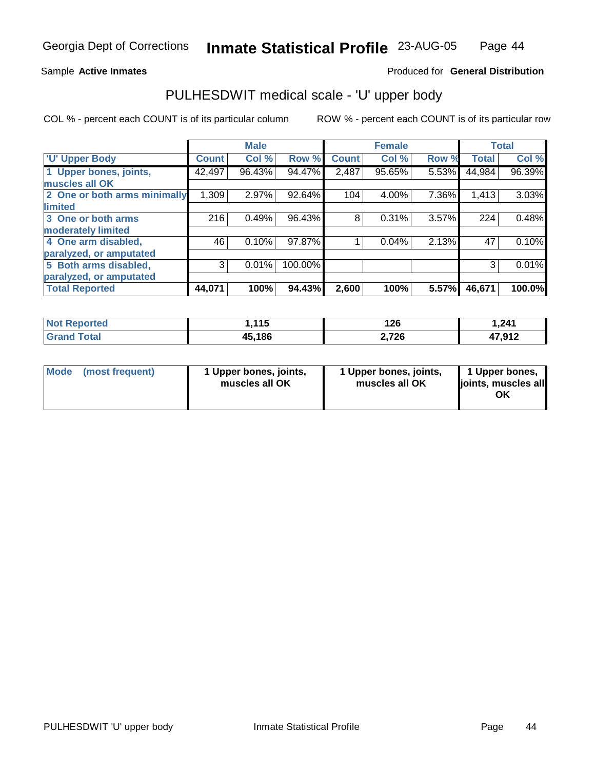Georgia Dept of Corrections **Inmate Statistical Profile** 23-AUG-05

Sample **Active Inmates** Produced for **General Distribution**

## PULHESDWIT medical scale - 'U' upper body

COL % - percent each COUNT is of its particular column ROW % - percent each COUNT is of its particular row

| | Male | | | Female | | | Total | |
|---|---|---|---|---|---|---|---|---|
| 'U' Upper Body | Count | Col % | Row % | Count | Col % | Row % | Total | Col % |
| 1 Upper bones, joints, muscles all OK | 42,497 | 96.43% | 94.47% | 2,487 | 95.65% | 5.53% | 44,984 | 96.39% |
| 2 One or both arms minimally limited | 1,309 | 2.97% | 92.64% | 104 | 4.00% | 7.36% | 1,413 | 3.03% |
| 3 One or both arms moderately limited | 216 | 0.49% | 96.43% | 8 | 0.31% | 3.57% | 224 | 0.48% |
| 4 One arm disabled, paralyzed, or amputated | 46 | 0.10% | 97.87% | 1 | 0.04% | 2.13% | 47 | 0.10% |
| 5 Both arms disabled, paralyzed, or amputated | 3 | 0.01% | 100.00% | | | | 3 | 0.01% |
| **Total Reported** | **44,071** | **100%** | **94.43%** | **2,600** | **100%** | **5.57%** | **46,671** | **100.0%** |

| | Male | Female | Total |
|---|---|---|---|
| Not Reported | 1,115 | 126 | 1,241 |
| Grand Total | 45,186 | 2,726 | 47,912 |

| | Male | Female | Total |
|---|---|---|---|
| Mode (most frequent) | 1 Upper bones, joints, muscles all OK | 1 Upper bones, joints, muscles all OK | 1 Upper bones, joints, muscles all OK |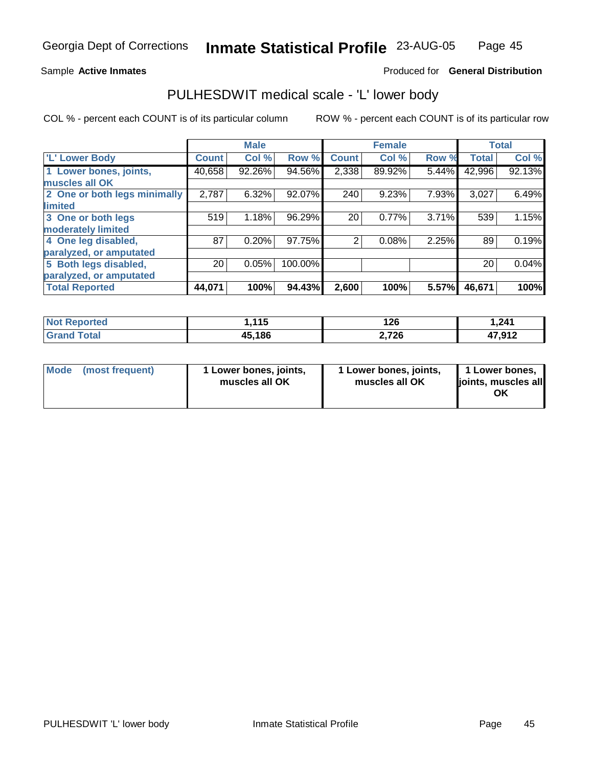Georgia Dept of Corrections **Inmate Statistical Profile** 23-AUG-05

Sample **Active Inmates** Produced for **General Distribution**

## PULHESDWIT medical scale - 'L' lower body

COL % - percent each COUNT is of its particular column ROW % - percent each COUNT is of its particular row

| | Male | | | Female | | | Total | |
|---|---|---|---|---|---|---|---|---|
| 'L' Lower Body | Count | Col % | Row % | Count | Col % | Row % | Total | Col % |
| 1 Lower bones, joints, muscles all OK | 40,658 | 92.26% | 94.56% | 2,338 | 89.92% | 5.44% | 42,996 | 92.13% |
| 2 One or both legs minimally limited | 2,787 | 6.32% | 92.07% | 240 | 9.23% | 7.93% | 3,027 | 6.49% |
| 3 One or both legs moderately limited | 519 | 1.18% | 96.29% | 20 | 0.77% | 3.71% | 539 | 1.15% |
| 4 One leg disabled, paralyzed, or amputated | 87 | 0.20% | 97.75% | 2 | 0.08% | 2.25% | 89 | 0.19% |
| 5 Both legs disabled, paralyzed, or amputated | 20 | 0.05% | 100.00% | | | | 20 | 0.04% |
| **Total Reported** | **44,071** | **100%** | **94.43%** | **2,600** | **100%** | **5.57%** | **46,671** | **100%** |

| | Male | Female | Total |
|---|---|---|---|
| Not Reported | 1,115 | 126 | 1,241 |
| Grand Total | 45,186 | 2,726 | 47,912 |

| | Male | Female | Total |
|---|---|---|---|
| Mode (most frequent) | 1 Lower bones, joints, muscles all OK | 1 Lower bones, joints, muscles all OK | 1 Lower bones, joints, muscles all OK |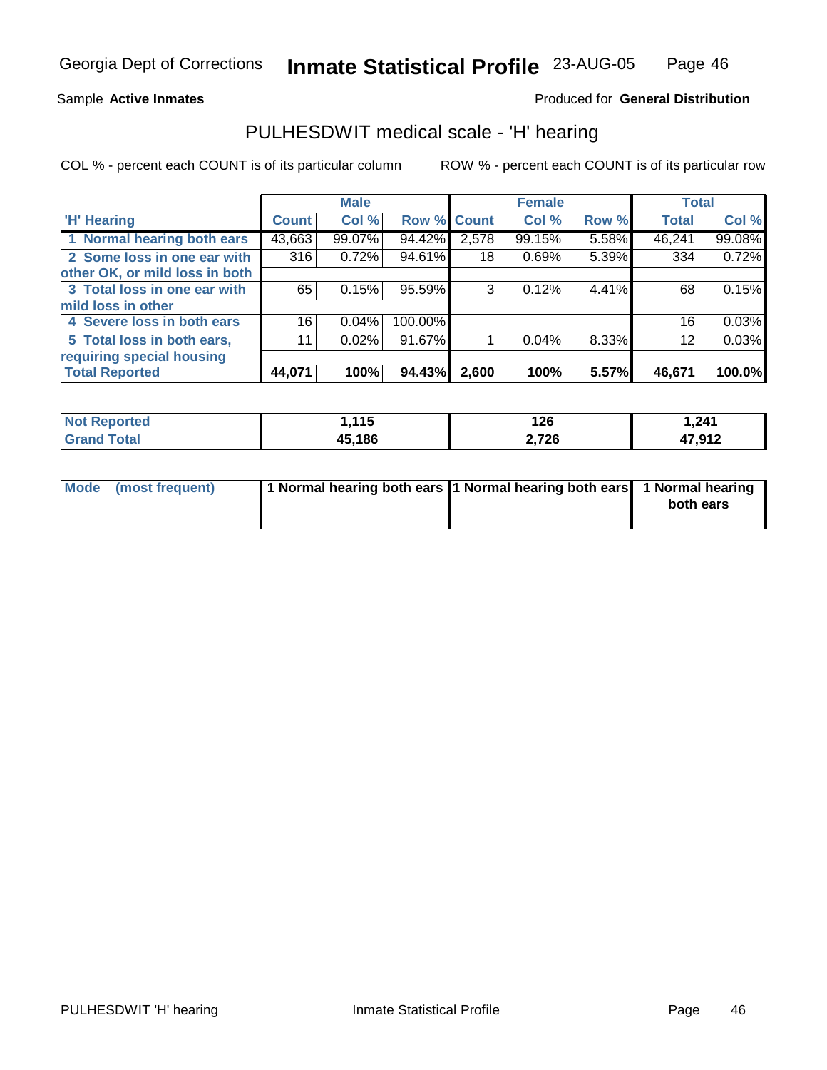Georgia Dept of Corrections **Inmate Statistical Profile** 23-AUG-05

Sample **Active Inmates**

Produced for **General Distribution**

## PULHESDWIT medical scale - 'H' hearing

COL % - percent each COUNT is of its particular column

ROW % - percent each COUNT is of its particular row

| | Male | | | Female | | | Total | |
|---|---|---|---|---|---|---|---|---|
| 'H' Hearing | Count | Col % | Row % | Count | Col % | Row % | Total | Col % |
| 1 Normal hearing both ears | 43,663 | 99.07% | 94.42% | 2,578 | 99.15% | 5.58% | 46,241 | 99.08% |
| 2 Some loss in one ear with other OK, or mild loss in both | 316 | 0.72% | 94.61% | 18 | 0.69% | 5.39% | 334 | 0.72% |
| 3 Total loss in one ear with mild loss in other | 65 | 0.15% | 95.59% | 3 | 0.12% | 4.41% | 68 | 0.15% |
| 4 Severe loss in both ears | 16 | 0.04% | 100.00% | | | | 16 | 0.03% |
| 5 Total loss in both ears, requiring special housing | 11 | 0.02% | 91.67% | 1 | 0.04% | 8.33% | 12 | 0.03% |
| **Total Reported** | **44,071** | **100%** | **94.43%** | **2,600** | **100%** | **5.57%** | **46,671** | **100.0%** |

| | Male | Female | Total |
|---|---|---|---|
| Not Reported | 1,115 | 126 | 1,241 |
| Grand Total | 45,186 | 2,726 | 47,912 |

| | Male | Female | Total |
|---|---|---|---|
| Mode (most frequent) | 1 Normal hearing both ears | 1 Normal hearing both ears | 1 Normal hearing both ears |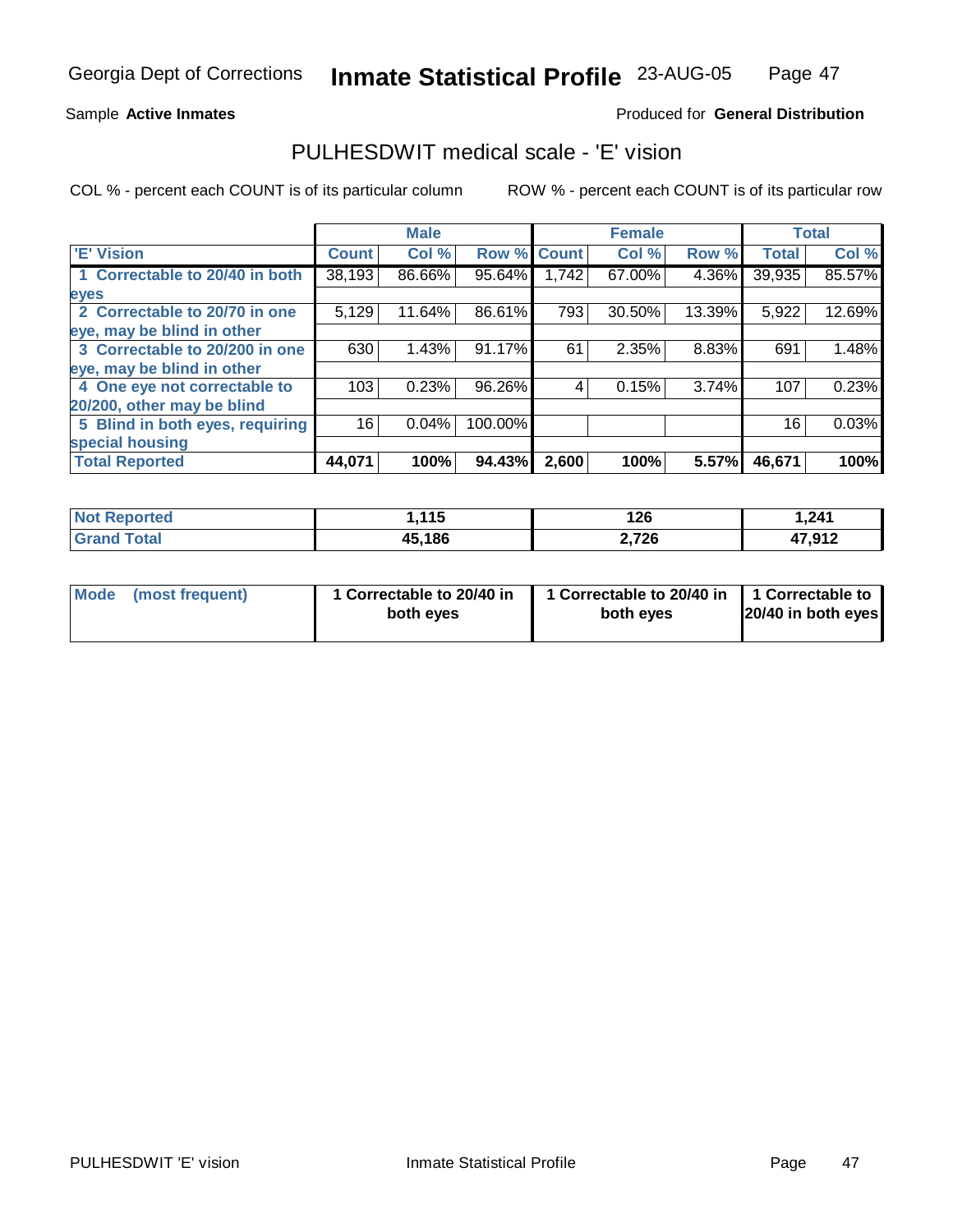Georgia Dept of Corrections **Inmate Statistical Profile** 23-AUG-05

Sample **Active Inmates**

Produced for **General Distribution**

## PULHESDWIT medical scale - 'E' vision

COL % - percent each COUNT is of its particular column

ROW % - percent each COUNT is of its particular row

| | Male | | | Female | | | Total | |
|---|---|---|---|---|---|---|---|---|
| 'E' Vision | Count | Col % | Row % | Count | Col % | Row % | Total | Col % |
| 1 Correctable to 20/40 in both eyes | 38,193 | 86.66% | 95.64% | 1,742 | 67.00% | 4.36% | 39,935 | 85.57% |
| 2 Correctable to 20/70 in one eye, may be blind in other | 5,129 | 11.64% | 86.61% | 793 | 30.50% | 13.39% | 5,922 | 12.69% |
| 3 Correctable to 20/200 in one eye, may be blind in other | 630 | 1.43% | 91.17% | 61 | 2.35% | 8.83% | 691 | 1.48% |
| 4 One eye not correctable to 20/200, other may be blind | 103 | 0.23% | 96.26% | 4 | 0.15% | 3.74% | 107 | 0.23% |
| 5 Blind in both eyes, requiring special housing | 16 | 0.04% | 100.00% | | | | 16 | 0.03% |
| **Total Reported** | **44,071** | **100%** | **94.43%** | **2,600** | **100%** | **5.57%** | **46,671** | **100%** |

| | Male | Female | Total |
|---|---|---|---|
| Not Reported | **1,115** | **126** | **1,241** |
| Grand Total | **45,186** | **2,726** | **47,912** |

| | Male | Female | Total |
|---|---|---|---|
| Mode (most frequent) | **1 Correctable to 20/40 in both eyes** | **1 Correctable to 20/40 in both eyes** | **1 Correctable to 20/40 in both eyes** |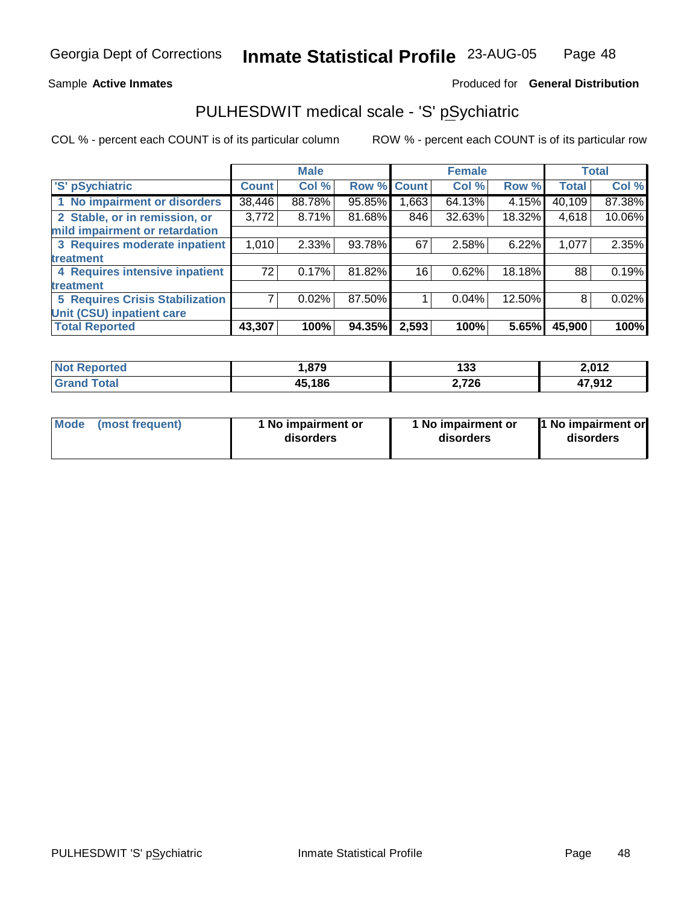Georgia Dept of Corrections **Inmate Statistical Profile** 23-AUG-05

Sample **Active Inmates** Produced for **General Distribution**

# PULHESDWIT medical scale - 'S' pSychiatric

COL % - percent each COUNT is of its particular column    ROW % - percent each COUNT is of its particular row

| | Male | | | Female | | | Total | |
|---|---|---|---|---|---|---|---|---|
| 'S' pSychiatric | Count | Col % | Row % | Count | Col % | Row % | Total | Col % |
| 1 No impairment or disorders | 38,446 | 88.78% | 95.85% | 1,663 | 64.13% | 4.15% | 40,109 | 87.38% |
| 2 Stable, or in remission, or mild impairment or retardation | 3,772 | 8.71% | 81.68% | 846 | 32.63% | 18.32% | 4,618 | 10.06% |
| 3 Requires moderate inpatient treatment | 1,010 | 2.33% | 93.78% | 67 | 2.58% | 6.22% | 1,077 | 2.35% |
| 4 Requires intensive inpatient treatment | 72 | 0.17% | 81.82% | 16 | 0.62% | 18.18% | 88 | 0.19% |
| 5 Requires Crisis Stabilization Unit (CSU) inpatient care | 7 | 0.02% | 87.50% | 1 | 0.04% | 12.50% | 8 | 0.02% |
| **Total Reported** | **43,307** | **100%** | **94.35%** | **2,593** | **100%** | **5.65%** | **45,900** | **100%** |

| | Male | Female | Total |
|---|---|---|---|
| Not Reported | 1,879 | 133 | 2,012 |
| Grand Total | 45,186 | 2,726 | 47,912 |

| | Male | Female | Total |
|---|---|---|---|
| Mode (most frequent) | 1 No impairment or disorders | 1 No impairment or disorders | 1 No impairment or disorders |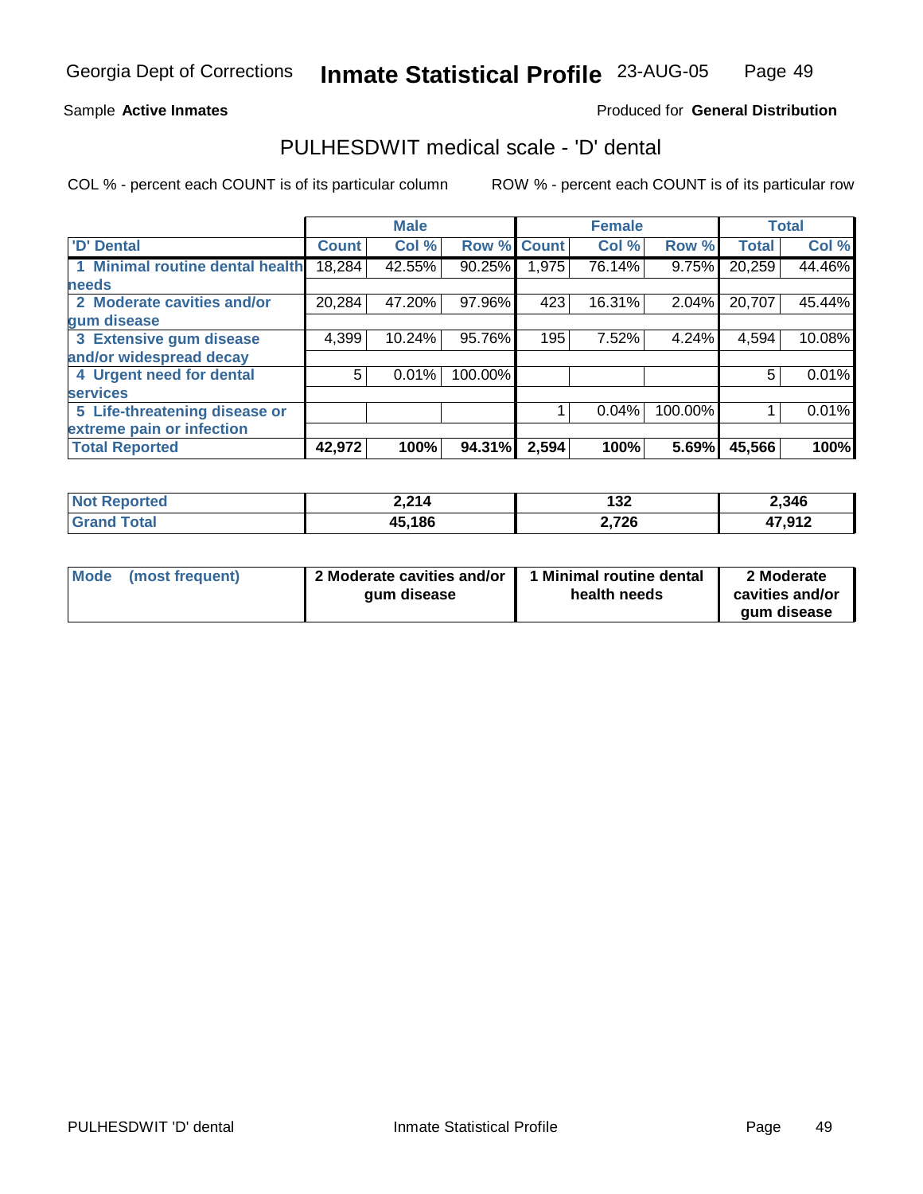Georgia Dept of Corrections **Inmate Statistical Profile** 23-AUG-05

Sample **Active Inmates** Produced for **General Distribution**

## PULHESDWIT medical scale - 'D' dental

COL % - percent each COUNT is of its particular column ROW % - percent each COUNT is of its particular row

| | Male | | | Female | | | Total | |
|---|---|---|---|---|---|---|---|---|
| 'D' Dental | Count | Col % | Row % | Count | Col % | Row % | Total | Col % |
| 1 Minimal routine dental health needs | 18,284 | 42.55% | 90.25% | 1,975 | 76.14% | 9.75% | 20,259 | 44.46% |
| 2 Moderate cavities and/or gum disease | 20,284 | 47.20% | 97.96% | 423 | 16.31% | 2.04% | 20,707 | 45.44% |
| 3 Extensive gum disease and/or widespread decay | 4,399 | 10.24% | 95.76% | 195 | 7.52% | 4.24% | 4,594 | 10.08% |
| 4 Urgent need for dental services | 5 | 0.01% | 100.00% | | | | 5 | 0.01% |
| 5 Life-threatening disease or extreme pain or infection | | | | 1 | 0.04% | 100.00% | 1 | 0.01% |
| **Total Reported** | **42,972** | **100%** | **94.31%** | **2,594** | **100%** | **5.69%** | **45,566** | **100%** |

| | Male | Female | Total |
|---|---|---|---|
| Not Reported | 2,214 | 132 | 2,346 |
| Grand Total | 45,186 | 2,726 | 47,912 |

| | Male | Female | Total |
|---|---|---|---|
| Mode (most frequent) | 2 Moderate cavities and/or gum disease | 1 Minimal routine dental health needs | 2 Moderate cavities and/or gum disease |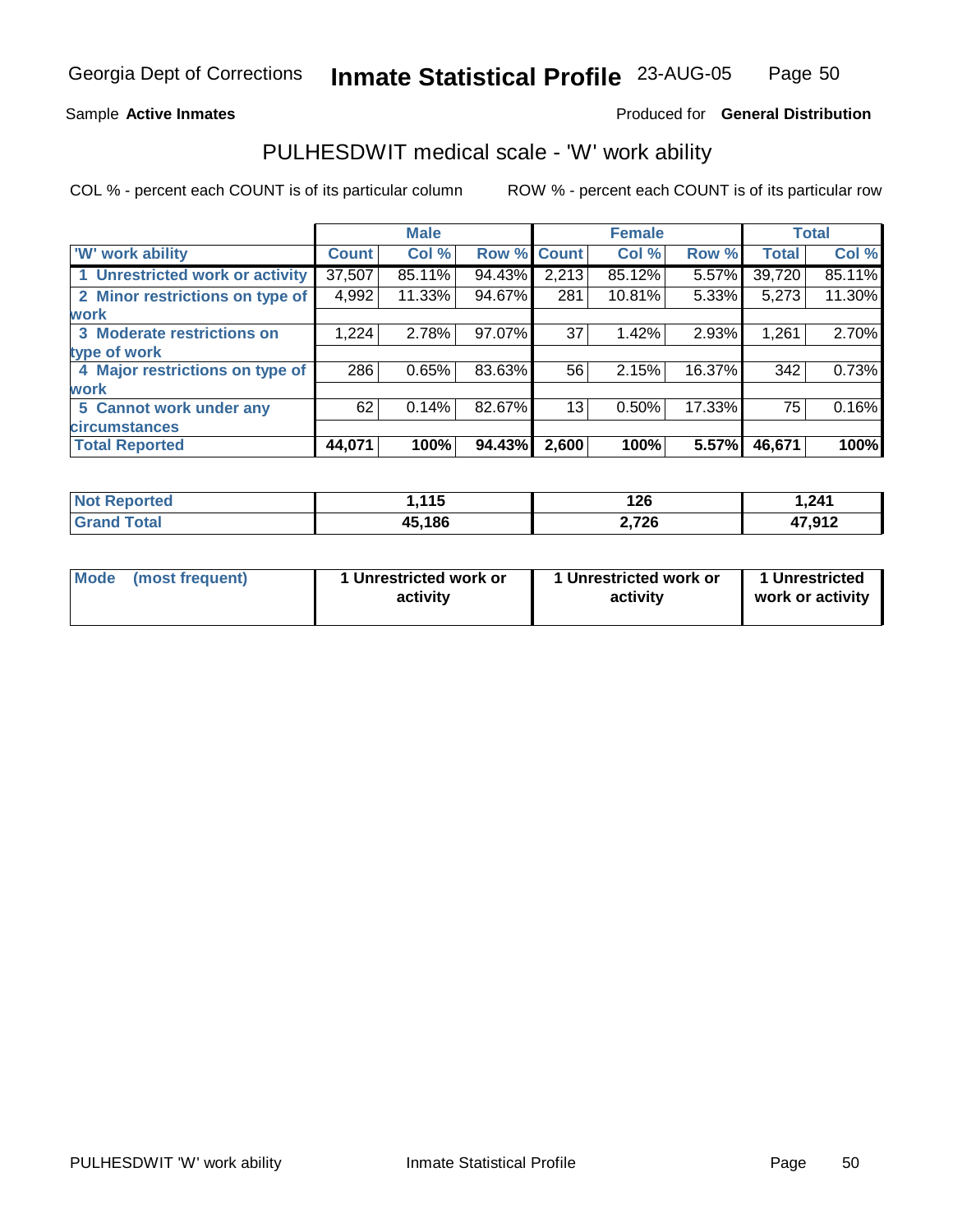Georgia Dept of Corrections **Inmate Statistical Profile** 23-AUG-05

Sample **Active Inmates**

Produced for **General Distribution**

## PULHESDWIT medical scale - 'W' work ability

COL % - percent each COUNT is of its particular column

ROW % - percent each COUNT is of its particular row

| | Male | | | Female | | | Total | |
|---|---|---|---|---|---|---|---|---|
| 'W' work ability | Count | Col % | Row % | Count | Col % | Row % | Total | Col % |
| 1 Unrestricted work or activity | 37,507 | 85.11% | 94.43% | 2,213 | 85.12% | 5.57% | 39,720 | 85.11% |
| 2 Minor restrictions on type of work | 4,992 | 11.33% | 94.67% | 281 | 10.81% | 5.33% | 5,273 | 11.30% |
| 3 Moderate restrictions on type of work | 1,224 | 2.78% | 97.07% | 37 | 1.42% | 2.93% | 1,261 | 2.70% |
| 4 Major restrictions on type of work | 286 | 0.65% | 83.63% | 56 | 2.15% | 16.37% | 342 | 0.73% |
| 5 Cannot work under any circumstances | 62 | 0.14% | 82.67% | 13 | 0.50% | 17.33% | 75 | 0.16% |
| **Total Reported** | **44,071** | **100%** | **94.43%** | **2,600** | **100%** | **5.57%** | **46,671** | **100%** |

| | Male | Female | Total |
|---|---|---|---|
| **Not Reported** | **1,115** | **126** | **1,241** |
| **Grand Total** | **45,186** | **2,726** | **47,912** |

| | Male | Female | Total |
|---|---|---|---|
| **Mode (most frequent)** | **1 Unrestricted work or activity** | **1 Unrestricted work or activity** | **1 Unrestricted work or activity** |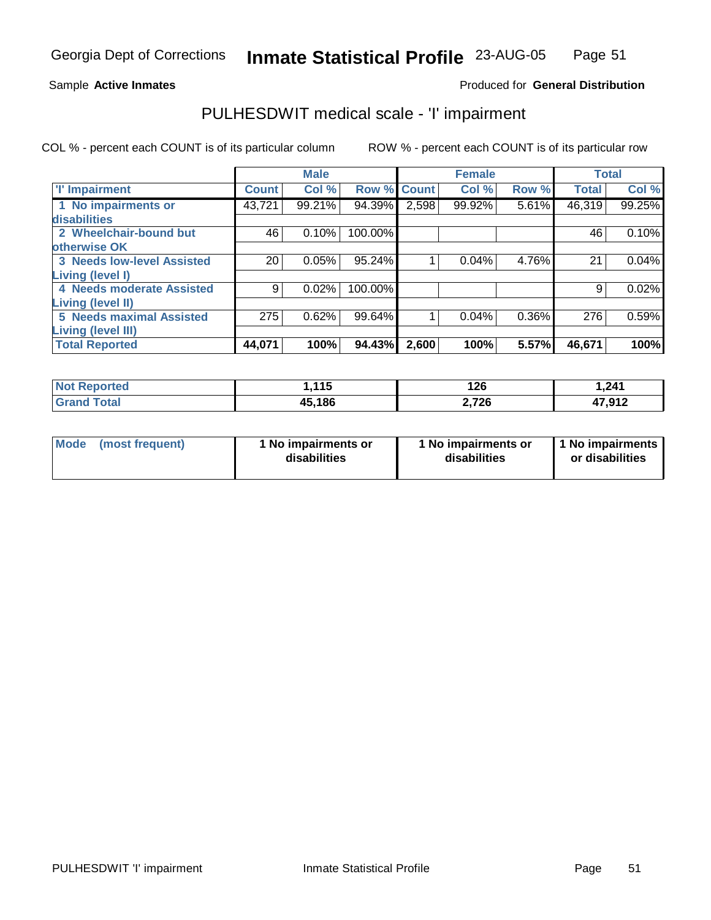Georgia Dept of Corrections **Inmate Statistical Profile** 23-AUG-05

Sample **Active Inmates** Produced for **General Distribution**

## PULHESDWIT medical scale - 'I' impairment

COL % - percent each COUNT is of its particular column     ROW % - percent each COUNT is of its particular row

| | Male | | | Female | | | Total | |
|---|---|---|---|---|---|---|---|---|
| **'I' Impairment** | **Count** | **Col %** | **Row %** | **Count** | **Col %** | **Row %** | **Total** | **Col %** |
| **1 No impairments or disabilities** | 43,721 | 99.21% | 94.39% | 2,598 | 99.92% | 5.61% | 46,319 | 99.25% |
| **2 Wheelchair-bound but otherwise OK** | 46 | 0.10% | 100.00% | | | | 46 | 0.10% |
| **3 Needs low-level Assisted Living (level I)** | 20 | 0.05% | 95.24% | 1 | 0.04% | 4.76% | 21 | 0.04% |
| **4 Needs moderate Assisted Living (level II)** | 9 | 0.02% | 100.00% | | | | 9 | 0.02% |
| **5 Needs maximal Assisted Living (level III)** | 275 | 0.62% | 99.64% | 1 | 0.04% | 0.36% | 276 | 0.59% |
| **Total Reported** | **44,071** | **100%** | **94.43%** | **2,600** | **100%** | **5.57%** | **46,671** | **100%** |

| | Male | Female | Total |
|---|---|---|---|
| **Not Reported** | **1,115** | **126** | **1,241** |
| **Grand Total** | **45,186** | **2,726** | **47,912** |

| | Male | Female | Total |
|---|---|---|---|
| **Mode (most frequent)** | **1 No impairments or disabilities** | **1 No impairments or disabilities** | **1 No impairments or disabilities** |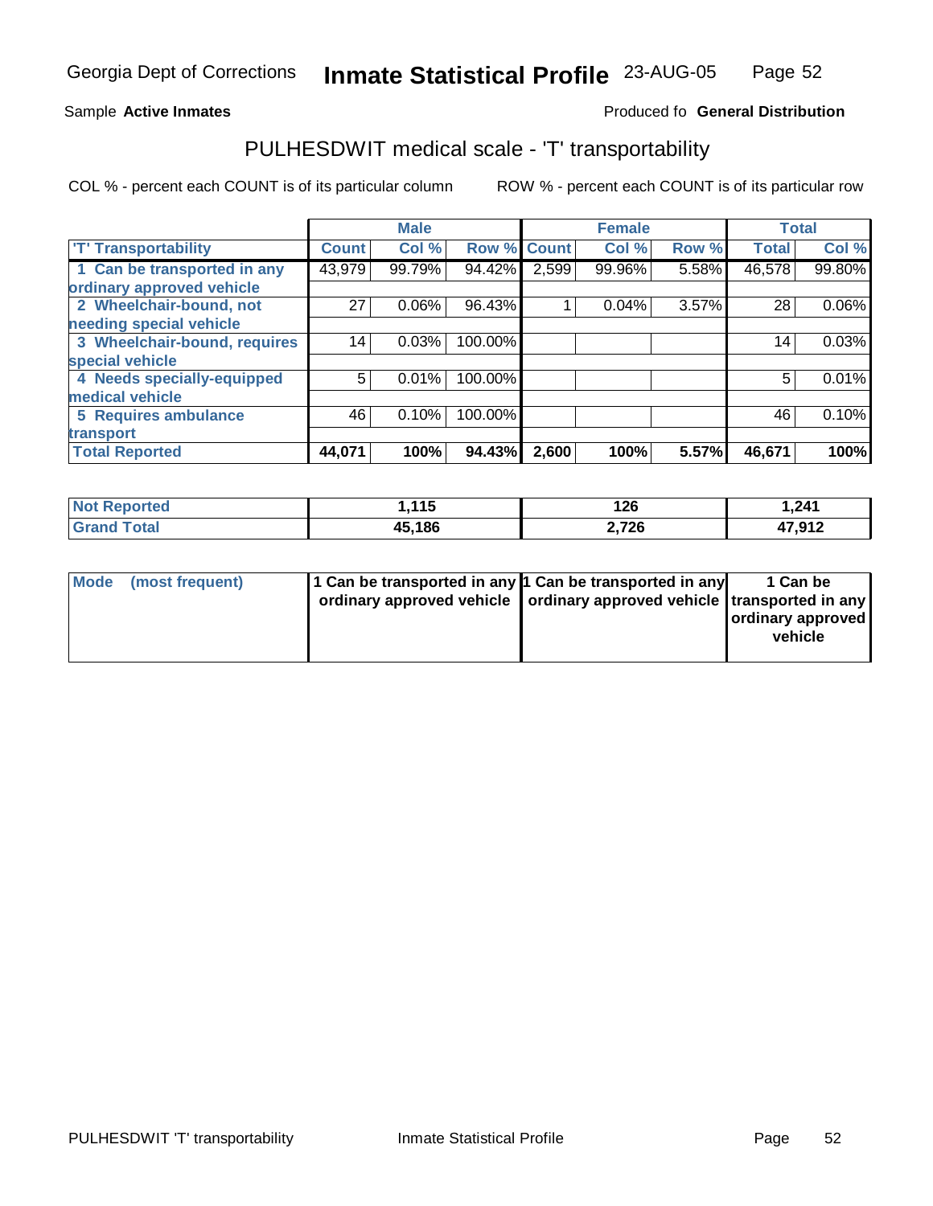Sample **Active Inmates**

Produced fo **General Distribution**

## PULHESDWIT medical scale - 'T' transportability

COL % - percent each COUNT is of its particular column

ROW % - percent each COUNT is of its particular row

| | Male | | | Female | | | Total | |
|---|---|---|---|---|---|---|---|---|
| 'T' Transportability | Count | Col % | Row % | Count | Col % | Row % | Total | Col % |
| 1 Can be transported in any ordinary approved vehicle | 43,979 | 99.79% | 94.42% | 2,599 | 99.96% | 5.58% | 46,578 | 99.80% |
| 2 Wheelchair-bound, not needing special vehicle | 27 | 0.06% | 96.43% | 1 | 0.04% | 3.57% | 28 | 0.06% |
| 3 Wheelchair-bound, requires special vehicle | 14 | 0.03% | 100.00% | | | | 14 | 0.03% |
| 4 Needs specially-equipped medical vehicle | 5 | 0.01% | 100.00% | | | | 5 | 0.01% |
| 5 Requires ambulance transport | 46 | 0.10% | 100.00% | | | | 46 | 0.10% |
| **Total Reported** | **44,071** | **100%** | **94.43%** | **2,600** | **100%** | **5.57%** | **46,671** | **100%** |

| | Male | Female | Total |
|---|---|---|---|
| Not Reported | 1,115 | 126 | 1,241 |
| Grand Total | 45,186 | 2,726 | 47,912 |

| | Male | Female | Total |
|---|---|---|---|
| Mode (most frequent) | 1 Can be transported in any ordinary approved vehicle | 1 Can be transported in any ordinary approved vehicle | 1 Can be transported in any ordinary approved vehicle |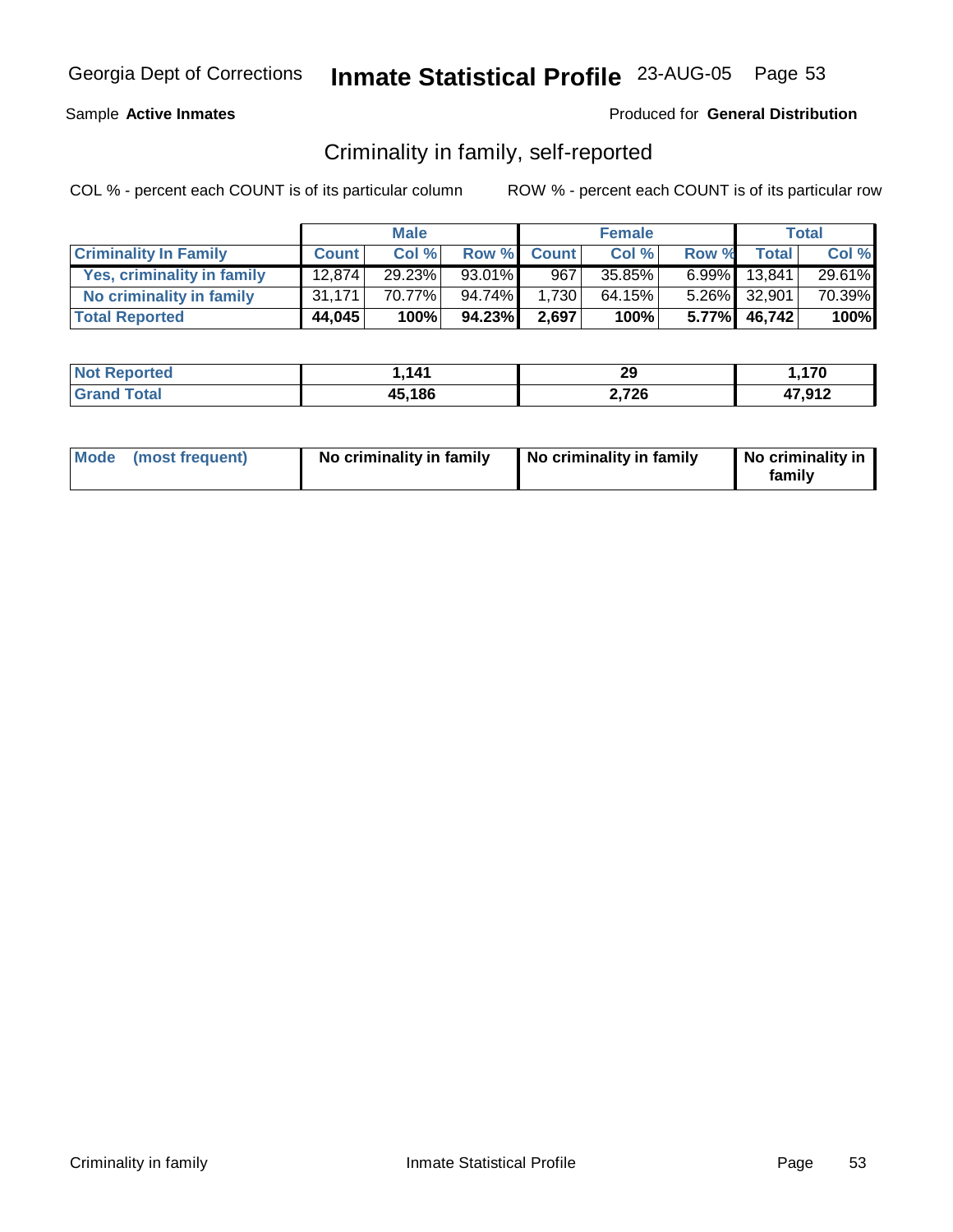Sample **Active Inmates**

Produced for **General Distribution**

## Criminality in family, self-reported

COL % - percent each COUNT is of its particular column

ROW % - percent each COUNT is of its particular row

| | Male | | | Female | | | Total | |
|---|---|---|---|---|---|---|---|---|
| **Criminality In Family** | **Count** | **Col %** | **Row %** | **Count** | **Col %** | **Row %** | **Total** | **Col %** |
| **Yes, criminality in family** | 12,874 | 29.23% | 93.01% | 967 | 35.85% | 6.99% | 13,841 | 29.61% |
| **No criminality in family** | 31,171 | 70.77% | 94.74% | 1,730 | 64.15% | 5.26% | 32,901 | 70.39% |
| **Total Reported** | **44,045** | **100%** | **94.23%** | **2,697** | **100%** | **5.77%** | **46,742** | **100%** |

| | Male | Female | Total |
|---|---|---|---|
| **Not Reported** | **1,141** | **29** | **1,170** |
| **Grand Total** | **45,186** | **2,726** | **47,912** |

| | Male | Female | Total |
|---|---|---|---|
| **Mode (most frequent)** | **No criminality in family** | **No criminality in family** | **No criminality in family** |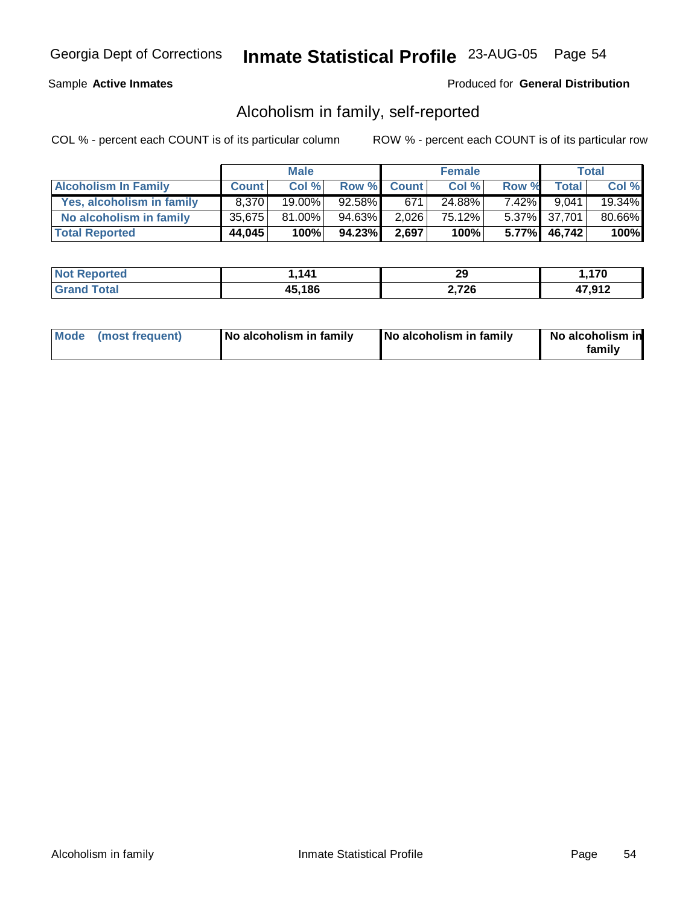Georgia Dept of Corrections **Inmate Statistical Profile** 23-AUG-05 Page 54

Sample **Active Inmates**

Produced for **General Distribution**

## Alcoholism in family, self-reported

COL % - percent each COUNT is of its particular column

ROW % - percent each COUNT is of its particular row

| | Male | | | Female | | | Total | |
|---|---|---|---|---|---|---|---|---|
| **Alcoholism In Family** | **Count** | **Col %** | **Row %** | **Count** | **Col %** | **Row %** | **Total** | **Col %** |
| **Yes, alcoholism in family** | 8,370 | 19.00% | 92.58% | 671 | 24.88% | 7.42% | 9,041 | 19.34% |
| **No alcoholism in family** | 35,675 | 81.00% | 94.63% | 2,026 | 75.12% | 5.37% | 37,701 | 80.66% |
| **Total Reported** | **44,045** | **100%** | **94.23%** | **2,697** | **100%** | **5.77%** | **46,742** | **100%** |

| | Male | Female | Total |
|---|---|---|---|
| **Not Reported** | **1,141** | **29** | **1,170** |
| **Grand Total** | **45,186** | **2,726** | **47,912** |

| | Male | Female | Total |
|---|---|---|---|
| **Mode (most frequent)** | **No alcoholism in family** | **No alcoholism in family** | **No alcoholism in family** |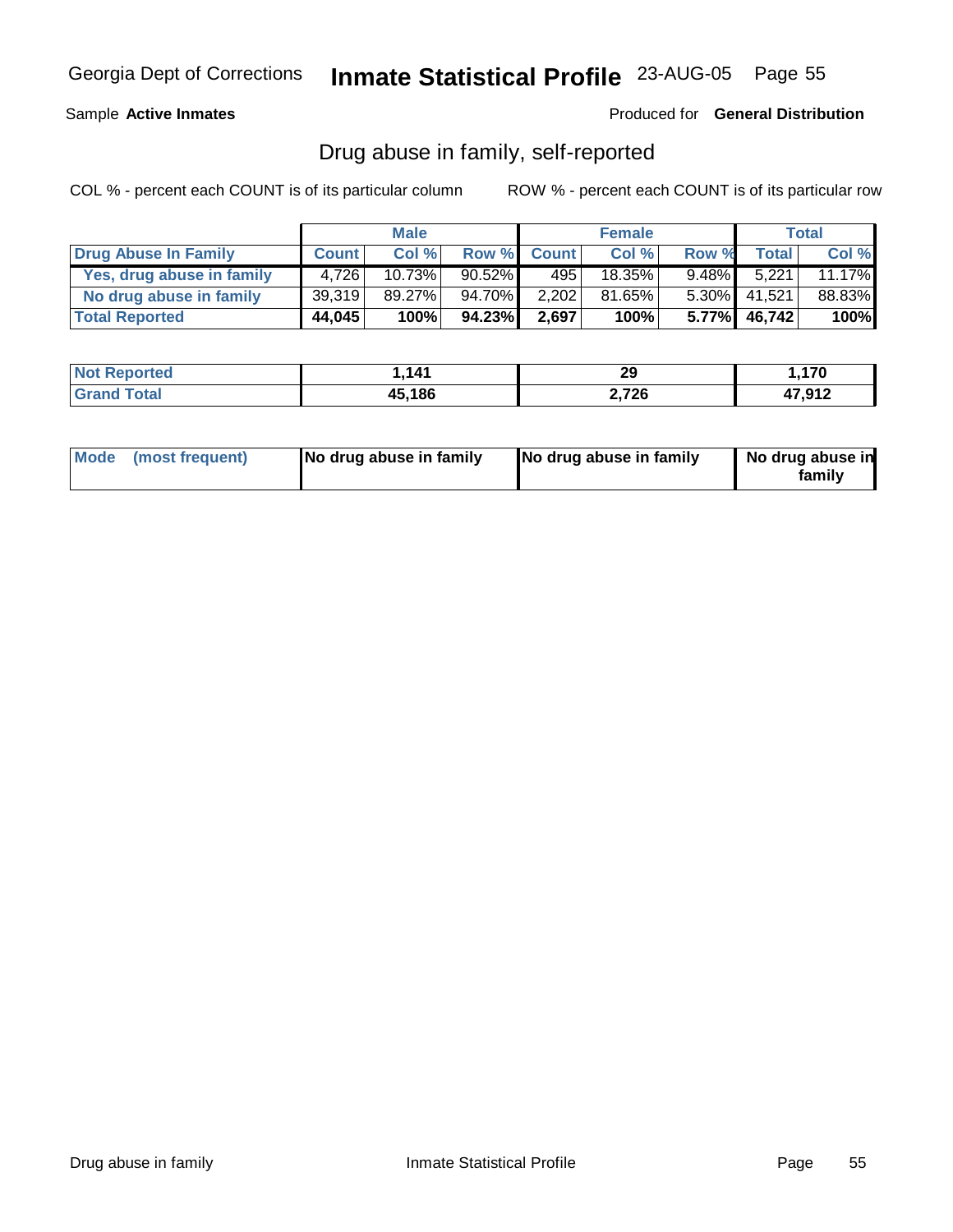Georgia Dept of Corrections **Inmate Statistical Profile** 23-AUG-05 Page 55

Sample **Active Inmates** Produced for **General Distribution**

## Drug abuse in family, self-reported

COL % - percent each COUNT is of its particular column ROW % - percent each COUNT is of its particular row

| | Male | | | Female | | | Total | |
|---|---|---|---|---|---|---|---|---|
| **Drug Abuse In Family** | **Count** | **Col %** | **Row %** | **Count** | **Col %** | **Row %** | **Total** | **Col %** |
| **Yes, drug abuse in family** | 4,726 | 10.73% | 90.52% | 495 | 18.35% | 9.48% | 5,221 | 11.17% |
| **No drug abuse in family** | 39,319 | 89.27% | 94.70% | 2,202 | 81.65% | 5.30% | 41,521 | 88.83% |
| **Total Reported** | **44,045** | **100%** | **94.23%** | **2,697** | **100%** | **5.77%** | **46,742** | **100%** |

| | Male | Female | Total |
|---|---|---|---|
| **Not Reported** | **1,141** | **29** | **1,170** |
| **Grand Total** | **45,186** | **2,726** | **47,912** |

| | Male | Female | Total |
|---|---|---|---|
| **Mode (most frequent)** | **No drug abuse in family** | **No drug abuse in family** | **No drug abuse in family** |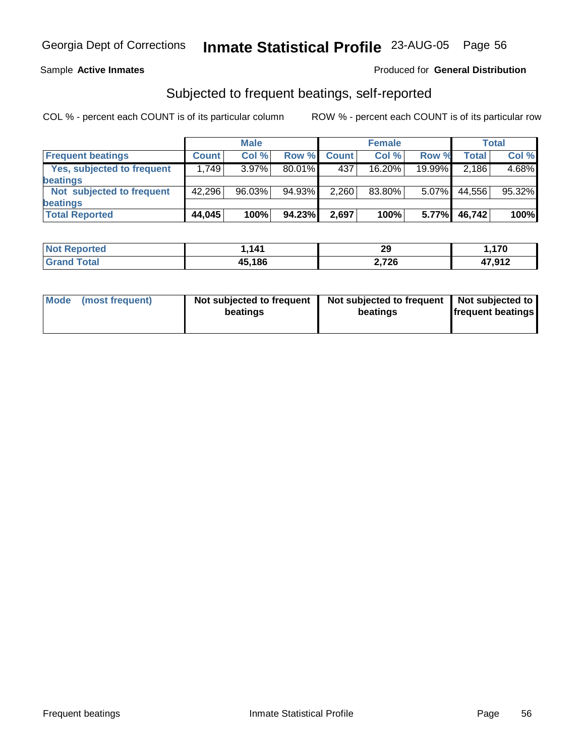Georgia Dept of Corrections **Inmate Statistical Profile** 23-AUG-05 Page 56

Sample **Active Inmates** Produced for **General Distribution**

## Subjected to frequent beatings, self-reported

COL % - percent each COUNT is of its particular column ROW % - percent each COUNT is of its particular row

| | Male | | | Female | | | Total | |
|---|---|---|---|---|---|---|---|---|
| **Frequent beatings** | **Count** | **Col %** | **Row %** | **Count** | **Col %** | **Row %** | **Total** | **Col %** |
| **Yes, subjected to frequent beatings** | 1,749 | 3.97% | 80.01% | 437 | 16.20% | 19.99% | 2,186 | 4.68% |
| **Not subjected to frequent beatings** | 42,296 | 96.03% | 94.93% | 2,260 | 83.80% | 5.07% | 44,556 | 95.32% |
| **Total Reported** | **44,045** | **100%** | **94.23%** | **2,697** | **100%** | **5.77%** | **46,742** | **100%** |

| | Male | Female | Total |
|---|---|---|---|
| **Not Reported** | **1,141** | **29** | **1,170** |
| **Grand Total** | **45,186** | **2,726** | **47,912** |

| | Male | Female | Total |
|---|---|---|---|
| **Mode (most frequent)** | **Not subjected to frequent beatings** | **Not subjected to frequent beatings** | **Not subjected to frequent beatings** |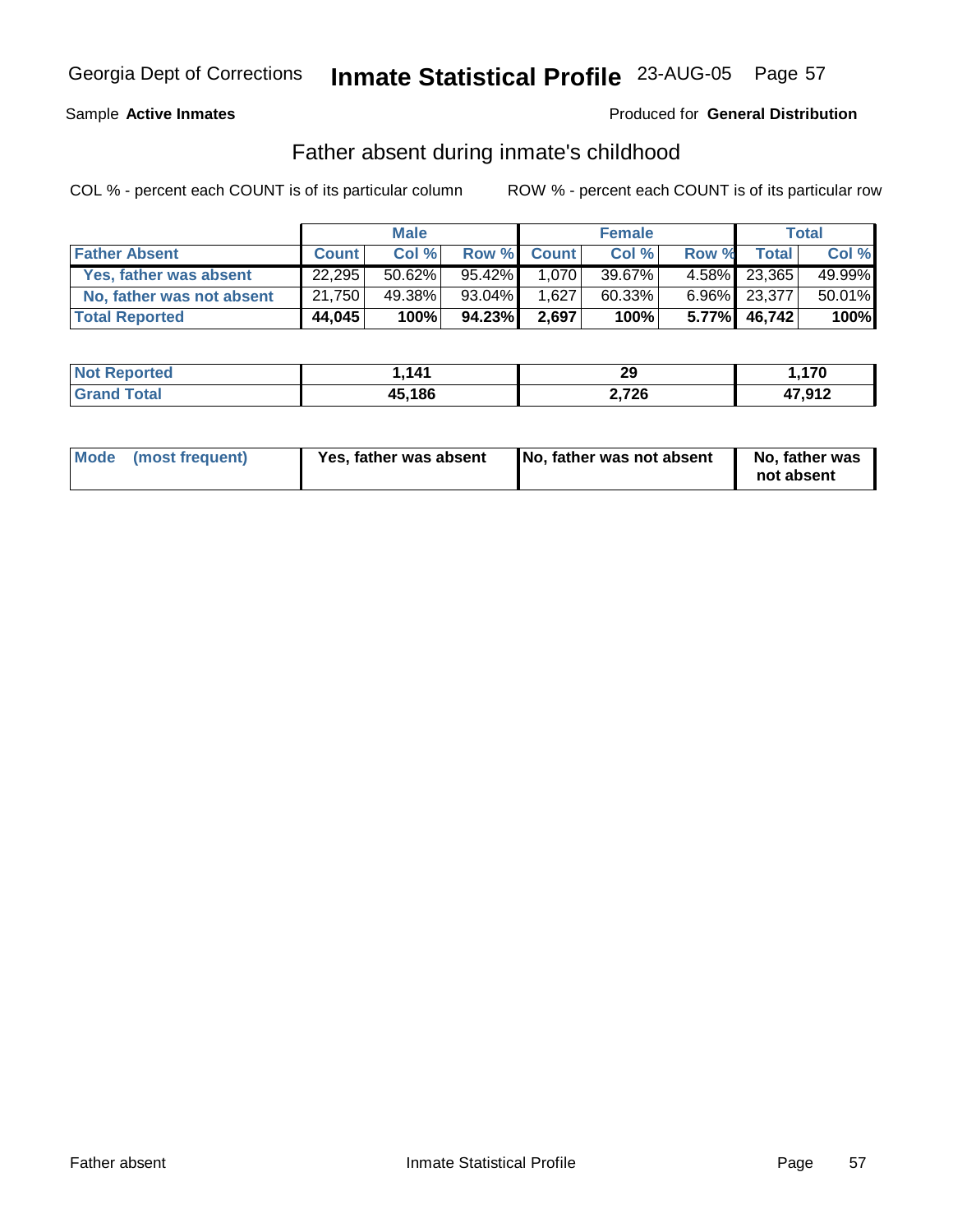Georgia Dept of Corrections **Inmate Statistical Profile** 23-AUG-05

Sample **Active Inmates**

Produced for **General Distribution**

## Father absent during inmate's childhood

COL % - percent each COUNT is of its particular column

ROW % - percent each COUNT is of its particular row

| | Male | | | Female | | | Total | |
|---|---|---|---|---|---|---|---|---|
| **Father Absent** | **Count** | **Col %** | **Row %** | **Count** | **Col %** | **Row %** | **Total** | **Col %** |
| Yes, father was absent | 22,295 | 50.62% | 95.42% | 1,070 | 39.67% | 4.58% | 23,365 | 49.99% |
| No, father was not absent | 21,750 | 49.38% | 93.04% | 1,627 | 60.33% | 6.96% | 23,377 | 50.01% |
| **Total Reported** | **44,045** | **100%** | **94.23%** | **2,697** | **100%** | **5.77%** | **46,742** | **100%** |

| | Male | Female | Total |
|---|---|---|---|
| **Not Reported** | **1,141** | **29** | **1,170** |
| **Grand Total** | **45,186** | **2,726** | **47,912** |

| | Male | Female | Total |
|---|---|---|---|
| **Mode (most frequent)** | **Yes, father was absent** | **No, father was not absent** | **No, father was not absent** |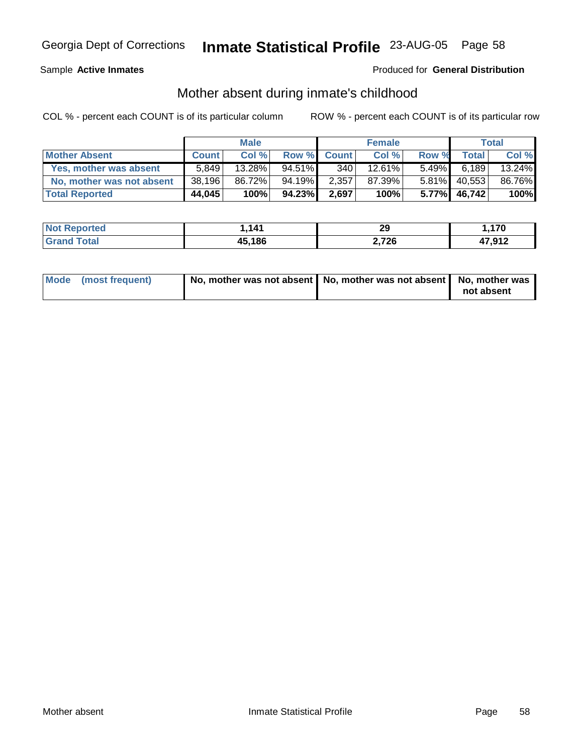Sample **Active Inmates**

Produced for **General Distribution**

## Mother absent during inmate's childhood

COL % - percent each COUNT is of its particular column

ROW % - percent each COUNT is of its particular row

| | Male | | | Female | | | Total | |
|---|---|---|---|---|---|---|---|---|
| **Mother Absent** | **Count** | **Col %** | **Row %** | **Count** | **Col %** | **Row %** | **Total** | **Col %** |
| **Yes, mother was absent** | 5,849 | 13.28% | 94.51% | 340 | 12.61% | 5.49% | 6,189 | 13.24% |
| **No, mother was not absent** | 38,196 | 86.72% | 94.19% | 2,357 | 87.39% | 5.81% | 40,553 | 86.76% |
| **Total Reported** | **44,045** | **100%** | **94.23%** | **2,697** | **100%** | **5.77%** | **46,742** | **100%** |

| | Male | Female | Total |
|---|---|---|---|
| **Not Reported** | **1,141** | **29** | **1,170** |
| **Grand Total** | **45,186** | **2,726** | **47,912** |

| | Male | Female | Total |
|---|---|---|---|
| **Mode (most frequent)** | **No, mother was not absent** | **No, mother was not absent** | **No, mother was not absent** |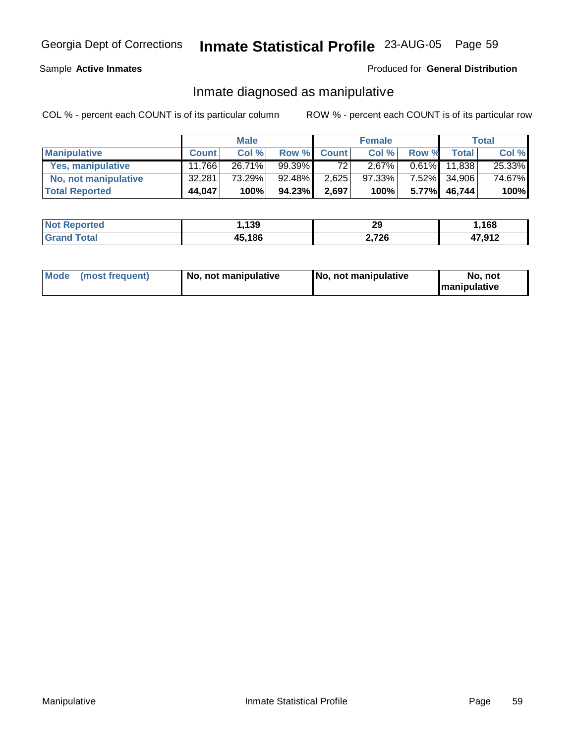Georgia Dept of Corrections **Inmate Statistical Profile** 23-AUG-05

Sample **Active Inmates**

Produced for **General Distribution**

## Inmate diagnosed as manipulative

COL % - percent each COUNT is of its particular column

ROW % - percent each COUNT is of its particular row

| | Male | | | Female | | | Total | |
|---|---|---|---|---|---|---|---|---|
| **Manipulative** | **Count** | **Col %** | **Row %** | **Count** | **Col %** | **Row %** | **Total** | **Col %** |
| **Yes, manipulative** | 11,766 | 26.71% | 99.39% | 72 | 2.67% | 0.61% | 11,838 | 25.33% |
| **No, not manipulative** | 32,281 | 73.29% | 92.48% | 2,625 | 97.33% | 7.52% | 34,906 | 74.67% |
| **Total Reported** | **44,047** | **100%** | **94.23%** | **2,697** | **100%** | **5.77%** | **46,744** | **100%** |

| | Male | Female | Total |
|---|---|---|---|
| **Not Reported** | **1,139** | **29** | **1,168** |
| **Grand Total** | **45,186** | **2,726** | **47,912** |

| | Male | Female | Total |
|---|---|---|---|
| **Mode (most frequent)** | **No, not manipulative** | **No, not manipulative** | **No, not manipulative** |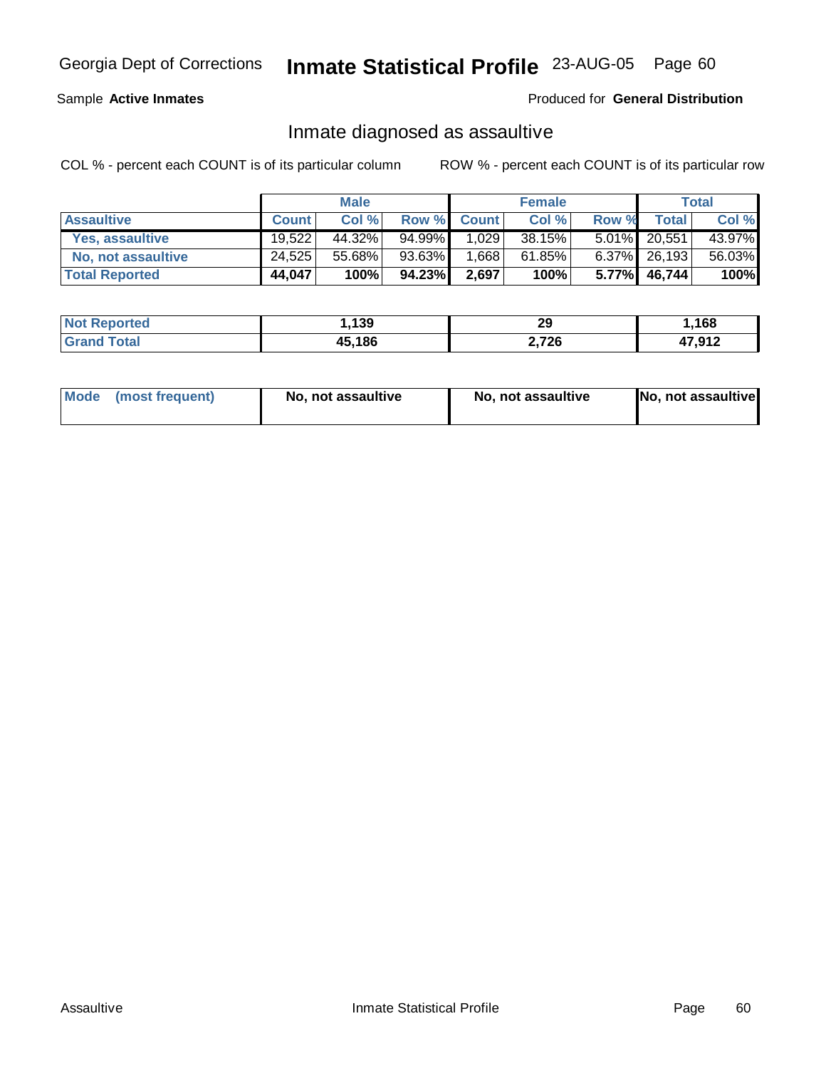Georgia Dept of Corrections **Inmate Statistical Profile** 23-AUG-05

Sample **Active Inmates** Produced for **General Distribution**

## Inmate diagnosed as assaultive

COL % - percent each COUNT is of its particular column ROW % - percent each COUNT is of its particular row

| | Male | | | Female | | | Total | |
|---|---|---|---|---|---|---|---|---|
| **Assaultive** | **Count** | **Col %** | **Row %** | **Count** | **Col %** | **Row %** | **Total** | **Col %** |
| **Yes, assaultive** | 19,522 | 44.32% | 94.99% | 1,029 | 38.15% | 5.01% | 20,551 | 43.97% |
| **No, not assaultive** | 24,525 | 55.68% | 93.63% | 1,668 | 61.85% | 6.37% | 26,193 | 56.03% |
| **Total Reported** | **44,047** | **100%** | **94.23%** | **2,697** | **100%** | **5.77%** | **46,744** | **100%** |

| | Male | Female | Total |
|---|---|---|---|
| **Not Reported** | **1,139** | **29** | **1,168** |
| **Grand Total** | **45,186** | **2,726** | **47,912** |

| | Male | Female | Total |
|---|---|---|---|
| **Mode (most frequent)** | **No, not assaultive** | **No, not assaultive** | **No, not assaultive** |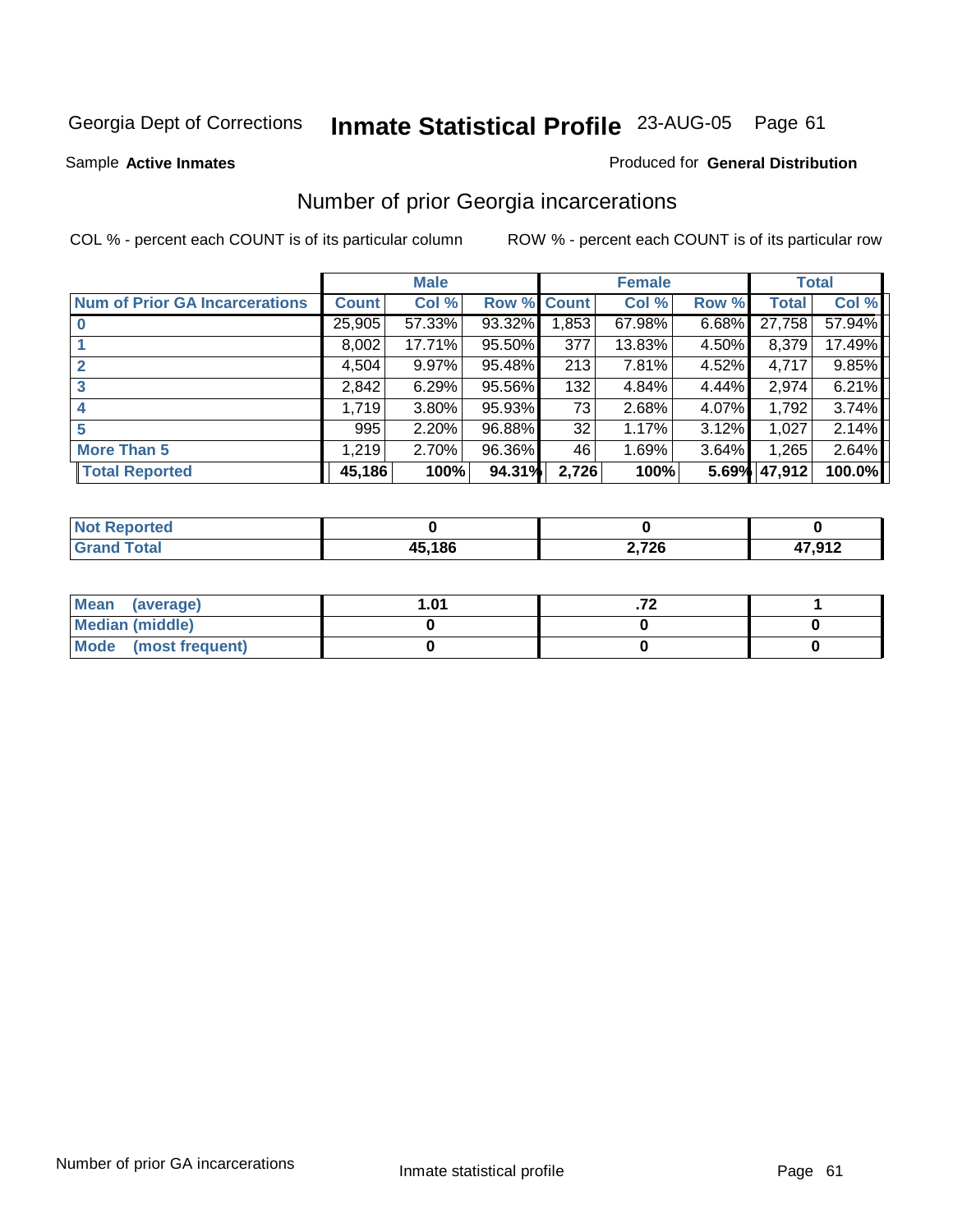Georgia Dept of Corrections **Inmate Statistical Profile** 23-AUG-05

Sample **Active Inmates**

Produced for **General Distribution**

## Number of prior Georgia incarcerations

COL % - percent each COUNT is of its particular column

ROW % - percent each COUNT is of its particular row

| | Male | | | Female | | | Total | |
|---|---|---|---|---|---|---|---|---|
| **Num of Prior GA Incarcerations** | **Count** | **Col %** | **Row %** | **Count** | **Col %** | **Row %** | **Total** | **Col %** |
| **0** | 25,905 | 57.33% | 93.32% | 1,853 | 67.98% | 6.68% | 27,758 | 57.94% |
| **1** | 8,002 | 17.71% | 95.50% | 377 | 13.83% | 4.50% | 8,379 | 17.49% |
| **2** | 4,504 | 9.97% | 95.48% | 213 | 7.81% | 4.52% | 4,717 | 9.85% |
| **3** | 2,842 | 6.29% | 95.56% | 132 | 4.84% | 4.44% | 2,974 | 6.21% |
| **4** | 1,719 | 3.80% | 95.93% | 73 | 2.68% | 4.07% | 1,792 | 3.74% |
| **5** | 995 | 2.20% | 96.88% | 32 | 1.17% | 3.12% | 1,027 | 2.14% |
| **More Than 5** | 1,219 | 2.70% | 96.36% | 46 | 1.69% | 3.64% | 1,265 | 2.64% |
| **Total Reported** | **45,186** | **100%** | **94.31%** | **2,726** | **100%** | **5.69%** | **47,912** | **100.0%** |

| | Male | Female | Total |
|---|---|---|---|
| **Not Reported** | **0** | **0** | **0** |
| **Grand Total** | **45,186** | **2,726** | **47,912** |

| | Male | Female | Total |
|---|---|---|---|
| **Mean (average)** | **1.01** | **.72** | **1** |
| **Median (middle)** | **0** | **0** | **0** |
| **Mode (most frequent)** | **0** | **0** | **0** |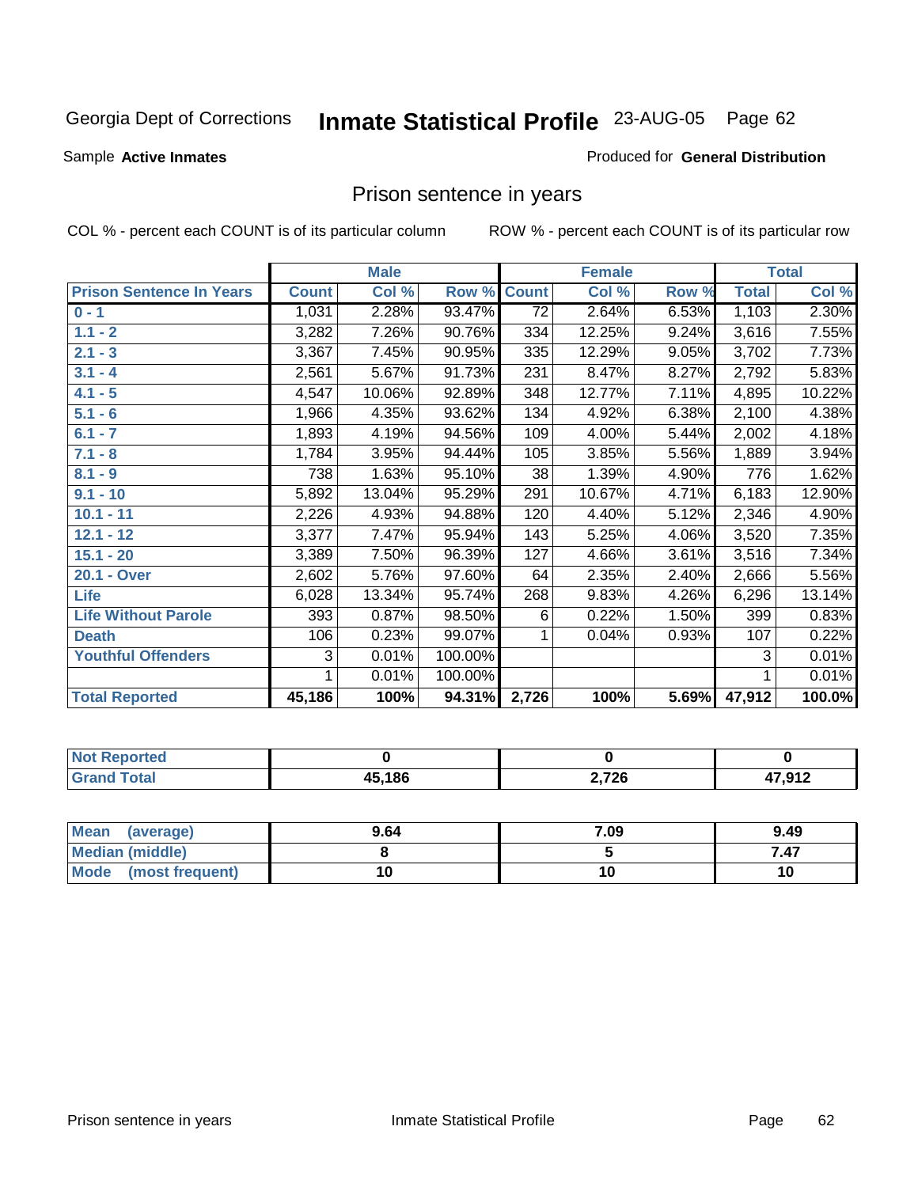Georgia Dept of Corrections **Inmate Statistical Profile** 23-AUG-05

Sample **Active Inmates** Produced for **General Distribution**

## Prison sentence in years

COL % - percent each COUNT is of its particular column ROW % - percent each COUNT is of its particular row

| | Male | | | Female | | | Total | |
|---|---|---|---|---|---|---|---|---|
| **Prison Sentence In Years** | **Count** | **Col %** | **Row %** | **Count** | **Col %** | **Row %** | **Total** | **Col %** |
| **0 - 1** | 1,031 | 2.28% | 93.47% | 72 | 2.64% | 6.53% | 1,103 | 2.30% |
| **1.1 - 2** | 3,282 | 7.26% | 90.76% | 334 | 12.25% | 9.24% | 3,616 | 7.55% |
| **2.1 - 3** | 3,367 | 7.45% | 90.95% | 335 | 12.29% | 9.05% | 3,702 | 7.73% |
| **3.1 - 4** | 2,561 | 5.67% | 91.73% | 231 | 8.47% | 8.27% | 2,792 | 5.83% |
| **4.1 - 5** | 4,547 | 10.06% | 92.89% | 348 | 12.77% | 7.11% | 4,895 | 10.22% |
| **5.1 - 6** | 1,966 | 4.35% | 93.62% | 134 | 4.92% | 6.38% | 2,100 | 4.38% |
| **6.1 - 7** | 1,893 | 4.19% | 94.56% | 109 | 4.00% | 5.44% | 2,002 | 4.18% |
| **7.1 - 8** | 1,784 | 3.95% | 94.44% | 105 | 3.85% | 5.56% | 1,889 | 3.94% |
| **8.1 - 9** | 738 | 1.63% | 95.10% | 38 | 1.39% | 4.90% | 776 | 1.62% |
| **9.1 - 10** | 5,892 | 13.04% | 95.29% | 291 | 10.67% | 4.71% | 6,183 | 12.90% |
| **10.1 - 11** | 2,226 | 4.93% | 94.88% | 120 | 4.40% | 5.12% | 2,346 | 4.90% |
| **12.1 - 12** | 3,377 | 7.47% | 95.94% | 143 | 5.25% | 4.06% | 3,520 | 7.35% |
| **15.1 - 20** | 3,389 | 7.50% | 96.39% | 127 | 4.66% | 3.61% | 3,516 | 7.34% |
| **20.1 - Over** | 2,602 | 5.76% | 97.60% | 64 | 2.35% | 2.40% | 2,666 | 5.56% |
| **Life** | 6,028 | 13.34% | 95.74% | 268 | 9.83% | 4.26% | 6,296 | 13.14% |
| **Life Without Parole** | 393 | 0.87% | 98.50% | 6 | 0.22% | 1.50% | 399 | 0.83% |
| **Death** | 106 | 0.23% | 99.07% | 1 | 0.04% | 0.93% | 107 | 0.22% |
| **Youthful Offenders** | 3 | 0.01% | 100.00% | | | | 3 | 0.01% |
| | 1 | 0.01% | 100.00% | | | | 1 | 0.01% |
| **Total Reported** | **45,186** | **100%** | **94.31%** | **2,726** | **100%** | **5.69%** | **47,912** | **100.0%** |

| | Male | Female | Total |
|---|---|---|---|
| **Not Reported** | **0** | **0** | **0** |
| **Grand Total** | **45,186** | **2,726** | **47,912** |

| | Male | Female | Total |
|---|---|---|---|
| **Mean (average)** | **9.64** | **7.09** | **9.49** |
| **Median (middle)** | **8** | **5** | **7.47** |
| **Mode (most frequent)** | **10** | **10** | **10** |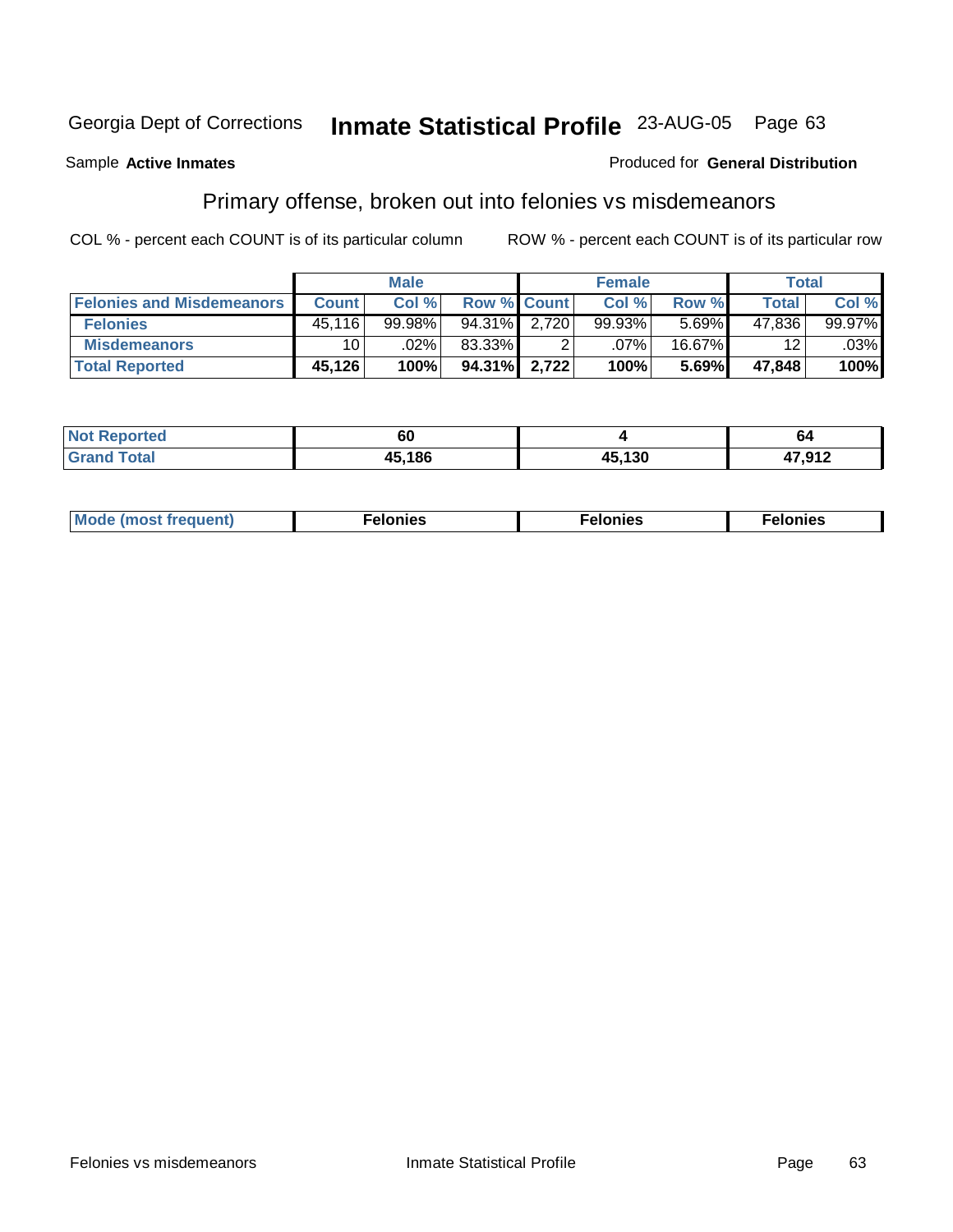Georgia Dept of Corrections **Inmate Statistical Profile** 23-AUG-05 Page 63

Sample **Active Inmates**

Produced for **General Distribution**

## Primary offense, broken out into felonies vs misdemeanors

COL % - percent each COUNT is of its particular column

ROW % - percent each COUNT is of its particular row

| | Male | | | Female | | | Total | |
|---|---|---|---|---|---|---|---|---|
| **Felonies and Misdemeanors** | **Count** | **Col %** | **Row %** | **Count** | **Col %** | **Row %** | **Total** | **Col %** |
| **Felonies** | 45,116 | 99.98% | 94.31% | 2,720 | 99.93% | 5.69% | 47,836 | 99.97% |
| **Misdemeanors** | 10 | .02% | 83.33% | 2 | .07% | 16.67% | 12 | .03% |
| **Total Reported** | **45,126** | **100%** | **94.31%** | **2,722** | **100%** | **5.69%** | **47,848** | **100%** |

| | Male | Female | Total |
|---|---|---|---|
| **Not Reported** | **60** | **4** | **64** |
| **Grand Total** | **45,186** | **45,130** | **47,912** |

| | Male | Female | Total |
|---|---|---|---|
| **Mode (most frequent)** | **Felonies** | **Felonies** | **Felonies** |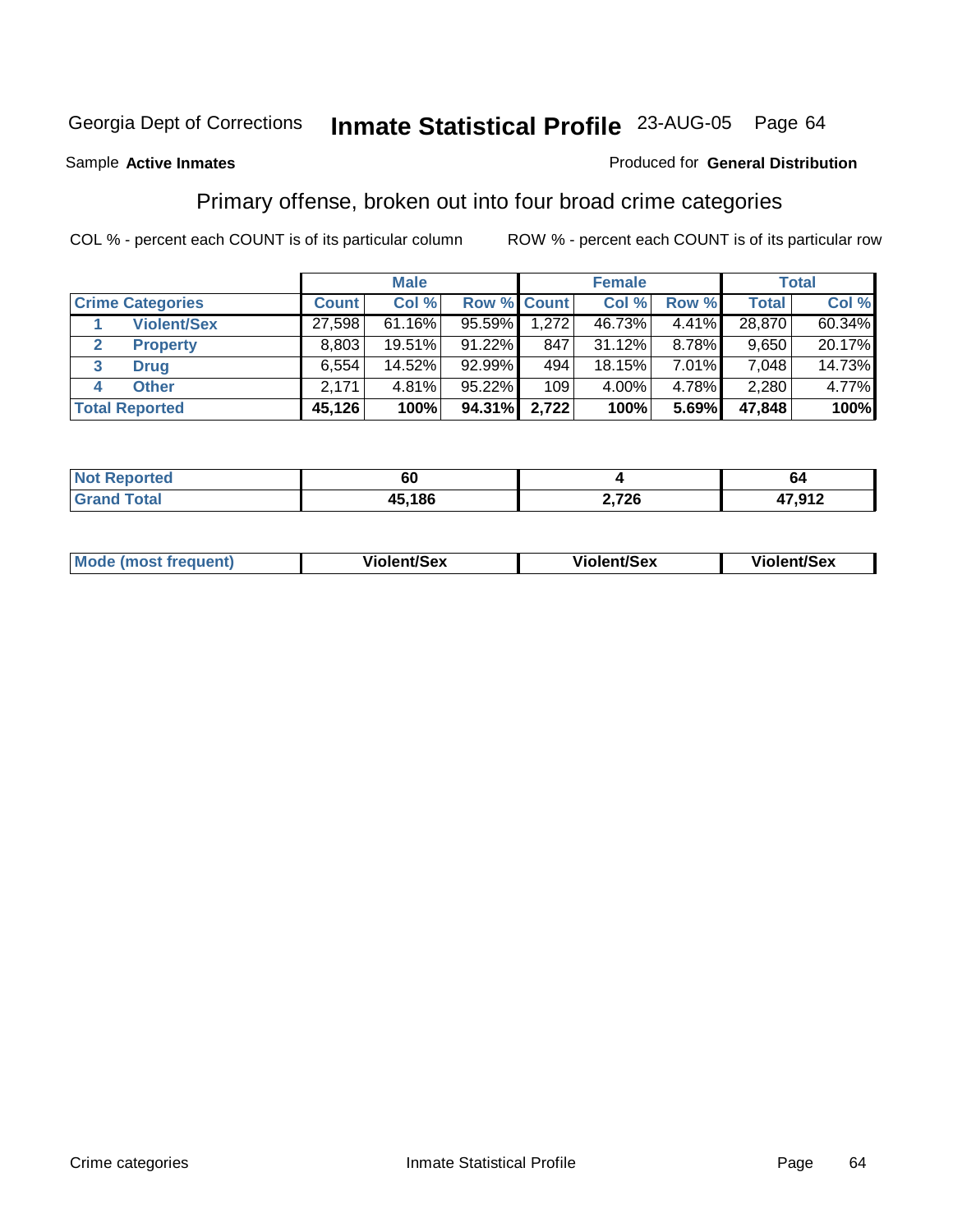Georgia Dept of Corrections **Inmate Statistical Profile** 23-AUG-05

Sample **Active Inmates** Produced for **General Distribution**

## Primary offense, broken out into four broad crime categories

COL % - percent each COUNT is of its particular column ROW % - percent each COUNT is of its particular row

| | | Male | | | Female | | | Total | |
|---|---|---|---|---|---|---|---|---|---|
| **Crime Categories** | | **Count** | **Col %** | **Row %** | **Count** | **Col %** | **Row %** | **Total** | **Col %** |
| 1 | **Violent/Sex** | 27,598 | 61.16% | 95.59% | 1,272 | 46.73% | 4.41% | 28,870 | 60.34% |
| 2 | **Property** | 8,803 | 19.51% | 91.22% | 847 | 31.12% | 8.78% | 9,650 | 20.17% |
| 3 | **Drug** | 6,554 | 14.52% | 92.99% | 494 | 18.15% | 7.01% | 7,048 | 14.73% |
| 4 | **Other** | 2,171 | 4.81% | 95.22% | 109 | 4.00% | 4.78% | 2,280 | 4.77% |
| **Total Reported** | | **45,126** | **100%** | **94.31%** | **2,722** | **100%** | **5.69%** | **47,848** | **100%** |

| | Male | Female | Total |
|---|---|---|---|
| **Not Reported** | **60** | **4** | **64** |
| **Grand Total** | **45,186** | **2,726** | **47,912** |

| | Male | Female | Total |
|---|---|---|---|
| **Mode (most frequent)** | **Violent/Sex** | **Violent/Sex** | **Violent/Sex** |

Crime categories Inmate Statistical Profile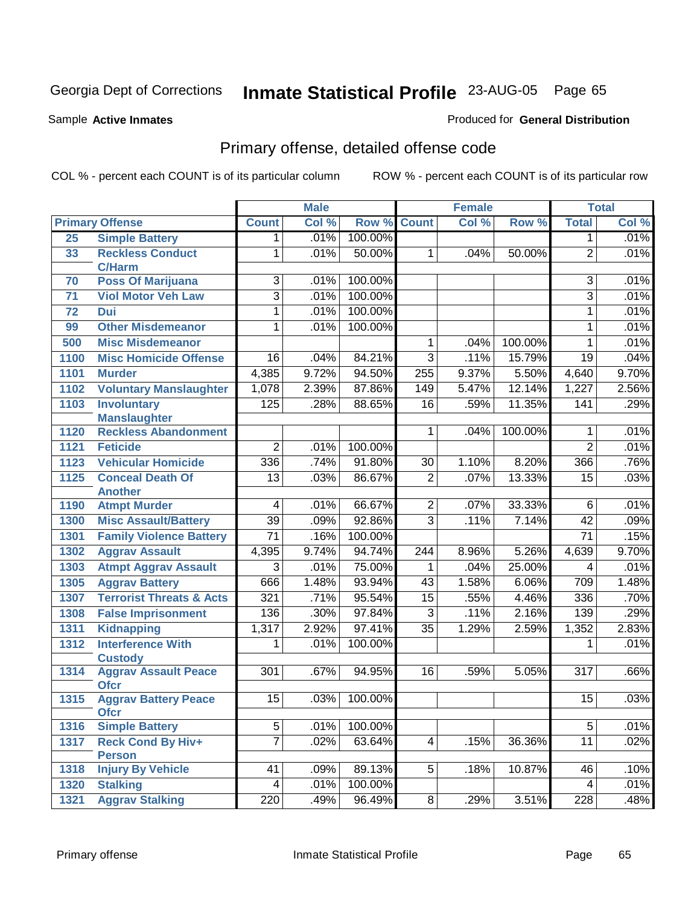Georgia Dept of Corrections **Inmate Statistical Profile** 23-AUG-05

Sample **Active Inmates**

Produced for **General Distribution**

## Primary offense, detailed offense code

COL % - percent each COUNT is of its particular column

ROW % - percent each COUNT is of its particular row

| Primary Offense | | Male | | | Female | | | Total | |
|---|---|---|---|---|---|---|---|---|---|
| | | Count | Col % | Row % | Count | Col % | Row % | Total | Col % |
| 25 | Simple Battery | 1 | .01% | 100.00% | | | | 1 | .01% |
| 33 | Reckless Conduct C/Harm | 1 | .01% | 50.00% | 1 | .04% | 50.00% | 2 | .01% |
| 70 | Poss Of Marijuana | 3 | .01% | 100.00% | | | | 3 | .01% |
| 71 | Viol Motor Veh Law | 3 | .01% | 100.00% | | | | 3 | .01% |
| 72 | Dui | 1 | .01% | 100.00% | | | | 1 | .01% |
| 99 | Other Misdemeanor | 1 | .01% | 100.00% | | | | 1 | .01% |
| 500 | Misc Misdemeanor | | | | 1 | .04% | 100.00% | 1 | .01% |
| 1100 | Misc Homicide Offense | 16 | .04% | 84.21% | 3 | .11% | 15.79% | 19 | .04% |
| 1101 | Murder | 4,385 | 9.72% | 94.50% | 255 | 9.37% | 5.50% | 4,640 | 9.70% |
| 1102 | Voluntary Manslaughter | 1,078 | 2.39% | 87.86% | 149 | 5.47% | 12.14% | 1,227 | 2.56% |
| 1103 | Involuntary Manslaughter | 125 | .28% | 88.65% | 16 | .59% | 11.35% | 141 | .29% |
| 1120 | Reckless Abandonment | | | | 1 | .04% | 100.00% | 1 | .01% |
| 1121 | Feticide | 2 | .01% | 100.00% | | | | 2 | .01% |
| 1123 | Vehicular Homicide | 336 | .74% | 91.80% | 30 | 1.10% | 8.20% | 366 | .76% |
| 1125 | Conceal Death Of Another | 13 | .03% | 86.67% | 2 | .07% | 13.33% | 15 | .03% |
| 1190 | Atmpt Murder | 4 | .01% | 66.67% | 2 | .07% | 33.33% | 6 | .01% |
| 1300 | Misc Assault/Battery | 39 | .09% | 92.86% | 3 | .11% | 7.14% | 42 | .09% |
| 1301 | Family Violence Battery | 71 | .16% | 100.00% | | | | 71 | .15% |
| 1302 | Aggrav Assault | 4,395 | 9.74% | 94.74% | 244 | 8.96% | 5.26% | 4,639 | 9.70% |
| 1303 | Atmpt Aggrav Assault | 3 | .01% | 75.00% | 1 | .04% | 25.00% | 4 | .01% |
| 1305 | Aggrav Battery | 666 | 1.48% | 93.94% | 43 | 1.58% | 6.06% | 709 | 1.48% |
| 1307 | Terrorist Threats & Acts | 321 | .71% | 95.54% | 15 | .55% | 4.46% | 336 | .70% |
| 1308 | False Imprisonment | 136 | .30% | 97.84% | 3 | .11% | 2.16% | 139 | .29% |
| 1311 | Kidnapping | 1,317 | 2.92% | 97.41% | 35 | 1.29% | 2.59% | 1,352 | 2.83% |
| 1312 | Interference With Custody | 1 | .01% | 100.00% | | | | 1 | .01% |
| 1314 | Aggrav Assault Peace Ofcr | 301 | .67% | 94.95% | 16 | .59% | 5.05% | 317 | .66% |
| 1315 | Aggrav Battery Peace Ofcr | 15 | .03% | 100.00% | | | | 15 | .03% |
| 1316 | Simple Battery | 5 | .01% | 100.00% | | | | 5 | .01% |
| 1317 | Reck Cond By Hiv+ Person | 7 | .02% | 63.64% | 4 | .15% | 36.36% | 11 | .02% |
| 1318 | Injury By Vehicle | 41 | .09% | 89.13% | 5 | .18% | 10.87% | 46 | .10% |
| 1320 | Stalking | 4 | .01% | 100.00% | | | | 4 | .01% |
| 1321 | Aggrav Stalking | 220 | .49% | 96.49% | 8 | .29% | 3.51% | 228 | .48% |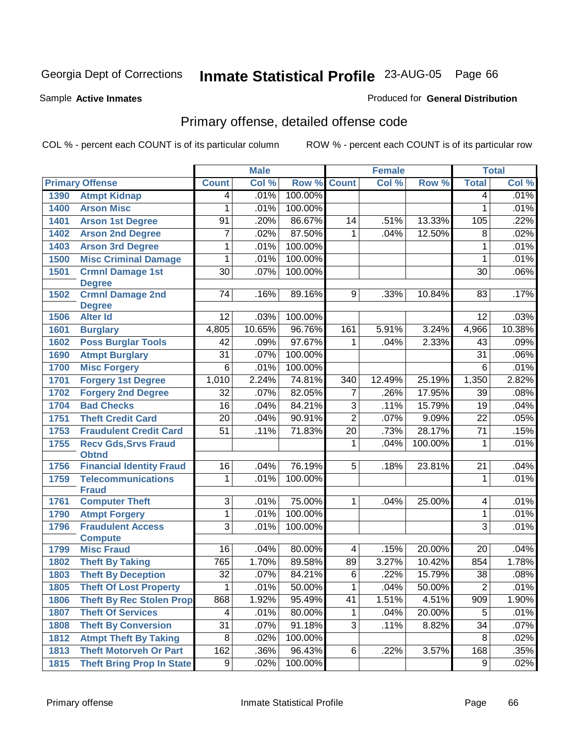Georgia Dept of Corrections **Inmate Statistical Profile** 23-AUG-05 Page 66

Sample **Active Inmates** Produced for **General Distribution**

## Primary offense, detailed offense code

COL % - percent each COUNT is of its particular column ROW % - percent each COUNT is of its particular row

| Primary Offense | | Male | | | Female | | | Total | |
|---|---|---|---|---|---|---|---|---|---|
| | | Count | Col % | Row % | Count | Col % | Row % | Total | Col % |
| 1390 | Atmpt Kidnap | 4 | .01% | 100.00% | | | | 4 | .01% |
| 1400 | Arson Misc | 1 | .01% | 100.00% | | | | 1 | .01% |
| 1401 | Arson 1st Degree | 91 | .20% | 86.67% | 14 | .51% | 13.33% | 105 | .22% |
| 1402 | Arson 2nd Degree | 7 | .02% | 87.50% | 1 | .04% | 12.50% | 8 | .02% |
| 1403 | Arson 3rd Degree | 1 | .01% | 100.00% | | | | 1 | .01% |
| 1500 | Misc Criminal Damage | 1 | .01% | 100.00% | | | | 1 | .01% |
| 1501 | Crmnl Damage 1st Degree | 30 | .07% | 100.00% | | | | 30 | .06% |
| 1502 | Crmnl Damage 2nd Degree | 74 | .16% | 89.16% | 9 | .33% | 10.84% | 83 | .17% |
| 1506 | Alter Id | 12 | .03% | 100.00% | | | | 12 | .03% |
| 1601 | Burglary | 4,805 | 10.65% | 96.76% | 161 | 5.91% | 3.24% | 4,966 | 10.38% |
| 1602 | Poss Burglar Tools | 42 | .09% | 97.67% | 1 | .04% | 2.33% | 43 | .09% |
| 1690 | Atmpt Burglary | 31 | .07% | 100.00% | | | | 31 | .06% |
| 1700 | Misc Forgery | 6 | .01% | 100.00% | | | | 6 | .01% |
| 1701 | Forgery 1st Degree | 1,010 | 2.24% | 74.81% | 340 | 12.49% | 25.19% | 1,350 | 2.82% |
| 1702 | Forgery 2nd Degree | 32 | .07% | 82.05% | 7 | .26% | 17.95% | 39 | .08% |
| 1704 | Bad Checks | 16 | .04% | 84.21% | 3 | .11% | 15.79% | 19 | .04% |
| 1751 | Theft Credit Card | 20 | .04% | 90.91% | 2 | .07% | 9.09% | 22 | .05% |
| 1753 | Fraudulent Credit Card | 51 | .11% | 71.83% | 20 | .73% | 28.17% | 71 | .15% |
| 1755 | Recv Gds,Srvs Fraud Obtnd | | | | 1 | .04% | 100.00% | 1 | .01% |
| 1756 | Financial Identity Fraud | 16 | .04% | 76.19% | 5 | .18% | 23.81% | 21 | .04% |
| 1759 | Telecommunications Fraud | 1 | .01% | 100.00% | | | | 1 | .01% |
| 1761 | Computer Theft | 3 | .01% | 75.00% | 1 | .04% | 25.00% | 4 | .01% |
| 1790 | Atmpt Forgery | 1 | .01% | 100.00% | | | | 1 | .01% |
| 1796 | Fraudulent Access Compute | 3 | .01% | 100.00% | | | | 3 | .01% |
| 1799 | Misc Fraud | 16 | .04% | 80.00% | 4 | .15% | 20.00% | 20 | .04% |
| 1802 | Theft By Taking | 765 | 1.70% | 89.58% | 89 | 3.27% | 10.42% | 854 | 1.78% |
| 1803 | Theft By Deception | 32 | .07% | 84.21% | 6 | .22% | 15.79% | 38 | .08% |
| 1805 | Theft Of Lost Property | 1 | .01% | 50.00% | 1 | .04% | 50.00% | 2 | .01% |
| 1806 | Theft By Rec Stolen Prop | 868 | 1.92% | 95.49% | 41 | 1.51% | 4.51% | 909 | 1.90% |
| 1807 | Theft Of Services | 4 | .01% | 80.00% | 1 | .04% | 20.00% | 5 | .01% |
| 1808 | Theft By Conversion | 31 | .07% | 91.18% | 3 | .11% | 8.82% | 34 | .07% |
| 1812 | Atmpt Theft By Taking | 8 | .02% | 100.00% | | | | 8 | .02% |
| 1813 | Theft Motorveh Or Part | 162 | .36% | 96.43% | 6 | .22% | 3.57% | 168 | .35% |
| 1815 | Theft Bring Prop In State | 9 | .02% | 100.00% | | | | 9 | .02% |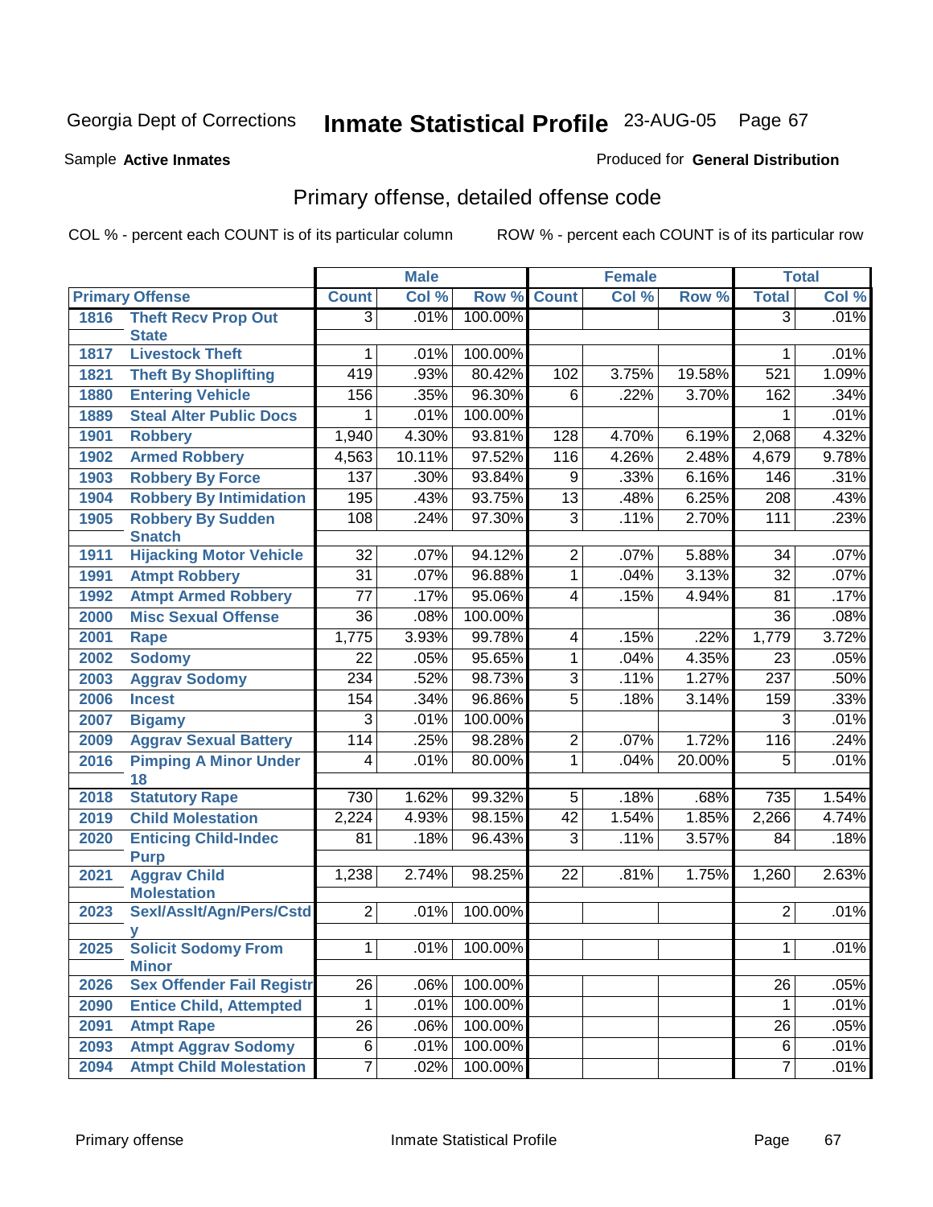Georgia Dept of Corrections **Inmate Statistical Profile** 23-AUG-05 Page 67

Sample **Active Inmates** Produced for **General Distribution**

## Primary offense, detailed offense code

COL % - percent each COUNT is of its particular column ROW % - percent each COUNT is of its particular row

| Primary Offense | | Male | | | Female | | | Total | |
|---|---|---|---|---|---|---|---|---|---|
| | | Count | Col % | Row % | Count | Col % | Row % | Total | Col % |
| 1816 | Theft Recv Prop Out State | 3 | .01% | 100.00% | | | | 3 | .01% |
| 1817 | Livestock Theft | 1 | .01% | 100.00% | | | | 1 | .01% |
| 1821 | Theft By Shoplifting | 419 | .93% | 80.42% | 102 | 3.75% | 19.58% | 521 | 1.09% |
| 1880 | Entering Vehicle | 156 | .35% | 96.30% | 6 | .22% | 3.70% | 162 | .34% |
| 1889 | Steal Alter Public Docs | 1 | .01% | 100.00% | | | | 1 | .01% |
| 1901 | Robbery | 1,940 | 4.30% | 93.81% | 128 | 4.70% | 6.19% | 2,068 | 4.32% |
| 1902 | Armed Robbery | 4,563 | 10.11% | 97.52% | 116 | 4.26% | 2.48% | 4,679 | 9.78% |
| 1903 | Robbery By Force | 137 | .30% | 93.84% | 9 | .33% | 6.16% | 146 | .31% |
| 1904 | Robbery By Intimidation | 195 | .43% | 93.75% | 13 | .48% | 6.25% | 208 | .43% |
| 1905 | Robbery By Sudden Snatch | 108 | .24% | 97.30% | 3 | .11% | 2.70% | 111 | .23% |
| 1911 | Hijacking Motor Vehicle | 32 | .07% | 94.12% | 2 | .07% | 5.88% | 34 | .07% |
| 1991 | Atmpt Robbery | 31 | .07% | 96.88% | 1 | .04% | 3.13% | 32 | .07% |
| 1992 | Atmpt Armed Robbery | 77 | .17% | 95.06% | 4 | .15% | 4.94% | 81 | .17% |
| 2000 | Misc Sexual Offense | 36 | .08% | 100.00% | | | | 36 | .08% |
| 2001 | Rape | 1,775 | 3.93% | 99.78% | 4 | .15% | .22% | 1,779 | 3.72% |
| 2002 | Sodomy | 22 | .05% | 95.65% | 1 | .04% | 4.35% | 23 | .05% |
| 2003 | Aggrav Sodomy | 234 | .52% | 98.73% | 3 | .11% | 1.27% | 237 | .50% |
| 2006 | Incest | 154 | .34% | 96.86% | 5 | .18% | 3.14% | 159 | .33% |
| 2007 | Bigamy | 3 | .01% | 100.00% | | | | 3 | .01% |
| 2009 | Aggrav Sexual Battery | 114 | .25% | 98.28% | 2 | .07% | 1.72% | 116 | .24% |
| 2016 | Pimping A Minor Under 18 | 4 | .01% | 80.00% | 1 | .04% | 20.00% | 5 | .01% |
| 2018 | Statutory Rape | 730 | 1.62% | 99.32% | 5 | .18% | .68% | 735 | 1.54% |
| 2019 | Child Molestation | 2,224 | 4.93% | 98.15% | 42 | 1.54% | 1.85% | 2,266 | 4.74% |
| 2020 | Enticing Child-Indec Purp | 81 | .18% | 96.43% | 3 | .11% | 3.57% | 84 | .18% |
| 2021 | Aggrav Child Molestation | 1,238 | 2.74% | 98.25% | 22 | .81% | 1.75% | 1,260 | 2.63% |
| 2023 | Sexl/Asslt/Agn/Pers/Cstdy | 2 | .01% | 100.00% | | | | 2 | .01% |
| 2025 | Solicit Sodomy From Minor | 1 | .01% | 100.00% | | | | 1 | .01% |
| 2026 | Sex Offender Fail Registr | 26 | .06% | 100.00% | | | | 26 | .05% |
| 2090 | Entice Child, Attempted | 1 | .01% | 100.00% | | | | 1 | .01% |
| 2091 | Atmpt Rape | 26 | .06% | 100.00% | | | | 26 | .05% |
| 2093 | Atmpt Aggrav Sodomy | 6 | .01% | 100.00% | | | | 6 | .01% |
| 2094 | Atmpt Child Molestation | 7 | .02% | 100.00% | | | | 7 | .01% |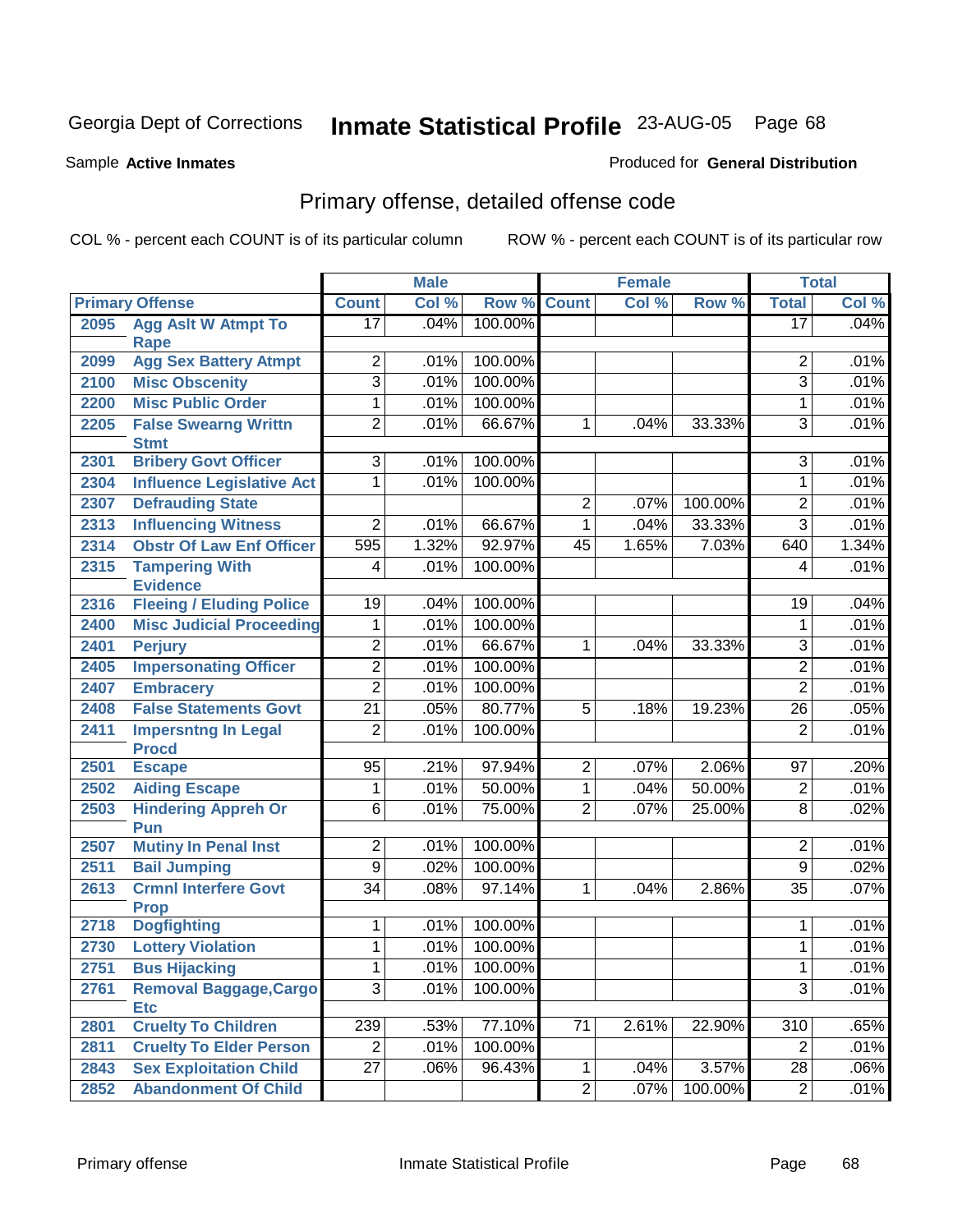Georgia Dept of Corrections **Inmate Statistical Profile** 23-AUG-05 Page 68

Sample **Active Inmates**

Produced for **General Distribution**

## Primary offense, detailed offense code

COL % - percent each COUNT is of its particular column

ROW % - percent each COUNT is of its particular row

| Primary Offense | | Male | | | Female | | | Total | |
|---|---|---|---|---|---|---|---|---|---|
| | | Count | Col % | Row % | Count | Col % | Row % | Total | Col % |
| 2095 | Agg Aslt W Atmpt To Rape | 17 | .04% | 100.00% | | | | 17 | .04% |
| 2099 | Agg Sex Battery Atmpt | 2 | .01% | 100.00% | | | | 2 | .01% |
| 2100 | Misc Obscenity | 3 | .01% | 100.00% | | | | 3 | .01% |
| 2200 | Misc Public Order | 1 | .01% | 100.00% | | | | 1 | .01% |
| 2205 | False Swearng Writtn Stmt | 2 | .01% | 66.67% | 1 | .04% | 33.33% | 3 | .01% |
| 2301 | Bribery Govt Officer | 3 | .01% | 100.00% | | | | 3 | .01% |
| 2304 | Influence Legislative Act | 1 | .01% | 100.00% | | | | 1 | .01% |
| 2307 | Defrauding State | | | | 2 | .07% | 100.00% | 2 | .01% |
| 2313 | Influencing Witness | 2 | .01% | 66.67% | 1 | .04% | 33.33% | 3 | .01% |
| 2314 | Obstr Of Law Enf Officer | 595 | 1.32% | 92.97% | 45 | 1.65% | 7.03% | 640 | 1.34% |
| 2315 | Tampering With Evidence | 4 | .01% | 100.00% | | | | 4 | .01% |
| 2316 | Fleeing / Eluding Police | 19 | .04% | 100.00% | | | | 19 | .04% |
| 2400 | Misc Judicial Proceeding | 1 | .01% | 100.00% | | | | 1 | .01% |
| 2401 | Perjury | 2 | .01% | 66.67% | 1 | .04% | 33.33% | 3 | .01% |
| 2405 | Impersonating Officer | 2 | .01% | 100.00% | | | | 2 | .01% |
| 2407 | Embracery | 2 | .01% | 100.00% | | | | 2 | .01% |
| 2408 | False Statements Govt | 21 | .05% | 80.77% | 5 | .18% | 19.23% | 26 | .05% |
| 2411 | Impersntng In Legal Procd | 2 | .01% | 100.00% | | | | 2 | .01% |
| 2501 | Escape | 95 | .21% | 97.94% | 2 | .07% | 2.06% | 97 | .20% |
| 2502 | Aiding Escape | 1 | .01% | 50.00% | 1 | .04% | 50.00% | 2 | .01% |
| 2503 | Hindering Appreh Or Pun | 6 | .01% | 75.00% | 2 | .07% | 25.00% | 8 | .02% |
| 2507 | Mutiny In Penal Inst | 2 | .01% | 100.00% | | | | 2 | .01% |
| 2511 | Bail Jumping | 9 | .02% | 100.00% | | | | 9 | .02% |
| 2613 | Crmnl Interfere Govt Prop | 34 | .08% | 97.14% | 1 | .04% | 2.86% | 35 | .07% |
| 2718 | Dogfighting | 1 | .01% | 100.00% | | | | 1 | .01% |
| 2730 | Lottery Violation | 1 | .01% | 100.00% | | | | 1 | .01% |
| 2751 | Bus Hijacking | 1 | .01% | 100.00% | | | | 1 | .01% |
| 2761 | Removal Baggage,Cargo Etc | 3 | .01% | 100.00% | | | | 3 | .01% |
| 2801 | Cruelty To Children | 239 | .53% | 77.10% | 71 | 2.61% | 22.90% | 310 | .65% |
| 2811 | Cruelty To Elder Person | 2 | .01% | 100.00% | | | | 2 | .01% |
| 2843 | Sex Exploitation Child | 27 | .06% | 96.43% | 1 | .04% | 3.57% | 28 | .06% |
| 2852 | Abandonment Of Child | | | | 2 | .07% | 100.00% | 2 | .01% |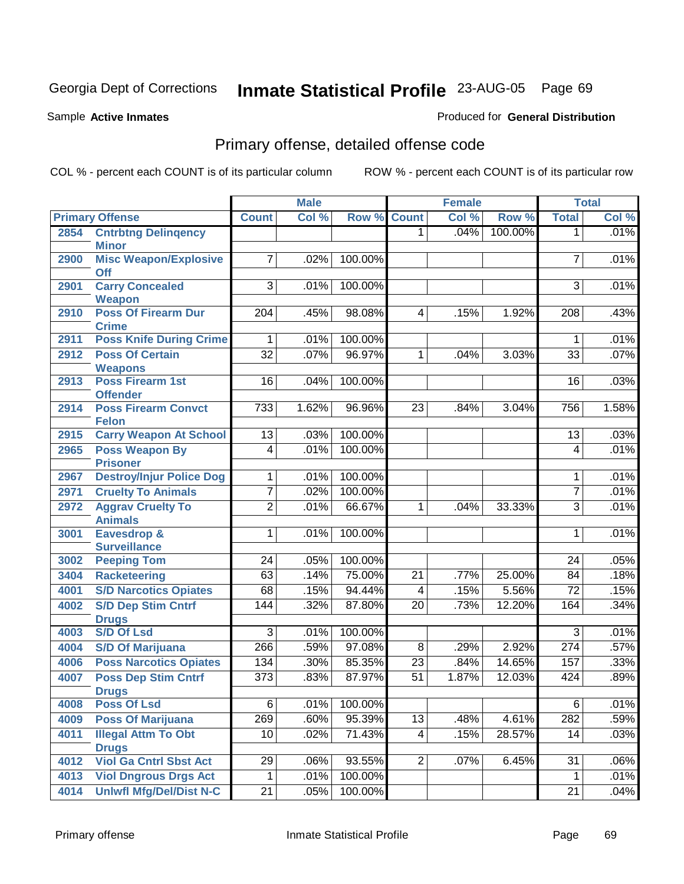# Georgia Dept of Corrections — Inmate Statistical Profile 23-AUG-05

Sample **Active Inmates**

Produced for **General Distribution**

## Primary offense, detailed offense code

COL % - percent each COUNT is of its particular column

ROW % - percent each COUNT is of its particular row

| Primary Offense | | Male | | | Female | | | Total | |
|---|---|---|---|---|---|---|---|---|---|
| | | Count | Col % | Row % | Count | Col % | Row % | Total | Col % |
| 2854 | Cntrbtng Delinqency Minor | | | | 1 | .04% | 100.00% | 1 | .01% |
| 2900 | Misc Weapon/Explosive Off | 7 | .02% | 100.00% | | | | 7 | .01% |
| 2901 | Carry Concealed Weapon | 3 | .01% | 100.00% | | | | 3 | .01% |
| 2910 | Poss Of Firearm Dur Crime | 204 | .45% | 98.08% | 4 | .15% | 1.92% | 208 | .43% |
| 2911 | Poss Knife During Crime | 1 | .01% | 100.00% | | | | 1 | .01% |
| 2912 | Poss Of Certain Weapons | 32 | .07% | 96.97% | 1 | .04% | 3.03% | 33 | .07% |
| 2913 | Poss Firearm 1st Offender | 16 | .04% | 100.00% | | | | 16 | .03% |
| 2914 | Poss Firearm Convct Felon | 733 | 1.62% | 96.96% | 23 | .84% | 3.04% | 756 | 1.58% |
| 2915 | Carry Weapon At School | 13 | .03% | 100.00% | | | | 13 | .03% |
| 2965 | Poss Weapon By Prisoner | 4 | .01% | 100.00% | | | | 4 | .01% |
| 2967 | Destroy/Injur Police Dog | 1 | .01% | 100.00% | | | | 1 | .01% |
| 2971 | Cruelty To Animals | 7 | .02% | 100.00% | | | | 7 | .01% |
| 2972 | Aggrav Cruelty To Animals | 2 | .01% | 66.67% | 1 | .04% | 33.33% | 3 | .01% |
| 3001 | Eavesdrop & Surveillance | 1 | .01% | 100.00% | | | | 1 | .01% |
| 3002 | Peeping Tom | 24 | .05% | 100.00% | | | | 24 | .05% |
| 3404 | Racketeering | 63 | .14% | 75.00% | 21 | .77% | 25.00% | 84 | .18% |
| 4001 | S/D Narcotics Opiates | 68 | .15% | 94.44% | 4 | .15% | 5.56% | 72 | .15% |
| 4002 | S/D Dep Stim Cntrf Drugs | 144 | .32% | 87.80% | 20 | .73% | 12.20% | 164 | .34% |
| 4003 | S/D Of Lsd | 3 | .01% | 100.00% | | | | 3 | .01% |
| 4004 | S/D Of Marijuana | 266 | .59% | 97.08% | 8 | .29% | 2.92% | 274 | .57% |
| 4006 | Poss Narcotics Opiates | 134 | .30% | 85.35% | 23 | .84% | 14.65% | 157 | .33% |
| 4007 | Poss Dep Stim Cntrf Drugs | 373 | .83% | 87.97% | 51 | 1.87% | 12.03% | 424 | .89% |
| 4008 | Poss Of Lsd | 6 | .01% | 100.00% | | | | 6 | .01% |
| 4009 | Poss Of Marijuana | 269 | .60% | 95.39% | 13 | .48% | 4.61% | 282 | .59% |
| 4011 | Illegal Attm To Obt Drugs | 10 | .02% | 71.43% | 4 | .15% | 28.57% | 14 | .03% |
| 4012 | Viol Ga Cntrl Sbst Act | 29 | .06% | 93.55% | 2 | .07% | 6.45% | 31 | .06% |
| 4013 | Viol Dngrous Drgs Act | 1 | .01% | 100.00% | | | | 1 | .01% |
| 4014 | Unlwfl Mfg/Del/Dist N-C | 21 | .05% | 100.00% | | | | 21 | .04% |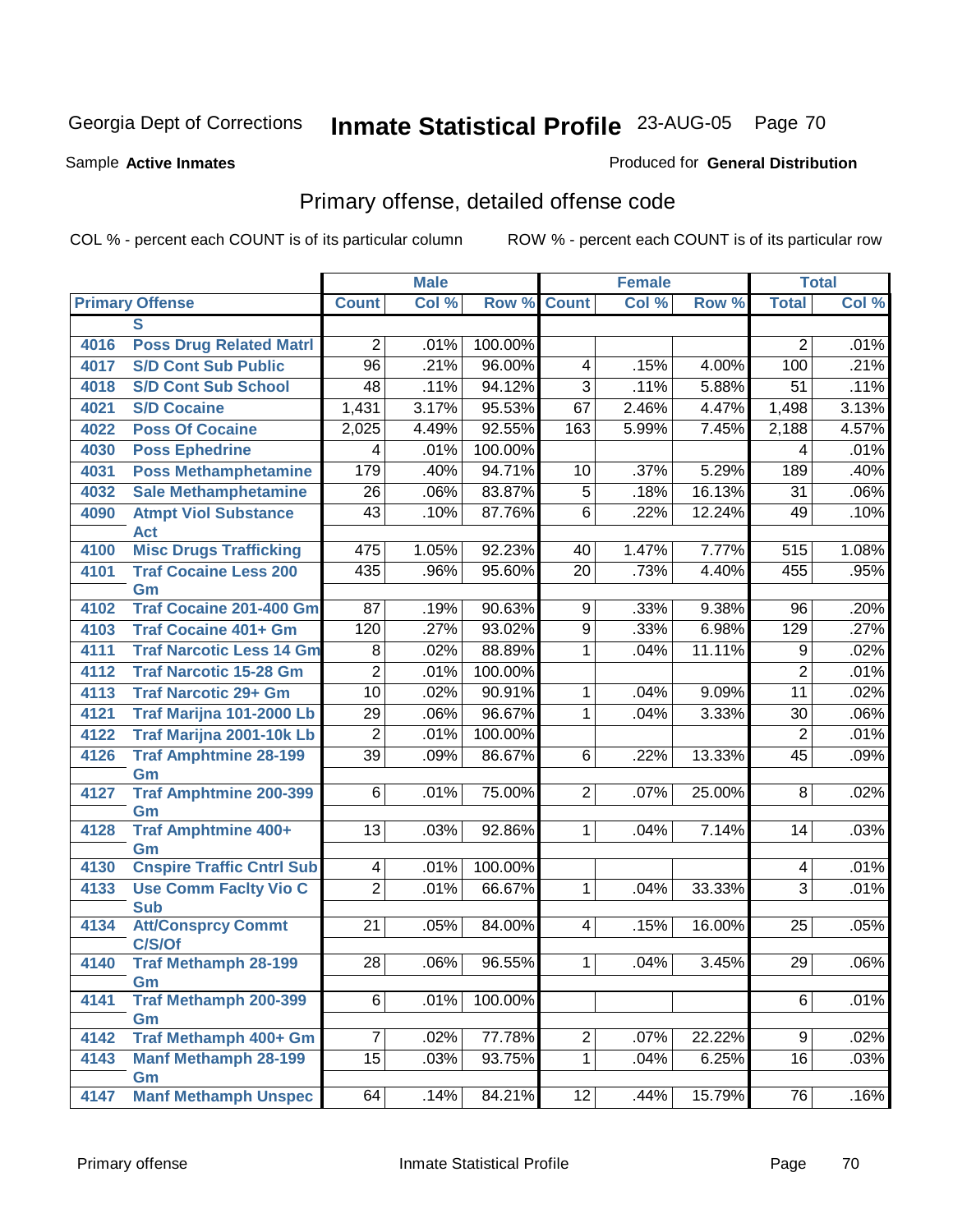Georgia Dept of Corrections **Inmate Statistical Profile** 23-AUG-05

Sample **Active Inmates**

Produced for **General Distribution**

## Primary offense, detailed offense code

COL % - percent each COUNT is of its particular column

ROW % - percent each COUNT is of its particular row

| Primary Offense | | Male | | | Female | | | Total | |
|---|---|---|---|---|---|---|---|---|---|
| | | Count | Col % | Row % | Count | Col % | Row % | Total | Col % |
| | S | | | | | | | | |
| 4016 | Poss Drug Related Matrl | 2 | .01% | 100.00% | | | | 2 | .01% |
| 4017 | S/D Cont Sub Public | 96 | .21% | 96.00% | 4 | .15% | 4.00% | 100 | .21% |
| 4018 | S/D Cont Sub School | 48 | .11% | 94.12% | 3 | .11% | 5.88% | 51 | .11% |
| 4021 | S/D Cocaine | 1,431 | 3.17% | 95.53% | 67 | 2.46% | 4.47% | 1,498 | 3.13% |
| 4022 | Poss Of Cocaine | 2,025 | 4.49% | 92.55% | 163 | 5.99% | 7.45% | 2,188 | 4.57% |
| 4030 | Poss Ephedrine | 4 | .01% | 100.00% | | | | 4 | .01% |
| 4031 | Poss Methamphetamine | 179 | .40% | 94.71% | 10 | .37% | 5.29% | 189 | .40% |
| 4032 | Sale Methamphetamine | 26 | .06% | 83.87% | 5 | .18% | 16.13% | 31 | .06% |
| 4090 | Atmpt Viol Substance Act | 43 | .10% | 87.76% | 6 | .22% | 12.24% | 49 | .10% |
| 4100 | Misc Drugs Trafficking | 475 | 1.05% | 92.23% | 40 | 1.47% | 7.77% | 515 | 1.08% |
| 4101 | Traf Cocaine Less 200 Gm | 435 | .96% | 95.60% | 20 | .73% | 4.40% | 455 | .95% |
| 4102 | Traf Cocaine 201-400 Gm | 87 | .19% | 90.63% | 9 | .33% | 9.38% | 96 | .20% |
| 4103 | Traf Cocaine 401+ Gm | 120 | .27% | 93.02% | 9 | .33% | 6.98% | 129 | .27% |
| 4111 | Traf Narcotic Less 14 Gm | 8 | .02% | 88.89% | 1 | .04% | 11.11% | 9 | .02% |
| 4112 | Traf Narcotic 15-28 Gm | 2 | .01% | 100.00% | | | | 2 | .01% |
| 4113 | Traf Narcotic 29+ Gm | 10 | .02% | 90.91% | 1 | .04% | 9.09% | 11 | .02% |
| 4121 | Traf Marijna 101-2000 Lb | 29 | .06% | 96.67% | 1 | .04% | 3.33% | 30 | .06% |
| 4122 | Traf Marijna 2001-10k Lb | 2 | .01% | 100.00% | | | | 2 | .01% |
| 4126 | Traf Amphtmine 28-199 Gm | 39 | .09% | 86.67% | 6 | .22% | 13.33% | 45 | .09% |
| 4127 | Traf Amphtmine 200-399 Gm | 6 | .01% | 75.00% | 2 | .07% | 25.00% | 8 | .02% |
| 4128 | Traf Amphtmine 400+ Gm | 13 | .03% | 92.86% | 1 | .04% | 7.14% | 14 | .03% |
| 4130 | Cnspire Traffic Cntrl Sub | 4 | .01% | 100.00% | | | | 4 | .01% |
| 4133 | Use Comm Faclty Vio C Sub | 2 | .01% | 66.67% | 1 | .04% | 33.33% | 3 | .01% |
| 4134 | Att/Consprcy Commt C/S/Of | 21 | .05% | 84.00% | 4 | .15% | 16.00% | 25 | .05% |
| 4140 | Traf Methamph 28-199 Gm | 28 | .06% | 96.55% | 1 | .04% | 3.45% | 29 | .06% |
| 4141 | Traf Methamph 200-399 Gm | 6 | .01% | 100.00% | | | | 6 | .01% |
| 4142 | Traf Methamph 400+ Gm | 7 | .02% | 77.78% | 2 | .07% | 22.22% | 9 | .02% |
| 4143 | Manf Methamph 28-199 Gm | 15 | .03% | 93.75% | 1 | .04% | 6.25% | 16 | .03% |
| 4147 | Manf Methamph Unspec | 64 | .14% | 84.21% | 12 | .44% | 15.79% | 76 | .16% |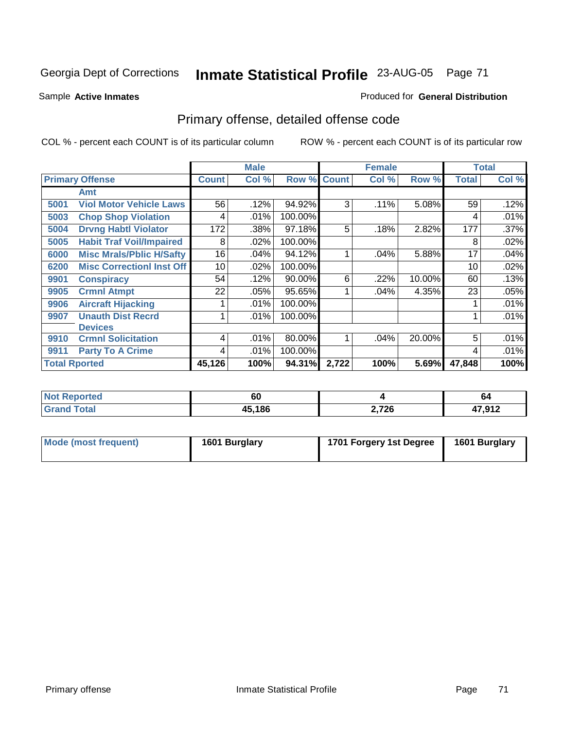Georgia Dept of Corrections **Inmate Statistical Profile** 23-AUG-05

Sample **Active Inmates**

Produced for **General Distribution**

## Primary offense, detailed offense code

COL % - percent each COUNT is of its particular column

ROW % - percent each COUNT is of its particular row

| Primary Offense | | Male | | | Female | | | Total | |
|---|---|---|---|---|---|---|---|---|---|
| | | Count | Col % | Row % | Count | Col % | Row % | Total | Col % |
| | Amt | | | | | | | | |
| 5001 | Viol Motor Vehicle Laws | 56 | .12% | 94.92% | 3 | .11% | 5.08% | 59 | .12% |
| 5003 | Chop Shop Violation | 4 | .01% | 100.00% | | | | 4 | .01% |
| 5004 | Drvng Habtl Violator | 172 | .38% | 97.18% | 5 | .18% | 2.82% | 177 | .37% |
| 5005 | Habit Traf Voil/Impaired | 8 | .02% | 100.00% | | | | 8 | .02% |
| 6000 | Misc Mrals/Pblic H/Safty | 16 | .04% | 94.12% | 1 | .04% | 5.88% | 17 | .04% |
| 6200 | Misc Correctionl Inst Off | 10 | .02% | 100.00% | | | | 10 | .02% |
| 9901 | Conspiracy | 54 | .12% | 90.00% | 6 | .22% | 10.00% | 60 | .13% |
| 9905 | Crmnl Atmpt | 22 | .05% | 95.65% | 1 | .04% | 4.35% | 23 | .05% |
| 9906 | Aircraft Hijacking | 1 | .01% | 100.00% | | | | 1 | .01% |
| 9907 | Unauth Dist Recrd Devices | 1 | .01% | 100.00% | | | | 1 | .01% |
| 9910 | Crmnl Solicitation | 4 | .01% | 80.00% | 1 | .04% | 20.00% | 5 | .01% |
| 9911 | Party To A Crime | 4 | .01% | 100.00% | | | | 4 | .01% |
| **Total Rported** | | **45,126** | **100%** | **94.31%** | **2,722** | **100%** | **5.69%** | **47,848** | **100%** |

| | Male | Female | Total |
|---|---|---|---|
| Not Reported | 60 | 4 | 64 |
| Grand Total | 45,186 | 2,726 | 47,912 |

| | Male | Female | Total |
|---|---|---|---|
| Mode (most frequent) | 1601 Burglary | 1701 Forgery 1st Degree | 1601 Burglary |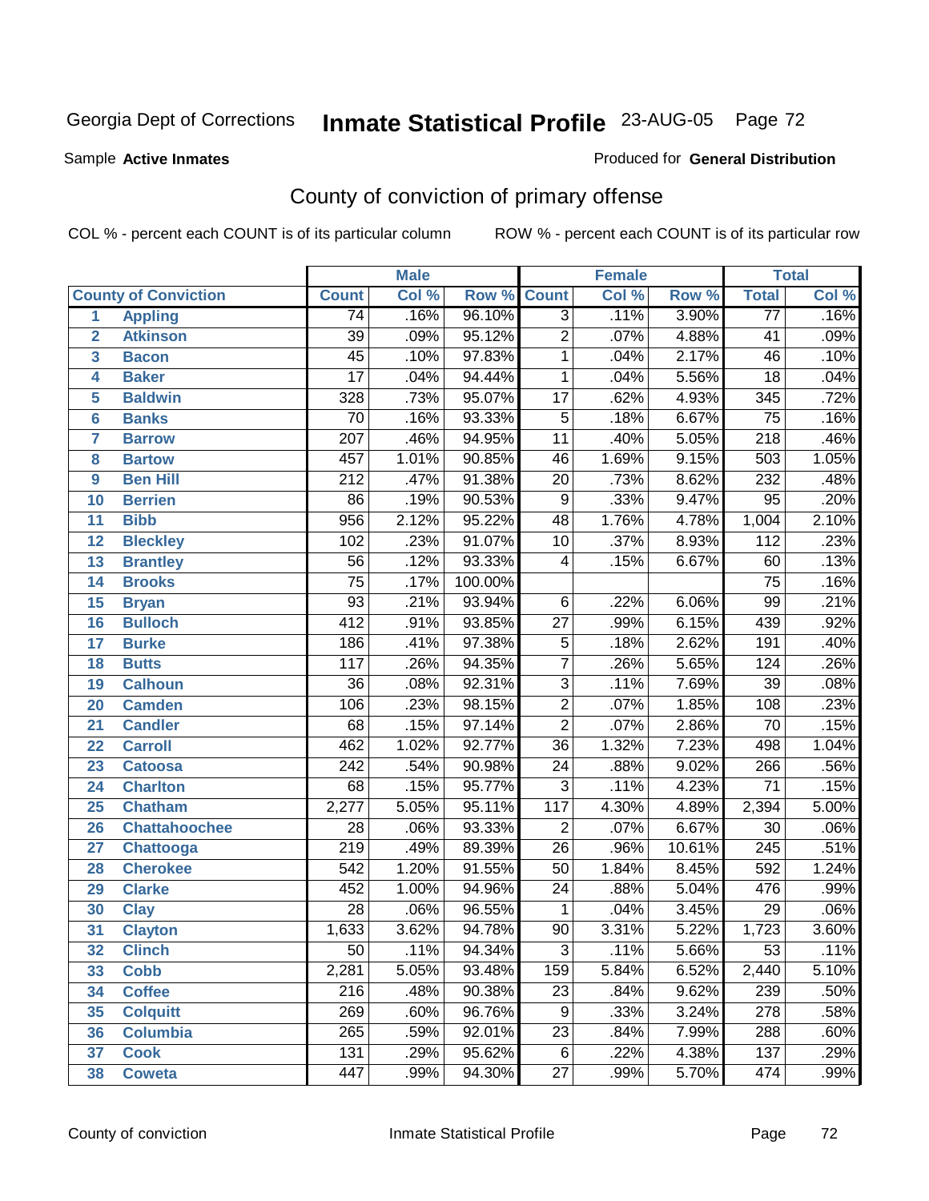# Georgia Dept of Corrections — Inmate Statistical Profile — 23-AUG-05

Sample **Active Inmates**

Produced for **General Distribution**

## County of conviction of primary offense

COL % - percent each COUNT is of its particular column

ROW % - percent each COUNT is of its particular row

| | | Male | | | Female | | | Total | |
|---|---|---|---|---|---|---|---|---|---|
| | **County of Conviction** | **Count** | **Col %** | **Row %** | **Count** | **Col %** | **Row %** | **Total** | **Col %** |
| 1 | **Appling** | 74 | .16% | 96.10% | 3 | .11% | 3.90% | 77 | .16% |
| 2 | **Atkinson** | 39 | .09% | 95.12% | 2 | .07% | 4.88% | 41 | .09% |
| 3 | **Bacon** | 45 | .10% | 97.83% | 1 | .04% | 2.17% | 46 | .10% |
| 4 | **Baker** | 17 | .04% | 94.44% | 1 | .04% | 5.56% | 18 | .04% |
| 5 | **Baldwin** | 328 | .73% | 95.07% | 17 | .62% | 4.93% | 345 | .72% |
| 6 | **Banks** | 70 | .16% | 93.33% | 5 | .18% | 6.67% | 75 | .16% |
| 7 | **Barrow** | 207 | .46% | 94.95% | 11 | .40% | 5.05% | 218 | .46% |
| 8 | **Bartow** | 457 | 1.01% | 90.85% | 46 | 1.69% | 9.15% | 503 | 1.05% |
| 9 | **Ben Hill** | 212 | .47% | 91.38% | 20 | .73% | 8.62% | 232 | .48% |
| 10 | **Berrien** | 86 | .19% | 90.53% | 9 | .33% | 9.47% | 95 | .20% |
| 11 | **Bibb** | 956 | 2.12% | 95.22% | 48 | 1.76% | 4.78% | 1,004 | 2.10% |
| 12 | **Bleckley** | 102 | .23% | 91.07% | 10 | .37% | 8.93% | 112 | .23% |
| 13 | **Brantley** | 56 | .12% | 93.33% | 4 | .15% | 6.67% | 60 | .13% |
| 14 | **Brooks** | 75 | .17% | 100.00% | | | | 75 | .16% |
| 15 | **Bryan** | 93 | .21% | 93.94% | 6 | .22% | 6.06% | 99 | .21% |
| 16 | **Bulloch** | 412 | .91% | 93.85% | 27 | .99% | 6.15% | 439 | .92% |
| 17 | **Burke** | 186 | .41% | 97.38% | 5 | .18% | 2.62% | 191 | .40% |
| 18 | **Butts** | 117 | .26% | 94.35% | 7 | .26% | 5.65% | 124 | .26% |
| 19 | **Calhoun** | 36 | .08% | 92.31% | 3 | .11% | 7.69% | 39 | .08% |
| 20 | **Camden** | 106 | .23% | 98.15% | 2 | .07% | 1.85% | 108 | .23% |
| 21 | **Candler** | 68 | .15% | 97.14% | 2 | .07% | 2.86% | 70 | .15% |
| 22 | **Carroll** | 462 | 1.02% | 92.77% | 36 | 1.32% | 7.23% | 498 | 1.04% |
| 23 | **Catoosa** | 242 | .54% | 90.98% | 24 | .88% | 9.02% | 266 | .56% |
| 24 | **Charlton** | 68 | .15% | 95.77% | 3 | .11% | 4.23% | 71 | .15% |
| 25 | **Chatham** | 2,277 | 5.05% | 95.11% | 117 | 4.30% | 4.89% | 2,394 | 5.00% |
| 26 | **Chattahoochee** | 28 | .06% | 93.33% | 2 | .07% | 6.67% | 30 | .06% |
| 27 | **Chattooga** | 219 | .49% | 89.39% | 26 | .96% | 10.61% | 245 | .51% |
| 28 | **Cherokee** | 542 | 1.20% | 91.55% | 50 | 1.84% | 8.45% | 592 | 1.24% |
| 29 | **Clarke** | 452 | 1.00% | 94.96% | 24 | .88% | 5.04% | 476 | .99% |
| 30 | **Clay** | 28 | .06% | 96.55% | 1 | .04% | 3.45% | 29 | .06% |
| 31 | **Clayton** | 1,633 | 3.62% | 94.78% | 90 | 3.31% | 5.22% | 1,723 | 3.60% |
| 32 | **Clinch** | 50 | .11% | 94.34% | 3 | .11% | 5.66% | 53 | .11% |
| 33 | **Cobb** | 2,281 | 5.05% | 93.48% | 159 | 5.84% | 6.52% | 2,440 | 5.10% |
| 34 | **Coffee** | 216 | .48% | 90.38% | 23 | .84% | 9.62% | 239 | .50% |
| 35 | **Colquitt** | 269 | .60% | 96.76% | 9 | .33% | 3.24% | 278 | .58% |
| 36 | **Columbia** | 265 | .59% | 92.01% | 23 | .84% | 7.99% | 288 | .60% |
| 37 | **Cook** | 131 | .29% | 95.62% | 6 | .22% | 4.38% | 137 | .29% |
| 38 | **Coweta** | 447 | .99% | 94.30% | 27 | .99% | 5.70% | 474 | .99% |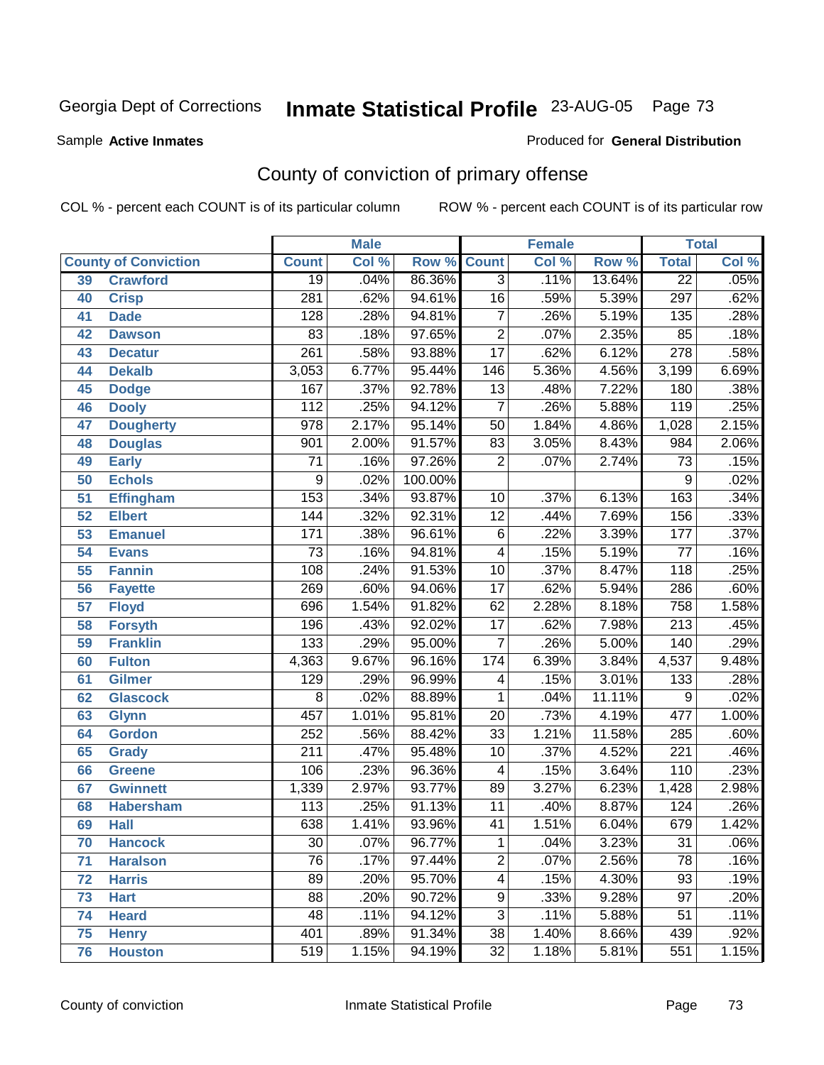Georgia Dept of Corrections **Inmate Statistical Profile** 23-AUG-05 Page 73

Sample **Active Inmates**

Produced for **General Distribution**

## County of conviction of primary offense

COL % - percent each COUNT is of its particular column ROW % - percent each COUNT is of its particular row

| County of Conviction | | Male | | | Female | | | Total | |
|---|---|---|---|---|---|---|---|---|---|
| | | Count | Col % | Row % | Count | Col % | Row % | Total | Col % |
| 39 | Crawford | 19 | .04% | 86.36% | 3 | .11% | 13.64% | 22 | .05% |
| 40 | Crisp | 281 | .62% | 94.61% | 16 | .59% | 5.39% | 297 | .62% |
| 41 | Dade | 128 | .28% | 94.81% | 7 | .26% | 5.19% | 135 | .28% |
| 42 | Dawson | 83 | .18% | 97.65% | 2 | .07% | 2.35% | 85 | .18% |
| 43 | Decatur | 261 | .58% | 93.88% | 17 | .62% | 6.12% | 278 | .58% |
| 44 | Dekalb | 3,053 | 6.77% | 95.44% | 146 | 5.36% | 4.56% | 3,199 | 6.69% |
| 45 | Dodge | 167 | .37% | 92.78% | 13 | .48% | 7.22% | 180 | .38% |
| 46 | Dooly | 112 | .25% | 94.12% | 7 | .26% | 5.88% | 119 | .25% |
| 47 | Dougherty | 978 | 2.17% | 95.14% | 50 | 1.84% | 4.86% | 1,028 | 2.15% |
| 48 | Douglas | 901 | 2.00% | 91.57% | 83 | 3.05% | 8.43% | 984 | 2.06% |
| 49 | Early | 71 | .16% | 97.26% | 2 | .07% | 2.74% | 73 | .15% |
| 50 | Echols | 9 | .02% | 100.00% | | | | 9 | .02% |
| 51 | Effingham | 153 | .34% | 93.87% | 10 | .37% | 6.13% | 163 | .34% |
| 52 | Elbert | 144 | .32% | 92.31% | 12 | .44% | 7.69% | 156 | .33% |
| 53 | Emanuel | 171 | .38% | 96.61% | 6 | .22% | 3.39% | 177 | .37% |
| 54 | Evans | 73 | .16% | 94.81% | 4 | .15% | 5.19% | 77 | .16% |
| 55 | Fannin | 108 | .24% | 91.53% | 10 | .37% | 8.47% | 118 | .25% |
| 56 | Fayette | 269 | .60% | 94.06% | 17 | .62% | 5.94% | 286 | .60% |
| 57 | Floyd | 696 | 1.54% | 91.82% | 62 | 2.28% | 8.18% | 758 | 1.58% |
| 58 | Forsyth | 196 | .43% | 92.02% | 17 | .62% | 7.98% | 213 | .45% |
| 59 | Franklin | 133 | .29% | 95.00% | 7 | .26% | 5.00% | 140 | .29% |
| 60 | Fulton | 4,363 | 9.67% | 96.16% | 174 | 6.39% | 3.84% | 4,537 | 9.48% |
| 61 | Gilmer | 129 | .29% | 96.99% | 4 | .15% | 3.01% | 133 | .28% |
| 62 | Glascock | 8 | .02% | 88.89% | 1 | .04% | 11.11% | 9 | .02% |
| 63 | Glynn | 457 | 1.01% | 95.81% | 20 | .73% | 4.19% | 477 | 1.00% |
| 64 | Gordon | 252 | .56% | 88.42% | 33 | 1.21% | 11.58% | 285 | .60% |
| 65 | Grady | 211 | .47% | 95.48% | 10 | .37% | 4.52% | 221 | .46% |
| 66 | Greene | 106 | .23% | 96.36% | 4 | .15% | 3.64% | 110 | .23% |
| 67 | Gwinnett | 1,339 | 2.97% | 93.77% | 89 | 3.27% | 6.23% | 1,428 | 2.98% |
| 68 | Habersham | 113 | .25% | 91.13% | 11 | .40% | 8.87% | 124 | .26% |
| 69 | Hall | 638 | 1.41% | 93.96% | 41 | 1.51% | 6.04% | 679 | 1.42% |
| 70 | Hancock | 30 | .07% | 96.77% | 1 | .04% | 3.23% | 31 | .06% |
| 71 | Haralson | 76 | .17% | 97.44% | 2 | .07% | 2.56% | 78 | .16% |
| 72 | Harris | 89 | .20% | 95.70% | 4 | .15% | 4.30% | 93 | .19% |
| 73 | Hart | 88 | .20% | 90.72% | 9 | .33% | 9.28% | 97 | .20% |
| 74 | Heard | 48 | .11% | 94.12% | 3 | .11% | 5.88% | 51 | .11% |
| 75 | Henry | 401 | .89% | 91.34% | 38 | 1.40% | 8.66% | 439 | .92% |
| 76 | Houston | 519 | 1.15% | 94.19% | 32 | 1.18% | 5.81% | 551 | 1.15% |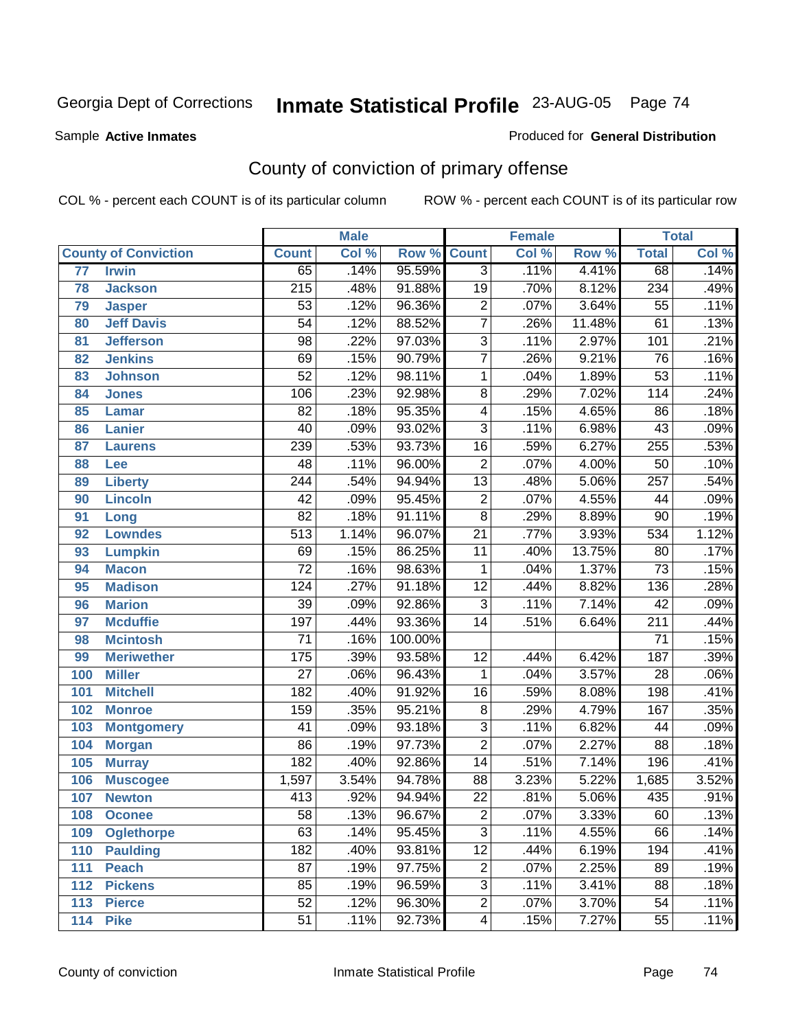Georgia Dept of Corrections **Inmate Statistical Profile** 23-AUG-05

Sample **Active Inmates**

Produced for **General Distribution**

## County of conviction of primary offense

COL % - percent each COUNT is of its particular column

ROW % - percent each COUNT is of its particular row

| County of Conviction | | Male | | | Female | | | Total | |
|---|---|---|---|---|---|---|---|---|---|
| | | Count | Col % | Row % | Count | Col % | Row % | Total | Col % |
| 77 | Irwin | 65 | .14% | 95.59% | 3 | .11% | 4.41% | 68 | .14% |
| 78 | Jackson | 215 | .48% | 91.88% | 19 | .70% | 8.12% | 234 | .49% |
| 79 | Jasper | 53 | .12% | 96.36% | 2 | .07% | 3.64% | 55 | .11% |
| 80 | Jeff Davis | 54 | .12% | 88.52% | 7 | .26% | 11.48% | 61 | .13% |
| 81 | Jefferson | 98 | .22% | 97.03% | 3 | .11% | 2.97% | 101 | .21% |
| 82 | Jenkins | 69 | .15% | 90.79% | 7 | .26% | 9.21% | 76 | .16% |
| 83 | Johnson | 52 | .12% | 98.11% | 1 | .04% | 1.89% | 53 | .11% |
| 84 | Jones | 106 | .23% | 92.98% | 8 | .29% | 7.02% | 114 | .24% |
| 85 | Lamar | 82 | .18% | 95.35% | 4 | .15% | 4.65% | 86 | .18% |
| 86 | Lanier | 40 | .09% | 93.02% | 3 | .11% | 6.98% | 43 | .09% |
| 87 | Laurens | 239 | .53% | 93.73% | 16 | .59% | 6.27% | 255 | .53% |
| 88 | Lee | 48 | .11% | 96.00% | 2 | .07% | 4.00% | 50 | .10% |
| 89 | Liberty | 244 | .54% | 94.94% | 13 | .48% | 5.06% | 257 | .54% |
| 90 | Lincoln | 42 | .09% | 95.45% | 2 | .07% | 4.55% | 44 | .09% |
| 91 | Long | 82 | .18% | 91.11% | 8 | .29% | 8.89% | 90 | .19% |
| 92 | Lowndes | 513 | 1.14% | 96.07% | 21 | .77% | 3.93% | 534 | 1.12% |
| 93 | Lumpkin | 69 | .15% | 86.25% | 11 | .40% | 13.75% | 80 | .17% |
| 94 | Macon | 72 | .16% | 98.63% | 1 | .04% | 1.37% | 73 | .15% |
| 95 | Madison | 124 | .27% | 91.18% | 12 | .44% | 8.82% | 136 | .28% |
| 96 | Marion | 39 | .09% | 92.86% | 3 | .11% | 7.14% | 42 | .09% |
| 97 | Mcduffie | 197 | .44% | 93.36% | 14 | .51% | 6.64% | 211 | .44% |
| 98 | Mcintosh | 71 | .16% | 100.00% | | | | 71 | .15% |
| 99 | Meriwether | 175 | .39% | 93.58% | 12 | .44% | 6.42% | 187 | .39% |
| 100 | Miller | 27 | .06% | 96.43% | 1 | .04% | 3.57% | 28 | .06% |
| 101 | Mitchell | 182 | .40% | 91.92% | 16 | .59% | 8.08% | 198 | .41% |
| 102 | Monroe | 159 | .35% | 95.21% | 8 | .29% | 4.79% | 167 | .35% |
| 103 | Montgomery | 41 | .09% | 93.18% | 3 | .11% | 6.82% | 44 | .09% |
| 104 | Morgan | 86 | .19% | 97.73% | 2 | .07% | 2.27% | 88 | .18% |
| 105 | Murray | 182 | .40% | 92.86% | 14 | .51% | 7.14% | 196 | .41% |
| 106 | Muscogee | 1,597 | 3.54% | 94.78% | 88 | 3.23% | 5.22% | 1,685 | 3.52% |
| 107 | Newton | 413 | .92% | 94.94% | 22 | .81% | 5.06% | 435 | .91% |
| 108 | Oconee | 58 | .13% | 96.67% | 2 | .07% | 3.33% | 60 | .13% |
| 109 | Oglethorpe | 63 | .14% | 95.45% | 3 | .11% | 4.55% | 66 | .14% |
| 110 | Paulding | 182 | .40% | 93.81% | 12 | .44% | 6.19% | 194 | .41% |
| 111 | Peach | 87 | .19% | 97.75% | 2 | .07% | 2.25% | 89 | .19% |
| 112 | Pickens | 85 | .19% | 96.59% | 3 | .11% | 3.41% | 88 | .18% |
| 113 | Pierce | 52 | .12% | 96.30% | 2 | .07% | 3.70% | 54 | .11% |
| 114 | Pike | 51 | .11% | 92.73% | 4 | .15% | 7.27% | 55 | .11% |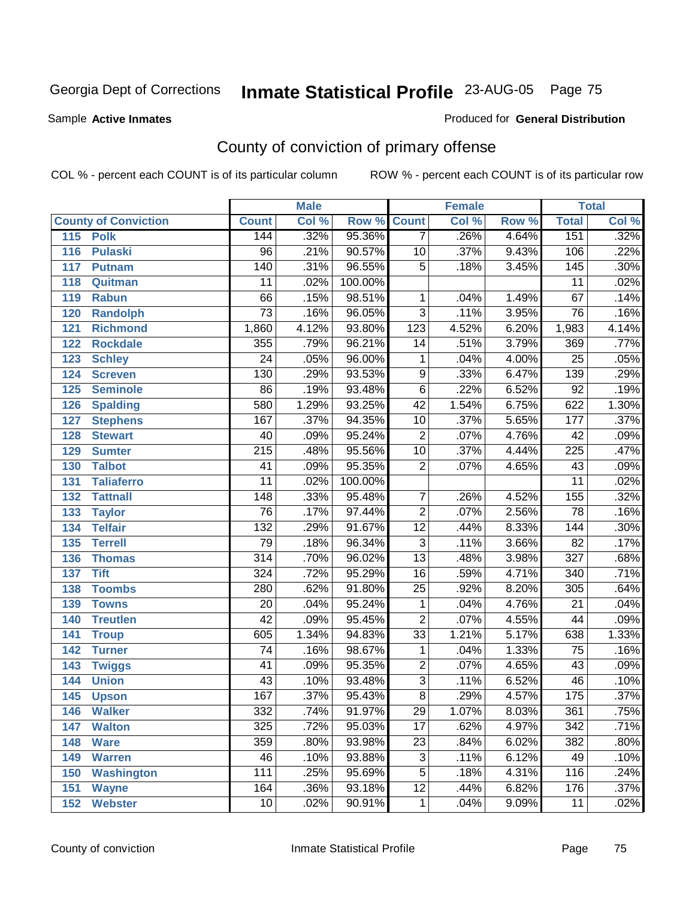Georgia Dept of Corrections **Inmate Statistical Profile** 23-AUG-05

Sample **Active Inmates**

Produced for **General Distribution**

## County of conviction of primary offense

COL % - percent each COUNT is of its particular column

ROW % - percent each COUNT is of its particular row

| County of Conviction | Male | | | Female | | | Total | |
|---|---|---|---|---|---|---|---|---|
| | Count | Col % | Row % | Count | Col % | Row % | Total | Col % |
| 115 Polk | 144 | .32% | 95.36% | 7 | .26% | 4.64% | 151 | .32% |
| 116 Pulaski | 96 | .21% | 90.57% | 10 | .37% | 9.43% | 106 | .22% |
| 117 Putnam | 140 | .31% | 96.55% | 5 | .18% | 3.45% | 145 | .30% |
| 118 Quitman | 11 | .02% | 100.00% | | | | 11 | .02% |
| 119 Rabun | 66 | .15% | 98.51% | 1 | .04% | 1.49% | 67 | .14% |
| 120 Randolph | 73 | .16% | 96.05% | 3 | .11% | 3.95% | 76 | .16% |
| 121 Richmond | 1,860 | 4.12% | 93.80% | 123 | 4.52% | 6.20% | 1,983 | 4.14% |
| 122 Rockdale | 355 | .79% | 96.21% | 14 | .51% | 3.79% | 369 | .77% |
| 123 Schley | 24 | .05% | 96.00% | 1 | .04% | 4.00% | 25 | .05% |
| 124 Screven | 130 | .29% | 93.53% | 9 | .33% | 6.47% | 139 | .29% |
| 125 Seminole | 86 | .19% | 93.48% | 6 | .22% | 6.52% | 92 | .19% |
| 126 Spalding | 580 | 1.29% | 93.25% | 42 | 1.54% | 6.75% | 622 | 1.30% |
| 127 Stephens | 167 | .37% | 94.35% | 10 | .37% | 5.65% | 177 | .37% |
| 128 Stewart | 40 | .09% | 95.24% | 2 | .07% | 4.76% | 42 | .09% |
| 129 Sumter | 215 | .48% | 95.56% | 10 | .37% | 4.44% | 225 | .47% |
| 130 Talbot | 41 | .09% | 95.35% | 2 | .07% | 4.65% | 43 | .09% |
| 131 Taliaferro | 11 | .02% | 100.00% | | | | 11 | .02% |
| 132 Tattnall | 148 | .33% | 95.48% | 7 | .26% | 4.52% | 155 | .32% |
| 133 Taylor | 76 | .17% | 97.44% | 2 | .07% | 2.56% | 78 | .16% |
| 134 Telfair | 132 | .29% | 91.67% | 12 | .44% | 8.33% | 144 | .30% |
| 135 Terrell | 79 | .18% | 96.34% | 3 | .11% | 3.66% | 82 | .17% |
| 136 Thomas | 314 | .70% | 96.02% | 13 | .48% | 3.98% | 327 | .68% |
| 137 Tift | 324 | .72% | 95.29% | 16 | .59% | 4.71% | 340 | .71% |
| 138 Toombs | 280 | .62% | 91.80% | 25 | .92% | 8.20% | 305 | .64% |
| 139 Towns | 20 | .04% | 95.24% | 1 | .04% | 4.76% | 21 | .04% |
| 140 Treutlen | 42 | .09% | 95.45% | 2 | .07% | 4.55% | 44 | .09% |
| 141 Troup | 605 | 1.34% | 94.83% | 33 | 1.21% | 5.17% | 638 | 1.33% |
| 142 Turner | 74 | .16% | 98.67% | 1 | .04% | 1.33% | 75 | .16% |
| 143 Twiggs | 41 | .09% | 95.35% | 2 | .07% | 4.65% | 43 | .09% |
| 144 Union | 43 | .10% | 93.48% | 3 | .11% | 6.52% | 46 | .10% |
| 145 Upson | 167 | .37% | 95.43% | 8 | .29% | 4.57% | 175 | .37% |
| 146 Walker | 332 | .74% | 91.97% | 29 | 1.07% | 8.03% | 361 | .75% |
| 147 Walton | 325 | .72% | 95.03% | 17 | .62% | 4.97% | 342 | .71% |
| 148 Ware | 359 | .80% | 93.98% | 23 | .84% | 6.02% | 382 | .80% |
| 149 Warren | 46 | .10% | 93.88% | 3 | .11% | 6.12% | 49 | .10% |
| 150 Washington | 111 | .25% | 95.69% | 5 | .18% | 4.31% | 116 | .24% |
| 151 Wayne | 164 | .36% | 93.18% | 12 | .44% | 6.82% | 176 | .37% |
| 152 Webster | 10 | .02% | 90.91% | 1 | .04% | 9.09% | 11 | .02% |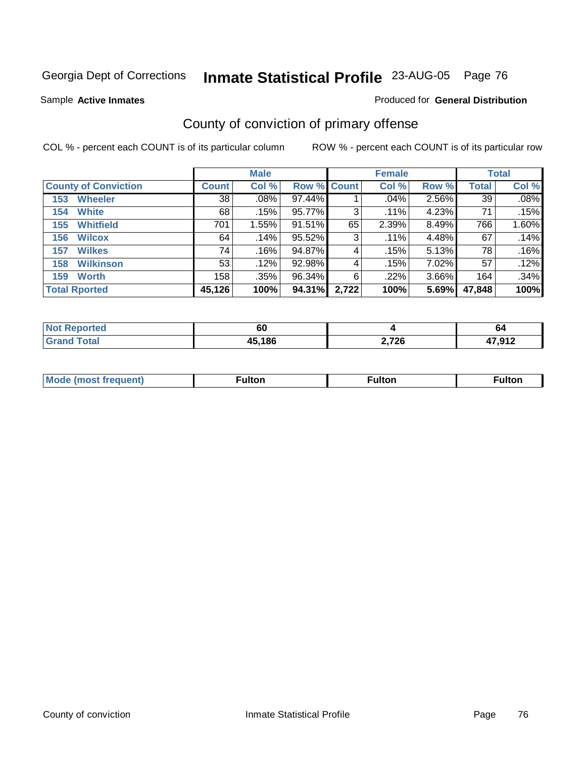Georgia Dept of Corrections **Inmate Statistical Profile** 23-AUG-05

Sample **Active Inmates**

Produced for **General Distribution**

## County of conviction of primary offense

COL % - percent each COUNT is of its particular column

ROW % - percent each COUNT is of its particular row

| | Male | | | Female | | | Total | |
|---|---|---|---|---|---|---|---|---|
| **County of Conviction** | **Count** | **Col %** | **Row %** | **Count** | **Col %** | **Row %** | **Total** | **Col %** |
| 153 Wheeler | 38 | .08% | 97.44% | 1 | .04% | 2.56% | 39 | .08% |
| 154 White | 68 | .15% | 95.77% | 3 | .11% | 4.23% | 71 | .15% |
| 155 Whitfield | 701 | 1.55% | 91.51% | 65 | 2.39% | 8.49% | 766 | 1.60% |
| 156 Wilcox | 64 | .14% | 95.52% | 3 | .11% | 4.48% | 67 | .14% |
| 157 Wilkes | 74 | .16% | 94.87% | 4 | .15% | 5.13% | 78 | .16% |
| 158 Wilkinson | 53 | .12% | 92.98% | 4 | .15% | 7.02% | 57 | .12% |
| 159 Worth | 158 | .35% | 96.34% | 6 | .22% | 3.66% | 164 | .34% |
| **Total Rported** | **45,126** | **100%** | **94.31%** | **2,722** | **100%** | **5.69%** | **47,848** | **100%** |

| | Male | Female | Total |
|---|---|---|---|
| Not Reported | 60 | 4 | 64 |
| Grand Total | 45,186 | 2,726 | 47,912 |

| | Male | Female | Total |
|---|---|---|---|
| Mode (most frequent) | Fulton | Fulton | Fulton |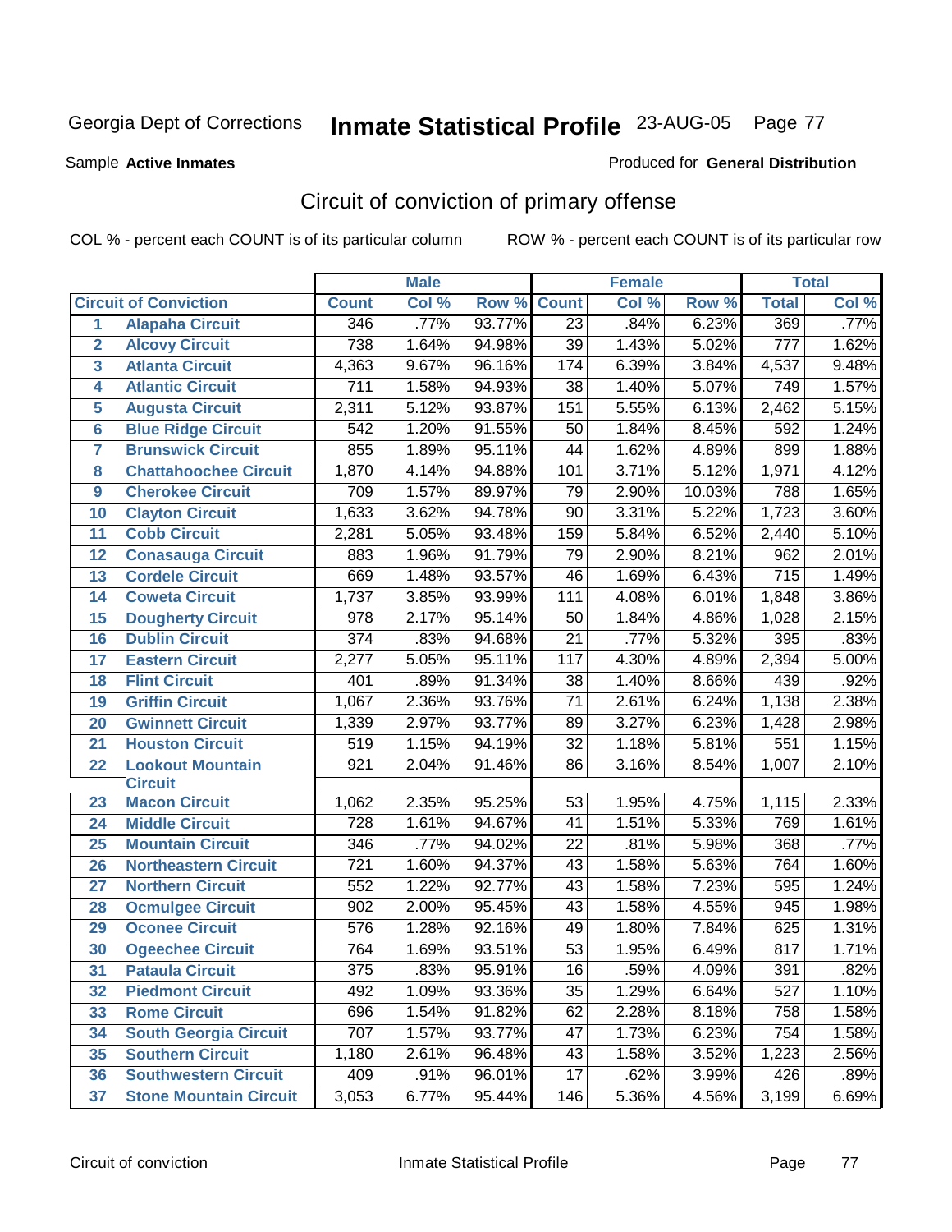Georgia Dept of Corrections **Inmate Statistical Profile** 23-AUG-05

Sample **Active Inmates**

Produced for **General Distribution**

## Circuit of conviction of primary offense

COL % - percent each COUNT is of its particular column

ROW % - percent each COUNT is of its particular row

| | | Male | | | Female | | | Total | |
|---|---|---|---|---|---|---|---|---|---|
| | **Circuit of Conviction** | **Count** | **Col %** | **Row %** | **Count** | **Col %** | **Row %** | **Total** | **Col %** |
| 1 | **Alapaha Circuit** | 346 | .77% | 93.77% | 23 | .84% | 6.23% | 369 | .77% |
| 2 | **Alcovy Circuit** | 738 | 1.64% | 94.98% | 39 | 1.43% | 5.02% | 777 | 1.62% |
| 3 | **Atlanta Circuit** | 4,363 | 9.67% | 96.16% | 174 | 6.39% | 3.84% | 4,537 | 9.48% |
| 4 | **Atlantic Circuit** | 711 | 1.58% | 94.93% | 38 | 1.40% | 5.07% | 749 | 1.57% |
| 5 | **Augusta Circuit** | 2,311 | 5.12% | 93.87% | 151 | 5.55% | 6.13% | 2,462 | 5.15% |
| 6 | **Blue Ridge Circuit** | 542 | 1.20% | 91.55% | 50 | 1.84% | 8.45% | 592 | 1.24% |
| 7 | **Brunswick Circuit** | 855 | 1.89% | 95.11% | 44 | 1.62% | 4.89% | 899 | 1.88% |
| 8 | **Chattahoochee Circuit** | 1,870 | 4.14% | 94.88% | 101 | 3.71% | 5.12% | 1,971 | 4.12% |
| 9 | **Cherokee Circuit** | 709 | 1.57% | 89.97% | 79 | 2.90% | 10.03% | 788 | 1.65% |
| 10 | **Clayton Circuit** | 1,633 | 3.62% | 94.78% | 90 | 3.31% | 5.22% | 1,723 | 3.60% |
| 11 | **Cobb Circuit** | 2,281 | 5.05% | 93.48% | 159 | 5.84% | 6.52% | 2,440 | 5.10% |
| 12 | **Conasauga Circuit** | 883 | 1.96% | 91.79% | 79 | 2.90% | 8.21% | 962 | 2.01% |
| 13 | **Cordele Circuit** | 669 | 1.48% | 93.57% | 46 | 1.69% | 6.43% | 715 | 1.49% |
| 14 | **Coweta Circuit** | 1,737 | 3.85% | 93.99% | 111 | 4.08% | 6.01% | 1,848 | 3.86% |
| 15 | **Dougherty Circuit** | 978 | 2.17% | 95.14% | 50 | 1.84% | 4.86% | 1,028 | 2.15% |
| 16 | **Dublin Circuit** | 374 | .83% | 94.68% | 21 | .77% | 5.32% | 395 | .83% |
| 17 | **Eastern Circuit** | 2,277 | 5.05% | 95.11% | 117 | 4.30% | 4.89% | 2,394 | 5.00% |
| 18 | **Flint Circuit** | 401 | .89% | 91.34% | 38 | 1.40% | 8.66% | 439 | .92% |
| 19 | **Griffin Circuit** | 1,067 | 2.36% | 93.76% | 71 | 2.61% | 6.24% | 1,138 | 2.38% |
| 20 | **Gwinnett Circuit** | 1,339 | 2.97% | 93.77% | 89 | 3.27% | 6.23% | 1,428 | 2.98% |
| 21 | **Houston Circuit** | 519 | 1.15% | 94.19% | 32 | 1.18% | 5.81% | 551 | 1.15% |
| 22 | **Lookout Mountain Circuit** | 921 | 2.04% | 91.46% | 86 | 3.16% | 8.54% | 1,007 | 2.10% |
| 23 | **Macon Circuit** | 1,062 | 2.35% | 95.25% | 53 | 1.95% | 4.75% | 1,115 | 2.33% |
| 24 | **Middle Circuit** | 728 | 1.61% | 94.67% | 41 | 1.51% | 5.33% | 769 | 1.61% |
| 25 | **Mountain Circuit** | 346 | .77% | 94.02% | 22 | .81% | 5.98% | 368 | .77% |
| 26 | **Northeastern Circuit** | 721 | 1.60% | 94.37% | 43 | 1.58% | 5.63% | 764 | 1.60% |
| 27 | **Northern Circuit** | 552 | 1.22% | 92.77% | 43 | 1.58% | 7.23% | 595 | 1.24% |
| 28 | **Ocmulgee Circuit** | 902 | 2.00% | 95.45% | 43 | 1.58% | 4.55% | 945 | 1.98% |
| 29 | **Oconee Circuit** | 576 | 1.28% | 92.16% | 49 | 1.80% | 7.84% | 625 | 1.31% |
| 30 | **Ogeechee Circuit** | 764 | 1.69% | 93.51% | 53 | 1.95% | 6.49% | 817 | 1.71% |
| 31 | **Pataula Circuit** | 375 | .83% | 95.91% | 16 | .59% | 4.09% | 391 | .82% |
| 32 | **Piedmont Circuit** | 492 | 1.09% | 93.36% | 35 | 1.29% | 6.64% | 527 | 1.10% |
| 33 | **Rome Circuit** | 696 | 1.54% | 91.82% | 62 | 2.28% | 8.18% | 758 | 1.58% |
| 34 | **South Georgia Circuit** | 707 | 1.57% | 93.77% | 47 | 1.73% | 6.23% | 754 | 1.58% |
| 35 | **Southern Circuit** | 1,180 | 2.61% | 96.48% | 43 | 1.58% | 3.52% | 1,223 | 2.56% |
| 36 | **Southwestern Circuit** | 409 | .91% | 96.01% | 17 | .62% | 3.99% | 426 | .89% |
| 37 | **Stone Mountain Circuit** | 3,053 | 6.77% | 95.44% | 146 | 5.36% | 4.56% | 3,199 | 6.69% |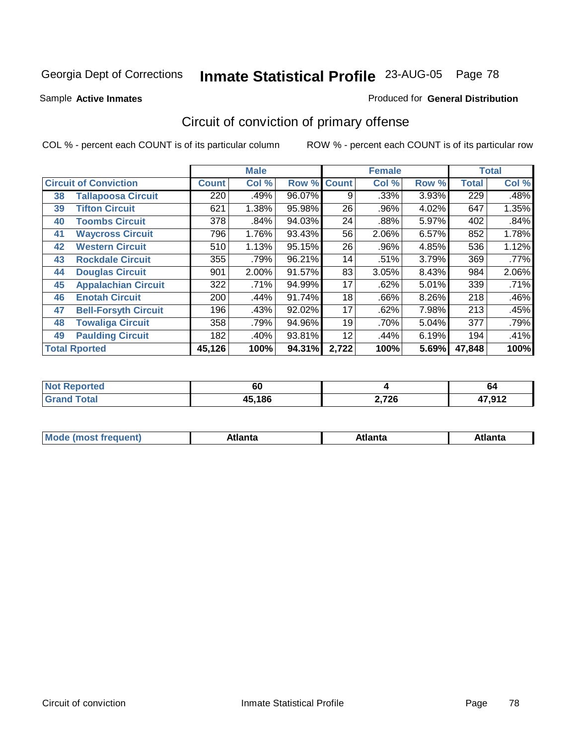Georgia Dept of Corrections **Inmate Statistical Profile** 23-AUG-05

Sample **Active Inmates**

Produced for **General Distribution**

## Circuit of conviction of primary offense

COL % - percent each COUNT is of its particular column

ROW % - percent each COUNT is of its particular row

| Circuit of Conviction | | Male | | | Female | | | Total | |
|---|---|---|---|---|---|---|---|---|---|
| | | Count | Col % | Row % | Count | Col % | Row % | Total | Col % |
| 38 | Tallapoosa Circuit | 220 | .49% | 96.07% | 9 | .33% | 3.93% | 229 | .48% |
| 39 | Tifton Circuit | 621 | 1.38% | 95.98% | 26 | .96% | 4.02% | 647 | 1.35% |
| 40 | Toombs Circuit | 378 | .84% | 94.03% | 24 | .88% | 5.97% | 402 | .84% |
| 41 | Waycross Circuit | 796 | 1.76% | 93.43% | 56 | 2.06% | 6.57% | 852 | 1.78% |
| 42 | Western Circuit | 510 | 1.13% | 95.15% | 26 | .96% | 4.85% | 536 | 1.12% |
| 43 | Rockdale Circuit | 355 | .79% | 96.21% | 14 | .51% | 3.79% | 369 | .77% |
| 44 | Douglas Circuit | 901 | 2.00% | 91.57% | 83 | 3.05% | 8.43% | 984 | 2.06% |
| 45 | Appalachian Circuit | 322 | .71% | 94.99% | 17 | .62% | 5.01% | 339 | .71% |
| 46 | Enotah Circuit | 200 | .44% | 91.74% | 18 | .66% | 8.26% | 218 | .46% |
| 47 | Bell-Forsyth Circuit | 196 | .43% | 92.02% | 17 | .62% | 7.98% | 213 | .45% |
| 48 | Towaliga Circuit | 358 | .79% | 94.96% | 19 | .70% | 5.04% | 377 | .79% |
| 49 | Paulding Circuit | 182 | .40% | 93.81% | 12 | .44% | 6.19% | 194 | .41% |
| **Total Rported** | | **45,126** | **100%** | **94.31%** | **2,722** | **100%** | **5.69%** | **47,848** | **100%** |

| | Male | Female | Total |
|---|---|---|---|
| Not Reported | 60 | 4 | 64 |
| Grand Total | 45,186 | 2,726 | 47,912 |

| | Male | Female | Total |
|---|---|---|---|
| Mode (most frequent) | Atlanta | Atlanta | Atlanta |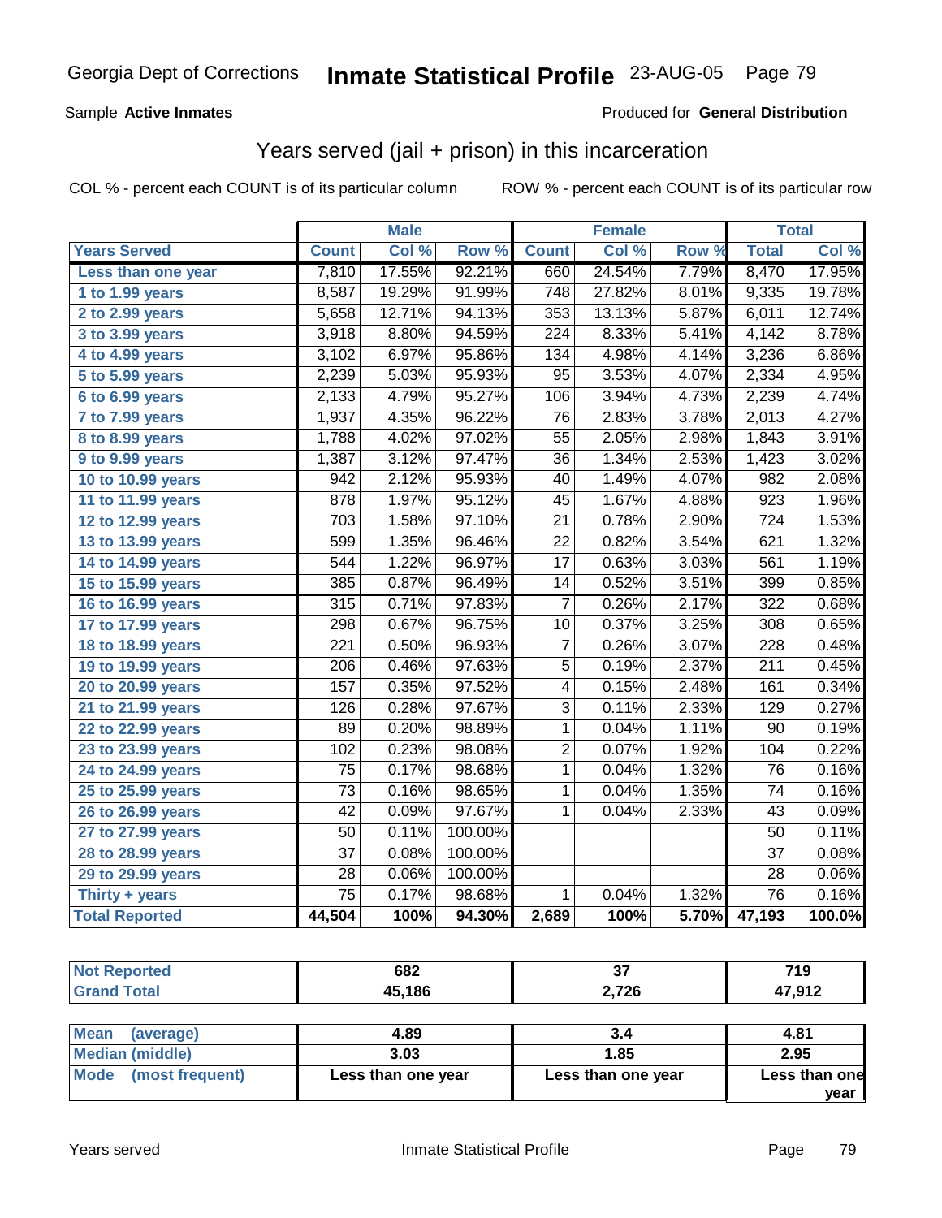Georgia Dept of Corrections **Inmate Statistical Profile** 23-AUG-05

Sample **Active Inmates**

Produced for **General Distribution**

## Years served (jail + prison) in this incarceration

COL % - percent each COUNT is of its particular column

ROW % - percent each COUNT is of its particular row

| | Male | | | Female | | | Total | |
|---|---|---|---|---|---|---|---|---|
| Years Served | Count | Col % | Row % | Count | Col % | Row % | Total | Col % |
| Less than one year | 7,810 | 17.55% | 92.21% | 660 | 24.54% | 7.79% | 8,470 | 17.95% |
| 1 to 1.99 years | 8,587 | 19.29% | 91.99% | 748 | 27.82% | 8.01% | 9,335 | 19.78% |
| 2 to 2.99 years | 5,658 | 12.71% | 94.13% | 353 | 13.13% | 5.87% | 6,011 | 12.74% |
| 3 to 3.99 years | 3,918 | 8.80% | 94.59% | 224 | 8.33% | 5.41% | 4,142 | 8.78% |
| 4 to 4.99 years | 3,102 | 6.97% | 95.86% | 134 | 4.98% | 4.14% | 3,236 | 6.86% |
| 5 to 5.99 years | 2,239 | 5.03% | 95.93% | 95 | 3.53% | 4.07% | 2,334 | 4.95% |
| 6 to 6.99 years | 2,133 | 4.79% | 95.27% | 106 | 3.94% | 4.73% | 2,239 | 4.74% |
| 7 to 7.99 years | 1,937 | 4.35% | 96.22% | 76 | 2.83% | 3.78% | 2,013 | 4.27% |
| 8 to 8.99 years | 1,788 | 4.02% | 97.02% | 55 | 2.05% | 2.98% | 1,843 | 3.91% |
| 9 to 9.99 years | 1,387 | 3.12% | 97.47% | 36 | 1.34% | 2.53% | 1,423 | 3.02% |
| 10 to 10.99 years | 942 | 2.12% | 95.93% | 40 | 1.49% | 4.07% | 982 | 2.08% |
| 11 to 11.99 years | 878 | 1.97% | 95.12% | 45 | 1.67% | 4.88% | 923 | 1.96% |
| 12 to 12.99 years | 703 | 1.58% | 97.10% | 21 | 0.78% | 2.90% | 724 | 1.53% |
| 13 to 13.99 years | 599 | 1.35% | 96.46% | 22 | 0.82% | 3.54% | 621 | 1.32% |
| 14 to 14.99 years | 544 | 1.22% | 96.97% | 17 | 0.63% | 3.03% | 561 | 1.19% |
| 15 to 15.99 years | 385 | 0.87% | 96.49% | 14 | 0.52% | 3.51% | 399 | 0.85% |
| 16 to 16.99 years | 315 | 0.71% | 97.83% | 7 | 0.26% | 2.17% | 322 | 0.68% |
| 17 to 17.99 years | 298 | 0.67% | 96.75% | 10 | 0.37% | 3.25% | 308 | 0.65% |
| 18 to 18.99 years | 221 | 0.50% | 96.93% | 7 | 0.26% | 3.07% | 228 | 0.48% |
| 19 to 19.99 years | 206 | 0.46% | 97.63% | 5 | 0.19% | 2.37% | 211 | 0.45% |
| 20 to 20.99 years | 157 | 0.35% | 97.52% | 4 | 0.15% | 2.48% | 161 | 0.34% |
| 21 to 21.99 years | 126 | 0.28% | 97.67% | 3 | 0.11% | 2.33% | 129 | 0.27% |
| 22 to 22.99 years | 89 | 0.20% | 98.89% | 1 | 0.04% | 1.11% | 90 | 0.19% |
| 23 to 23.99 years | 102 | 0.23% | 98.08% | 2 | 0.07% | 1.92% | 104 | 0.22% |
| 24 to 24.99 years | 75 | 0.17% | 98.68% | 1 | 0.04% | 1.32% | 76 | 0.16% |
| 25 to 25.99 years | 73 | 0.16% | 98.65% | 1 | 0.04% | 1.35% | 74 | 0.16% |
| 26 to 26.99 years | 42 | 0.09% | 97.67% | 1 | 0.04% | 2.33% | 43 | 0.09% |
| 27 to 27.99 years | 50 | 0.11% | 100.00% | | | | 50 | 0.11% |
| 28 to 28.99 years | 37 | 0.08% | 100.00% | | | | 37 | 0.08% |
| 29 to 29.99 years | 28 | 0.06% | 100.00% | | | | 28 | 0.06% |
| Thirty + years | 75 | 0.17% | 98.68% | 1 | 0.04% | 1.32% | 76 | 0.16% |
| **Total Reported** | **44,504** | **100%** | **94.30%** | **2,689** | **100%** | **5.70%** | **47,193** | **100.0%** |

| | Male | Female | Total |
|---|---|---|---|
| Not Reported | 682 | 37 | 719 |
| Grand Total | 45,186 | 2,726 | 47,912 |

| | Male | Female | Total |
|---|---|---|---|
| Mean (average) | 4.89 | 3.4 | 4.81 |
| Median (middle) | 3.03 | 1.85 | 2.95 |
| Mode (most frequent) | Less than one year | Less than one year | Less than one year |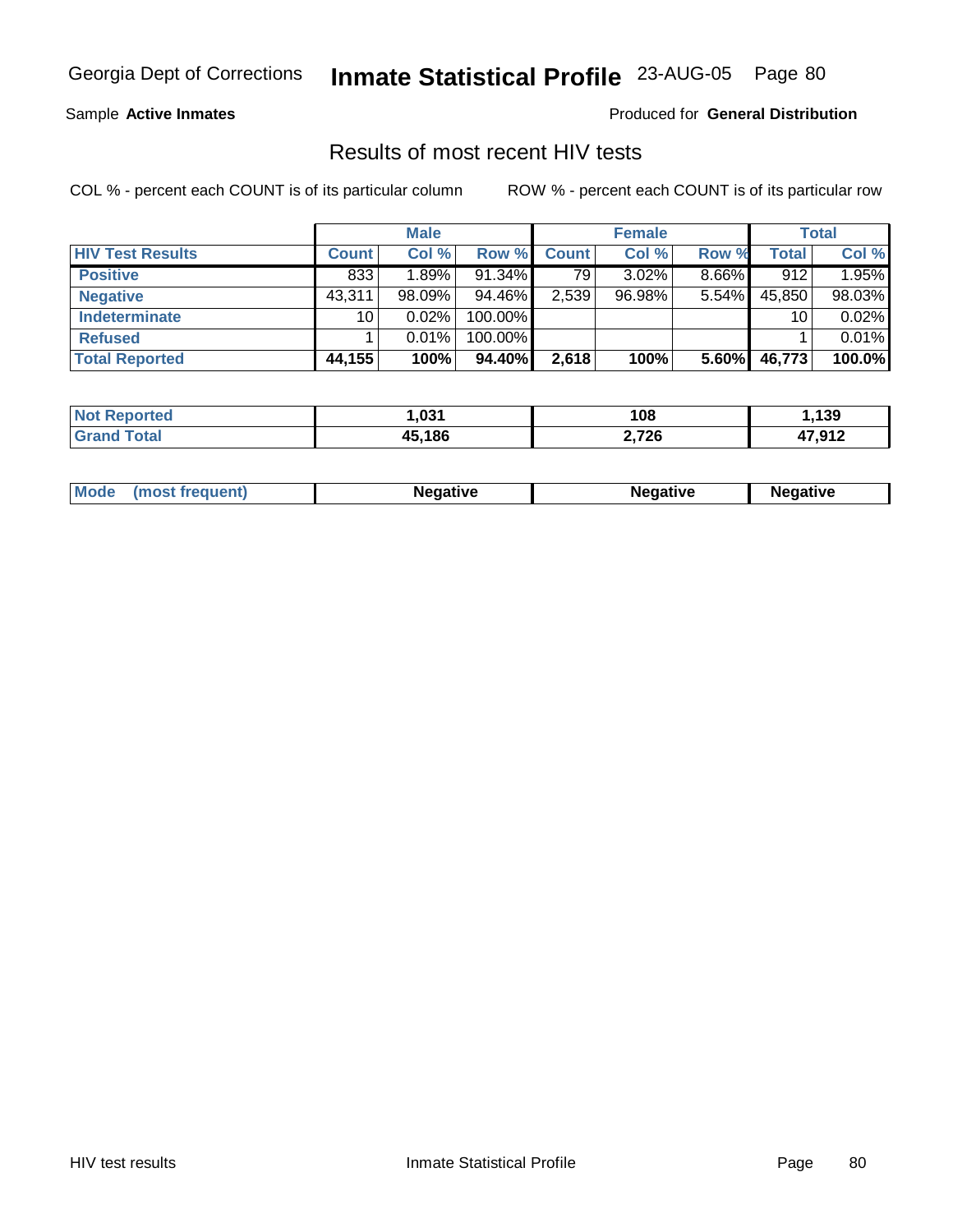Georgia Dept of Corrections **Inmate Statistical Profile** 23-AUG-05

Sample **Active Inmates**

Produced for **General Distribution**

## Results of most recent HIV tests

COL % - percent each COUNT is of its particular column

ROW % - percent each COUNT is of its particular row

| | Male | | | Female | | | Total | |
|---|---|---|---|---|---|---|---|---|
| **HIV Test Results** | **Count** | **Col %** | **Row %** | **Count** | **Col %** | **Row %** | **Total** | **Col %** |
| **Positive** | 833 | 1.89% | 91.34% | 79 | 3.02% | 8.66% | 912 | 1.95% |
| **Negative** | 43,311 | 98.09% | 94.46% | 2,539 | 96.98% | 5.54% | 45,850 | 98.03% |
| **Indeterminate** | 10 | 0.02% | 100.00% | | | | 10 | 0.02% |
| **Refused** | 1 | 0.01% | 100.00% | | | | 1 | 0.01% |
| **Total Reported** | **44,155** | **100%** | **94.40%** | **2,618** | **100%** | **5.60%** | **46,773** | **100.0%** |

| | Male | Female | Total |
|---|---|---|---|
| **Not Reported** | **1,031** | **108** | **1,139** |
| **Grand Total** | **45,186** | **2,726** | **47,912** |

| | Male | Female | Total |
|---|---|---|---|
| **Mode (most frequent)** | **Negative** | **Negative** | **Negative** |

HIV test results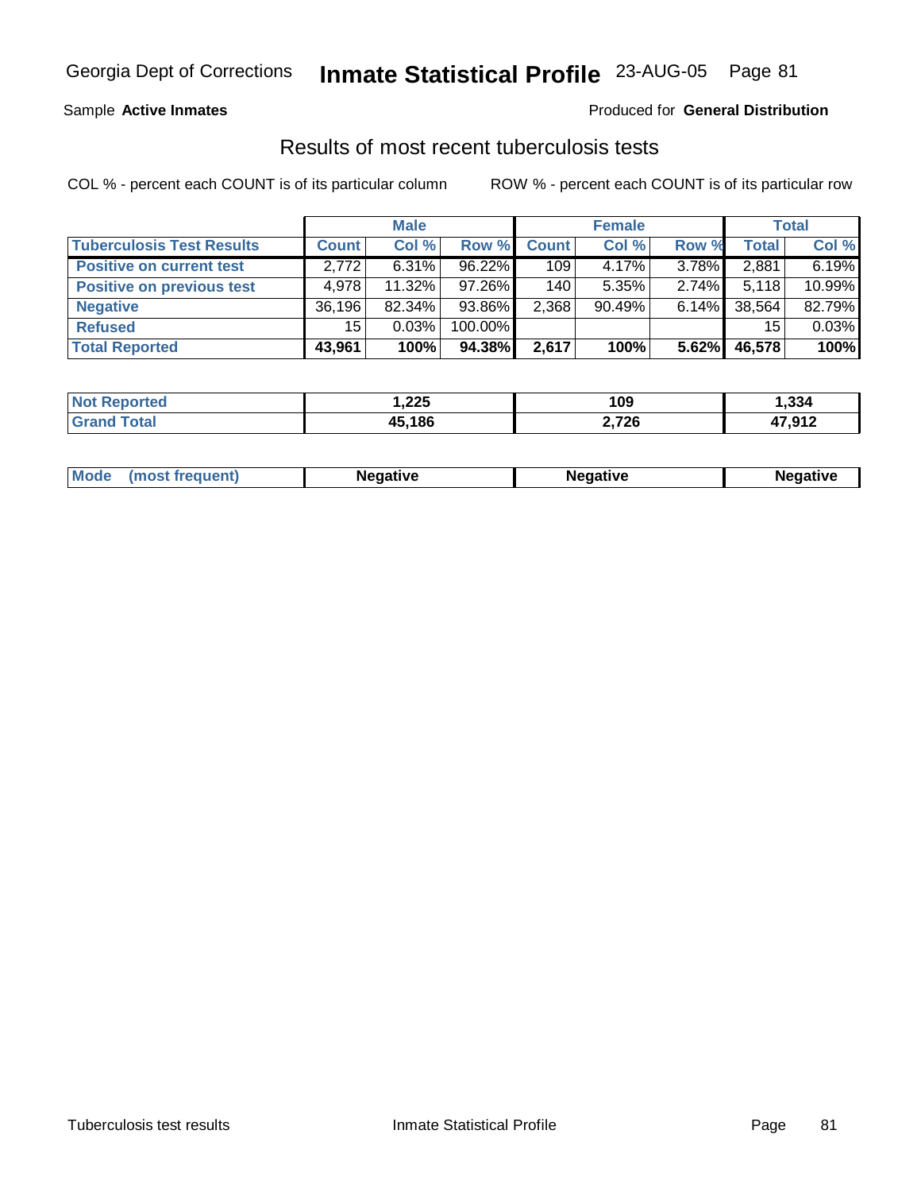Georgia Dept of Corrections **Inmate Statistical Profile** 23-AUG-05

Sample **Active Inmates** Produced for **General Distribution**

## Results of most recent tuberculosis tests

COL % - percent each COUNT is of its particular column ROW % - percent each COUNT is of its particular row

| | Male | | | Female | | | Total | |
|---|---|---|---|---|---|---|---|---|
| **Tuberculosis Test Results** | **Count** | **Col %** | **Row %** | **Count** | **Col %** | **Row %** | **Total** | **Col %** |
| **Positive on current test** | 2,772 | 6.31% | 96.22% | 109 | 4.17% | 3.78% | 2,881 | 6.19% |
| **Positive on previous test** | 4,978 | 11.32% | 97.26% | 140 | 5.35% | 2.74% | 5,118 | 10.99% |
| **Negative** | 36,196 | 82.34% | 93.86% | 2,368 | 90.49% | 6.14% | 38,564 | 82.79% |
| **Refused** | 15 | 0.03% | 100.00% | | | | 15 | 0.03% |
| **Total Reported** | **43,961** | **100%** | **94.38%** | **2,617** | **100%** | **5.62%** | **46,578** | **100%** |

| | Male | Female | Total |
|---|---|---|---|
| **Not Reported** | **1,225** | **109** | **1,334** |
| **Grand Total** | **45,186** | **2,726** | **47,912** |

| | Male | Female | Total |
|---|---|---|---|
| **Mode (most frequent)** | **Negative** | **Negative** | **Negative** |